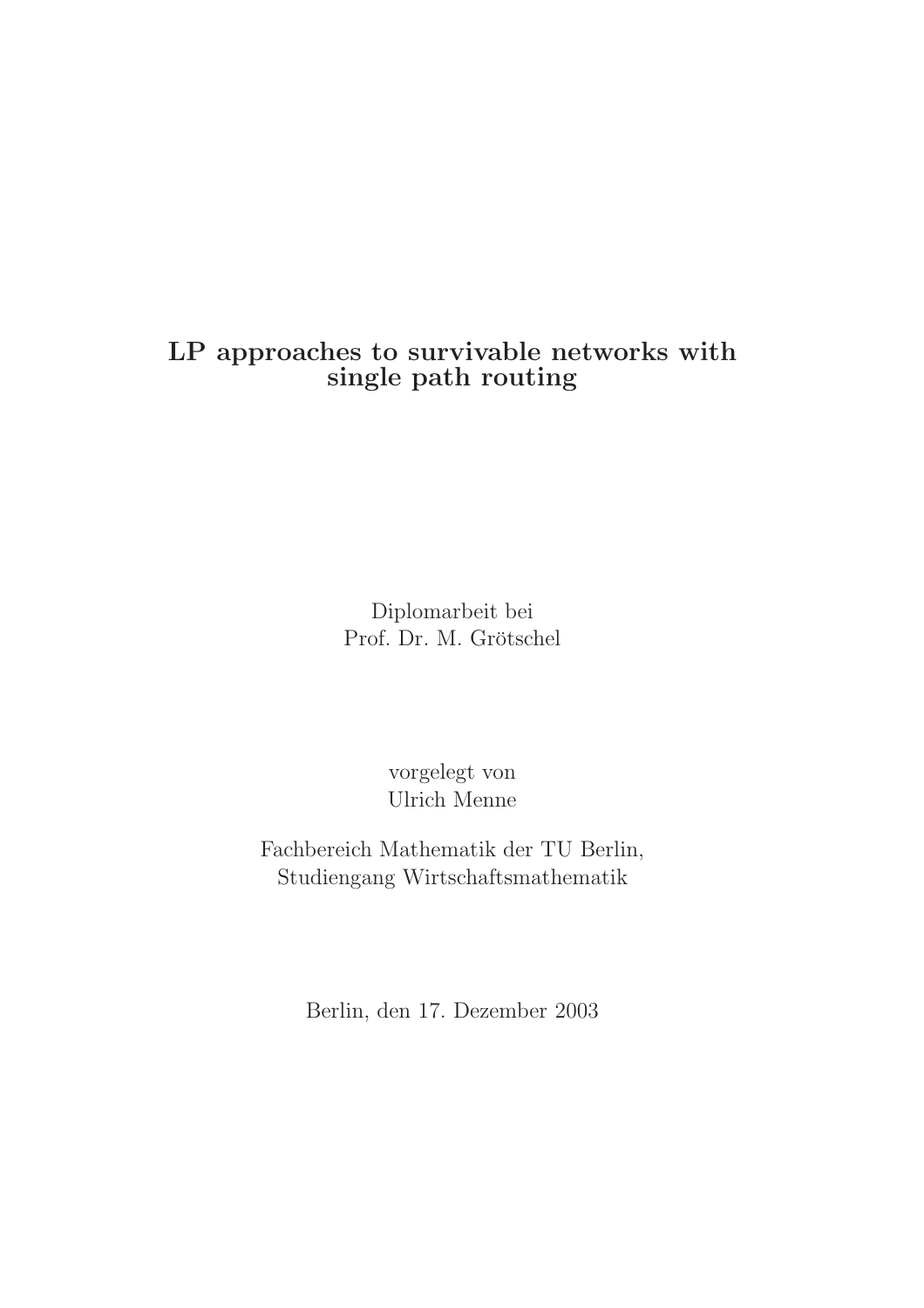# LP approaches to survivable networks with single path routing

Diplomarbeit bei
Prof. Dr. M. Grötschel

vorgelegt von
Ulrich Menne

Fachbereich Mathematik der TU Berlin,
Studiengang Wirtschaftsmathematik

Berlin, den 17. Dezember 2003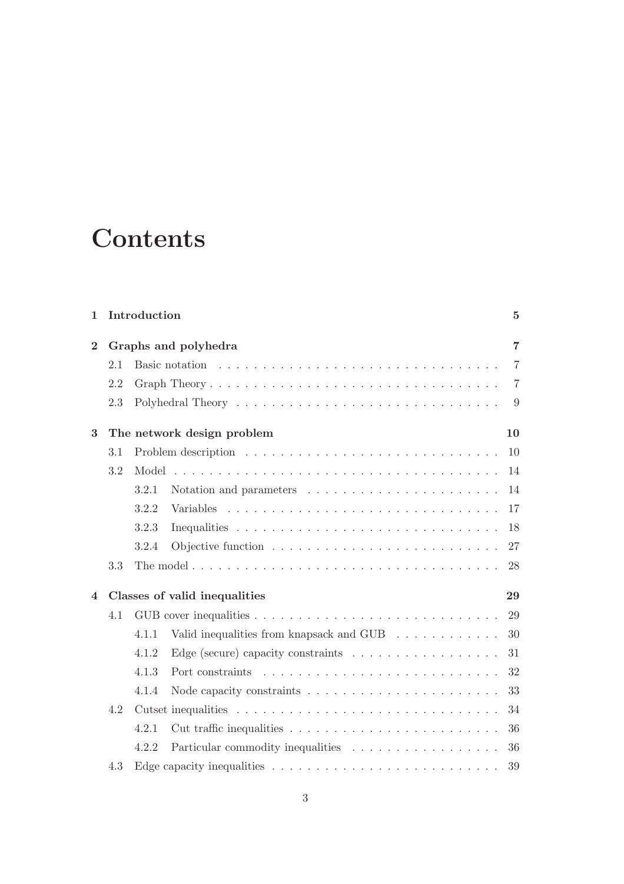# Contents

**1 Introduction** **5**

**2 Graphs and polyhedra** **7**

- 2.1 Basic notation . . . . . . . . . . 7
- 2.2 Graph Theory . . . . . . . . . . 7
- 2.3 Polyhedral Theory . . . . . . . . . . 9

**3 The network design problem** **10**

- 3.1 Problem description . . . . . . . . . . 10
- 3.2 Model . . . . . . . . . . 14
  - 3.2.1 Notation and parameters . . . . . . . . . . 14
  - 3.2.2 Variables . . . . . . . . . . 17
  - 3.2.3 Inequalities . . . . . . . . . . 18
  - 3.2.4 Objective function . . . . . . . . . . 27
- 3.3 The model . . . . . . . . . . 28

**4 Classes of valid inequalities** **29**

- 4.1 GUB cover inequalities . . . . . . . . . . 29
  - 4.1.1 Valid inequalities from knapsack and GUB . . . . . . . . . . 30
  - 4.1.2 Edge (secure) capacity constraints . . . . . . . . . . 31
  - 4.1.3 Port constraints . . . . . . . . . . 32
  - 4.1.4 Node capacity constraints . . . . . . . . . . 33
- 4.2 Cutset inequalities . . . . . . . . . . 34
  - 4.2.1 Cut traffic inequalities . . . . . . . . . . 36
  - 4.2.2 Particular commodity inequalities . . . . . . . . . . 36
- 4.3 Edge capacity inequalities . . . . . . . . . . 39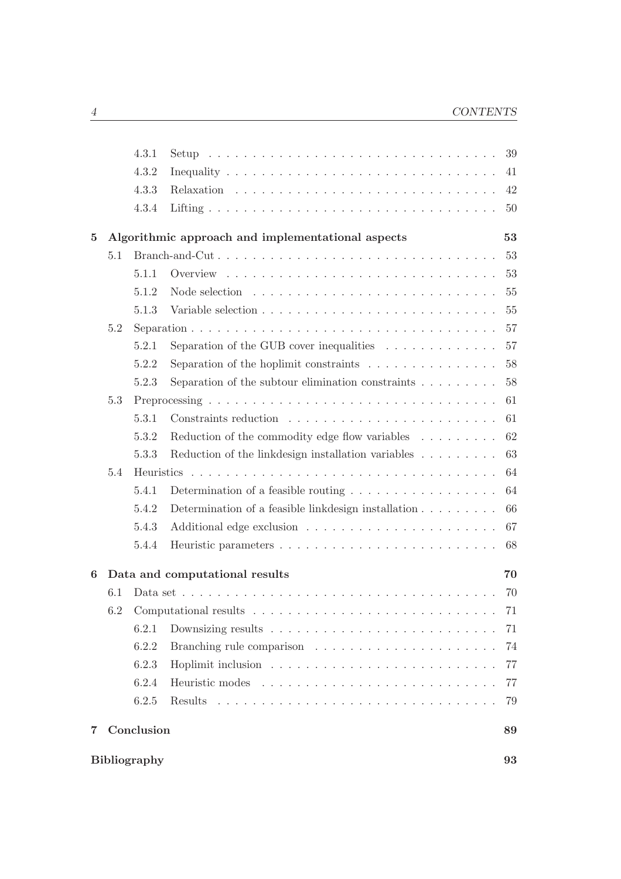4.3.1 Setup . . . 39
4.3.2 Inequality . . . 41
4.3.3 Relaxation . . . 42
4.3.4 Lifting . . . 50

**5 Algorithmic approach and implementational aspects** **53**

5.1 Branch-and-Cut . . . 53
5.1.1 Overview . . . 53
5.1.2 Node selection . . . 55
5.1.3 Variable selection . . . 55

5.2 Separation . . . 57
5.2.1 Separation of the GUB cover inequalities . . . 57
5.2.2 Separation of the hoplimit constraints . . . 58
5.2.3 Separation of the subtour elimination constraints . . . 58

5.3 Preprocessing . . . 61
5.3.1 Constraints reduction . . . 61
5.3.2 Reduction of the commodity edge flow variables . . . 62
5.3.3 Reduction of the linkdesign installation variables . . . 63

5.4 Heuristics . . . 64
5.4.1 Determination of a feasible routing . . . 64
5.4.2 Determination of a feasible linkdesign installation . . . 66
5.4.3 Additional edge exclusion . . . 67
5.4.4 Heuristic parameters . . . 68

**6 Data and computational results** **70**

6.1 Data set . . . 70

6.2 Computational results . . . 71
6.2.1 Downsizing results . . . 71
6.2.2 Branching rule comparison . . . 74
6.2.3 Hoplimit inclusion . . . 77
6.2.4 Heuristic modes . . . 77
6.2.5 Results . . . 79

**7 Conclusion** **89**

**Bibliography** **93**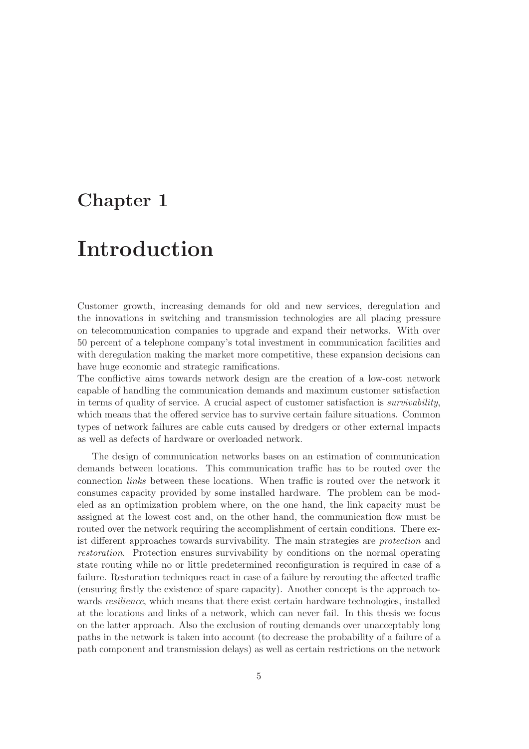# Chapter 1

# Introduction

Customer growth, increasing demands for old and new services, deregulation and the innovations in switching and transmission technologies are all placing pressure on telecommunication companies to upgrade and expand their networks. With over 50 percent of a telephone company's total investment in communication facilities and with deregulation making the market more competitive, these expansion decisions can have huge economic and strategic ramifications.
The conflictive aims towards network design are the creation of a low-cost network capable of handling the communication demands and maximum customer satisfaction in terms of quality of service. A crucial aspect of customer satisfaction is *survivability*, which means that the offered service has to survive certain failure situations. Common types of network failures are cable cuts caused by dredgers or other external impacts as well as defects of hardware or overloaded network.

The design of communication networks bases on an estimation of communication demands between locations. This communication traffic has to be routed over the connection *links* between these locations. When traffic is routed over the network it consumes capacity provided by some installed hardware. The problem can be modeled as an optimization problem where, on the one hand, the link capacity must be assigned at the lowest cost and, on the other hand, the communication flow must be routed over the network requiring the accomplishment of certain conditions. There exist different approaches towards survivability. The main strategies are *protection* and *restoration*. Protection ensures survivability by conditions on the normal operating state routing while no or little predetermined reconfiguration is required in case of a failure. Restoration techniques react in case of a failure by rerouting the affected traffic (ensuring firstly the existence of spare capacity). Another concept is the approach towards *resilience*, which means that there exist certain hardware technologies, installed at the locations and links of a network, which can never fail. In this thesis we focus on the latter approach. Also the exclusion of routing demands over unacceptably long paths in the network is taken into account (to decrease the probability of a failure of a path component and transmission delays) as well as certain restrictions on the network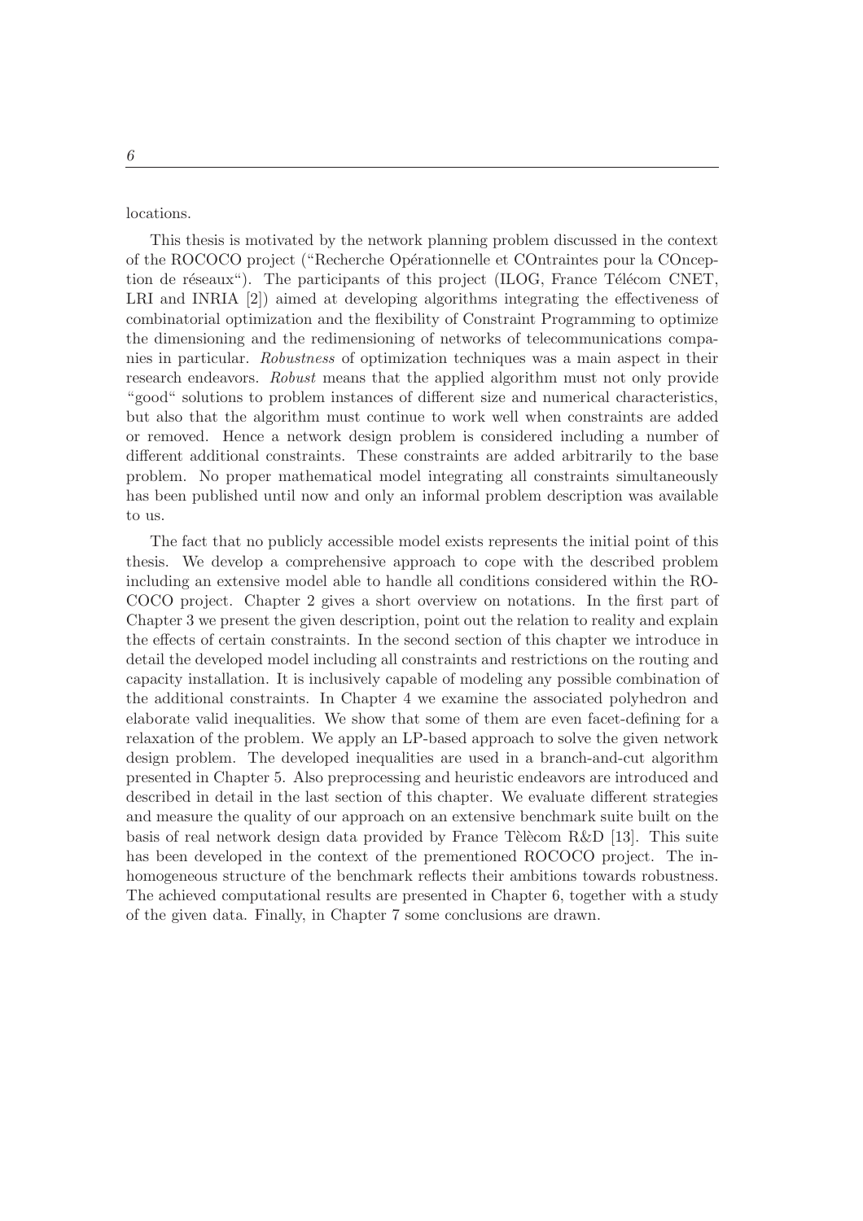locations.

This thesis is motivated by the network planning problem discussed in the context of the ROCOCO project ("Recherche Opérationnelle et COntraintes pour la COnception de réseaux"). The participants of this project (ILOG, France Télécom CNET, LRI and INRIA [2]) aimed at developing algorithms integrating the effectiveness of combinatorial optimization and the flexibility of Constraint Programming to optimize the dimensioning and the redimensioning of networks of telecommunications companies in particular. *Robustness* of optimization techniques was a main aspect in their research endeavors. *Robust* means that the applied algorithm must not only provide "good" solutions to problem instances of different size and numerical characteristics, but also that the algorithm must continue to work well when constraints are added or removed. Hence a network design problem is considered including a number of different additional constraints. These constraints are added arbitrarily to the base problem. No proper mathematical model integrating all constraints simultaneously has been published until now and only an informal problem description was available to us.

The fact that no publicly accessible model exists represents the initial point of this thesis. We develop a comprehensive approach to cope with the described problem including an extensive model able to handle all conditions considered within the ROCOCO project. Chapter 2 gives a short overview on notations. In the first part of Chapter 3 we present the given description, point out the relation to reality and explain the effects of certain constraints. In the second section of this chapter we introduce in detail the developed model including all constraints and restrictions on the routing and capacity installation. It is inclusively capable of modeling any possible combination of the additional constraints. In Chapter 4 we examine the associated polyhedron and elaborate valid inequalities. We show that some of them are even facet-defining for a relaxation of the problem. We apply an LP-based approach to solve the given network design problem. The developed inequalities are used in a branch-and-cut algorithm presented in Chapter 5. Also preprocessing and heuristic endeavors are introduced and described in detail in the last section of this chapter. We evaluate different strategies and measure the quality of our approach on an extensive benchmark suite built on the basis of real network design data provided by France Tèlècom R&D [13]. This suite has been developed in the context of the prementioned ROCOCO project. The inhomogeneous structure of the benchmark reflects their ambitions towards robustness. The achieved computational results are presented in Chapter 6, together with a study of the given data. Finally, in Chapter 7 some conclusions are drawn.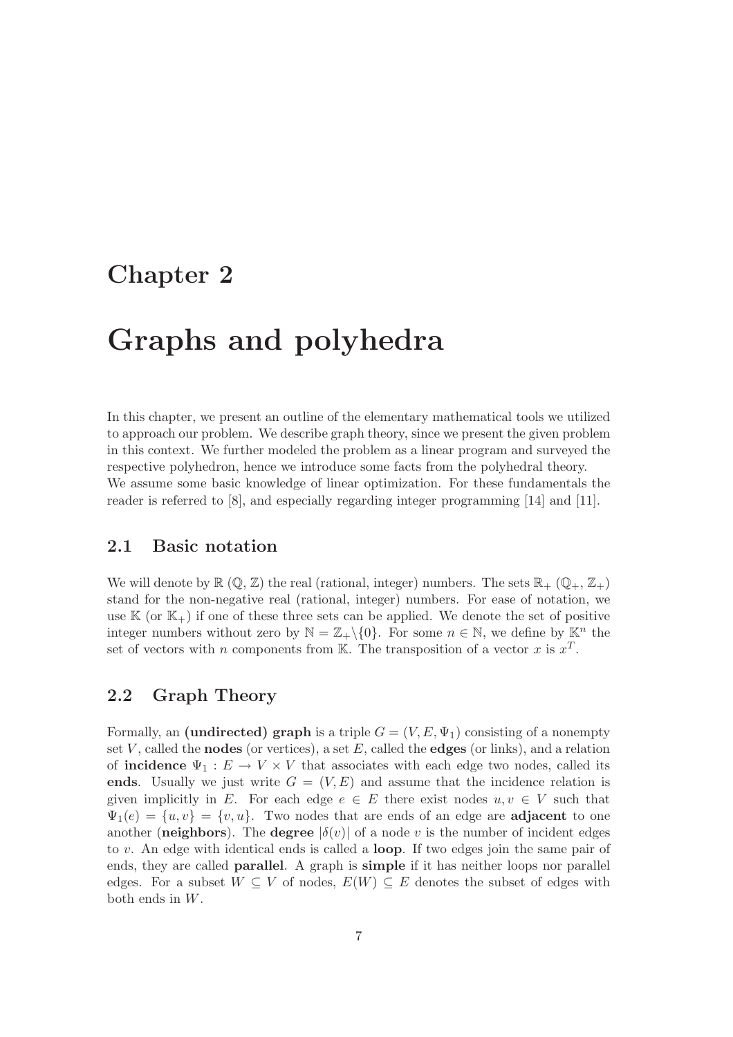# Chapter 2

# Graphs and polyhedra

In this chapter, we present an outline of the elementary mathematical tools we utilized to approach our problem. We describe graph theory, since we present the given problem in this context. We further modeled the problem as a linear program and surveyed the respective polyhedron, hence we introduce some facts from the polyhedral theory.
We assume some basic knowledge of linear optimization. For these fundamentals the reader is referred to [8], and especially regarding integer programming [14] and [11].

## 2.1 Basic notation

We will denote by $\mathbb{R}$ ($\mathbb{Q}$, $\mathbb{Z}$) the real (rational, integer) numbers. The sets $\mathbb{R}_+$ ($\mathbb{Q}_+$, $\mathbb{Z}_+$) stand for the non-negative real (rational, integer) numbers. For ease of notation, we use $\mathbb{K}$ (or $\mathbb{K}_+$) if one of these three sets can be applied. We denote the set of positive integer numbers without zero by $\mathbb{N} = \mathbb{Z}_+ \backslash \{0\}$. For some $n \in \mathbb{N}$, we define by $\mathbb{K}^n$ the set of vectors with $n$ components from $\mathbb{K}$. The transposition of a vector $x$ is $x^T$.

## 2.2 Graph Theory

Formally, an **(undirected) graph** is a triple $G = (V, E, \Psi_1)$ consisting of a nonempty set $V$, called the **nodes** (or vertices), a set $E$, called the **edges** (or links), and a relation of **incidence** $\Psi_1 : E \to V \times V$ that associates with each edge two nodes, called its **ends**. Usually we just write $G = (V, E)$ and assume that the incidence relation is given implicitly in $E$. For each edge $e \in E$ there exist nodes $u, v \in V$ such that $\Psi_1(e) = \{u, v\} = \{v, u\}$. Two nodes that are ends of an edge are **adjacent** to one another (**neighbors**). The **degree** $|\delta(v)|$ of a node $v$ is the number of incident edges to $v$. An edge with identical ends is called a **loop**. If two edges join the same pair of ends, they are called **parallel**. A graph is **simple** if it has neither loops nor parallel edges. For a subset $W \subseteq V$ of nodes, $E(W) \subseteq E$ denotes the subset of edges with both ends in $W$.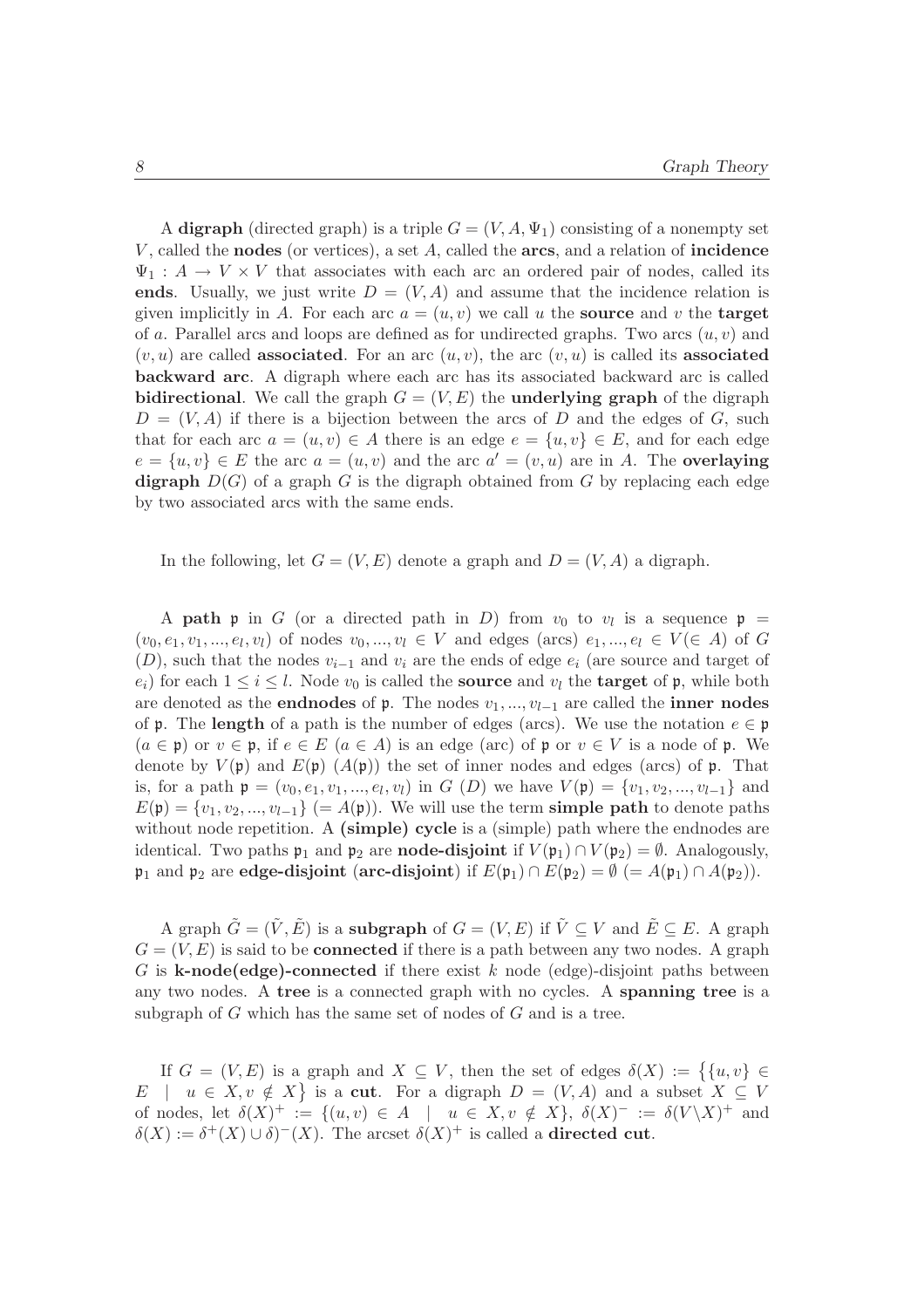A **digraph** (directed graph) is a triple $G = (V, A, \Psi_1)$ consisting of a nonempty set $V$, called the **nodes** (or vertices), a set $A$, called the **arcs**, and a relation of **incidence** $\Psi_1 : A \rightarrow V \times V$ that associates with each arc an ordered pair of nodes, called its **ends**. Usually, we just write $D = (V, A)$ and assume that the incidence relation is given implicitly in $A$. For each arc $a = (u, v)$ we call $u$ the **source** and $v$ the **target** of $a$. Parallel arcs and loops are defined as for undirected graphs. Two arcs $(u, v)$ and $(v, u)$ are called **associated**. For an arc $(u, v)$, the arc $(v, u)$ is called its **associated backward arc**. A digraph where each arc has its associated backward arc is called **bidirectional**. We call the graph $G = (V, E)$ the **underlying graph** of the digraph $D = (V, A)$ if there is a bijection between the arcs of $D$ and the edges of $G$, such that for each arc $a = (u, v) \in A$ there is an edge $e = \{u, v\} \in E$, and for each edge $e = \{u, v\} \in E$ the arc $a = (u, v)$ and the arc $a' = (v, u)$ are in $A$. The **overlaying digraph** $D(G)$ of a graph $G$ is the digraph obtained from $G$ by replacing each edge by two associated arcs with the same ends.

In the following, let $G = (V, E)$ denote a graph and $D = (V, A)$ a digraph.

A **path** $\mathfrak{p}$ in $G$ (or a directed path in $D$) from $v_0$ to $v_l$ is a sequence $\mathfrak{p} = (v_0, e_1, v_1, ..., e_l, v_l)$ of nodes $v_0, ..., v_l \in V$ and edges (arcs) $e_1, ..., e_l \in V (\in A)$ of $G$ ($D$), such that the nodes $v_{i-1}$ and $v_i$ are the ends of edge $e_i$ (are source and target of $e_i$) for each $1 \leq i \leq l$. Node $v_0$ is called the **source** and $v_l$ the **target** of $\mathfrak{p}$, while both are denoted as the **endnodes** of $\mathfrak{p}$. The nodes $v_1, ..., v_{l-1}$ are called the **inner nodes** of $\mathfrak{p}$. The **length** of a path is the number of edges (arcs). We use the notation $e \in \mathfrak{p}$ ($a \in \mathfrak{p}$) or $v \in \mathfrak{p}$, if $e \in E$ ($a \in A$) is an edge (arc) of $\mathfrak{p}$ or $v \in V$ is a node of $\mathfrak{p}$. We denote by $V(\mathfrak{p})$ and $E(\mathfrak{p})$ ($A(\mathfrak{p})$) the set of inner nodes and edges (arcs) of $\mathfrak{p}$. That is, for a path $\mathfrak{p} = (v_0, e_1, v_1, ..., e_l, v_l)$ in $G$ ($D$) we have $V(\mathfrak{p}) = \{v_1, v_2, ..., v_{l-1}\}$ and $E(\mathfrak{p}) = \{v_1, v_2, ..., v_{l-1}\}$ ($= A(\mathfrak{p})$). We will use the term **simple path** to denote paths without node repetition. A **(simple) cycle** is a (simple) path where the endnodes are identical. Two paths $\mathfrak{p}_1$ and $\mathfrak{p}_2$ are **node-disjoint** if $V(\mathfrak{p}_1) \cap V(\mathfrak{p}_2) = \emptyset$. Analogously, $\mathfrak{p}_1$ and $\mathfrak{p}_2$ are **edge-disjoint** (**arc-disjoint**) if $E(\mathfrak{p}_1) \cap E(\mathfrak{p}_2) = \emptyset$ ($= A(\mathfrak{p}_1) \cap A(\mathfrak{p}_2)$).

A graph $\tilde{G} = (\tilde{V}, \tilde{E})$ is a **subgraph** of $G = (V, E)$ if $\tilde{V} \subseteq V$ and $\tilde{E} \subseteq E$. A graph $G = (V, E)$ is said to be **connected** if there is a path between any two nodes. A graph $G$ is **k-node(edge)-connected** if there exist $k$ node (edge)-disjoint paths between any two nodes. A **tree** is a connected graph with no cycles. A **spanning tree** is a subgraph of $G$ which has the same set of nodes of $G$ and is a tree.

If $G = (V, E)$ is a graph and $X \subseteq V$, then the set of edges $\delta(X) := \big\{\{u, v\} \in E \mid u \in X, v \notin X\big\}$ is a **cut**. For a digraph $D = (V, A)$ and a subset $X \subseteq V$ of nodes, let $\delta(X)^+ := \{(u, v) \in A \mid u \in X, v \notin X\}$, $\delta(X)^- := \delta(V \backslash X)^+$ and $\delta(X) := \delta^+(X) \cup \delta)^-(X)$. The arcset $\delta(X)^+$ is called a **directed cut**.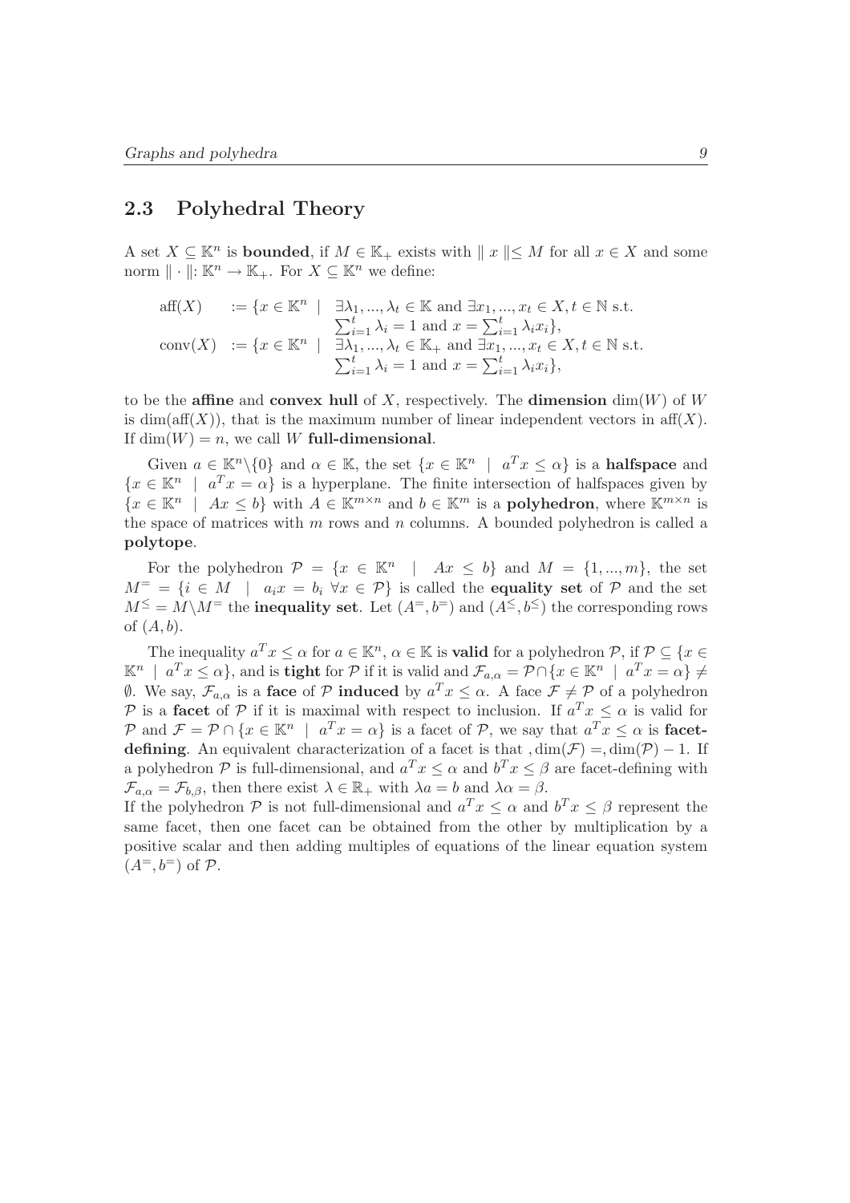## 2.3 Polyhedral Theory

A set $X \subseteq \mathbb{K}^n$ is **bounded**, if $M \in \mathbb{K}_+$ exists with $\| x \| \leq M$ for all $x \in X$ and some norm $\| \cdot \| \colon \mathbb{K}^n \to \mathbb{K}_+$. For $X \subseteq \mathbb{K}^n$ we define:

$$
\begin{aligned}
\text{aff}(X) \quad &:= \{x \in \mathbb{K}^n \mid \exists \lambda_1, ..., \lambda_t \in \mathbb{K} \text{ and } \exists x_1, ..., x_t \in X, t \in \mathbb{N} \text{ s.t. } \\
&\qquad \textstyle\sum_{i=1}^t \lambda_i = 1 \text{ and } x = \sum_{i=1}^t \lambda_i x_i\}, \\
\text{conv}(X) \quad &:= \{x \in \mathbb{K}^n \mid \exists \lambda_1, ..., \lambda_t \in \mathbb{K}_+ \text{ and } \exists x_1, ..., x_t \in X, t \in \mathbb{N} \text{ s.t. } \\
&\qquad \textstyle\sum_{i=1}^t \lambda_i = 1 \text{ and } x = \sum_{i=1}^t \lambda_i x_i\},
\end{aligned}
$$

to be the **affine** and **convex hull** of $X$, respectively. The **dimension** $\dim(W)$ of $W$ is $\dim(\text{aff}(X))$, that is the maximum number of linear independent vectors in $\text{aff}(X)$. If $\dim(W) = n$, we call $W$ **full-dimensional**.

Given $a \in \mathbb{K}^n \backslash \{0\}$ and $\alpha \in \mathbb{K}$, the set $\{x \in \mathbb{K}^n \mid a^T x \leq \alpha\}$ is a **halfspace** and $\{x \in \mathbb{K}^n \mid a^T x = \alpha\}$ is a hyperplane. The finite intersection of halfspaces given by $\{x \in \mathbb{K}^n \mid Ax \leq b\}$ with $A \in \mathbb{K}^{m \times n}$ and $b \in \mathbb{K}^m$ is a **polyhedron**, where $\mathbb{K}^{m \times n}$ is the space of matrices with $m$ rows and $n$ columns. A bounded polyhedron is called a **polytope**.

For the polyhedron $\mathcal{P} = \{x \in \mathbb{K}^n \mid Ax \leq b\}$ and $M = \{1, ..., m\}$, the set $M^= = \{i \in M \mid a_i x = b_i \; \forall x \in \mathcal{P}\}$ is called the **equality set** of $\mathcal{P}$ and the set $M^{\leq} = M \backslash M^=$ the **inequality set**. Let $(A^=, b^=)$ and $(A^{\leq}, b^{\leq})$ the corresponding rows of $(A, b)$.

The inequality $a^T x \leq \alpha$ for $a \in \mathbb{K}^n$, $\alpha \in \mathbb{K}$ is **valid** for a polyhedron $\mathcal{P}$, if $\mathcal{P} \subseteq \{x \in \mathbb{K}^n \mid a^T x \leq \alpha\}$, and is **tight** for $\mathcal{P}$ if it is valid and $\mathcal{F}_{a,\alpha} = \mathcal{P} \cap \{x \in \mathbb{K}^n \mid a^T x = \alpha\} \neq \emptyset$. We say, $\mathcal{F}_{a,\alpha}$ is a **face** of $\mathcal{P}$ **induced** by $a^T x \leq \alpha$. A face $\mathcal{F} \neq \mathcal{P}$ of a polyhedron $\mathcal{P}$ is a **facet** of $\mathcal{P}$ if it is maximal with respect to inclusion. If $a^T x \leq \alpha$ is valid for $\mathcal{P}$ and $\mathcal{F} = \mathcal{P} \cap \{x \in \mathbb{K}^n \mid a^T x = \alpha\}$ is a facet of $\mathcal{P}$, we say that $a^T x \leq \alpha$ is **facet-defining**. An equivalent characterization of a facet is that ,$\dim(\mathcal{F})$ =,$\dim(\mathcal{P}) - 1$. If a polyhedron $\mathcal{P}$ is full-dimensional, and $a^T x \leq \alpha$ and $b^T x \leq \beta$ are facet-defining with $\mathcal{F}_{a,\alpha} = \mathcal{F}_{b,\beta}$, then there exist $\lambda \in \mathbb{R}_+$ with $\lambda a = b$ and $\lambda \alpha = \beta$.
If the polyhedron $\mathcal{P}$ is not full-dimensional and $a^T x \leq \alpha$ and $b^T x \leq \beta$ represent the same facet, then one facet can be obtained from the other by multiplication by a positive scalar and then adding multiples of equations of the linear equation system $(A^=, b^=)$ of $\mathcal{P}$.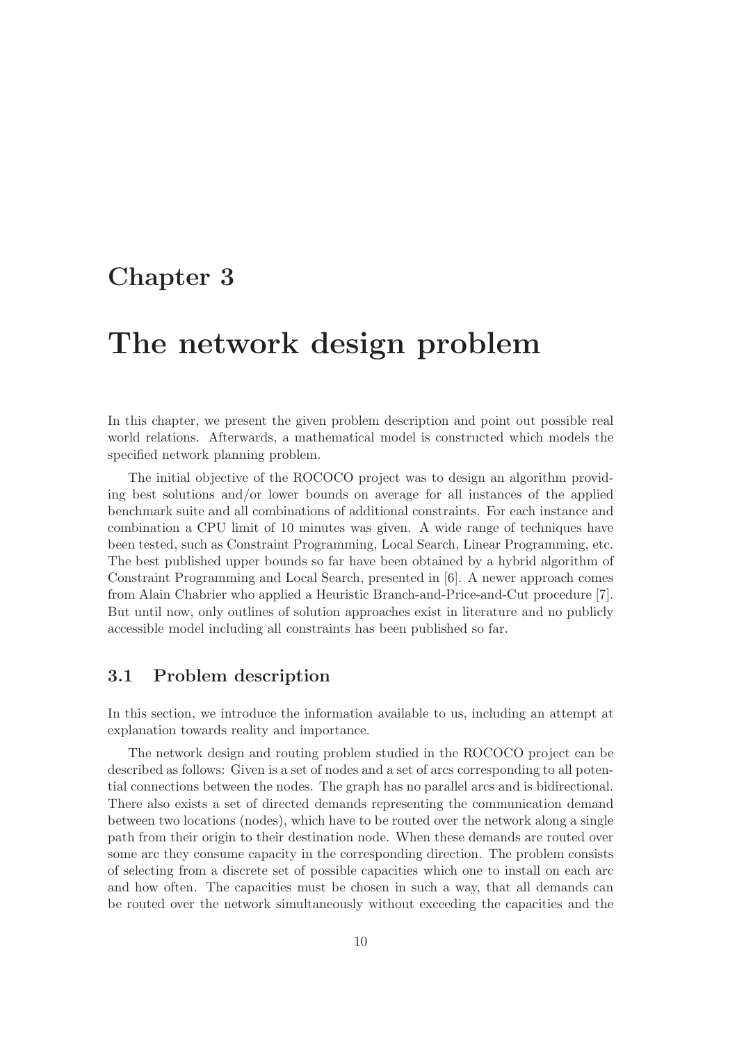# Chapter 3

# The network design problem

In this chapter, we present the given problem description and point out possible real world relations. Afterwards, a mathematical model is constructed which models the specified network planning problem.

The initial objective of the ROCOCO project was to design an algorithm providing best solutions and/or lower bounds on average for all instances of the applied benchmark suite and all combinations of additional constraints. For each instance and combination a CPU limit of 10 minutes was given. A wide range of techniques have been tested, such as Constraint Programming, Local Search, Linear Programming, etc. The best published upper bounds so far have been obtained by a hybrid algorithm of Constraint Programming and Local Search, presented in [6]. A newer approach comes from Alain Chabrier who applied a Heuristic Branch-and-Price-and-Cut procedure [7]. But until now, only outlines of solution approaches exist in literature and no publicly accessible model including all constraints has been published so far.

## 3.1 Problem description

In this section, we introduce the information available to us, including an attempt at explanation towards reality and importance.

The network design and routing problem studied in the ROCOCO project can be described as follows: Given is a set of nodes and a set of arcs corresponding to all potential connections between the nodes. The graph has no parallel arcs and is bidirectional. There also exists a set of directed demands representing the communication demand between two locations (nodes), which have to be routed over the network along a single path from their origin to their destination node. When these demands are routed over some arc they consume capacity in the corresponding direction. The problem consists of selecting from a discrete set of possible capacities which one to install on each arc and how often. The capacities must be chosen in such a way, that all demands can be routed over the network simultaneously without exceeding the capacities and the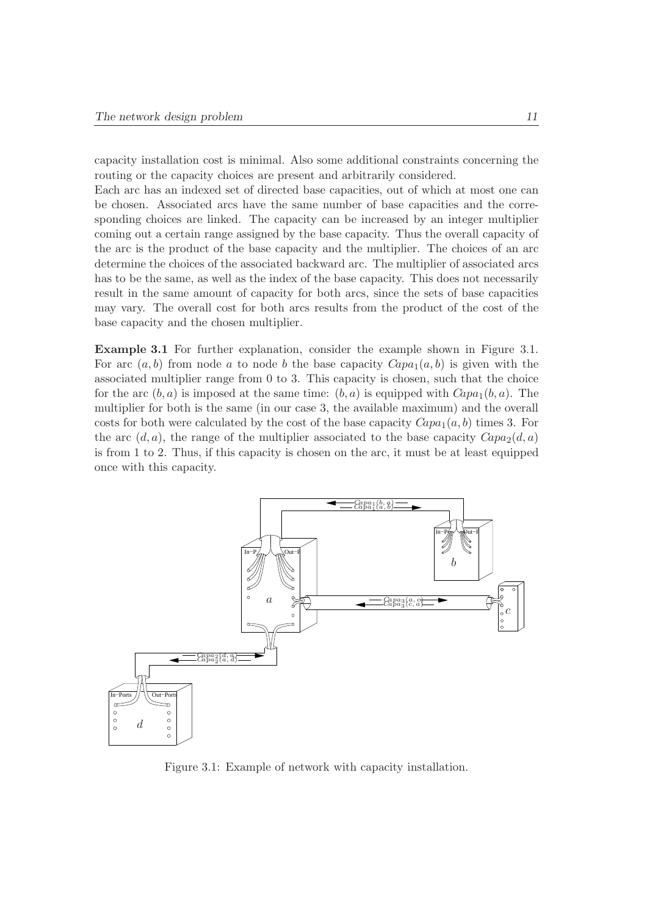capacity installation cost is minimal. Also some additional constraints concerning the routing or the capacity choices are present and arbitrarily considered.
Each arc has an indexed set of directed base capacities, out of which at most one can be chosen. Associated arcs have the same number of base capacities and the corresponding choices are linked. The capacity can be increased by an integer multiplier coming out a certain range assigned by the base capacity. Thus the overall capacity of the arc is the product of the base capacity and the multiplier. The choices of an arc determine the choices of the associated backward arc. The multiplier of associated arcs has to be the same, as well as the index of the base capacity. This does not necessarily result in the same amount of capacity for both arcs, since the sets of base capacities may vary. The overall cost for both arcs results from the product of the cost of the base capacity and the chosen multiplier.

**Example 3.1** For further explanation, consider the example shown in Figure 3.1. For arc $(a, b)$ from node $a$ to node $b$ the base capacity $Capa_1(a, b)$ is given with the associated multiplier range from 0 to 3. This capacity is chosen, such that the choice for the arc $(b, a)$ is imposed at the same time: $(b, a)$ is equipped with $Capa_1(b, a)$. The multiplier for both is the same (in our case 3, the available maximum) and the overall costs for both were calculated by the cost of the base capacity $Capa_1(a, b)$ times 3. For the arc $(d, a)$, the range of the multiplier associated to the base capacity $Capa_2(d, a)$ is from 1 to 2. Thus, if this capacity is chosen on the arc, it must be at least equipped once with this capacity.

Figure 3.1: Example of network with capacity installation.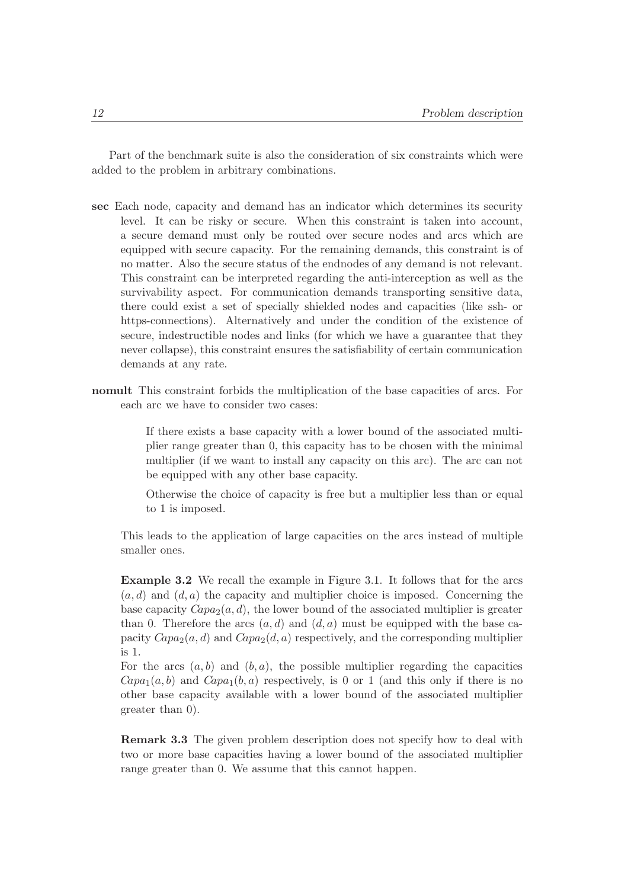Part of the benchmark suite is also the consideration of six constraints which were added to the problem in arbitrary combinations.

**sec** Each node, capacity and demand has an indicator which determines its security level. It can be risky or secure. When this constraint is taken into account, a secure demand must only be routed over secure nodes and arcs which are equipped with secure capacity. For the remaining demands, this constraint is of no matter. Also the secure status of the endnodes of any demand is not relevant. This constraint can be interpreted regarding the anti-interception as well as the survivability aspect. For communication demands transporting sensitive data, there could exist a set of specially shielded nodes and capacities (like ssh- or https-connections). Alternatively and under the condition of the existence of secure, indestructible nodes and links (for which we have a guarantee that they never collapse), this constraint ensures the satisfiability of certain communication demands at any rate.

**nomult** This constraint forbids the multiplication of the base capacities of arcs. For each arc we have to consider two cases:

> If there exists a base capacity with a lower bound of the associated multiplier range greater than 0, this capacity has to be chosen with the minimal multiplier (if we want to install any capacity on this arc). The arc can not be equipped with any other base capacity.
>
> Otherwise the choice of capacity is free but a multiplier less than or equal to 1 is imposed.

This leads to the application of large capacities on the arcs instead of multiple smaller ones.

**Example 3.2** We recall the example in Figure 3.1. It follows that for the arcs $(a, d)$ and $(d, a)$ the capacity and multiplier choice is imposed. Concerning the base capacity $Capa_2(a, d)$, the lower bound of the associated multiplier is greater than 0. Therefore the arcs $(a, d)$ and $(d, a)$ must be equipped with the base capacity $Capa_2(a, d)$ and $Capa_2(d, a)$ respectively, and the corresponding multiplier is 1.
For the arcs $(a, b)$ and $(b, a)$, the possible multiplier regarding the capacities $Capa_1(a, b)$ and $Capa_1(b, a)$ respectively, is 0 or 1 (and this only if there is no other base capacity available with a lower bound of the associated multiplier greater than 0).

**Remark 3.3** The given problem description does not specify how to deal with two or more base capacities having a lower bound of the associated multiplier range greater than 0. We assume that this cannot happen.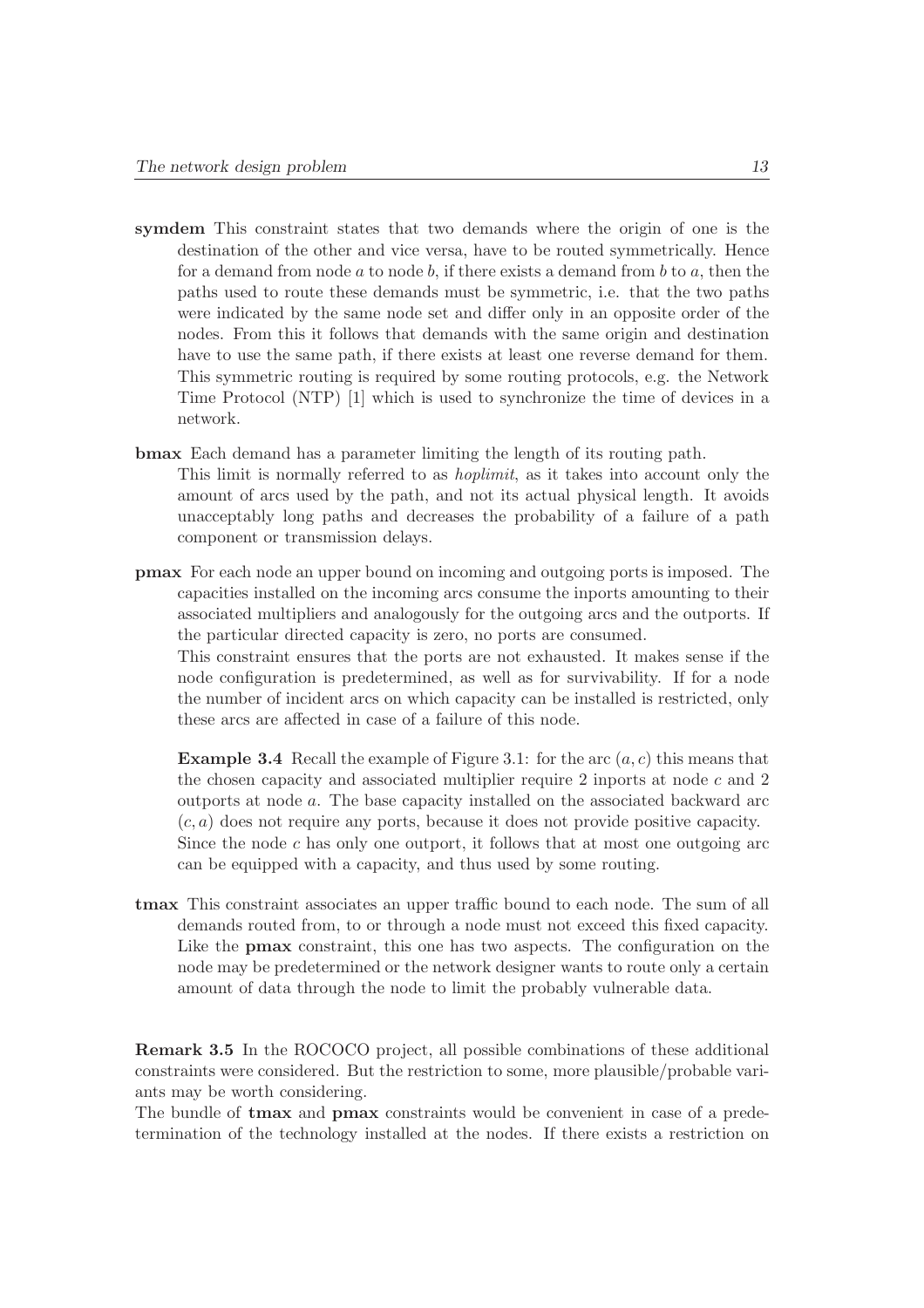**symdem** This constraint states that two demands where the origin of one is the destination of the other and vice versa, have to be routed symmetrically. Hence for a demand from node $a$ to node $b$, if there exists a demand from $b$ to $a$, then the paths used to route these demands must be symmetric, i.e. that the two paths were indicated by the same node set and differ only in an opposite order of the nodes. From this it follows that demands with the same origin and destination have to use the same path, if there exists at least one reverse demand for them. This symmetric routing is required by some routing protocols, e.g. the Network Time Protocol (NTP) [1] which is used to synchronize the time of devices in a network.

**bmax** Each demand has a parameter limiting the length of its routing path.
This limit is normally referred to as *hoplimit*, as it takes into account only the amount of arcs used by the path, and not its actual physical length. It avoids unacceptably long paths and decreases the probability of a failure of a path component or transmission delays.

**pmax** For each node an upper bound on incoming and outgoing ports is imposed. The capacities installed on the incoming arcs consume the inports amounting to their associated multipliers and analogously for the outgoing arcs and the outports. If the particular directed capacity is zero, no ports are consumed.
This constraint ensures that the ports are not exhausted. It makes sense if the node configuration is predetermined, as well as for survivability. If for a node the number of incident arcs on which capacity can be installed is restricted, only these arcs are affected in case of a failure of this node.

**Example 3.4** Recall the example of Figure 3.1: for the arc $(a, c)$ this means that the chosen capacity and associated multiplier require 2 inports at node $c$ and 2 outports at node $a$. The base capacity installed on the associated backward arc $(c, a)$ does not require any ports, because it does not provide positive capacity. Since the node $c$ has only one outport, it follows that at most one outgoing arc can be equipped with a capacity, and thus used by some routing.

**tmax** This constraint associates an upper traffic bound to each node. The sum of all demands routed from, to or through a node must not exceed this fixed capacity. Like the **pmax** constraint, this one has two aspects. The configuration on the node may be predetermined or the network designer wants to route only a certain amount of data through the node to limit the probably vulnerable data.

**Remark 3.5** In the ROCOCO project, all possible combinations of these additional constraints were considered. But the restriction to some, more plausible/probable variants may be worth considering.
The bundle of **tmax** and **pmax** constraints would be convenient in case of a predetermination of the technology installed at the nodes. If there exists a restriction on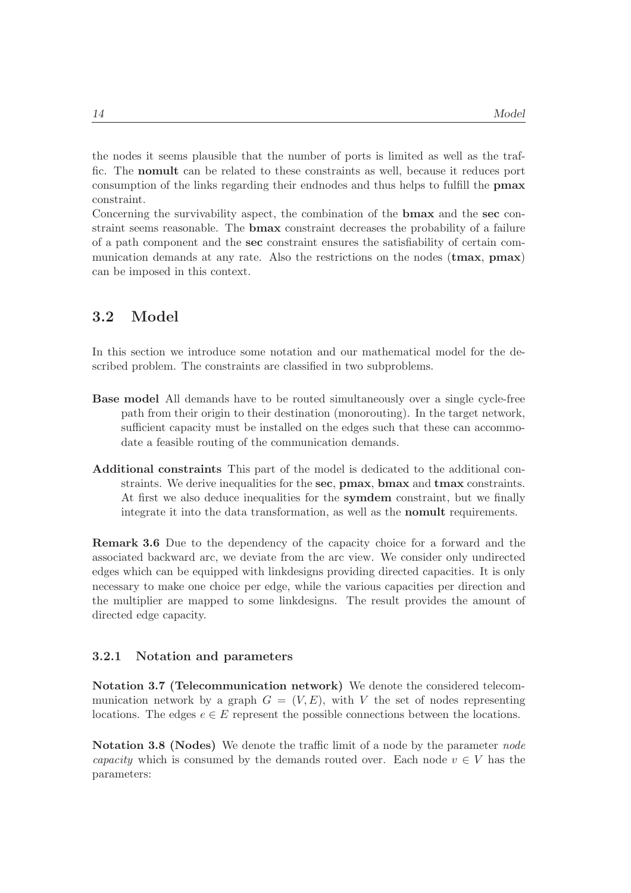the nodes it seems plausible that the number of ports is limited as well as the traffic. The **nomult** can be related to these constraints as well, because it reduces port consumption of the links regarding their endnodes and thus helps to fulfill the **pmax** constraint.
Concerning the survivability aspect, the combination of the **bmax** and the **sec** constraint seems reasonable. The **bmax** constraint decreases the probability of a failure of a path component and the **sec** constraint ensures the satisfiability of certain communication demands at any rate. Also the restrictions on the nodes (**tmax**, **pmax**) can be imposed in this context.

## 3.2 Model

In this section we introduce some notation and our mathematical model for the described problem. The constraints are classified in two subproblems.

**Base model** All demands have to be routed simultaneously over a single cycle-free path from their origin to their destination (monorouting). In the target network, sufficient capacity must be installed on the edges such that these can accommodate a feasible routing of the communication demands.

**Additional constraints** This part of the model is dedicated to the additional constraints. We derive inequalities for the **sec**, **pmax**, **bmax** and **tmax** constraints. At first we also deduce inequalities for the **symdem** constraint, but we finally integrate it into the data transformation, as well as the **nomult** requirements.

**Remark 3.6** Due to the dependency of the capacity choice for a forward and the associated backward arc, we deviate from the arc view. We consider only undirected edges which can be equipped with linkdesigns providing directed capacities. It is only necessary to make one choice per edge, while the various capacities per direction and the multiplier are mapped to some linkdesigns. The result provides the amount of directed edge capacity.

### 3.2.1 Notation and parameters

**Notation 3.7 (Telecommunication network)** We denote the considered telecommunication network by a graph $G = (V, E)$, with $V$ the set of nodes representing locations. The edges $e \in E$ represent the possible connections between the locations.

**Notation 3.8 (Nodes)** We denote the traffic limit of a node by the parameter *node capacity* which is consumed by the demands routed over. Each node $v \in V$ has the parameters: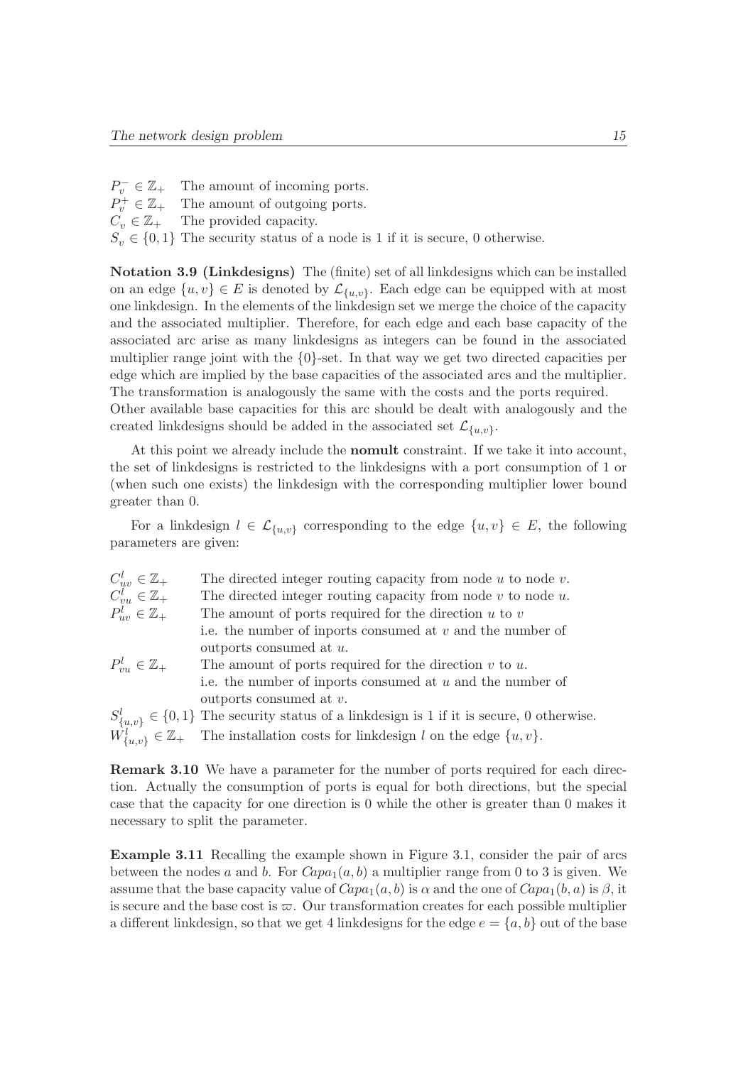| | |
|---|---|
| $P_v^- \in \mathbb{Z}_+$ | The amount of incoming ports. |
| $P_v^+ \in \mathbb{Z}_+$ | The amount of outgoing ports. |
| $C_v \in \mathbb{Z}_+$ | The provided capacity. |
| $S_v \in \{0,1\}$ | The security status of a node is 1 if it is secure, 0 otherwise. |

**Notation 3.9 (Linkdesigns)** The (finite) set of all linkdesigns which can be installed on an edge $\{u,v\} \in E$ is denoted by $\mathcal{L}_{\{u,v\}}$. Each edge can be equipped with at most one linkdesign. In the elements of the linkdesign set we merge the choice of the capacity and the associated multiplier. Therefore, for each edge and each base capacity of the associated arc arise as many linkdesigns as integers can be found in the associated multiplier range joint with the $\{0\}$-set. In that way we get two directed capacities per edge which are implied by the base capacities of the associated arcs and the multiplier. The transformation is analogously the same with the costs and the ports required.
Other available base capacities for this arc should be dealt with analogously and the created linkdesigns should be added in the associated set $\mathcal{L}_{\{u,v\}}$.

At this point we already include the **nomult** constraint. If we take it into account, the set of linkdesigns is restricted to the linkdesigns with a port consumption of 1 or (when such one exists) the linkdesign with the corresponding multiplier lower bound greater than 0.

For a linkdesign $l \in \mathcal{L}_{\{u,v\}}$ corresponding to the edge $\{u,v\} \in E$, the following parameters are given:

| | |
|---|---|
| $C_{uv}^l \in \mathbb{Z}_+$ | The directed integer routing capacity from node $u$ to node $v$. |
| $C_{vu}^l \in \mathbb{Z}_+$ | The directed integer routing capacity from node $v$ to node $u$. |
| $P_{uv}^l \in \mathbb{Z}_+$ | The amount of ports required for the direction $u$ to $v$ i.e. the number of inports consumed at $v$ and the number of outports consumed at $u$. |
| $P_{vu}^l \in \mathbb{Z}_+$ | The amount of ports required for the direction $v$ to $u$. i.e. the number of inports consumed at $u$ and the number of outports consumed at $v$. |
| $S_{\{u,v\}}^l \in \{0,1\}$ | The security status of a linkdesign is 1 if it is secure, 0 otherwise. |
| $W_{\{u,v\}}^l \in \mathbb{Z}_+$ | The installation costs for linkdesign $l$ on the edge $\{u,v\}$. |

**Remark 3.10** We have a parameter for the number of ports required for each direction. Actually the consumption of ports is equal for both directions, but the special case that the capacity for one direction is 0 while the other is greater than 0 makes it necessary to split the parameter.

**Example 3.11** Recalling the example shown in Figure 3.1, consider the pair of arcs between the nodes $a$ and $b$. For $Capa_1(a,b)$ a multiplier range from 0 to 3 is given. We assume that the base capacity value of $Capa_1(a,b)$ is $\alpha$ and the one of $Capa_1(b,a)$ is $\beta$, it is secure and the base cost is $\varpi$. Our transformation creates for each possible multiplier a different linkdesign, so that we get 4 linkdesigns for the edge $e = \{a,b\}$ out of the base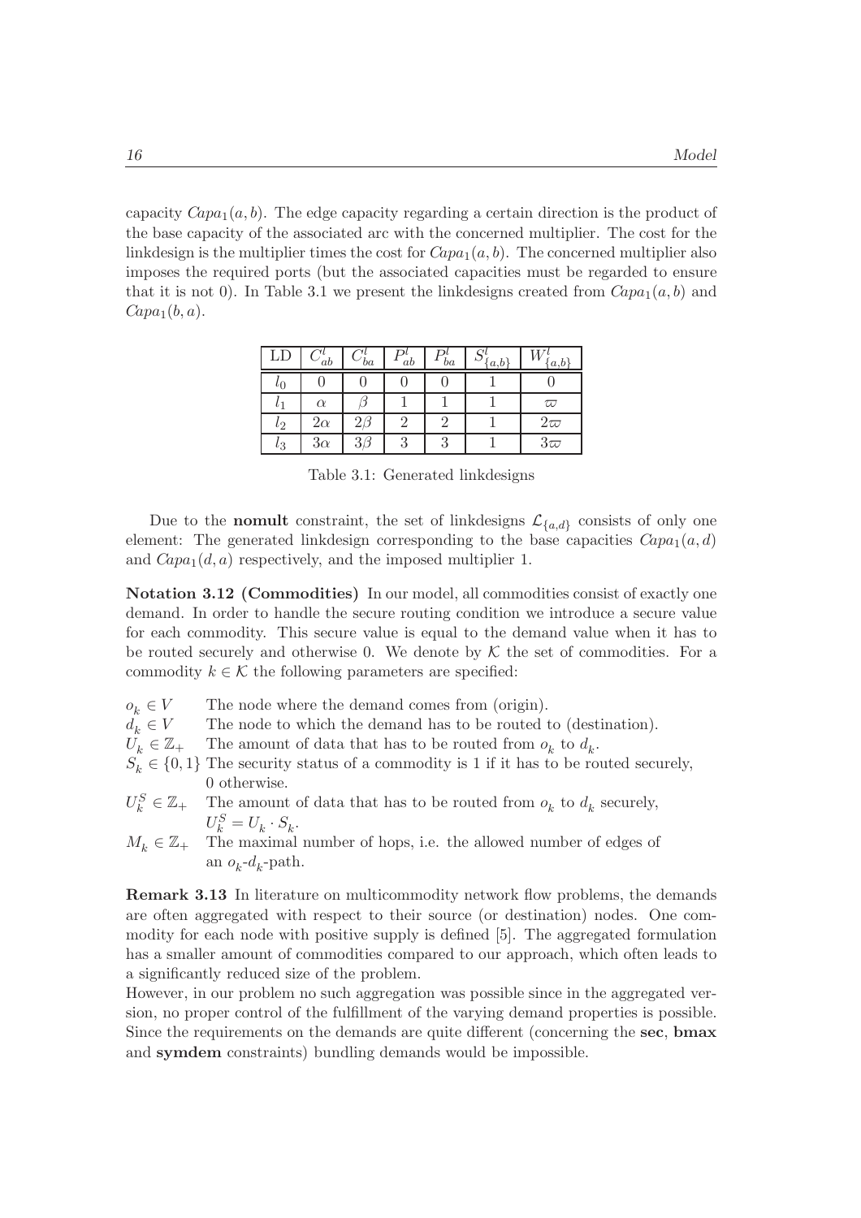capacity $Capa_1(a,b)$. The edge capacity regarding a certain direction is the product of the base capacity of the associated arc with the concerned multiplier. The cost for the linkdesign is the multiplier times the cost for $Capa_1(a,b)$. The concerned multiplier also imposes the required ports (but the associated capacities must be regarded to ensure that it is not 0). In Table 3.1 we present the linkdesigns created from $Capa_1(a,b)$ and $Capa_1(b,a)$.

| LD | $C^l_{ab}$ | $C^l_{ba}$ | $P^l_{ab}$ | $P^l_{ba}$ | $S^l_{\{a,b\}}$ | $W^l_{\{a,b\}}$ |
|---|---|---|---|---|---|---|
| $l_0$ | 0 | 0 | 0 | 0 | 1 | 0 |
| $l_1$ | $\alpha$ | $\beta$ | 1 | 1 | 1 | $\varpi$ |
| $l_2$ | $2\alpha$ | $2\beta$ | 2 | 2 | 1 | $2\varpi$ |
| $l_3$ | $3\alpha$ | $3\beta$ | 3 | 3 | 1 | $3\varpi$ |

Table 3.1: Generated linkdesigns

Due to the **nomult** constraint, the set of linkdesigns $\mathcal{L}_{\{a,d\}}$ consists of only one element: The generated linkdesign corresponding to the base capacities $Capa_1(a,d)$ and $Capa_1(d,a)$ respectively, and the imposed multiplier 1.

**Notation 3.12 (Commodities)** In our model, all commodities consist of exactly one demand. In order to handle the secure routing condition we introduce a secure value for each commodity. This secure value is equal to the demand value when it has to be routed securely and otherwise 0. We denote by $\mathcal{K}$ the set of commodities. For a commodity $k \in \mathcal{K}$ the following parameters are specified:

- $o_k \in V$ The node where the demand comes from (origin).
- $d_k \in V$ The node to which the demand has to be routed to (destination).
- $U_k \in \mathbb{Z}_+$ The amount of data that has to be routed from $o_k$ to $d_k$.
- $S_k \in \{0,1\}$ The security status of a commodity is 1 if it has to be routed securely, 0 otherwise.
- $U^S_k \in \mathbb{Z}_+$ The amount of data that has to be routed from $o_k$ to $d_k$ securely, $U^S_k = U_k \cdot S_k$.
- $M_k \in \mathbb{Z}_+$ The maximal number of hops, i.e. the allowed number of edges of an $o_k$-$d_k$-path.

**Remark 3.13** In literature on multicommodity network flow problems, the demands are often aggregated with respect to their source (or destination) nodes. One commodity for each node with positive supply is defined [5]. The aggregated formulation has a smaller amount of commodities compared to our approach, which often leads to a significantly reduced size of the problem.
However, in our problem no such aggregation was possible since in the aggregated version, no proper control of the fulfillment of the varying demand properties is possible. Since the requirements on the demands are quite different (concerning the **sec**, **bmax** and **symdem** constraints) bundling demands would be impossible.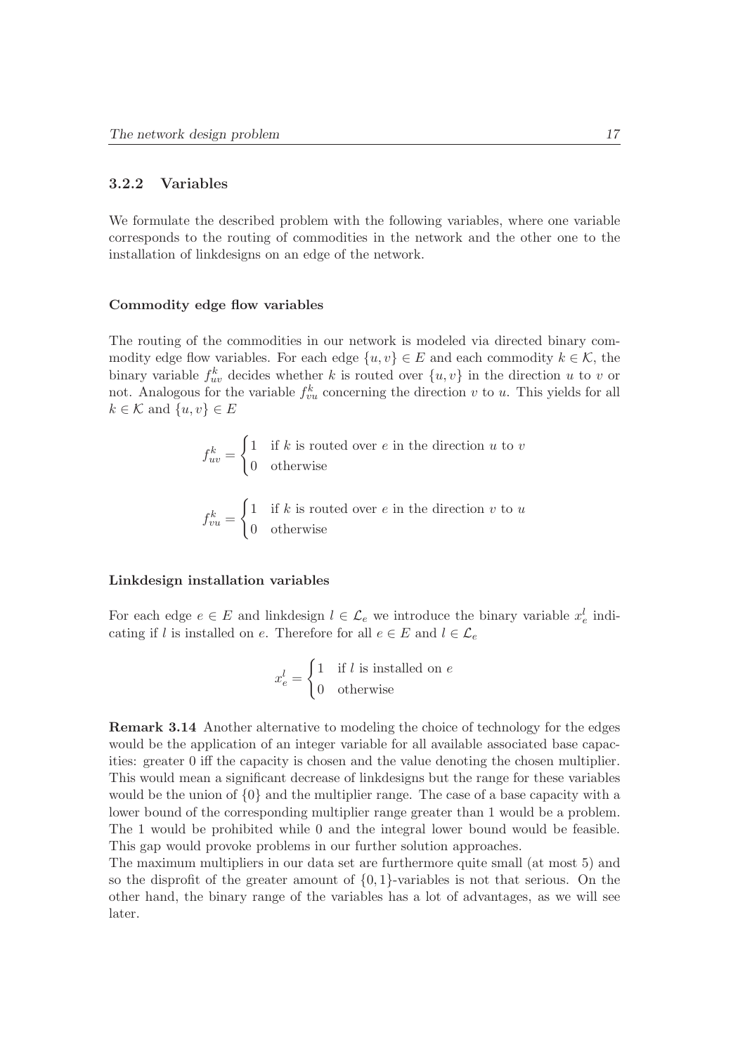### 3.2.2 Variables

We formulate the described problem with the following variables, where one variable corresponds to the routing of commodities in the network and the other one to the installation of linkdesigns on an edge of the network.

#### Commodity edge flow variables

The routing of the commodities in our network is modeled via directed binary commodity edge flow variables. For each edge $\{u, v\} \in E$ and each commodity $k \in \mathcal{K}$, the binary variable $f_{uv}^k$ decides whether $k$ is routed over $\{u, v\}$ in the direction $u$ to $v$ or not. Analogous for the variable $f_{vu}^k$ concerning the direction $v$ to $u$. This yields for all $k \in \mathcal{K}$ and $\{u, v\} \in E$

$$f_{uv}^k = \begin{cases} 1 & \text{if } k \text{ is routed over } e \text{ in the direction } u \text{ to } v \\ 0 & \text{otherwise} \end{cases}$$

$$f_{vu}^k = \begin{cases} 1 & \text{if } k \text{ is routed over } e \text{ in the direction } v \text{ to } u \\ 0 & \text{otherwise} \end{cases}$$

#### Linkdesign installation variables

For each edge $e \in E$ and linkdesign $l \in \mathcal{L}_e$ we introduce the binary variable $x_e^l$ indicating if $l$ is installed on $e$. Therefore for all $e \in E$ and $l \in \mathcal{L}_e$

$$x_e^l = \begin{cases} 1 & \text{if } l \text{ is installed on } e \\ 0 & \text{otherwise} \end{cases}$$

**Remark 3.14** Another alternative to modeling the choice of technology for the edges would be the application of an integer variable for all available associated base capacities: greater 0 iff the capacity is chosen and the value denoting the chosen multiplier. This would mean a significant decrease of linkdesigns but the range for these variables would be the union of $\{0\}$ and the multiplier range. The case of a base capacity with a lower bound of the corresponding multiplier range greater than 1 would be a problem. The 1 would be prohibited while 0 and the integral lower bound would be feasible. This gap would provoke problems in our further solution approaches.
The maximum multipliers in our data set are furthermore quite small (at most 5) and so the disprofit of the greater amount of $\{0, 1\}$-variables is not that serious. On the other hand, the binary range of the variables has a lot of advantages, as we will see later.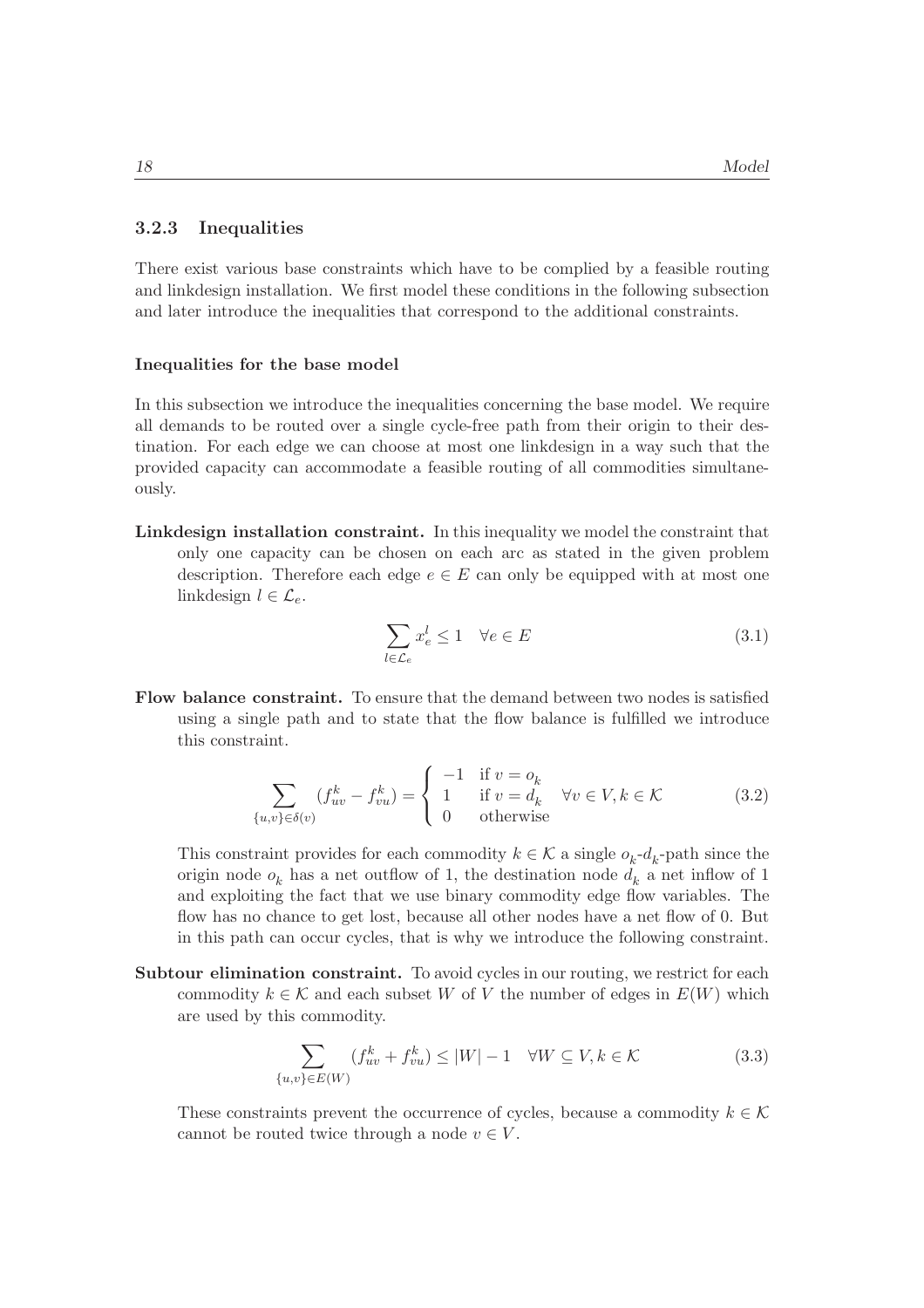### 3.2.3 Inequalities

There exist various base constraints which have to be complied by a feasible routing and linkdesign installation. We first model these conditions in the following subsection and later introduce the inequalities that correspond to the additional constraints.

#### Inequalities for the base model

In this subsection we introduce the inequalities concerning the base model. We require all demands to be routed over a single cycle-free path from their origin to their destination. For each edge we can choose at most one linkdesign in a way such that the provided capacity can accommodate a feasible routing of all commodities simultaneously.

**Linkdesign installation constraint.** In this inequality we model the constraint that only one capacity can be chosen on each arc as stated in the given problem description. Therefore each edge $e \in E$ can only be equipped with at most one linkdesign $l \in \mathcal{L}_e$.

$$\sum_{l \in \mathcal{L}_e} x_e^l \leq 1 \quad \forall e \in E \tag{3.1}$$

**Flow balance constraint.** To ensure that the demand between two nodes is satisfied using a single path and to state that the flow balance is fulfilled we introduce this constraint.

$$\sum_{\{u,v\} \in \delta(v)} (f_{uv}^k - f_{vu}^k) = \begin{cases} -1 & \text{if } v = o_k \\ 1 & \text{if } v = d_k \\ 0 & \text{otherwise} \end{cases} \quad \forall v \in V, k \in \mathcal{K} \tag{3.2}$$

This constraint provides for each commodity $k \in \mathcal{K}$ a single $o_k$-$d_k$-path since the origin node $o_k$ has a net outflow of 1, the destination node $d_k$ a net inflow of 1 and exploiting the fact that we use binary commodity edge flow variables. The flow has no chance to get lost, because all other nodes have a net flow of 0. But in this path can occur cycles, that is why we introduce the following constraint.

**Subtour elimination constraint.** To avoid cycles in our routing, we restrict for each commodity $k \in \mathcal{K}$ and each subset $W$ of $V$ the number of edges in $E(W)$ which are used by this commodity.

$$\sum_{\{u,v\} \in E(W)} (f_{uv}^k + f_{vu}^k) \leq |W| - 1 \quad \forall W \subseteq V, k \in \mathcal{K} \tag{3.3}$$

These constraints prevent the occurrence of cycles, because a commodity $k \in \mathcal{K}$ cannot be routed twice through a node $v \in V$.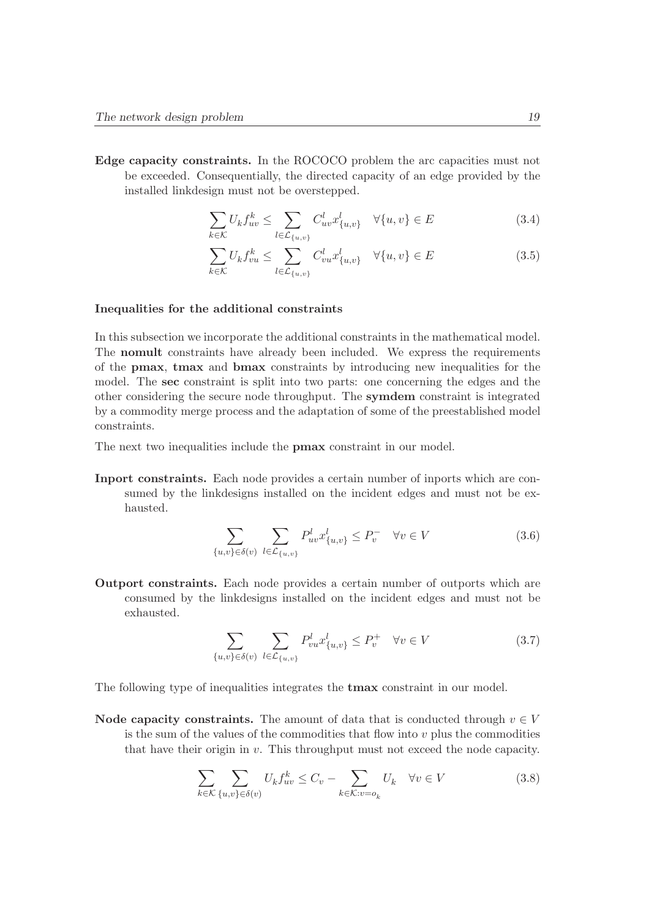**Edge capacity constraints.** In the ROCOCO problem the arc capacities must not be exceeded. Consequentially, the directed capacity of an edge provided by the installed linkdesign must not be overstepped.

$$\sum_{k \in \mathcal{K}} U_k f_{uv}^k \leq \sum_{l \in \mathcal{L}_{\{u,v\}}} C_{uv}^l x_{\{u,v\}}^l \quad \forall \{u,v\} \in E \tag{3.4}$$

$$\sum_{k \in \mathcal{K}} U_k f_{vu}^k \leq \sum_{l \in \mathcal{L}_{\{u,v\}}} C_{vu}^l x_{\{u,v\}}^l \quad \forall \{u,v\} \in E \tag{3.5}$$

#### Inequalities for the additional constraints

In this subsection we incorporate the additional constraints in the mathematical model. The **nomult** constraints have already been included. We express the requirements of the **pmax**, **tmax** and **bmax** constraints by introducing new inequalities for the model. The **sec** constraint is split into two parts: one concerning the edges and the other considering the secure node throughput. The **symdem** constraint is integrated by a commodity merge process and the adaptation of some of the preestablished model constraints.

The next two inequalities include the **pmax** constraint in our model.

**Inport constraints.** Each node provides a certain number of inports which are consumed by the linkdesigns installed on the incident edges and must not be exhausted.

$$\sum_{\{u,v\} \in \delta(v)} \sum_{l \in \mathcal{L}_{\{u,v\}}} P_{uv}^l x_{\{u,v\}}^l \leq P_v^- \quad \forall v \in V \tag{3.6}$$

**Outport constraints.** Each node provides a certain number of outports which are consumed by the linkdesigns installed on the incident edges and must not be exhausted.

$$\sum_{\{u,v\} \in \delta(v)} \sum_{l \in \mathcal{L}_{\{u,v\}}} P_{vu}^l x_{\{u,v\}}^l \leq P_v^+ \quad \forall v \in V \tag{3.7}$$

The following type of inequalities integrates the **tmax** constraint in our model.

**Node capacity constraints.** The amount of data that is conducted through $v \in V$ is the sum of the values of the commodities that flow into $v$ plus the commodities that have their origin in $v$. This throughput must not exceed the node capacity.

$$\sum_{k \in \mathcal{K}} \sum_{\{u,v\} \in \delta(v)} U_k f_{uv}^k \leq C_v - \sum_{k \in \mathcal{K}: v = o_k} U_k \quad \forall v \in V \tag{3.8}$$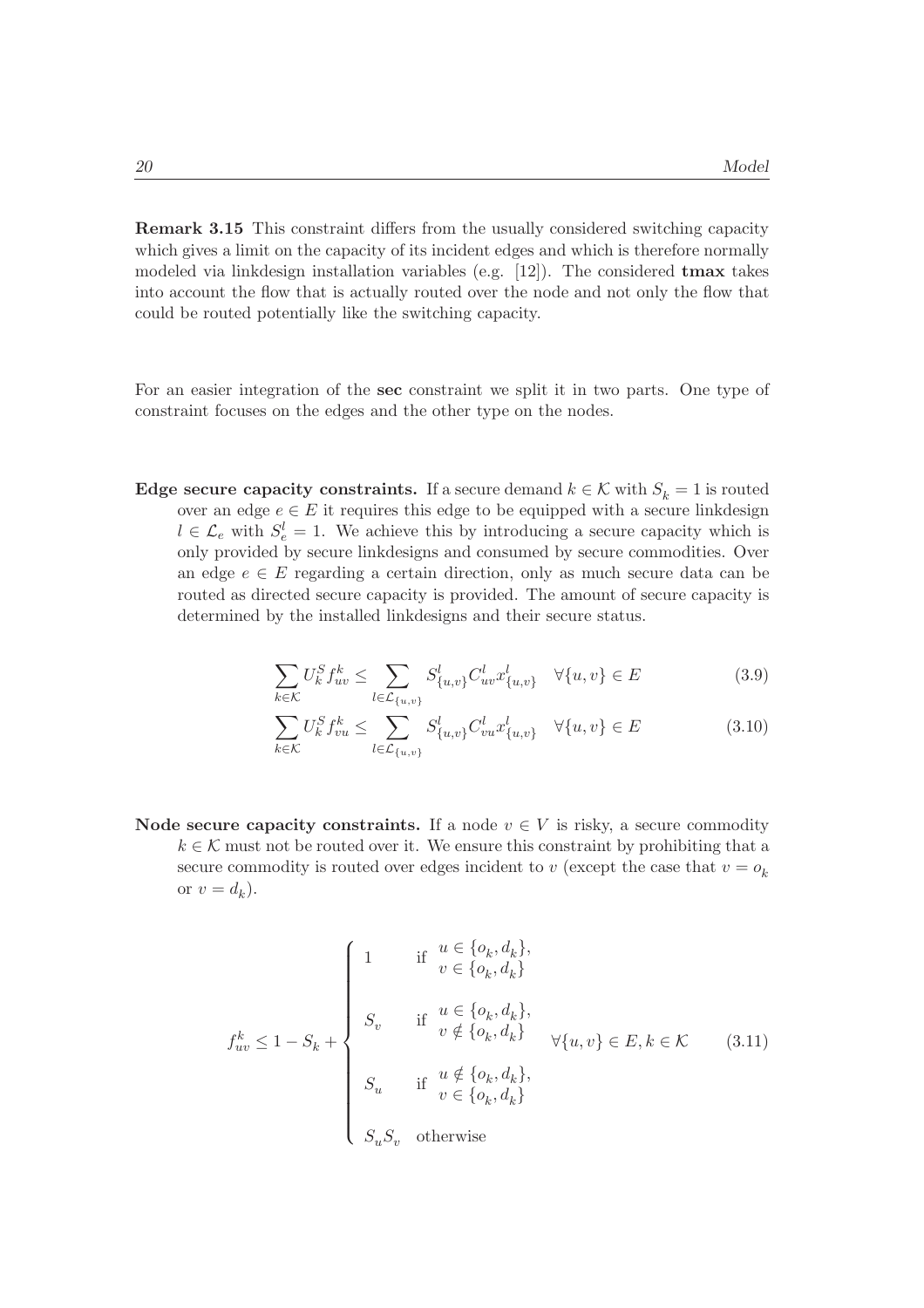**Remark 3.15** This constraint differs from the usually considered switching capacity which gives a limit on the capacity of its incident edges and which is therefore normally modeled via linkdesign installation variables (e.g. [12]). The considered **tmax** takes into account the flow that is actually routed over the node and not only the flow that could be routed potentially like the switching capacity.

For an easier integration of the **sec** constraint we split it in two parts. One type of constraint focuses on the edges and the other type on the nodes.

**Edge secure capacity constraints.** If a secure demand $k \in \mathcal{K}$ with $S_k = 1$ is routed over an edge $e \in E$ it requires this edge to be equipped with a secure linkdesign $l \in \mathcal{L}_e$ with $S_e^l = 1$. We achieve this by introducing a secure capacity which is only provided by secure linkdesigns and consumed by secure commodities. Over an edge $e \in E$ regarding a certain direction, only as much secure data can be routed as directed secure capacity is provided. The amount of secure capacity is determined by the installed linkdesigns and their secure status.

$$\sum_{k \in \mathcal{K}} U_k^S f_{uv}^k \leq \sum_{l \in \mathcal{L}_{\{u,v\}}} S_{\{u,v\}}^l C_{uv}^l x_{\{u,v\}}^l \quad \forall \{u,v\} \in E \tag{3.9}$$

$$\sum_{k \in \mathcal{K}} U_k^S f_{vu}^k \leq \sum_{l \in \mathcal{L}_{\{u,v\}}} S_{\{u,v\}}^l C_{vu}^l x_{\{u,v\}}^l \quad \forall \{u,v\} \in E \tag{3.10}$$

**Node secure capacity constraints.** If a node $v \in V$ is risky, a secure commodity $k \in \mathcal{K}$ must not be routed over it. We ensure this constraint by prohibiting that a secure commodity is routed over edges incident to $v$ (except the case that $v = o_k$ or $v = d_k$).

$$f_{uv}^k \leq 1 - S_k + \begin{cases} 1 & \text{if } \begin{array}{l} u \in \{o_k, d_k\}, \\ v \in \{o_k, d_k\} \end{array} \\ S_v & \text{if } \begin{array}{l} u \in \{o_k, d_k\}, \\ v \notin \{o_k, d_k\} \end{array} \\ S_u & \text{if } \begin{array}{l} u \notin \{o_k, d_k\}, \\ v \in \{o_k, d_k\} \end{array} \\ S_u S_v & \text{otherwise} \end{cases} \quad \forall \{u,v\} \in E, k \in \mathcal{K} \tag{3.11}$$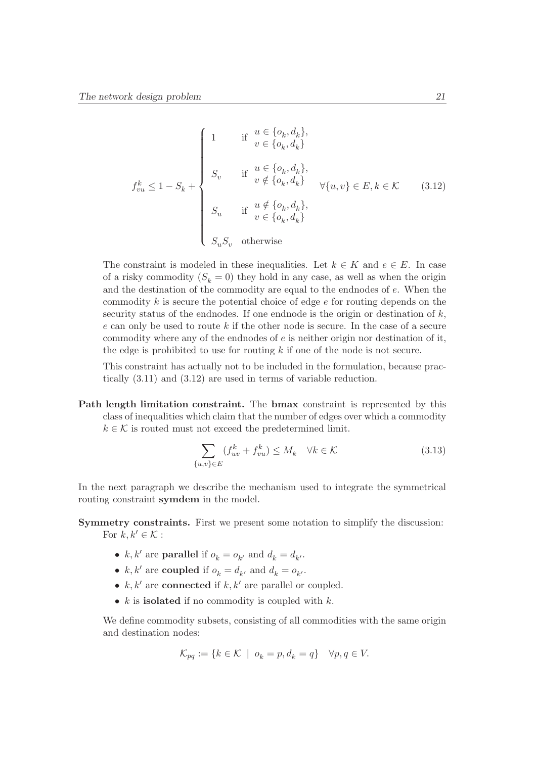$$
f_{vu}^k \leq 1 - S_k + \begin{cases} 1 & \text{if } \begin{array}{l} u \in \{o_k, d_k\}, \\ v \in \{o_k, d_k\} \end{array} \\[2ex] S_v & \text{if } \begin{array}{l} u \in \{o_k, d_k\}, \\ v \notin \{o_k, d_k\} \end{array} \\[2ex] S_u & \text{if } \begin{array}{l} u \notin \{o_k, d_k\}, \\ v \in \{o_k, d_k\} \end{array} \\[2ex] S_u S_v & \text{otherwise} \end{cases} \quad \forall \{u, v\} \in E, k \in \mathcal{K} \tag{3.12}
$$

The constraint is modeled in these inequalities. Let $k \in K$ and $e \in E$. In case of a risky commodity ($S_k = 0$) they hold in any case, as well as when the origin and the destination of the commodity are equal to the endnodes of $e$. When the commodity $k$ is secure the potential choice of edge $e$ for routing depends on the security status of the endnodes. If one endnode is the origin or destination of $k$, $e$ can only be used to route $k$ if the other node is secure. In the case of a secure commodity where any of the endnodes of $e$ is neither origin nor destination of it, the edge is prohibited to use for routing $k$ if one of the node is not secure.

This constraint has actually not to be included in the formulation, because practically (3.11) and (3.12) are used in terms of variable reduction.

**Path length limitation constraint.** The **bmax** constraint is represented by this class of inequalities which claim that the number of edges over which a commodity $k \in \mathcal{K}$ is routed must not exceed the predetermined limit.

$$
\sum_{\{u,v\} \in E} (f_{uv}^k + f_{vu}^k) \leq M_k \quad \forall k \in \mathcal{K} \tag{3.13}
$$

In the next paragraph we describe the mechanism used to integrate the symmetrical routing constraint **symdem** in the model.

**Symmetry constraints.** First we present some notation to simplify the discussion: For $k, k' \in \mathcal{K}$ :

- $k, k'$ are **parallel** if $o_k = o_{k'}$ and $d_k = d_{k'}$.
- $k, k'$ are **coupled** if $o_k = d_{k'}$ and $d_k = o_{k'}$.
- $k, k'$ are **connected** if $k, k'$ are parallel or coupled.
- $k$ is **isolated** if no commodity is coupled with $k$.

We define commodity subsets, consisting of all commodities with the same origin and destination nodes:

$$
\mathcal{K}_{pq} := \{k \in \mathcal{K} \mid o_k = p, d_k = q\} \quad \forall p, q \in V.
$$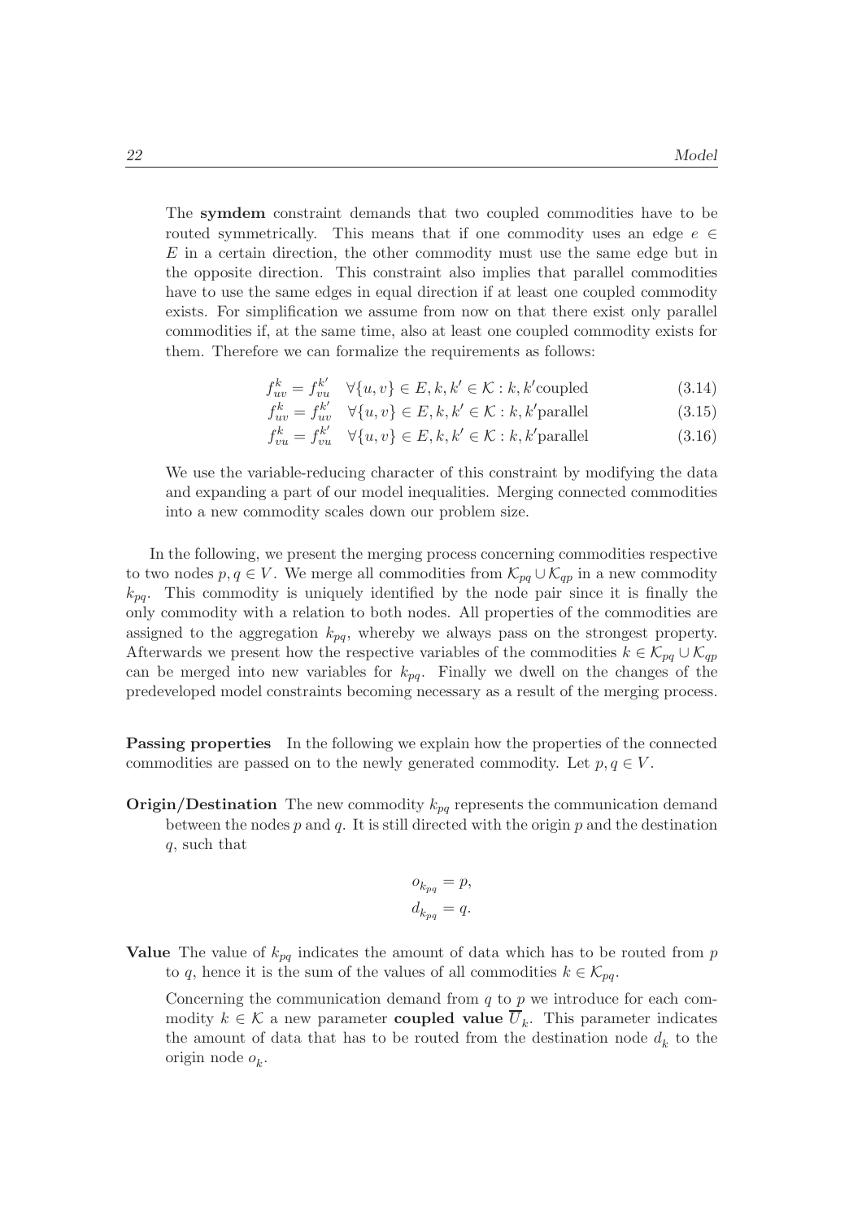The **symdem** constraint demands that two coupled commodities have to be routed symmetrically. This means that if one commodity uses an edge $e \in E$ in a certain direction, the other commodity must use the same edge but in the opposite direction. This constraint also implies that parallel commodities have to use the same edges in equal direction if at least one coupled commodity exists. For simplification we assume from now on that there exist only parallel commodities if, at the same time, also at least one coupled commodity exists for them. Therefore we can formalize the requirements as follows:

$$f_{uv}^{k} = f_{vu}^{k'} \quad \forall \{u,v\} \in E, k, k' \in \mathcal{K} : k, k' \text{coupled} \tag{3.14}$$

$$f_{uv}^{k} = f_{uv}^{k'} \quad \forall \{u,v\} \in E, k, k' \in \mathcal{K} : k, k' \text{parallel} \tag{3.15}$$

$$f_{vu}^{k} = f_{vu}^{k'} \quad \forall \{u,v\} \in E, k, k' \in \mathcal{K} : k, k' \text{parallel} \tag{3.16}$$

We use the variable-reducing character of this constraint by modifying the data and expanding a part of our model inequalities. Merging connected commodities into a new commodity scales down our problem size.

In the following, we present the merging process concerning commodities respective to two nodes $p, q \in V$. We merge all commodities from $\mathcal{K}_{pq} \cup \mathcal{K}_{qp}$ in a new commodity $k_{pq}$. This commodity is uniquely identified by the node pair since it is finally the only commodity with a relation to both nodes. All properties of the commodities are assigned to the aggregation $k_{pq}$, whereby we always pass on the strongest property. Afterwards we present how the respective variables of the commodities $k \in \mathcal{K}_{pq} \cup \mathcal{K}_{qp}$ can be merged into new variables for $k_{pq}$. Finally we dwell on the changes of the predeveloped model constraints becoming necessary as a result of the merging process.

**Passing properties** In the following we explain how the properties of the connected commodities are passed on to the newly generated commodity. Let $p, q \in V$.

**Origin/Destination** The new commodity $k_{pq}$ represents the communication demand between the nodes $p$ and $q$. It is still directed with the origin $p$ and the destination $q$, such that

$$o_{k_{pq}} = p,$$
$$d_{k_{pq}} = q.$$

**Value** The value of $k_{pq}$ indicates the amount of data which has to be routed from $p$ to $q$, hence it is the sum of the values of all commodities $k \in \mathcal{K}_{pq}$.

Concerning the communication demand from $q$ to $p$ we introduce for each commodity $k \in \mathcal{K}$ a new parameter **coupled value** $\overline{U}_k$. This parameter indicates the amount of data that has to be routed from the destination node $d_k$ to the origin node $o_k$.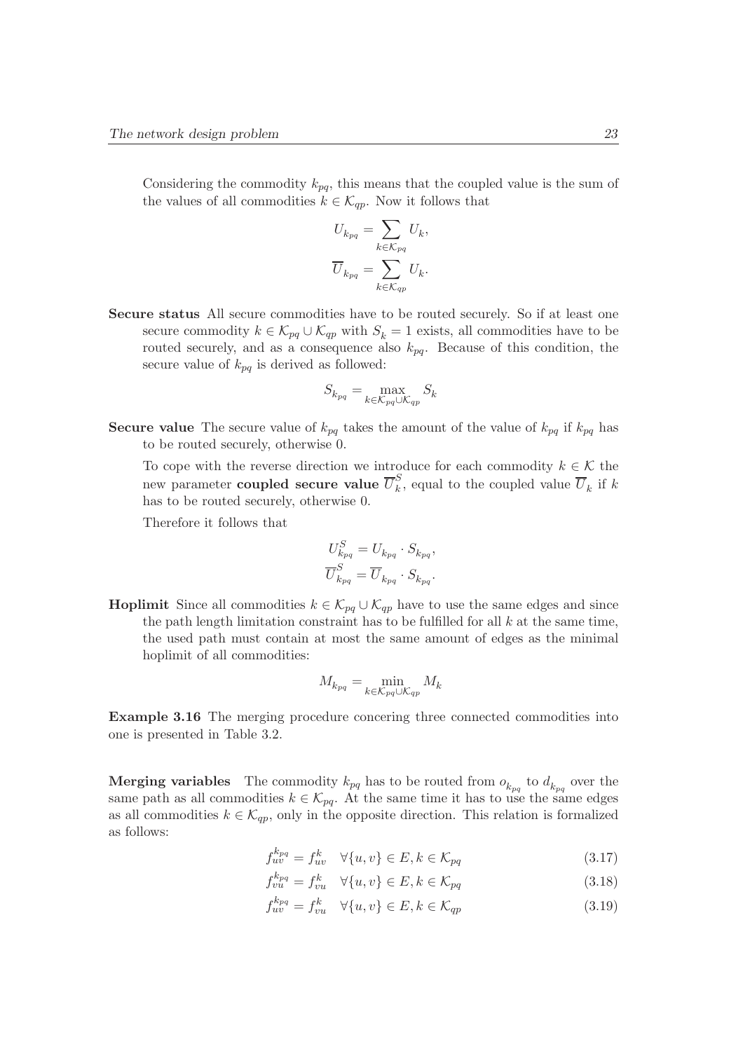Considering the commodity $k_{pq}$, this means that the coupled value is the sum of the values of all commodities $k \in \mathcal{K}_{qp}$. Now it follows that

$$U_{k_{pq}} = \sum_{k \in \mathcal{K}_{pq}} U_k,$$

$$\overline{U}_{k_{pq}} = \sum_{k \in \mathcal{K}_{qp}} U_k.$$

**Secure status** All secure commodities have to be routed securely. So if at least one secure commodity $k \in \mathcal{K}_{pq} \cup \mathcal{K}_{qp}$ with $S_k = 1$ exists, all commodities have to be routed securely, and as a consequence also $k_{pq}$. Because of this condition, the secure value of $k_{pq}$ is derived as followed:

$$S_{k_{pq}} = \max_{k \in \mathcal{K}_{pq} \cup \mathcal{K}_{qp}} S_k$$

**Secure value** The secure value of $k_{pq}$ takes the amount of the value of $k_{pq}$ if $k_{pq}$ has to be routed securely, otherwise 0.

To cope with the reverse direction we introduce for each commodity $k \in \mathcal{K}$ the new parameter **coupled secure value** $\overline{U}_k^S$, equal to the coupled value $\overline{U}_k$ if $k$ has to be routed securely, otherwise 0.

Therefore it follows that

$$U_{k_{pq}}^S = U_{k_{pq}} \cdot S_{k_{pq}},$$

$$\overline{U}_{k_{pq}}^S = \overline{U}_{k_{pq}} \cdot S_{k_{pq}}.$$

**Hoplimit** Since all commodities $k \in \mathcal{K}_{pq} \cup \mathcal{K}_{qp}$ have to use the same edges and since the path length limitation constraint has to be fulfilled for all $k$ at the same time, the used path must contain at most the same amount of edges as the minimal hoplimit of all commodities:

$$M_{k_{pq}} = \min_{k \in \mathcal{K}_{pq} \cup \mathcal{K}_{qp}} M_k$$

**Example 3.16** The merging procedure concering three connected commodities into one is presented in Table 3.2.

**Merging variables** The commodity $k_{pq}$ has to be routed from $o_{k_{pq}}$ to $d_{k_{pq}}$ over the same path as all commodities $k \in \mathcal{K}_{pq}$. At the same time it has to use the same edges as all commodities $k \in \mathcal{K}_{qp}$, only in the opposite direction. This relation is formalized as follows:

$$f_{uv}^{k_{pq}} = f_{uv}^k \quad \forall \{u, v\} \in E, k \in \mathcal{K}_{pq} \tag{3.17}$$

$$f_{vu}^{k_{pq}} = f_{vu}^k \quad \forall \{u, v\} \in E, k \in \mathcal{K}_{pq} \tag{3.18}$$

$$f_{uv}^{k_{pq}} = f_{vu}^k \quad \forall \{u, v\} \in E, k \in \mathcal{K}_{qp} \tag{3.19}$$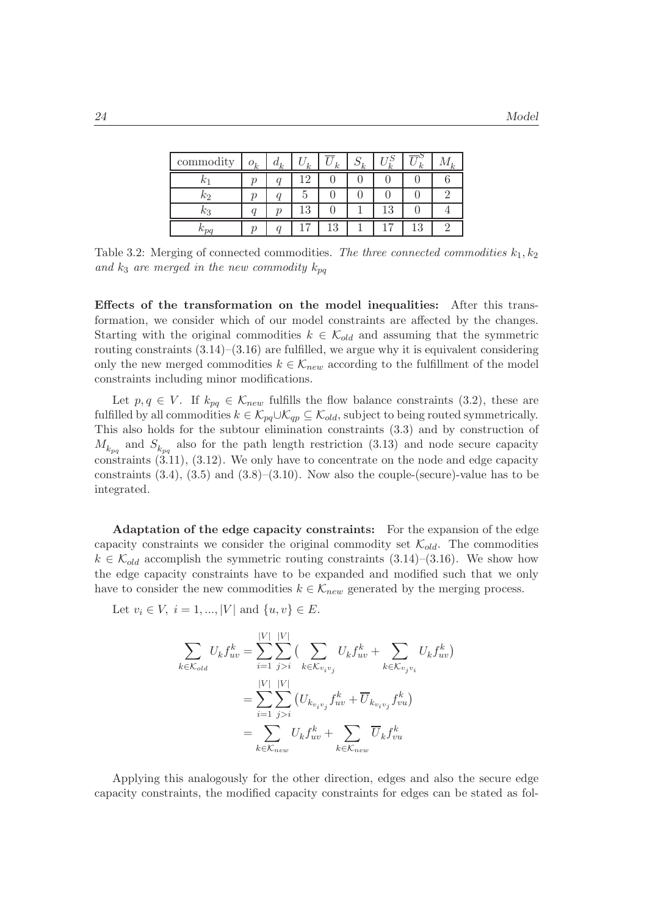| commodity | $o_k$ | $d_k$ | $U_k$ | $\overline{U}_k$ | $S_k$ | $U_k^S$ | $\overline{U}_k^S$ | $M_k$ |
|---|---|---|---|---|---|---|---|---|
| $k_1$ | $p$ | $q$ | 12 | 0 | 0 | 0 | 0 | 6 |
| $k_2$ | $p$ | $q$ | 5 | 0 | 0 | 0 | 0 | 2 |
| $k_3$ | $q$ | $p$ | 13 | 0 | 1 | 13 | 0 | 4 |
| $k_{pq}$ | $p$ | $q$ | 17 | 13 | 1 | 17 | 13 | 2 |

Table 3.2: Merging of connected commodities. *The three connected commodities $k_1, k_2$ and $k_3$ are merged in the new commodity $k_{pq}$*

**Effects of the transformation on the model inequalities:** After this transformation, we consider which of our model constraints are affected by the changes. Starting with the original commodities $k \in \mathcal{K}_{old}$ and assuming that the symmetric routing constraints (3.14)–(3.16) are fulfilled, we argue why it is equivalent considering only the new merged commodities $k \in \mathcal{K}_{new}$ according to the fulfillment of the model constraints including minor modifications.

Let $p, q \in V$. If $k_{pq} \in \mathcal{K}_{new}$ fulfills the flow balance constraints (3.2), these are fulfilled by all commodities $k \in \mathcal{K}_{pq} \cup \mathcal{K}_{qp} \subseteq \mathcal{K}_{old}$, subject to being routed symmetrically. This also holds for the subtour elimination constraints (3.3) and by construction of $M_{k_{pq}}$ and $S_{k_{pq}}$ also for the path length restriction (3.13) and node secure capacity constraints (3.11), (3.12). We only have to concentrate on the node and edge capacity constraints (3.4), (3.5) and (3.8)–(3.10). Now also the couple-(secure)-value has to be integrated.

**Adaptation of the edge capacity constraints:** For the expansion of the edge capacity constraints we consider the original commodity set $\mathcal{K}_{old}$. The commodities $k \in \mathcal{K}_{old}$ accomplish the symmetric routing constraints (3.14)–(3.16). We show how the edge capacity constraints have to be expanded and modified such that we only have to consider the new commodities $k \in \mathcal{K}_{new}$ generated by the merging process.

Let $v_i \in V,\ i = 1, ..., |V|$ and $\{u, v\} \in E$.

$$
\begin{aligned}
\sum_{k \in \mathcal{K}_{old}} U_k f_{uv}^k &= \sum_{i=1}^{|V|} \sum_{j>i}^{|V|} \big( \sum_{k \in \mathcal{K}_{v_i v_j}} U_k f_{uv}^k + \sum_{k \in \mathcal{K}_{v_j v_i}} U_k f_{uv}^k \big) \\
&= \sum_{i=1}^{|V|} \sum_{j>i}^{|V|} \big( U_{k_{v_i v_j}} f_{uv}^k + \overline{U}_{k_{v_i v_j}} f_{vu}^k \big) \\
&= \sum_{k \in \mathcal{K}_{new}} U_k f_{uv}^k + \sum_{k \in \mathcal{K}_{new}} \overline{U}_k f_{vu}^k
\end{aligned}
$$

Applying this analogously for the other direction, edges and also the secure edge capacity constraints, the modified capacity constraints for edges can be stated as fol-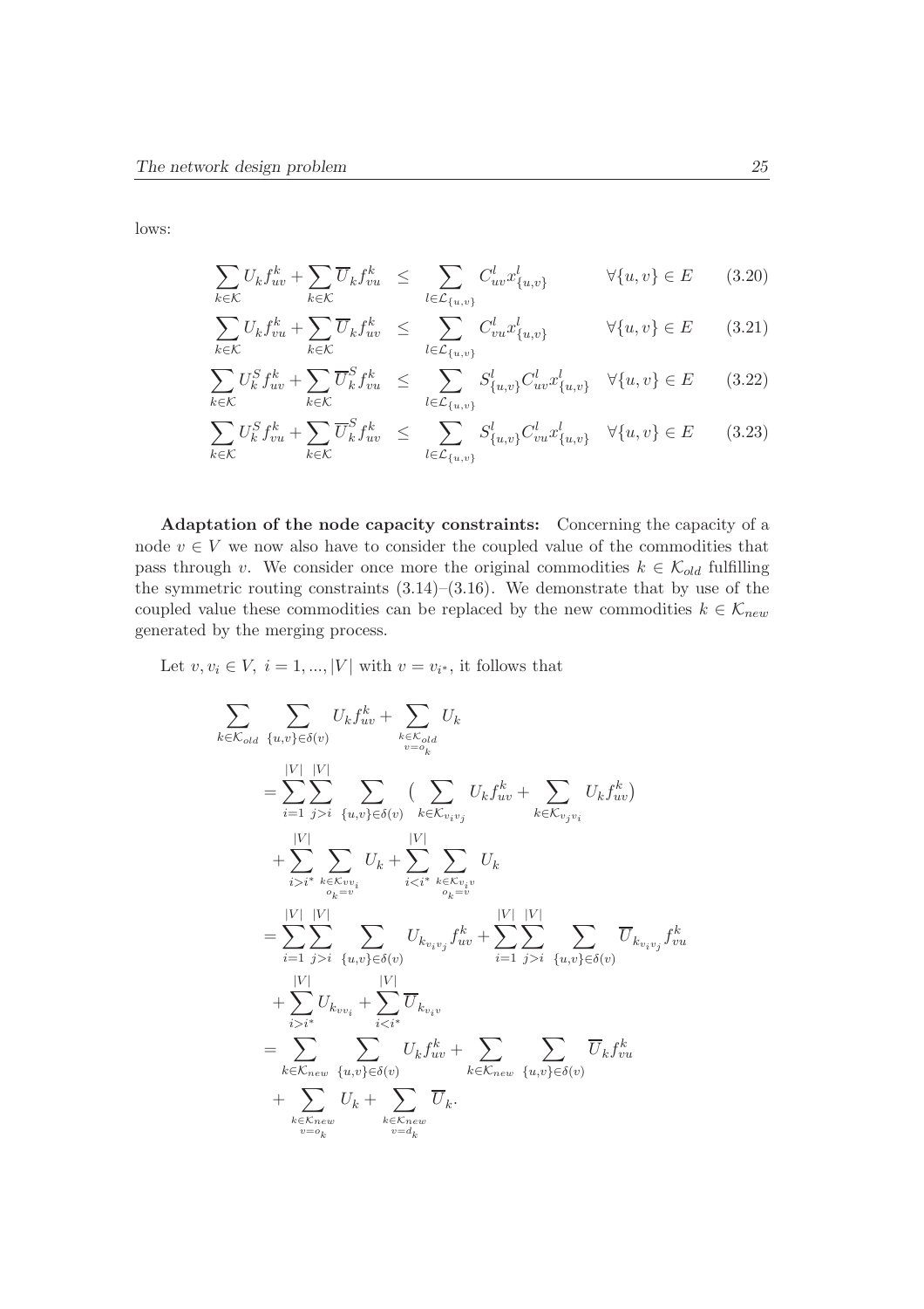lows:

$$\sum_{k\in\mathcal{K}} U_k f_{uv}^k + \sum_{k\in\mathcal{K}} \overline{U}_k f_{vu}^k \leq \sum_{l\in\mathcal{L}_{\{u,v\}}} C_{uv}^l x_{\{u,v\}}^l \qquad \forall \{u,v\} \in E \tag{3.20}$$

$$\sum_{k\in\mathcal{K}} U_k f_{vu}^k + \sum_{k\in\mathcal{K}} \overline{U}_k f_{uv}^k \leq \sum_{l\in\mathcal{L}_{\{u,v\}}} C_{vu}^l x_{\{u,v\}}^l \qquad \forall \{u,v\} \in E \tag{3.21}$$

$$\sum_{k\in\mathcal{K}} U_k^S f_{uv}^k + \sum_{k\in\mathcal{K}} \overline{U}_k^S f_{vu}^k \leq \sum_{l\in\mathcal{L}_{\{u,v\}}} S_{\{u,v\}}^l C_{uv}^l x_{\{u,v\}}^l \qquad \forall \{u,v\} \in E \tag{3.22}$$

$$\sum_{k\in\mathcal{K}} U_k^S f_{vu}^k + \sum_{k\in\mathcal{K}} \overline{U}_k^S f_{uv}^k \leq \sum_{l\in\mathcal{L}_{\{u,v\}}} S_{\{u,v\}}^l C_{vu}^l x_{\{u,v\}}^l \qquad \forall \{u,v\} \in E \tag{3.23}$$

**Adaptation of the node capacity constraints:** Concerning the capacity of a node $v \in V$ we now also have to consider the coupled value of the commodities that pass through $v$. We consider once more the original commodities $k \in \mathcal{K}_{old}$ fulfilling the symmetric routing constraints (3.14)–(3.16). We demonstrate that by use of the coupled value these commodities can be replaced by the new commodities $k \in \mathcal{K}_{new}$ generated by the merging process.

Let $v, v_i \in V,\ i = 1, ..., |V|$ with $v = v_{i^*}$, it follows that

$$\begin{aligned}
&\sum_{k\in\mathcal{K}_{old}} \sum_{\{u,v\}\in\delta(v)} U_k f_{uv}^k + \sum_{\substack{k\in\mathcal{K}_{old}\\ v=o_k}} U_k \\
&= \sum_{i=1}^{|V|} \sum_{j>i}^{|V|} \sum_{\{u,v\}\in\delta(v)} \Big( \sum_{k\in\mathcal{K}_{v_i v_j}} U_k f_{uv}^k + \sum_{k\in\mathcal{K}_{v_j v_i}} U_k f_{uv}^k \Big) \\
&\quad + \sum_{i>i^*}^{|V|} \sum_{\substack{k\in\mathcal{K}_{v v_i}\\ o_k=v}} U_k + \sum_{i<i^*}^{|V|} \sum_{\substack{k\in\mathcal{K}_{v_i v}\\ o_k=v}} U_k \\
&= \sum_{i=1}^{|V|} \sum_{j>i}^{|V|} \sum_{\{u,v\}\in\delta(v)} U_{k_{v_i v_j}} f_{uv}^k + \sum_{i=1}^{|V|} \sum_{j>i}^{|V|} \sum_{\{u,v\}\in\delta(v)} \overline{U}_{k_{v_i v_j}} f_{vu}^k \\
&\quad + \sum_{i>i^*}^{|V|} U_{k_{v v_i}} + \sum_{i<i^*}^{|V|} \overline{U}_{k_{v_i v}} \\
&= \sum_{k\in\mathcal{K}_{new}} \sum_{\{u,v\}\in\delta(v)} U_k f_{uv}^k + \sum_{k\in\mathcal{K}_{new}} \sum_{\{u,v\}\in\delta(v)} \overline{U}_k f_{vu}^k \\
&\quad + \sum_{\substack{k\in\mathcal{K}_{new}\\ v=o_k}} U_k + \sum_{\substack{k\in\mathcal{K}_{new}\\ v=d_k}} \overline{U}_k.
\end{aligned}$$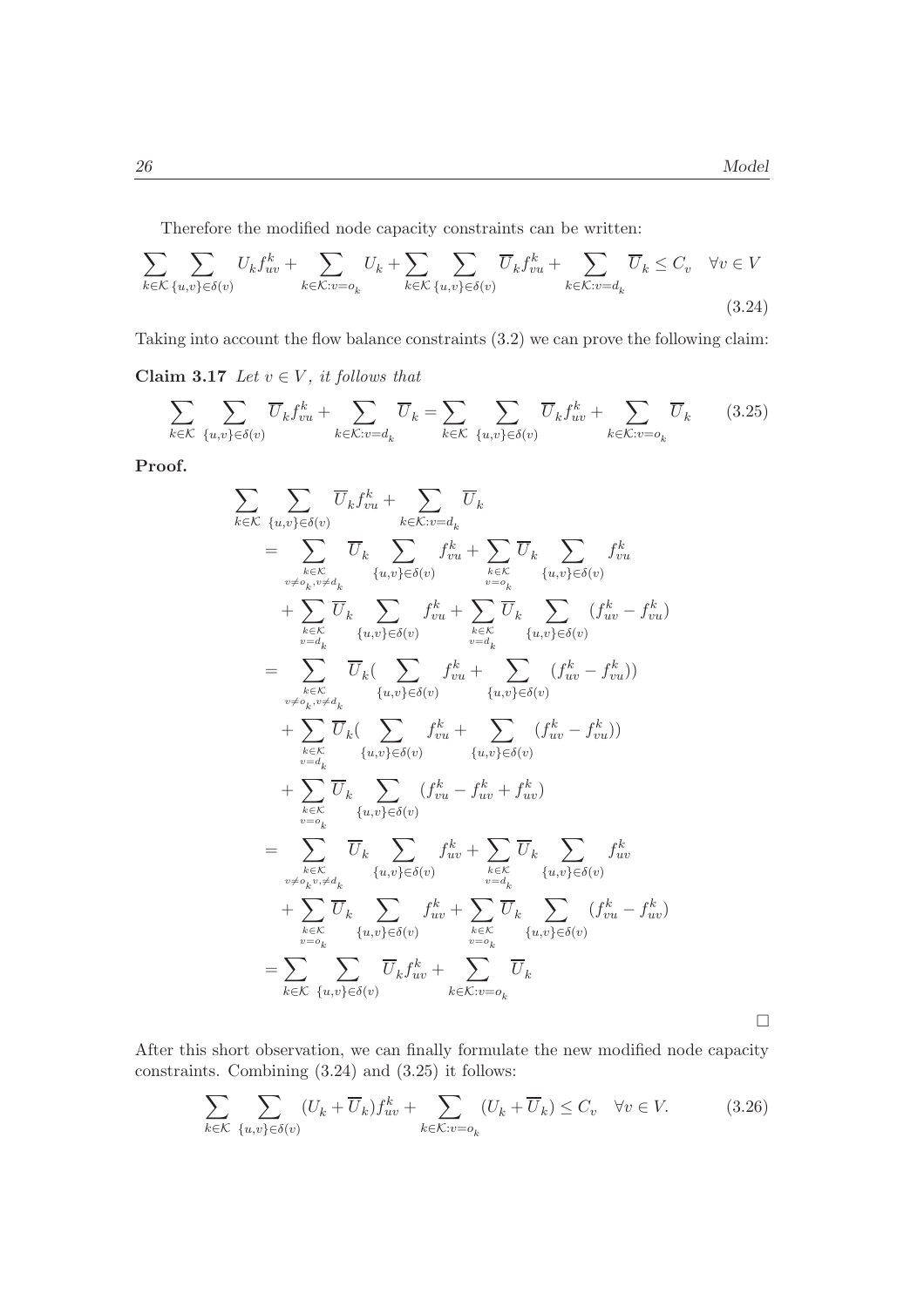Therefore the modified node capacity constraints can be written:

$$\sum_{k\in\mathcal{K}}\sum_{\{u,v\}\in\delta(v)} U_k f^k_{uv} + \sum_{k\in\mathcal{K}:v=o_k} U_k + \sum_{k\in\mathcal{K}}\sum_{\{u,v\}\in\delta(v)} \overline{U}_k f^k_{vu} + \sum_{k\in\mathcal{K}:v=d_k} \overline{U}_k \le C_v \quad \forall v\in V \tag{3.24}$$

Taking into account the flow balance constraints (3.2) we can prove the following claim:

**Claim 3.17** *Let $v \in V$, it follows that*

$$\sum_{k\in\mathcal{K}}\sum_{\{u,v\}\in\delta(v)} \overline{U}_k f^k_{vu} + \sum_{k\in\mathcal{K}:v=d_k} \overline{U}_k = \sum_{k\in\mathcal{K}}\sum_{\{u,v\}\in\delta(v)} \overline{U}_k f^k_{uv} + \sum_{k\in\mathcal{K}:v=o_k} \overline{U}_k \tag{3.25}$$

**Proof.**

$$\begin{aligned}
&\sum_{k\in\mathcal{K}}\sum_{\{u,v\}\in\delta(v)} \overline{U}_k f^k_{vu} + \sum_{k\in\mathcal{K}:v=d_k} \overline{U}_k \\
&= \sum_{\substack{k\in\mathcal{K}\\ v\neq o_k, v\neq d_k}} \overline{U}_k \sum_{\{u,v\}\in\delta(v)} f^k_{vu} + \sum_{\substack{k\in\mathcal{K}\\ v=o_k}} \overline{U}_k \sum_{\{u,v\}\in\delta(v)} f^k_{vu} \\
&\quad + \sum_{\substack{k\in\mathcal{K}\\ v=d_k}} \overline{U}_k \sum_{\{u,v\}\in\delta(v)} f^k_{vu} + \sum_{\substack{k\in\mathcal{K}\\ v=d_k}} \overline{U}_k \sum_{\{u,v\}\in\delta(v)} (f^k_{uv} - f^k_{vu}) \\
&= \sum_{\substack{k\in\mathcal{K}\\ v\neq o_k, v\neq d_k}} \overline{U}_k \Big(\sum_{\{u,v\}\in\delta(v)} f^k_{vu} + \sum_{\{u,v\}\in\delta(v)} (f^k_{uv} - f^k_{vu})\Big) \\
&\quad + \sum_{\substack{k\in\mathcal{K}\\ v=d_k}} \overline{U}_k \Big(\sum_{\{u,v\}\in\delta(v)} f^k_{vu} + \sum_{\{u,v\}\in\delta(v)} (f^k_{uv} - f^k_{vu})\Big) \\
&\quad + \sum_{\substack{k\in\mathcal{K}\\ v=o_k}} \overline{U}_k \sum_{\{u,v\}\in\delta(v)} (f^k_{vu} - f^k_{uv} + f^k_{uv}) \\
&= \sum_{\substack{k\in\mathcal{K}\\ v\neq o_k v, \neq d_k}} \overline{U}_k \sum_{\{u,v\}\in\delta(v)} f^k_{uv} + \sum_{\substack{k\in\mathcal{K}\\ v=d_k}} \overline{U}_k \sum_{\{u,v\}\in\delta(v)} f^k_{uv} \\
&\quad + \sum_{\substack{k\in\mathcal{K}\\ v=o_k}} \overline{U}_k \sum_{\{u,v\}\in\delta(v)} f^k_{uv} + \sum_{\substack{k\in\mathcal{K}\\ v=o_k}} \overline{U}_k \sum_{\{u,v\}\in\delta(v)} (f^k_{vu} - f^k_{uv}) \\
&= \sum_{k\in\mathcal{K}}\sum_{\{u,v\}\in\delta(v)} \overline{U}_k f^k_{uv} + \sum_{k\in\mathcal{K}:v=o_k} \overline{U}_k
\end{aligned}$$

□

After this short observation, we can finally formulate the new modified node capacity constraints. Combining (3.24) and (3.25) it follows:

$$\sum_{k\in\mathcal{K}}\sum_{\{u,v\}\in\delta(v)} (U_k + \overline{U}_k) f^k_{uv} + \sum_{k\in\mathcal{K}:v=o_k} (U_k + \overline{U}_k) \le C_v \quad \forall v\in V. \tag{3.26}$$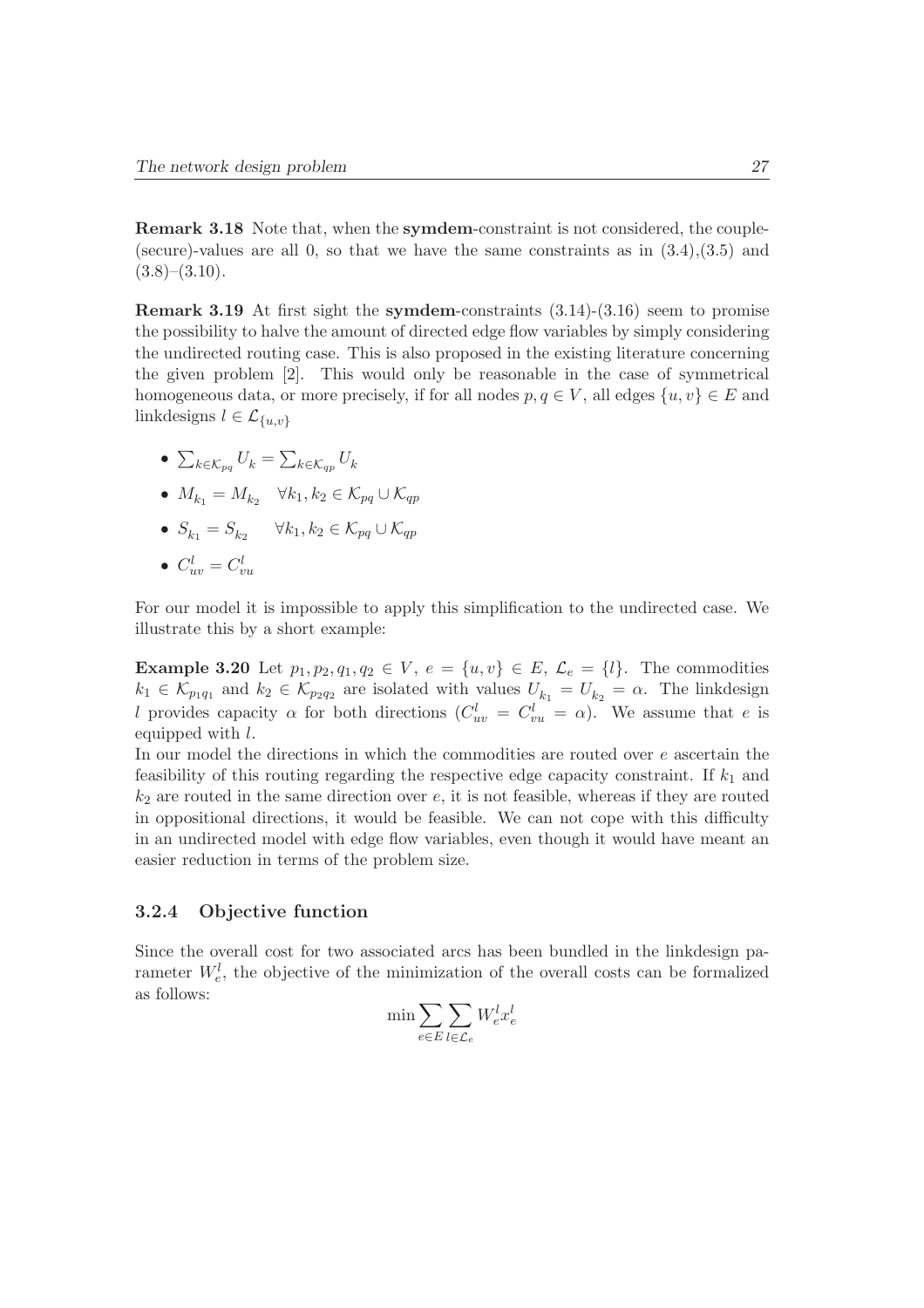**Remark 3.18** Note that, when the **symdem**-constraint is not considered, the couple-(secure)-values are all 0, so that we have the same constraints as in (3.4),(3.5) and (3.8)–(3.10).

**Remark 3.19** At first sight the **symdem**-constraints (3.14)-(3.16) seem to promise the possibility to halve the amount of directed edge flow variables by simply considering the undirected routing case. This is also proposed in the existing literature concerning the given problem [2]. This would only be reasonable in the case of symmetrical homogeneous data, or more precisely, if for all nodes $p, q \in V$, all edges $\{u, v\} \in E$ and linkdesigns $l \in \mathcal{L}_{\{u,v\}}$

- $\sum_{k \in \mathcal{K}_{pq}} U_k = \sum_{k \in \mathcal{K}_{qp}} U_k$
- $M_{k_1} = M_{k_2} \quad \forall k_1, k_2 \in \mathcal{K}_{pq} \cup \mathcal{K}_{qp}$
- $S_{k_1} = S_{k_2} \quad \forall k_1, k_2 \in \mathcal{K}_{pq} \cup \mathcal{K}_{qp}$
- $C^l_{uv} = C^l_{vu}$

For our model it is impossible to apply this simplification to the undirected case. We illustrate this by a short example:

**Example 3.20** Let $p_1, p_2, q_1, q_2 \in V$, $e = \{u, v\} \in E$, $\mathcal{L}_e = \{l\}$. The commodities $k_1 \in \mathcal{K}_{p_1q_1}$ and $k_2 \in \mathcal{K}_{p_2q_2}$ are isolated with values $U_{k_1} = U_{k_2} = \alpha$. The linkdesign $l$ provides capacity $\alpha$ for both directions ($C^l_{uv} = C^l_{vu} = \alpha$). We assume that $e$ is equipped with $l$.
In our model the directions in which the commodities are routed over $e$ ascertain the feasibility of this routing regarding the respective edge capacity constraint. If $k_1$ and $k_2$ are routed in the same direction over $e$, it is not feasible, whereas if they are routed in oppositional directions, it would be feasible. We can not cope with this difficulty in an undirected model with edge flow variables, even though it would have meant an easier reduction in terms of the problem size.

### 3.2.4 Objective function

Since the overall cost for two associated arcs has been bundled in the linkdesign parameter $W^l_e$, the objective of the minimization of the overall costs can be formalized as follows:

$$\min \sum_{e \in E} \sum_{l \in \mathcal{L}_e} W^l_e x^l_e$$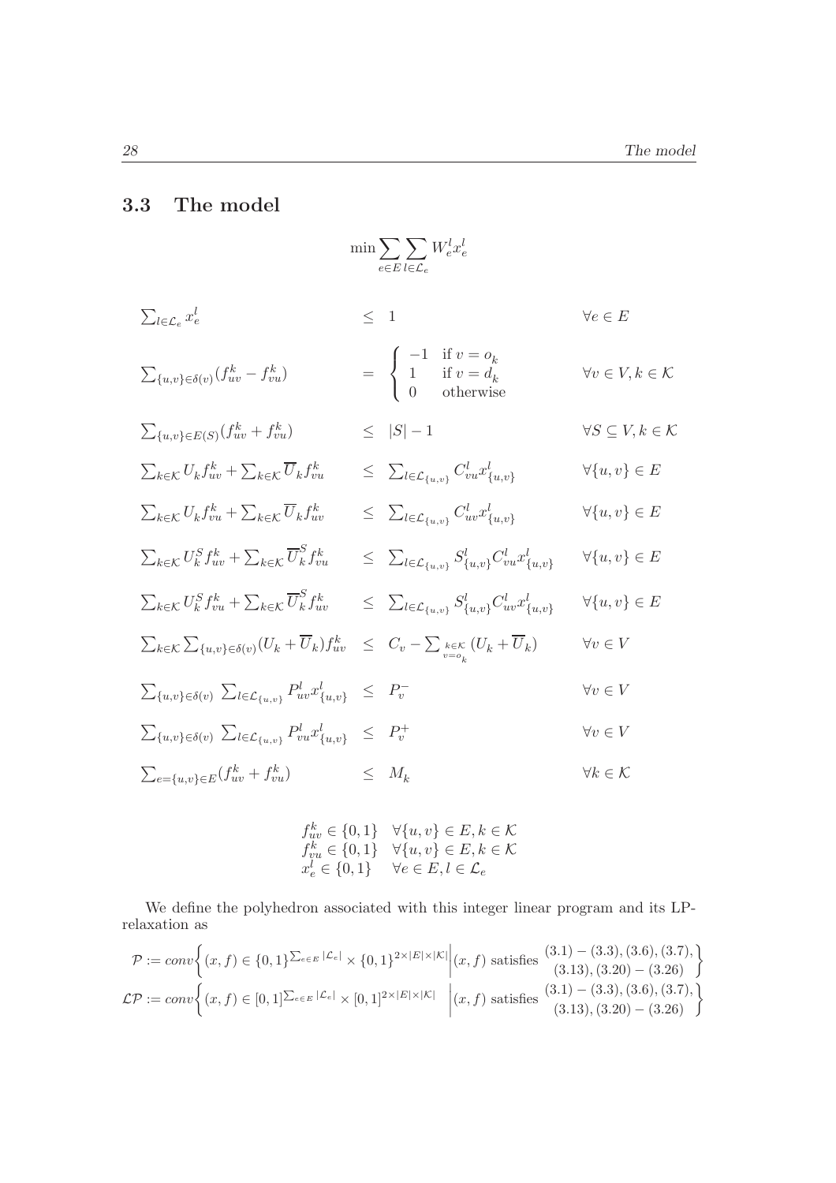## 3.3 The model

$$\min \sum_{e \in E} \sum_{l \in \mathcal{L}_e} W_e^l x_e^l$$

$$
\begin{array}{lcll}
\sum_{l \in \mathcal{L}_e} x_e^l & \leq & 1 & \forall e \in E \\
\sum_{\{u,v\} \in \delta(v)} (f_{uv}^k - f_{vu}^k) & = & \begin{cases} -1 & \text{if } v = o_k \\ 1 & \text{if } v = d_k \\ 0 & \text{otherwise} \end{cases} & \forall v \in V, k \in \mathcal{K} \\
\sum_{\{u,v\} \in E(S)} (f_{uv}^k + f_{vu}^k) & \leq & |S| - 1 & \forall S \subseteq V, k \in \mathcal{K} \\
\sum_{k \in \mathcal{K}} U_k f_{uv}^k + \sum_{k \in \mathcal{K}} \overline{U}_k f_{vu}^k & \leq & \sum_{l \in \mathcal{L}_{\{u,v\}}} C_{vu}^l x_{\{u,v\}}^l & \forall \{u,v\} \in E \\
\sum_{k \in \mathcal{K}} U_k f_{vu}^k + \sum_{k \in \mathcal{K}} \overline{U}_k f_{uv}^k & \leq & \sum_{l \in \mathcal{L}_{\{u,v\}}} C_{uv}^l x_{\{u,v\}}^l & \forall \{u,v\} \in E \\
\sum_{k \in \mathcal{K}} U_k^S f_{uv}^k + \sum_{k \in \mathcal{K}} \overline{U}_k^S f_{vu}^k & \leq & \sum_{l \in \mathcal{L}_{\{u,v\}}} S_{\{u,v\}}^l C_{vu}^l x_{\{u,v\}}^l & \forall \{u,v\} \in E \\
\sum_{k \in \mathcal{K}} U_k^S f_{vu}^k + \sum_{k \in \mathcal{K}} \overline{U}_k^S f_{uv}^k & \leq & \sum_{l \in \mathcal{L}_{\{u,v\}}} S_{\{u,v\}}^l C_{uv}^l x_{\{u,v\}}^l & \forall \{u,v\} \in E \\
\sum_{k \in \mathcal{K}} \sum_{\{u,v\} \in \delta(v)} (U_k + \overline{U}_k) f_{uv}^k & \leq & C_v - \sum_{\substack{k \in \mathcal{K} \\ v = o_k}} (U_k + \overline{U}_k) & \forall v \in V \\
\sum_{\{u,v\} \in \delta(v)} \sum_{l \in \mathcal{L}_{\{u,v\}}} P_{uv}^l x_{\{u,v\}}^l & \leq & P_v^- & \forall v \in V \\
\sum_{\{u,v\} \in \delta(v)} \sum_{l \in \mathcal{L}_{\{u,v\}}} P_{vu}^l x_{\{u,v\}}^l & \leq & P_v^+ & \forall v \in V \\
\sum_{e = \{u,v\} \in E} (f_{uv}^k + f_{vu}^k) & \leq & M_k & \forall k \in \mathcal{K}
\end{array}
$$

$$
\begin{array}{ll}
f_{uv}^k \in \{0,1\} & \forall \{u,v\} \in E, k \in \mathcal{K} \\
f_{vu}^k \in \{0,1\} & \forall \{u,v\} \in E, k \in \mathcal{K} \\
x_e^l \in \{0,1\} & \forall e \in E, l \in \mathcal{L}_e
\end{array}
$$

We define the polyhedron associated with this integer linear program and its LP-relaxation as

$$\mathcal{P} := conv\left\{ (x,f) \in \{0,1\}^{\sum_{e \in E} |\mathcal{L}_e|} \times \{0,1\}^{2 \times |E| \times |\mathcal{K}|} \;\middle|\; (x,f) \text{ satisfies } \begin{array}{c} (3.1)-(3.3), (3.6), (3.7), \\ (3.13), (3.20)-(3.26) \end{array} \right\}$$

$$\mathcal{LP} := conv\left\{ (x,f) \in [0,1]^{\sum_{e \in E} |\mathcal{L}_e|} \times [0,1]^{2 \times |E| \times |\mathcal{K}|} \;\middle|\; (x,f) \text{ satisfies } \begin{array}{c} (3.1)-(3.3), (3.6), (3.7), \\ (3.13), (3.20)-(3.26) \end{array} \right\}$$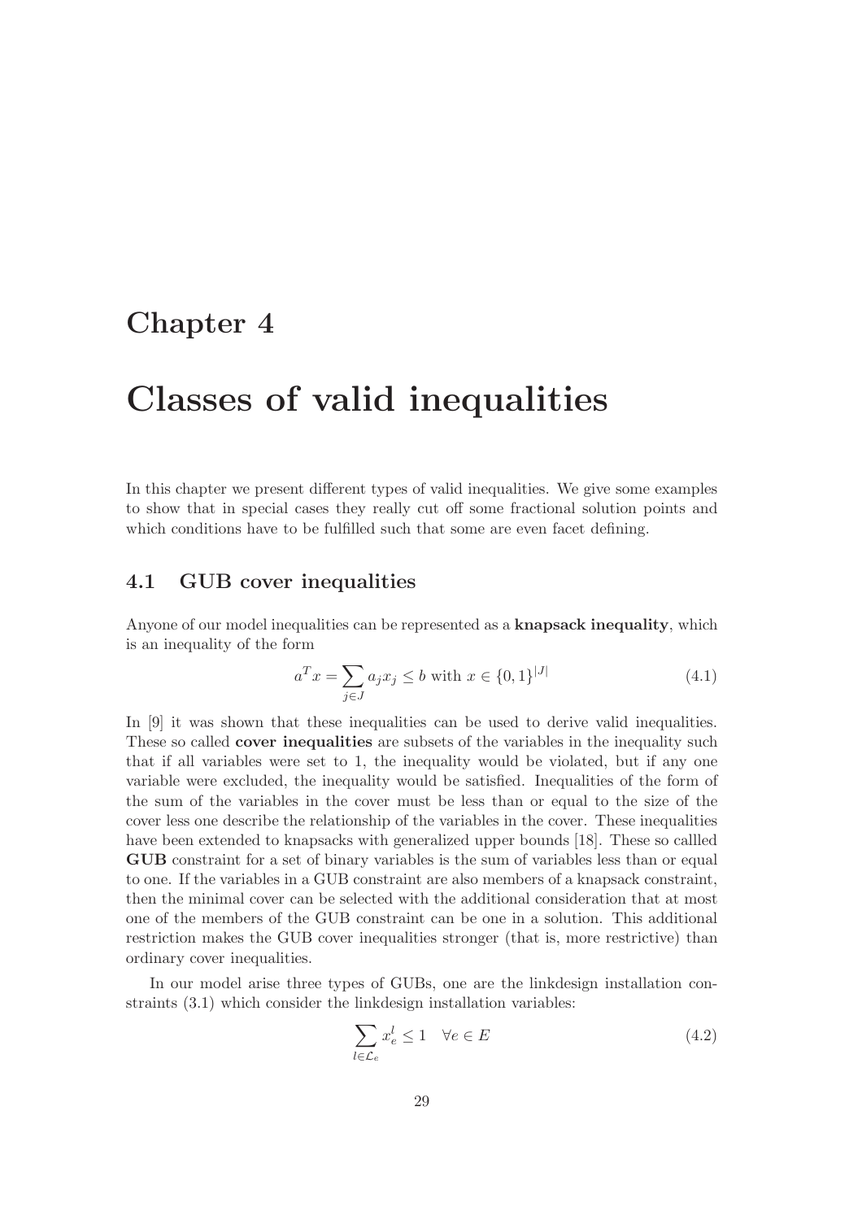# Chapter 4

# Classes of valid inequalities

In this chapter we present different types of valid inequalities. We give some examples to show that in special cases they really cut off some fractional solution points and which conditions have to be fulfilled such that some are even facet defining.

## 4.1 GUB cover inequalities

Anyone of our model inequalities can be represented as a **knapsack inequality**, which is an inequality of the form

$$a^T x = \sum_{j \in J} a_j x_j \leq b \text{ with } x \in \{0,1\}^{|J|} \tag{4.1}$$

In [9] it was shown that these inequalities can be used to derive valid inequalities. These so called **cover inequalities** are subsets of the variables in the inequality such that if all variables were set to 1, the inequality would be violated, but if any one variable were excluded, the inequality would be satisfied. Inequalities of the form of the sum of the variables in the cover must be less than or equal to the size of the cover less one describe the relationship of the variables in the cover. These inequalities have been extended to knapsacks with generalized upper bounds [18]. These so callled **GUB** constraint for a set of binary variables is the sum of variables less than or equal to one. If the variables in a GUB constraint are also members of a knapsack constraint, then the minimal cover can be selected with the additional consideration that at most one of the members of the GUB constraint can be one in a solution. This additional restriction makes the GUB cover inequalities stronger (that is, more restrictive) than ordinary cover inequalities.

In our model arise three types of GUBs, one are the linkdesign installation constraints (3.1) which consider the linkdesign installation variables:

$$\sum_{l \in \mathcal{L}_e} x_e^l \leq 1 \quad \forall e \in E \tag{4.2}$$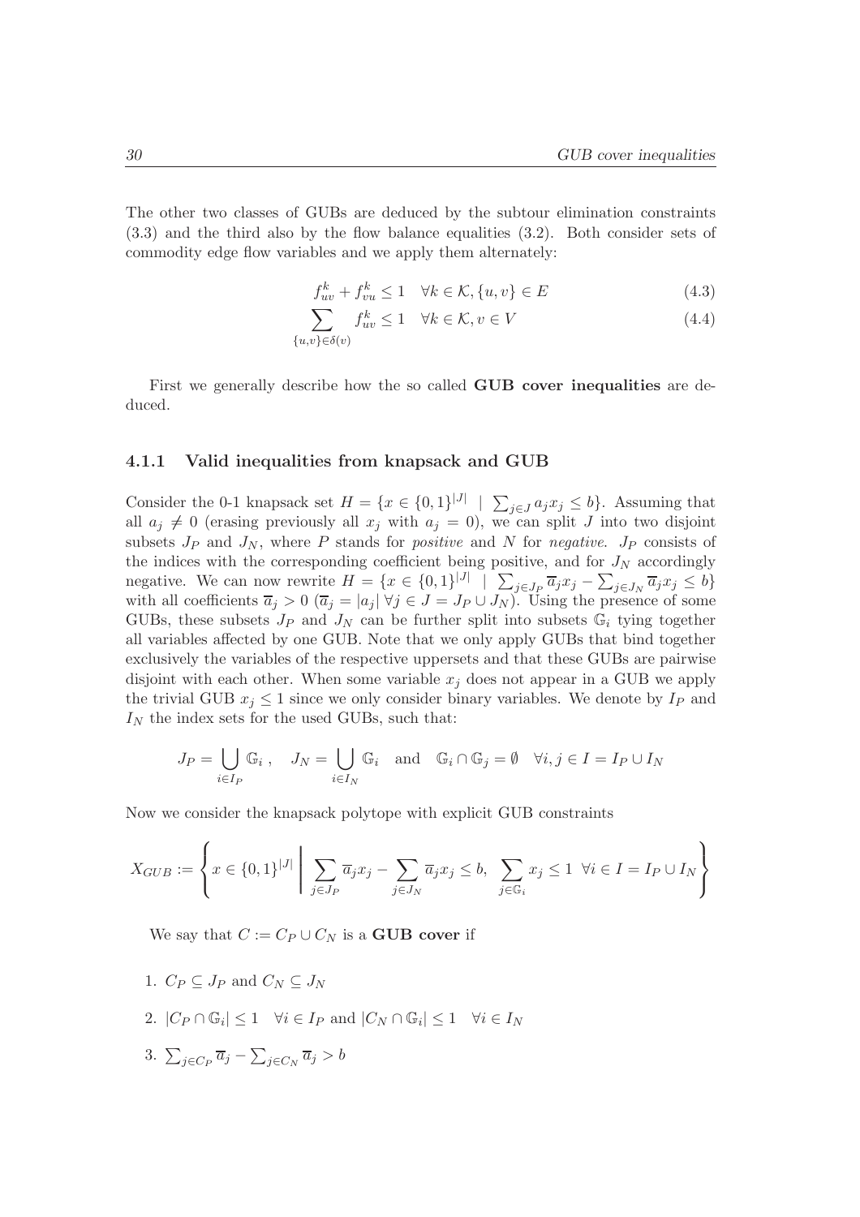The other two classes of GUBs are deduced by the subtour elimination constraints (3.3) and the third also by the flow balance equalities (3.2). Both consider sets of commodity edge flow variables and we apply them alternately:

$$f_{uv}^k + f_{vu}^k \leq 1 \quad \forall k \in \mathcal{K}, \{u,v\} \in E \tag{4.3}$$

$$\sum_{\{u,v\} \in \delta(v)} f_{uv}^k \leq 1 \quad \forall k \in \mathcal{K}, v \in V \tag{4.4}$$

First we generally describe how the so called **GUB cover inequalities** are deduced.

### 4.1.1 Valid inequalities from knapsack and GUB

Consider the 0-1 knapsack set $H = \{x \in \{0,1\}^{|J|} \mid \sum_{j \in J} a_j x_j \leq b\}$. Assuming that all $a_j \neq 0$ (erasing previously all $x_j$ with $a_j = 0$), we can split $J$ into two disjoint subsets $J_P$ and $J_N$, where $P$ stands for *positive* and $N$ for *negative*. $J_P$ consists of the indices with the corresponding coefficient being positive, and for $J_N$ accordingly negative. We can now rewrite $H = \{x \in \{0,1\}^{|J|} \mid \sum_{j \in J_P} \overline{a}_j x_j - \sum_{j \in J_N} \overline{a}_j x_j \leq b\}$ with all coefficients $\overline{a}_j > 0$ ($\overline{a}_j = |a_j| \; \forall j \in J = J_P \cup J_N$). Using the presence of some GUBs, these subsets $J_P$ and $J_N$ can be further split into subsets $\mathbb{G}_i$ tying together all variables affected by one GUB. Note that we only apply GUBs that bind together exclusively the variables of the respective uppersets and that these GUBs are pairwise disjoint with each other. When some variable $x_j$ does not appear in a GUB we apply the trivial GUB $x_j \leq 1$ since we only consider binary variables. We denote by $I_P$ and $I_N$ the index sets for the used GUBs, such that:

$$J_P = \bigcup_{i \in I_P} \mathbb{G}_i\,, \quad J_N = \bigcup_{i \in I_N} \mathbb{G}_i \quad \text{and} \quad \mathbb{G}_i \cap \mathbb{G}_j = \emptyset \quad \forall i,j \in I = I_P \cup I_N$$

Now we consider the knapsack polytope with explicit GUB constraints

$$X_{GUB} := \left\{ x \in \{0,1\}^{|J|} \;\middle|\; \sum_{j \in J_P} \overline{a}_j x_j - \sum_{j \in J_N} \overline{a}_j x_j \leq b, \; \sum_{j \in \mathbb{G}_i} x_j \leq 1 \;\; \forall i \in I = I_P \cup I_N \right\}$$

We say that $C := C_P \cup C_N$ is a **GUB cover** if

1. $C_P \subseteq J_P$ and $C_N \subseteq J_N$
2. $|C_P \cap \mathbb{G}_i| \leq 1 \quad \forall i \in I_P$ and $|C_N \cap \mathbb{G}_i| \leq 1 \quad \forall i \in I_N$
3. $\sum_{j \in C_P} \overline{a}_j - \sum_{j \in C_N} \overline{a}_j > b$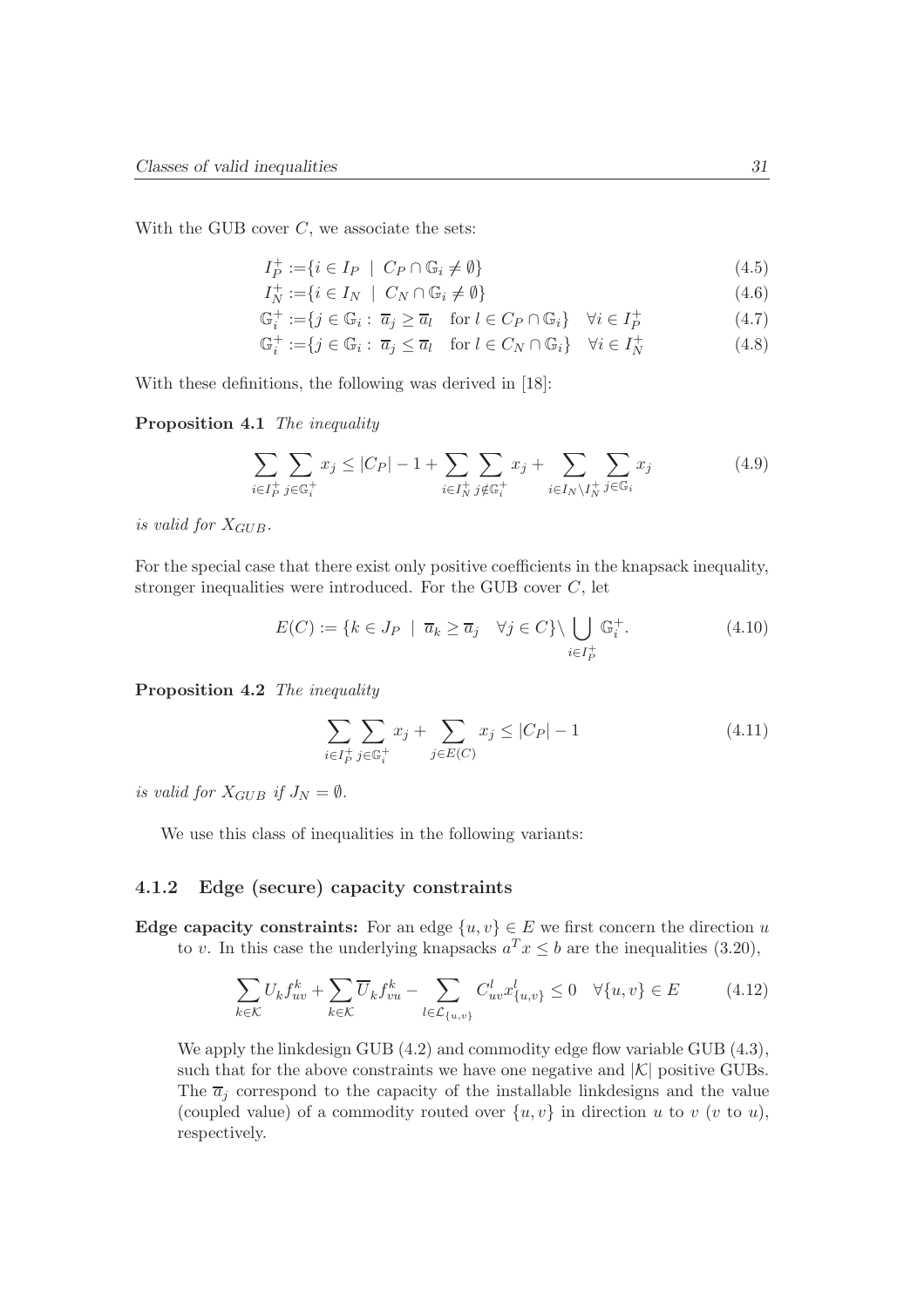With the GUB cover $C$, we associate the sets:

$$I_P^+ := \{i \in I_P \mid C_P \cap \mathbb{G}_i \neq \emptyset\} \tag{4.5}$$

$$I_N^+ := \{i \in I_N \mid C_N \cap \mathbb{G}_i \neq \emptyset\} \tag{4.6}$$

$$\mathbb{G}_i^+ := \{j \in \mathbb{G}_i : \overline{a}_j \geq \overline{a}_l \quad \text{for } l \in C_P \cap \mathbb{G}_i\} \quad \forall i \in I_P^+ \tag{4.7}$$

$$\mathbb{G}_i^+ := \{j \in \mathbb{G}_i : \overline{a}_j \leq \overline{a}_l \quad \text{for } l \in C_N \cap \mathbb{G}_i\} \quad \forall i \in I_N^+ \tag{4.8}$$

With these definitions, the following was derived in [18]:

**Proposition 4.1** *The inequality*

$$\sum_{i \in I_P^+} \sum_{j \in \mathbb{G}_i^+} x_j \leq |C_P| - 1 + \sum_{i \in I_N^+} \sum_{j \notin \mathbb{G}_i^+} x_j + \sum_{i \in I_N \setminus I_N^+} \sum_{j \in \mathbb{G}_i} x_j \tag{4.9}$$

*is valid for $X_{GUB}$.*

For the special case that there exist only positive coefficients in the knapsack inequality, stronger inequalities were introduced. For the GUB cover $C$, let

$$E(C) := \{k \in J_P \mid \overline{a}_k \geq \overline{a}_j \quad \forall j \in C\} \setminus \bigcup_{i \in I_P^+} \mathbb{G}_i^+. \tag{4.10}$$

**Proposition 4.2** *The inequality*

$$\sum_{i \in I_P^+} \sum_{j \in \mathbb{G}_i^+} x_j + \sum_{j \in E(C)} x_j \leq |C_P| - 1 \tag{4.11}$$

*is valid for $X_{GUB}$ if $J_N = \emptyset$.*

We use this class of inequalities in the following variants:

### 4.1.2 Edge (secure) capacity constraints

**Edge capacity constraints:** For an edge $\{u, v\} \in E$ we first concern the direction $u$ to $v$. In this case the underlying knapsacks $a^T x \leq b$ are the inequalities (3.20),

$$\sum_{k \in \mathcal{K}} U_k f_{uv}^k + \sum_{k \in \mathcal{K}} \overline{U}_k f_{vu}^k - \sum_{l \in \mathcal{L}_{\{u,v\}}} C_{uv}^l x_{\{u,v\}}^l \leq 0 \quad \forall \{u, v\} \in E \tag{4.12}$$

We apply the linkdesign GUB (4.2) and commodity edge flow variable GUB (4.3), such that for the above constraints we have one negative and $|\mathcal{K}|$ positive GUBs. The $\overline{a}_j$ correspond to the capacity of the installable linkdesigns and the value (coupled value) of a commodity routed over $\{u, v\}$ in direction $u$ to $v$ ($v$ to $u$), respectively.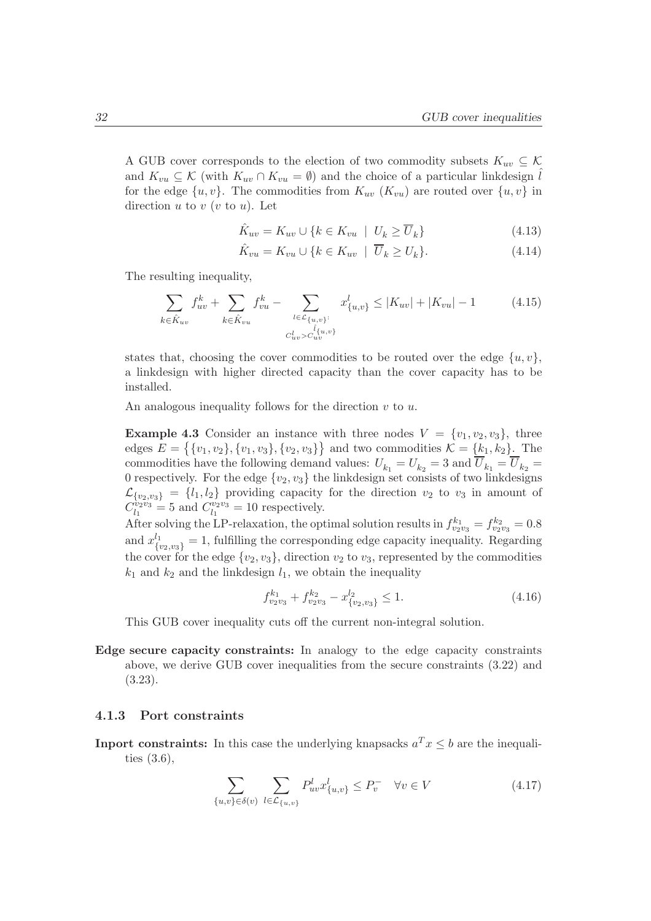A GUB cover corresponds to the election of two commodity subsets $K_{uv} \subseteq \mathcal{K}$ and $K_{vu} \subseteq \mathcal{K}$ (with $K_{uv} \cap K_{vu} = \emptyset$) and the choice of a particular linkdesign $\hat{l}$ for the edge $\{u, v\}$. The commodities from $K_{uv}$ ($K_{vu}$) are routed over $\{u, v\}$ in direction $u$ to $v$ ($v$ to $u$). Let

$$\hat{K}_{uv} = K_{uv} \cup \{k \in K_{vu} \mid U_k \geq \overline{U}_k\} \tag{4.13}$$

$$\hat{K}_{vu} = K_{vu} \cup \{k \in K_{uv} \mid \overline{U}_k \geq U_k\}. \tag{4.14}$$

The resulting inequality,

$$\sum_{k \in \hat{K}_{uv}} f^k_{uv} + \sum_{k \in \hat{K}_{vu}} f^k_{vu} - \sum_{\substack{l \in \mathcal{L}_{\{u,v\}}: \\ C^l_{uv} > C^{\hat{l}_{\{u,v\}}}_{uv}}} x^l_{\{u,v\}} \leq |K_{uv}| + |K_{vu}| - 1 \tag{4.15}$$

states that, choosing the cover commodities to be routed over the edge $\{u, v\}$, a linkdesign with higher directed capacity than the cover capacity has to be installed.

An analogous inequality follows for the direction $v$ to $u$.

**Example 4.3** Consider an instance with three nodes $V = \{v_1, v_2, v_3\}$, three edges $E = \big\{\{v_1, v_2\}, \{v_1, v_3\}, \{v_2, v_3\}\big\}$ and two commodities $\mathcal{K} = \{k_1, k_2\}$. The commodities have the following demand values: $U_{k_1} = U_{k_2} = 3$ and $\overline{U}_{k_1} = \overline{U}_{k_2} = 0$ respectively. For the edge $\{v_2, v_3\}$ the linkdesign set consists of two linkdesigns $\mathcal{L}_{\{v_2,v_3\}} = \{l_1, l_2\}$ providing capacity for the direction $v_2$ to $v_3$ in amount of $C^{v_2 v_3}_{l_1} = 5$ and $C^{v_2 v_3}_{l_1} = 10$ respectively.
After solving the LP-relaxation, the optimal solution results in $f^{k_1}_{v_2 v_3} = f^{k_2}_{v_2 v_3} = 0.8$ and $x^{l_1}_{\{v_2,v_3\}} = 1$, fulfilling the corresponding edge capacity inequality. Regarding the cover for the edge $\{v_2, v_3\}$, direction $v_2$ to $v_3$, represented by the commodities $k_1$ and $k_2$ and the linkdesign $l_1$, we obtain the inequality

$$f^{k_1}_{v_2 v_3} + f^{k_2}_{v_2 v_3} - x^{l_2}_{\{v_2,v_3\}} \leq 1. \tag{4.16}$$

This GUB cover inequality cuts off the current non-integral solution.

**Edge secure capacity constraints:** In analogy to the edge capacity constraints above, we derive GUB cover inequalities from the secure constraints (3.22) and (3.23).

### 4.1.3 Port constraints

**Inport constraints:** In this case the underlying knapsacks $a^T x \leq b$ are the inequalities (3.6),

$$\sum_{\{u,v\} \in \delta(v)} \sum_{l \in \mathcal{L}_{\{u,v\}}} P^l_{uv} x^l_{\{u,v\}} \leq P^-_v \quad \forall v \in V \tag{4.17}$$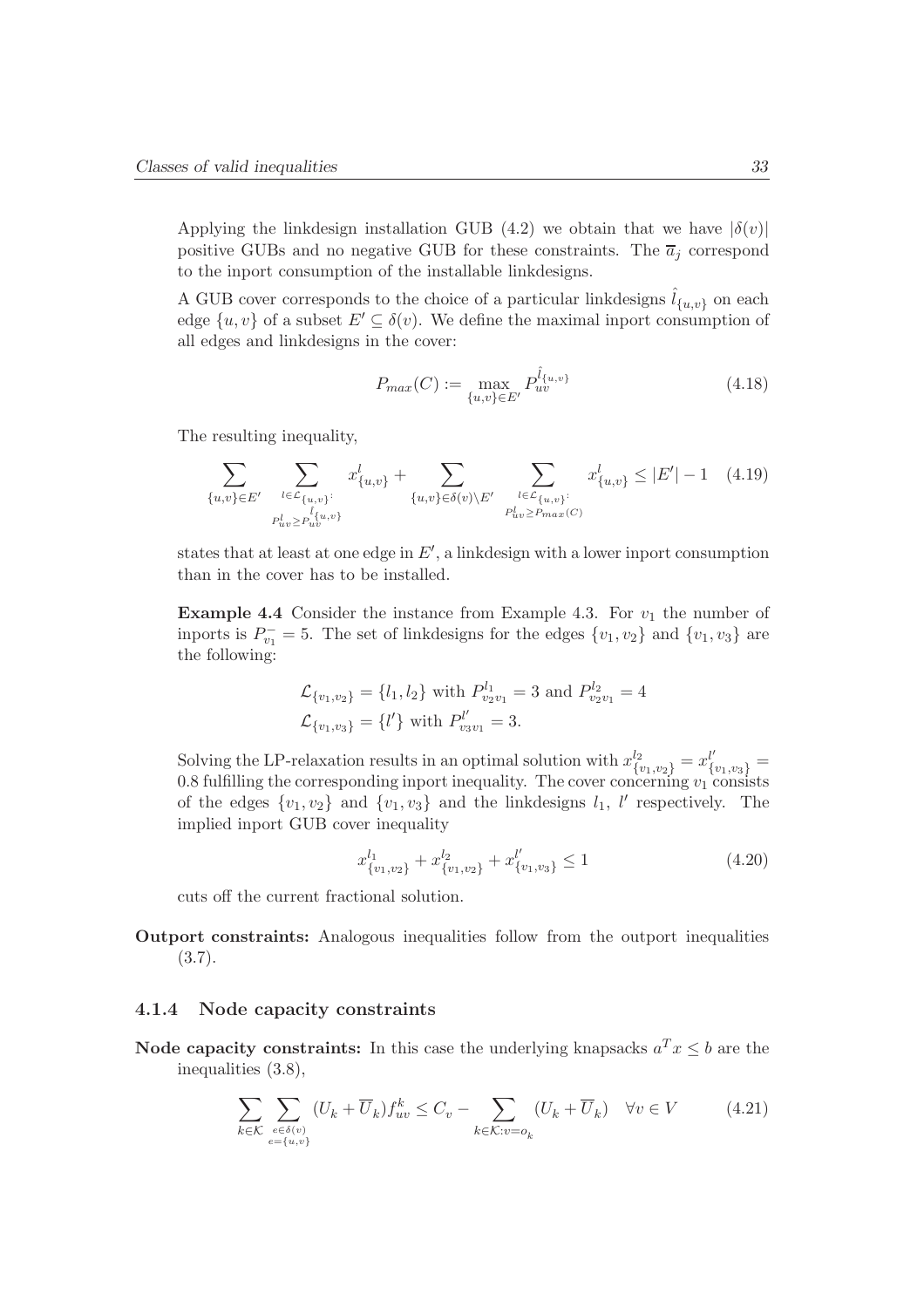Applying the linkdesign installation GUB (4.2) we obtain that we have $|\delta(v)|$ positive GUBs and no negative GUB for these constraints. The $\overline{a}_j$ correspond to the inport consumption of the installable linkdesigns.

A GUB cover corresponds to the choice of a particular linkdesigns $\hat{l}_{\{u,v\}}$ on each edge $\{u,v\}$ of a subset $E' \subseteq \delta(v)$. We define the maximal inport consumption of all edges and linkdesigns in the cover:

$$P_{max}(C) := \max_{\{u,v\} \in E'} P_{uv}^{\hat{l}_{\{u,v\}}} \tag{4.18}$$

The resulting inequality,

$$\sum_{\{u,v\} \in E'} \sum_{\substack{l \in \mathcal{L}_{\{u,v\}}: \\ P_{uv}^{l} \geq P_{uv}^{\hat{l}_{\{u,v\}}}}} x_{\{u,v\}}^{l} + \sum_{\{u,v\} \in \delta(v) \setminus E'} \sum_{\substack{l \in \mathcal{L}_{\{u,v\}}: \\ P_{uv}^{l} \geq P_{max}(C)}} x_{\{u,v\}}^{l} \leq |E'| - 1 \tag{4.19}$$

states that at least at one edge in $E'$, a linkdesign with a lower inport consumption than in the cover has to be installed.

**Example 4.4** Consider the instance from Example 4.3. For $v_1$ the number of inports is $P_{v_1}^{-} = 5$. The set of linkdesigns for the edges $\{v_1, v_2\}$ and $\{v_1, v_3\}$ are the following:

$$\mathcal{L}_{\{v_1,v_2\}} = \{l_1, l_2\} \text{ with } P_{v_2 v_1}^{l_1} = 3 \text{ and } P_{v_2 v_1}^{l_2} = 4$$
$$\mathcal{L}_{\{v_1,v_3\}} = \{l'\} \text{ with } P_{v_3 v_1}^{l'} = 3.$$

Solving the LP-relaxation results in an optimal solution with $x_{\{v_1,v_2\}}^{l_2} = x_{\{v_1,v_3\}}^{l'} = 0.8$ fulfilling the corresponding inport inequality. The cover concerning $v_1$ consists of the edges $\{v_1, v_2\}$ and $\{v_1, v_3\}$ and the linkdesigns $l_1$, $l'$ respectively. The implied inport GUB cover inequality

$$x_{\{v_1,v_2\}}^{l_1} + x_{\{v_1,v_2\}}^{l_2} + x_{\{v_1,v_3\}}^{l'} \leq 1 \tag{4.20}$$

cuts off the current fractional solution.

**Outport constraints:** Analogous inequalities follow from the outport inequalities (3.7).

### 4.1.4 Node capacity constraints

**Node capacity constraints:** In this case the underlying knapsacks $a^T x \leq b$ are the inequalities (3.8),

$$\sum_{k \in \mathcal{K}} \sum_{\substack{e \in \delta(v) \\ e = \{u,v\}}} (U_k + \overline{U}_k) f_{uv}^{k} \leq C_v - \sum_{k \in \mathcal{K}: v = o_k} (U_k + \overline{U}_k) \quad \forall v \in V \tag{4.21}$$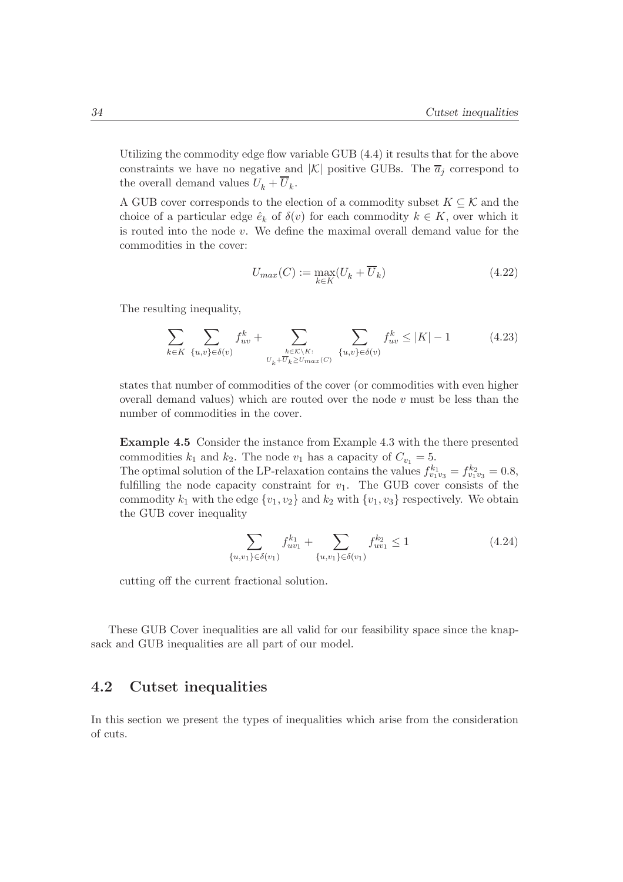Utilizing the commodity edge flow variable GUB (4.4) it results that for the above constraints we have no negative and $|\mathcal{K}|$ positive GUBs. The $\overline{a}_j$ correspond to the overall demand values $U_k + \overline{U}_k$.

A GUB cover corresponds to the election of a commodity subset $K \subseteq \mathcal{K}$ and the choice of a particular edge $\hat{e}_k$ of $\delta(v)$ for each commodity $k \in K$, over which it is routed into the node $v$. We define the maximal overall demand value for the commodities in the cover:

$$U_{max}(C) := \max_{k \in K}(U_k + \overline{U}_k) \tag{4.22}$$

The resulting inequality,

$$\sum_{k \in K} \sum_{\{u,v\} \in \delta(v)} f^k_{uv} + \sum_{\substack{k \in \mathcal{K} \setminus K: \\ U_k + \overline{U}_k \geq U_{max}(C)}} \sum_{\{u,v\} \in \delta(v)} f^k_{uv} \leq |K| - 1 \tag{4.23}$$

states that number of commodities of the cover (or commodities with even higher overall demand values) which are routed over the node $v$ must be less than the number of commodities in the cover.

**Example 4.5** Consider the instance from Example 4.3 with the there presented commodities $k_1$ and $k_2$. The node $v_1$ has a capacity of $C_{v_1} = 5$.
The optimal solution of the LP-relaxation contains the values $f^{k_1}_{v_1 v_3} = f^{k_2}_{v_1 v_3} = 0.8$, fulfilling the node capacity constraint for $v_1$. The GUB cover consists of the commodity $k_1$ with the edge $\{v_1, v_2\}$ and $k_2$ with $\{v_1, v_3\}$ respectively. We obtain the GUB cover inequality

$$\sum_{\{u,v_1\} \in \delta(v_1)} f^{k_1}_{uv_1} + \sum_{\{u,v_1\} \in \delta(v_1)} f^{k_2}_{uv_1} \leq 1 \tag{4.24}$$

cutting off the current fractional solution.

These GUB Cover inequalities are all valid for our feasibility space since the knapsack and GUB inequalities are all part of our model.

## 4.2 Cutset inequalities

In this section we present the types of inequalities which arise from the consideration of cuts.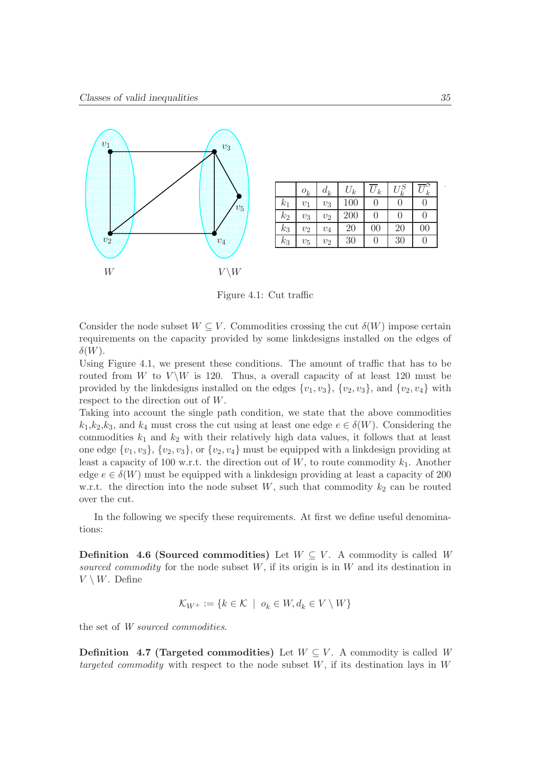|  | $o_k$ | $d_k$ | $U_k$ | $\overline{U}_k$ | $U_k^S$ | $\overline{U}_k^S$ |
|---|---|---|---|---|---|---|
| $k_1$ | $v_1$ | $v_3$ | 100 | 0 | 0 | 0 |
| $k_2$ | $v_3$ | $v_2$ | 200 | 0 | 0 | 0 |
| $k_3$ | $v_2$ | $v_4$ | 20 | 00 | 20 | 00 |
| $k_3$ | $v_5$ | $v_2$ | 30 | 0 | 30 | 0 |

Figure 4.1: Cut traffic

Consider the node subset $W \subseteq V$. Commodities crossing the cut $\delta(W)$ impose certain requirements on the capacity provided by some linkdesigns installed on the edges of $\delta(W)$.

Using Figure 4.1, we present these conditions. The amount of traffic that has to be routed from $W$ to $V \backslash W$ is 120. Thus, a overall capacity of at least 120 must be provided by the linkdesigns installed on the edges $\{v_1, v_3\}$, $\{v_2, v_3\}$, and $\{v_2, v_4\}$ with respect to the direction out of $W$.

Taking into account the single path condition, we state that the above commodities $k_1$,$k_2$,$k_3$, and $k_4$ must cross the cut using at least one edge $e \in \delta(W)$. Considering the commodities $k_1$ and $k_2$ with their relatively high data values, it follows that at least one edge $\{v_1, v_3\}$, $\{v_2, v_3\}$, or $\{v_2, v_4\}$ must be equipped with a linkdesign providing at least a capacity of 100 w.r.t. the direction out of $W$, to route commodity $k_1$. Another edge $e \in \delta(W)$ must be equipped with a linkdesign providing at least a capacity of 200 w.r.t. the direction into the node subset $W$, such that commodity $k_2$ can be routed over the cut.

In the following we specify these requirements. At first we define useful denominations:

**Definition 4.6 (Sourced commodities)** Let $W \subseteq V$. A commodity is called *$W$ sourced commodity* for the node subset $W$, if its origin is in $W$ and its destination in $V \setminus W$. Define

$$\mathcal{K}_{W^+} := \{k \in \mathcal{K} \mid o_k \in W, d_k \in V \setminus W\}$$

the set of *$W$ sourced commodities*.

**Definition 4.7 (Targeted commodities)** Let $W \subseteq V$. A commodity is called *$W$ targeted commodity* with respect to the node subset $W$, if its destination lays in $W$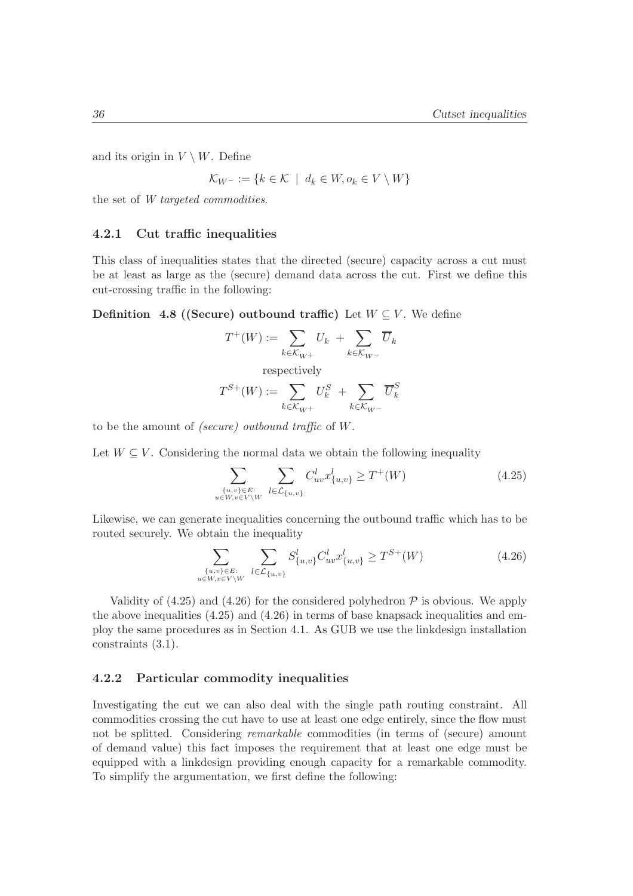and its origin in $V \setminus W$. Define

$$\mathcal{K}_{W^-} := \{k \in \mathcal{K} \mid d_k \in W, o_k \in V \setminus W\}$$

the set of *W targeted commodities*.

### 4.2.1 Cut traffic inequalities

This class of inequalities states that the directed (secure) capacity across a cut must be at least as large as the (secure) demand data across the cut. First we define this cut-crossing traffic in the following:

**Definition 4.8 ((Secure) outbound traffic)** Let $W \subseteq V$. We define

$$T^+(W) := \sum_{k \in \mathcal{K}_{W^+}} U_k + \sum_{k \in \mathcal{K}_{W^-}} \overline{U}_k$$

respectively

$$T^{S+}(W) := \sum_{k \in \mathcal{K}_{W^+}} U_k^S + \sum_{k \in \mathcal{K}_{W^-}} \overline{U}_k^S$$

to be the amount of *(secure) outbound traffic* of $W$.

Let $W \subseteq V$. Considering the normal data we obtain the following inequality

$$\sum_{\substack{\{u,v\} \in E: \\ u \in W, v \in V \setminus W}} \sum_{l \in \mathcal{L}_{\{u,v\}}} C_{uv}^l x_{\{u,v\}}^l \geq T^+(W) \tag{4.25}$$

Likewise, we can generate inequalities concerning the outbound traffic which has to be routed securely. We obtain the inequality

$$\sum_{\substack{\{u,v\} \in E: \\ u \in W, v \in V \setminus W}} \sum_{l \in \mathcal{L}_{\{u,v\}}} S_{\{u,v\}}^l C_{uv}^l x_{\{u,v\}}^l \geq T^{S+}(W) \tag{4.26}$$

Validity of (4.25) and (4.26) for the considered polyhedron $\mathcal{P}$ is obvious. We apply the above inequalities (4.25) and (4.26) in terms of base knapsack inequalities and employ the same procedures as in Section 4.1. As GUB we use the linkdesign installation constraints (3.1).

### 4.2.2 Particular commodity inequalities

Investigating the cut we can also deal with the single path routing constraint. All commodities crossing the cut have to use at least one edge entirely, since the flow must not be splitted. Considering *remarkable* commodities (in terms of (secure) amount of demand value) this fact imposes the requirement that at least one edge must be equipped with a linkdesign providing enough capacity for a remarkable commodity. To simplify the argumentation, we first define the following: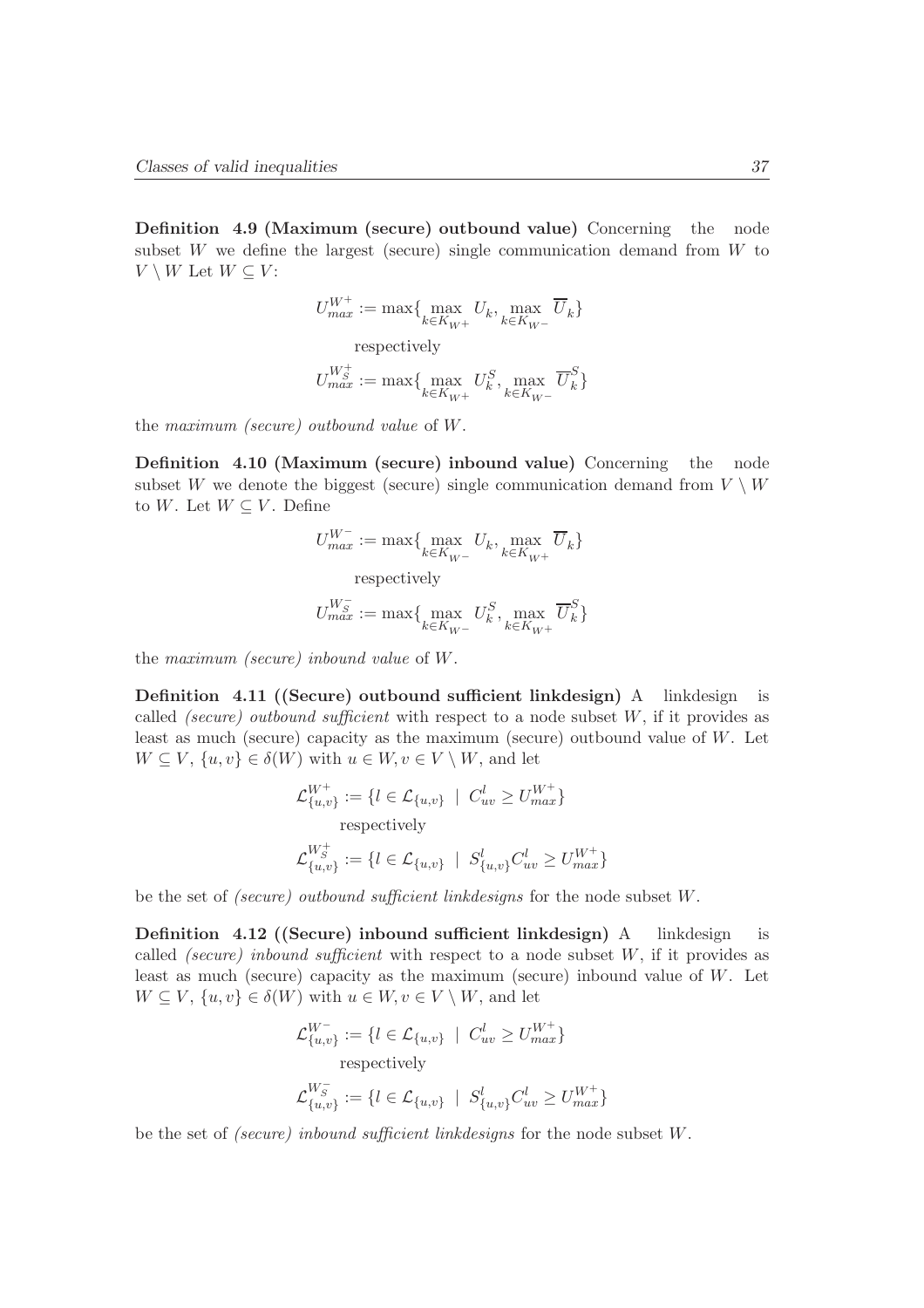**Definition 4.9 (Maximum (secure) outbound value)** Concerning the node subset $W$ we define the largest (secure) single communication demand from $W$ to $V \setminus W$ Let $W \subseteq V$:

$$U_{max}^{W^+} := \max\{\max_{k \in K_{W^+}} U_k, \max_{k \in K_{W^-}} \overline{U}_k\}$$

respectively

$$U_{max}^{W_S^+} := \max\{\max_{k \in K_{W^+}} U_k^S, \max_{k \in K_{W^-}} \overline{U}_k^S\}$$

the *maximum (secure) outbound value* of $W$.

**Definition 4.10 (Maximum (secure) inbound value)** Concerning the node subset $W$ we denote the biggest (secure) single communication demand from $V \setminus W$ to $W$. Let $W \subseteq V$. Define

$$U_{max}^{W^-} := \max\{\max_{k \in K_{W^-}} U_k, \max_{k \in K_{W^+}} \overline{U}_k\}$$

respectively

$$U_{max}^{W_S^-} := \max\{\max_{k \in K_{W^-}} U_k^S, \max_{k \in K_{W^+}} \overline{U}_k^S\}$$

the *maximum (secure) inbound value* of $W$.

**Definition 4.11 ((Secure) outbound sufficient linkdesign)** A linkdesign is called *(secure) outbound sufficient* with respect to a node subset $W$, if it provides as least as much (secure) capacity as the maximum (secure) outbound value of $W$. Let $W \subseteq V$, $\{u, v\} \in \delta(W)$ with $u \in W, v \in V \setminus W$, and let

$$\mathcal{L}_{\{u,v\}}^{W^+} := \{l \in \mathcal{L}_{\{u,v\}} \mid C_{uv}^l \geq U_{max}^{W^+}\}$$

respectively

$$\mathcal{L}_{\{u,v\}}^{W_S^+} := \{l \in \mathcal{L}_{\{u,v\}} \mid S_{\{u,v\}}^l C_{uv}^l \geq U_{max}^{W^+}\}$$

be the set of *(secure) outbound sufficient linkdesigns* for the node subset $W$.

**Definition 4.12 ((Secure) inbound sufficient linkdesign)** A linkdesign is called *(secure) inbound sufficient* with respect to a node subset $W$, if it provides as least as much (secure) capacity as the maximum (secure) inbound value of $W$. Let $W \subseteq V$, $\{u, v\} \in \delta(W)$ with $u \in W, v \in V \setminus W$, and let

$$\mathcal{L}_{\{u,v\}}^{W^-} := \{l \in \mathcal{L}_{\{u,v\}} \mid C_{uv}^l \geq U_{max}^{W^+}\}$$

respectively

$$\mathcal{L}_{\{u,v\}}^{W_S^-} := \{l \in \mathcal{L}_{\{u,v\}} \mid S_{\{u,v\}}^l C_{uv}^l \geq U_{max}^{W^+}\}$$

be the set of *(secure) inbound sufficient linkdesigns* for the node subset $W$.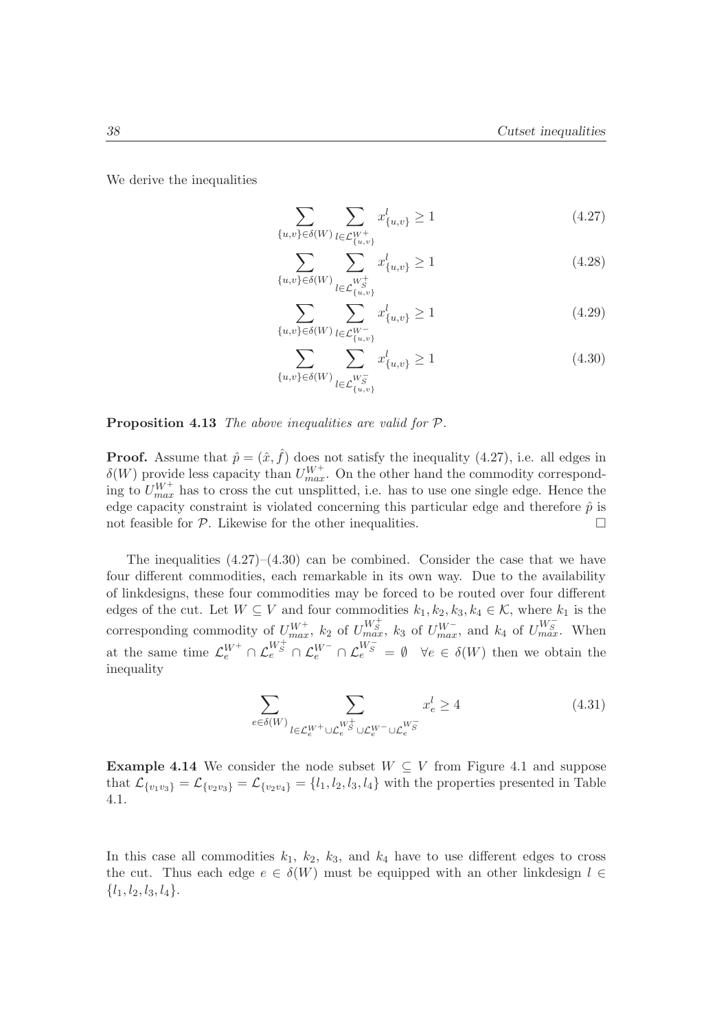We derive the inequalities

$$\sum_{\{u,v\}\in\delta(W)} \sum_{l\in\mathcal{L}^{W+}_{\{u,v\}}} x^l_{\{u,v\}} \geq 1 \tag{4.27}$$

$$\sum_{\{u,v\}\in\delta(W)} \sum_{l\in\mathcal{L}^{W^+_S}_{\{u,v\}}} x^l_{\{u,v\}} \geq 1 \tag{4.28}$$

$$\sum_{\{u,v\}\in\delta(W)} \sum_{l\in\mathcal{L}^{W-}_{\{u,v\}}} x^l_{\{u,v\}} \geq 1 \tag{4.29}$$

$$\sum_{\{u,v\}\in\delta(W)} \sum_{l\in\mathcal{L}^{W^-_S}_{\{u,v\}}} x^l_{\{u,v\}} \geq 1 \tag{4.30}$$

**Proposition 4.13** *The above inequalities are valid for $\mathcal{P}$.*

**Proof.** Assume that $\hat{p} = (\hat{x}, \hat{f})$ does not satisfy the inequality (4.27), i.e. all edges in $\delta(W)$ provide less capacity than $U^{W+}_{max}$. On the other hand the commodity corresponding to $U^{W+}_{max}$ has to cross the cut unsplitted, i.e. has to use one single edge. Hence the edge capacity constraint is violated concerning this particular edge and therefore $\hat{p}$ is not feasible for $\mathcal{P}$. Likewise for the other inequalities. □

The inequalities (4.27)–(4.30) can be combined. Consider the case that we have four different commodities, each remarkable in its own way. Due to the availability of linkdesigns, these four commodities may be forced to be routed over four different edges of the cut. Let $W \subseteq V$ and four commodities $k_1, k_2, k_3, k_4 \in \mathcal{K}$, where $k_1$ is the corresponding commodity of $U^{W+}_{max}$, $k_2$ of $U^{W^+_S}_{max}$, $k_3$ of $U^{W-}_{max}$, and $k_4$ of $U^{W^-_S}_{max}$. When at the same time $\mathcal{L}^{W+}_e \cap \mathcal{L}^{W^+_S}_e \cap \mathcal{L}^{W-}_e \cap \mathcal{L}^{W^-_S}_e = \emptyset \quad \forall e \in \delta(W)$ then we obtain the inequality

$$\sum_{e\in\delta(W)} \sum_{l\in\mathcal{L}^{W+}_e \cup \mathcal{L}^{W^+_S}_e \cup \mathcal{L}^{W-}_e \cup \mathcal{L}^{W^-_S}_e} x^l_e \geq 4 \tag{4.31}$$

**Example 4.14** We consider the node subset $W \subseteq V$ from Figure 4.1 and suppose that $\mathcal{L}_{\{v_1v_3\}} = \mathcal{L}_{\{v_2v_3\}} = \mathcal{L}_{\{v_2v_4\}} = \{l_1, l_2, l_3, l_4\}$ with the properties presented in Table 4.1.

In this case all commodities $k_1$, $k_2$, $k_3$, and $k_4$ have to use different edges to cross the cut. Thus each edge $e \in \delta(W)$ must be equipped with an other linkdesign $l \in \{l_1, l_2, l_3, l_4\}$.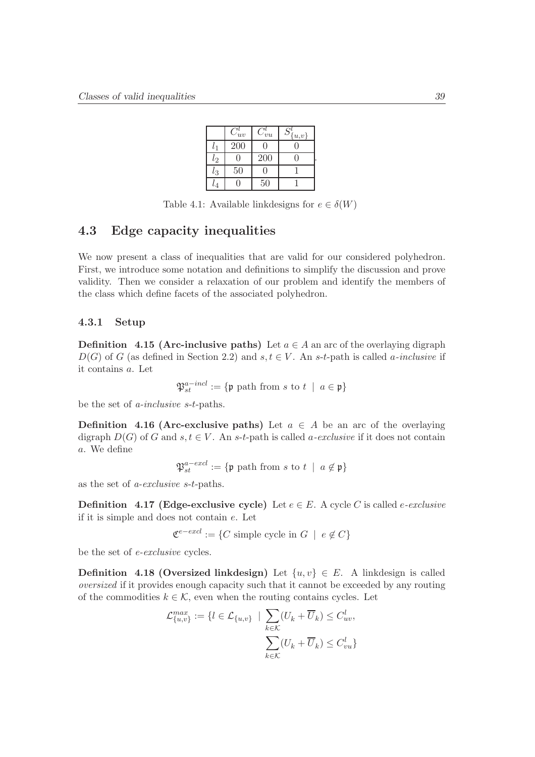|  | $C^l_{uv}$ | $C^l_{vu}$ | $S^l_{\{u,v\}}$ |
|---|---|---|---|
| $l_1$ | 200 | 0 | 0 |
| $l_2$ | 0 | 200 | 0 |
| $l_3$ | 50 | 0 | 1 |
| $l_4$ | 0 | 50 | 1 |

Table 4.1: Available linkdesigns for $e \in \delta(W)$

## 4.3 Edge capacity inequalities

We now present a class of inequalities that are valid for our considered polyhedron. First, we introduce some notation and definitions to simplify the discussion and prove validity. Then we consider a relaxation of our problem and identify the members of the class which define facets of the associated polyhedron.

### 4.3.1 Setup

**Definition 4.15 (Arc-inclusive paths)** Let $a \in A$ an arc of the overlaying digraph $D(G)$ of $G$ (as defined in Section 2.2) and $s, t \in V$. An $s$-$t$-path is called *a-inclusive* if it contains $a$. Let

$$\mathfrak{P}^{a-incl}_{st} := \{\mathfrak{p} \text{ path from } s \text{ to } t \mid a \in \mathfrak{p}\}$$

be the set of *a-inclusive* $s$-$t$-paths.

**Definition 4.16 (Arc-exclusive paths)** Let $a \in A$ be an arc of the overlaying digraph $D(G)$ of $G$ and $s, t \in V$. An $s$-$t$-path is called *a-exclusive* if it does not contain $a$. We define

$$\mathfrak{P}^{a-excl}_{st} := \{\mathfrak{p} \text{ path from } s \text{ to } t \mid a \notin \mathfrak{p}\}$$

as the set of *a-exclusive* $s$-$t$-paths.

**Definition 4.17 (Edge-exclusive cycle)** Let $e \in E$. A cycle $C$ is called *e-exclusive* if it is simple and does not contain $e$. Let

$$\mathfrak{C}^{e-excl} := \{C \text{ simple cycle in } G \mid e \notin C\}$$

be the set of *e-exclusive* cycles.

**Definition 4.18 (Oversized linkdesign)** Let $\{u, v\} \in E$. A linkdesign is called *oversized* if it provides enough capacity such that it cannot be exceeded by any routing of the commodities $k \in \mathcal{K}$, even when the routing contains cycles. Let

$$\mathcal{L}^{max}_{\{u,v\}} := \{l \in \mathcal{L}_{\{u,v\}} \mid \sum_{k \in \mathcal{K}} (U_k + \overline{U}_k) \leq C^l_{uv}, \sum_{k \in \mathcal{K}} (U_k + \overline{U}_k) \leq C^l_{vu}\}$$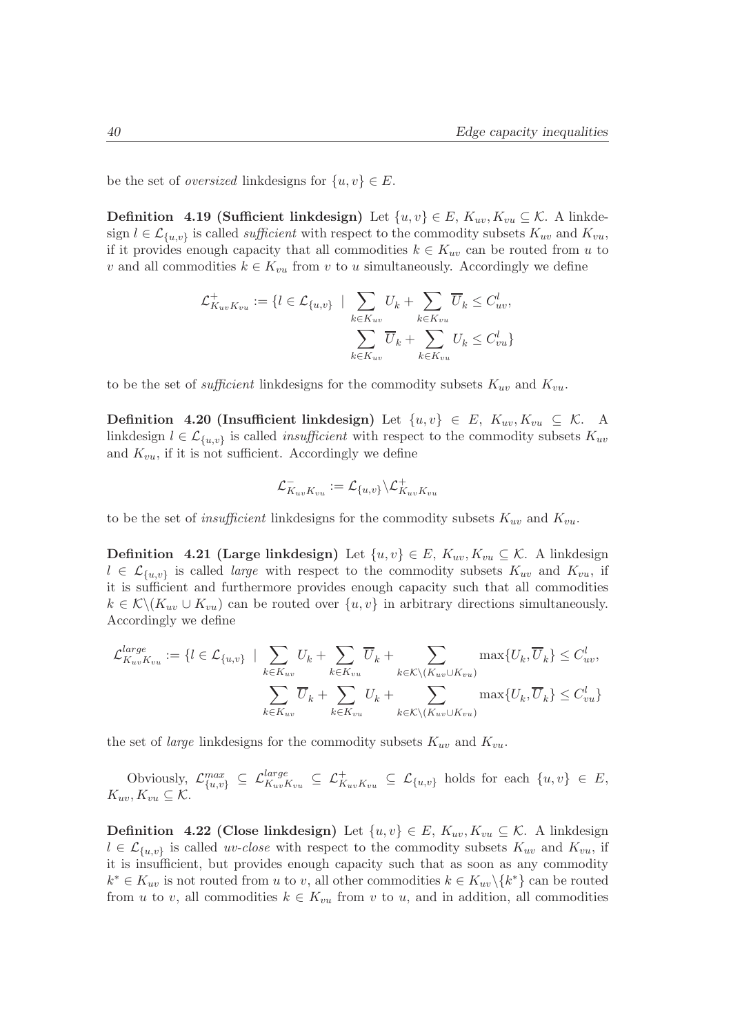be the set of *oversized* linkdesigns for $\{u,v\} \in E$.

**Definition 4.19 (Sufficient linkdesign)** Let $\{u,v\} \in E$, $K_{uv}, K_{vu} \subseteq \mathcal{K}$. A linkdesign $l \in \mathcal{L}_{\{u,v\}}$ is called *sufficient* with respect to the commodity subsets $K_{uv}$ and $K_{vu}$, if it provides enough capacity that all commodities $k \in K_{uv}$ can be routed from $u$ to $v$ and all commodities $k \in K_{vu}$ from $v$ to $u$ simultaneously. Accordingly we define

$$\mathcal{L}^{+}_{K_{uv}K_{vu}} := \{l \in \mathcal{L}_{\{u,v\}} \mid \sum_{k \in K_{uv}} U_k + \sum_{k \in K_{vu}} \overline{U}_k \leq C^l_{uv}, \\ \sum_{k \in K_{uv}} \overline{U}_k + \sum_{k \in K_{vu}} U_k \leq C^l_{vu}\}$$

to be the set of *sufficient* linkdesigns for the commodity subsets $K_{uv}$ and $K_{vu}$.

**Definition 4.20 (Insufficient linkdesign)** Let $\{u,v\} \in E$, $K_{uv}, K_{vu} \subseteq \mathcal{K}$. A linkdesign $l \in \mathcal{L}_{\{u,v\}}$ is called *insufficient* with respect to the commodity subsets $K_{uv}$ and $K_{vu}$, if it is not sufficient. Accordingly we define

$$\mathcal{L}^{-}_{K_{uv}K_{vu}} := \mathcal{L}_{\{u,v\}} \backslash \mathcal{L}^{+}_{K_{uv}K_{vu}}$$

to be the set of *insufficient* linkdesigns for the commodity subsets $K_{uv}$ and $K_{vu}$.

**Definition 4.21 (Large linkdesign)** Let $\{u,v\} \in E$, $K_{uv}, K_{vu} \subseteq \mathcal{K}$. A linkdesign $l \in \mathcal{L}_{\{u,v\}}$ is called *large* with respect to the commodity subsets $K_{uv}$ and $K_{vu}$, if it is sufficient and furthermore provides enough capacity such that all commodities $k \in \mathcal{K} \backslash (K_{uv} \cup K_{vu})$ can be routed over $\{u,v\}$ in arbitrary directions simultaneously. Accordingly we define

$$\mathcal{L}^{large}_{K_{uv}K_{vu}} := \{l \in \mathcal{L}_{\{u,v\}} \mid \sum_{k \in K_{uv}} U_k + \sum_{k \in K_{vu}} \overline{U}_k + \sum_{k \in \mathcal{K} \backslash (K_{uv} \cup K_{vu})} \max\{U_k, \overline{U}_k\} \leq C^l_{uv}, \\ \sum_{k \in K_{uv}} \overline{U}_k + \sum_{k \in K_{vu}} U_k + \sum_{k \in \mathcal{K} \backslash (K_{uv} \cup K_{vu})} \max\{U_k, \overline{U}_k\} \leq C^l_{vu}\}$$

the set of *large* linkdesigns for the commodity subsets $K_{uv}$ and $K_{vu}$.

Obviously, $\mathcal{L}^{max}_{\{u,v\}} \subseteq \mathcal{L}^{large}_{K_{uv}K_{vu}} \subseteq \mathcal{L}^{+}_{K_{uv}K_{vu}} \subseteq \mathcal{L}_{\{u,v\}}$ holds for each $\{u,v\} \in E$, $K_{uv}, K_{vu} \subseteq \mathcal{K}$.

**Definition 4.22 (Close linkdesign)** Let $\{u,v\} \in E$, $K_{uv}, K_{vu} \subseteq \mathcal{K}$. A linkdesign $l \in \mathcal{L}_{\{u,v\}}$ is called *uv-close* with respect to the commodity subsets $K_{uv}$ and $K_{vu}$, if it is insufficient, but provides enough capacity such that as soon as any commodity $k^* \in K_{uv}$ is not routed from $u$ to $v$, all other commodities $k \in K_{uv} \backslash \{k^*\}$ can be routed from $u$ to $v$, all commodities $k \in K_{vu}$ from $v$ to $u$, and in addition, all commodities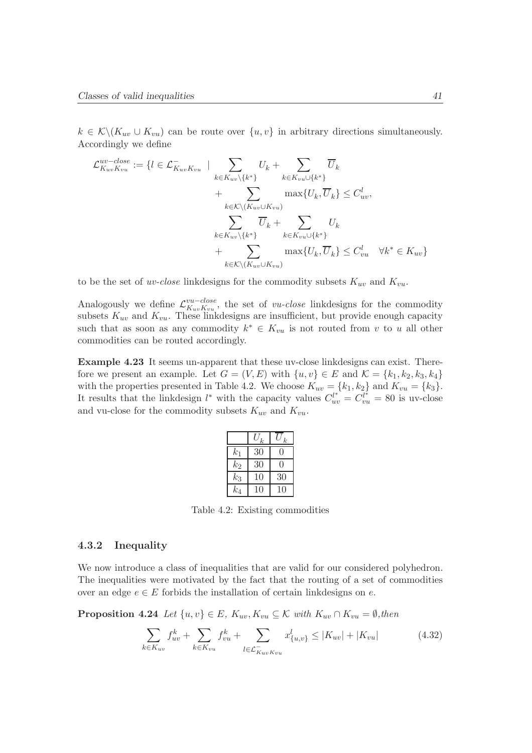$k \in \mathcal{K}\backslash(K_{uv} \cup K_{vu})$ can be route over $\{u, v\}$ in arbitrary directions simultaneously. Accordingly we define

$$
\begin{aligned}
\mathcal{L}^{uv-close}_{K_{uv}K_{vu}} := \{l \in \mathcal{L}^{-}_{K_{uv}K_{vu}} \mid & \sum_{k \in K_{uv}\backslash\{k^*\}} U_k + \sum_{k \in K_{vu}\cup\{k^*\}} \overline{U}_k \\
& + \sum_{k \in \mathcal{K}\backslash(K_{uv}\cup K_{vu})} \max\{U_k, \overline{U}_k\} \leq C^l_{uv}, \\
& \sum_{k \in K_{uv}\backslash\{k^*\}} \overline{U}_k + \sum_{k \in K_{vu}\cup\{k^*\}} U_k \\
& + \sum_{k \in \mathcal{K}\backslash(K_{uv}\cup K_{vu})} \max\{U_k, \overline{U}_k\} \leq C^l_{vu} \quad \forall k^* \in K_{uv}\}
\end{aligned}
$$

to be the set of *uv-close* linkdesigns for the commodity subsets $K_{uv}$ and $K_{vu}$.

Analogously we define $\mathcal{L}^{vu-close}_{K_{uv}K_{vu}}$, the set of *vu-close* linkdesigns for the commodity subsets $K_{uv}$ and $K_{vu}$. These linkdesigns are insufficient, but provide enough capacity such that as soon as any commodity $k^* \in K_{vu}$ is not routed from $v$ to $u$ all other commodities can be routed accordingly.

**Example 4.23** It seems un-apparent that these uv-close linkdesigns can exist. Therefore we present an example. Let $G = (V, E)$ with $\{u, v\} \in E$ and $\mathcal{K} = \{k_1, k_2, k_3, k_4\}$ with the properties presented in Table 4.2. We choose $K_{uv} = \{k_1, k_2\}$ and $K_{vu} = \{k_3\}$. It results that the linkdesign $l^*$ with the capacity values $C^{l^*}_{uv} = C^{l^*}_{vu} = 80$ is uv-close and vu-close for the commodity subsets $K_{uv}$ and $K_{vu}$.

| | $U_k$ | $\overline{U}_k$ |
|---|---|---|
| $k_1$ | 30 | 0 |
| $k_2$ | 30 | 0 |
| $k_3$ | 10 | 30 |
| $k_4$ | 10 | 10 |

Table 4.2: Existing commodities

### 4.3.2 Inequality

We now introduce a class of inequalities that are valid for our considered polyhedron. The inequalities were motivated by the fact that the routing of a set of commodities over an edge $e \in E$ forbids the installation of certain linkdesigns on $e$.

**Proposition 4.24** *Let $\{u, v\} \in E$, $K_{uv}, K_{vu} \subseteq \mathcal{K}$ with $K_{uv} \cap K_{vu} = \emptyset$,then*

$$
\sum_{k \in K_{uv}} f^k_{uv} + \sum_{k \in K_{vu}} f^k_{vu} + \sum_{l \in \mathcal{L}^{-}_{K_{uv}K_{vu}}} x^l_{\{u,v\}} \leq |K_{uv}| + |K_{vu}| \tag{4.32}
$$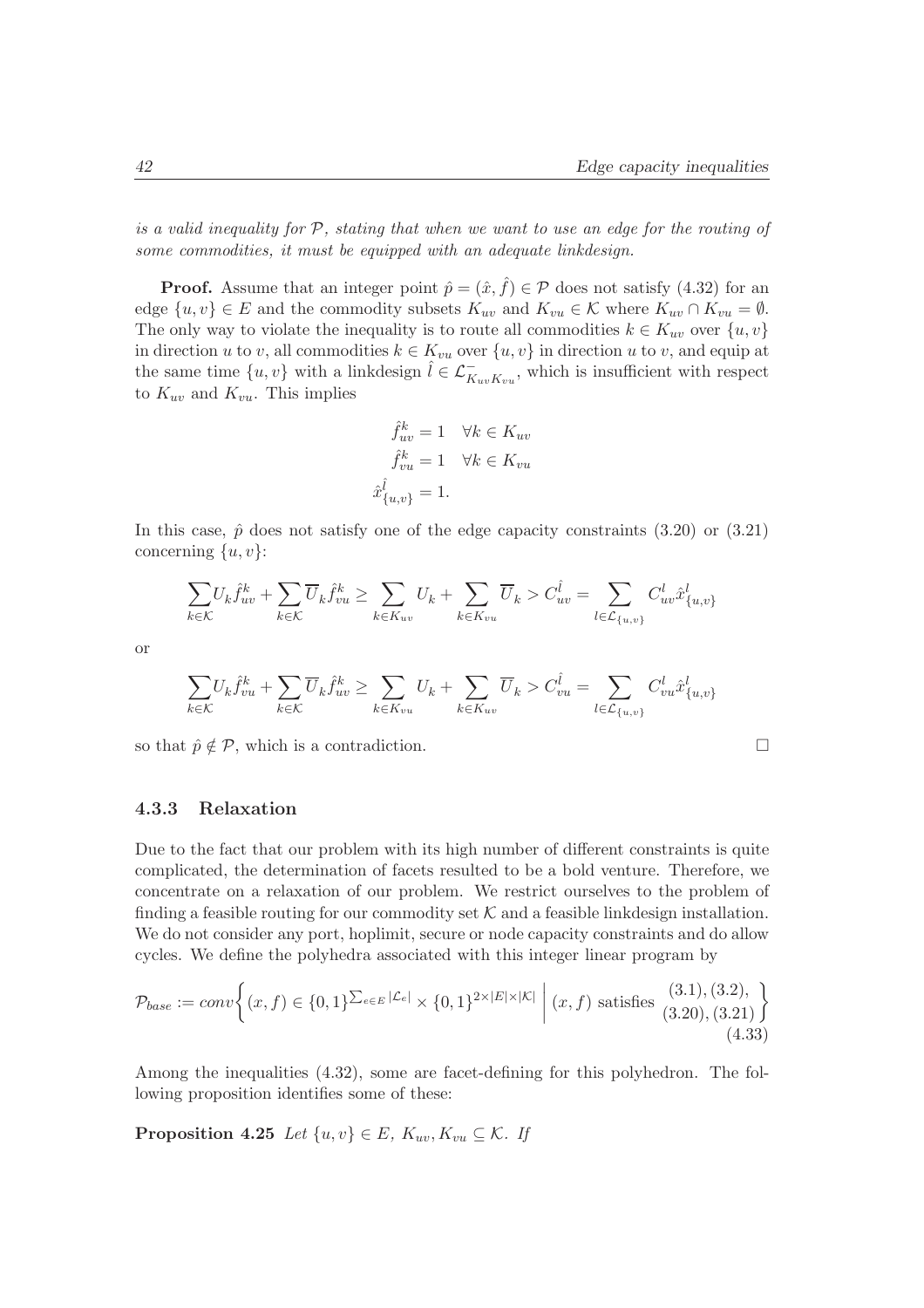*is a valid inequality for $\mathcal{P}$, stating that when we want to use an edge for the routing of some commodities, it must be equipped with an adequate linkdesign.*

**Proof.** Assume that an integer point $\hat{p} = (\hat{x}, \hat{f}) \in \mathcal{P}$ does not satisfy (4.32) for an edge $\{u, v\} \in E$ and the commodity subsets $K_{uv}$ and $K_{vu} \in \mathcal{K}$ where $K_{uv} \cap K_{vu} = \emptyset$. The only way to violate the inequality is to route all commodities $k \in K_{uv}$ over $\{u, v\}$ in direction $u$ to $v$, all commodities $k \in K_{vu}$ over $\{u, v\}$ in direction $u$ to $v$, and equip at the same time $\{u, v\}$ with a linkdesign $\hat{l} \in \mathcal{L}^{-}_{K_{uv}K_{vu}}$, which is insufficient with respect to $K_{uv}$ and $K_{vu}$. This implies

$$
\begin{aligned}
\hat{f}^k_{uv} &= 1 \quad \forall k \in K_{uv} \\
\hat{f}^k_{vu} &= 1 \quad \forall k \in K_{vu} \\
\hat{x}^{\hat{l}}_{\{u,v\}} &= 1.
\end{aligned}
$$

In this case, $\hat{p}$ does not satisfy one of the edge capacity constraints (3.20) or (3.21) concerning $\{u, v\}$:

$$
\sum_{k \in \mathcal{K}} U_k \hat{f}^k_{uv} + \sum_{k \in \mathcal{K}} \overline{U}_k \hat{f}^k_{vu} \geq \sum_{k \in K_{uv}} U_k + \sum_{k \in K_{vu}} \overline{U}_k > C^{\hat{l}}_{uv} = \sum_{l \in \mathcal{L}_{\{u,v\}}} C^l_{uv} \hat{x}^l_{\{u,v\}}
$$

or

$$
\sum_{k \in \mathcal{K}} U_k \hat{f}^k_{vu} + \sum_{k \in \mathcal{K}} \overline{U}_k \hat{f}^k_{uv} \geq \sum_{k \in K_{vu}} U_k + \sum_{k \in K_{uv}} \overline{U}_k > C^{\hat{l}}_{vu} = \sum_{l \in \mathcal{L}_{\{u,v\}}} C^l_{vu} \hat{x}^l_{\{u,v\}}
$$

so that $\hat{p} \notin \mathcal{P}$, which is a contradiction. □

### 4.3.3 Relaxation

Due to the fact that our problem with its high number of different constraints is quite complicated, the determination of facets resulted to be a bold venture. Therefore, we concentrate on a relaxation of our problem. We restrict ourselves to the problem of finding a feasible routing for our commodity set $\mathcal{K}$ and a feasible linkdesign installation. We do not consider any port, hoplimit, secure or node capacity constraints and do allow cycles. We define the polyhedra associated with this integer linear program by

$$
\mathcal{P}_{base} := conv\left\{ (x, f) \in \{0,1\}^{\sum_{e \in E} |\mathcal{L}_e|} \times \{0,1\}^{2 \times |E| \times |\mathcal{K}|} \;\middle|\; (x, f) \text{ satisfies } \begin{matrix} (3.1), (3.2), \\ (3.20), (3.21) \end{matrix} \right\} \tag{4.33}
$$

Among the inequalities (4.32), some are facet-defining for this polyhedron. The following proposition identifies some of these:

**Proposition 4.25** *Let $\{u, v\} \in E$, $K_{uv}, K_{vu} \subseteq \mathcal{K}$. If*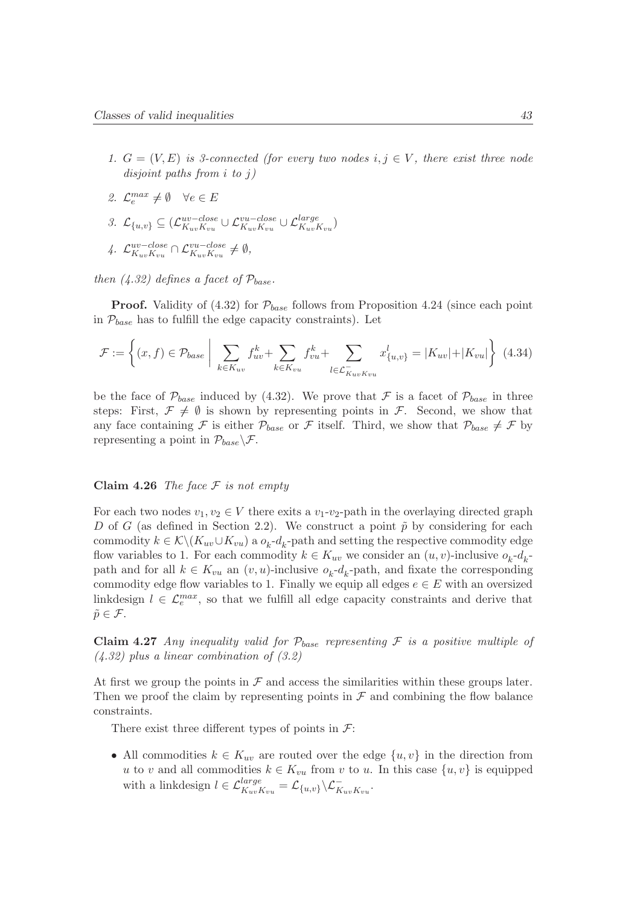1. $G = (V, E)$ is 3-connected (for every two nodes $i, j \in V$, there exist three node disjoint paths from $i$ to $j$)
2. $\mathcal{L}_e^{max} \neq \emptyset \quad \forall e \in E$
3. $\mathcal{L}_{\{u,v\}} \subseteq (\mathcal{L}_{K_{uv}K_{vu}}^{uv-close} \cup \mathcal{L}_{K_{uv}K_{vu}}^{vu-close} \cup \mathcal{L}_{K_{uv}K_{vu}}^{large})$
4. $\mathcal{L}_{K_{uv}K_{vu}}^{uv-close} \cap \mathcal{L}_{K_{uv}K_{vu}}^{vu-close} \neq \emptyset$,

*then (4.32) defines a facet of $\mathcal{P}_{base}$.*

**Proof.** Validity of (4.32) for $\mathcal{P}_{base}$ follows from Proposition 4.24 (since each point in $\mathcal{P}_{base}$ has to fulfill the edge capacity constraints). Let

$$\mathcal{F} := \left\{ (x, f) \in \mathcal{P}_{base} \;\middle|\; \sum_{k \in K_{uv}} f_{uv}^k + \sum_{k \in K_{vu}} f_{vu}^k + \sum_{l \in \mathcal{L}_{K_{uv}K_{vu}}^-} x_{\{u,v\}}^l = |K_{uv}| + |K_{vu}| \right\} \quad (4.34)$$

be the face of $\mathcal{P}_{base}$ induced by (4.32). We prove that $\mathcal{F}$ is a facet of $\mathcal{P}_{base}$ in three steps: First, $\mathcal{F} \neq \emptyset$ is shown by representing points in $\mathcal{F}$. Second, we show that any face containing $\mathcal{F}$ is either $\mathcal{P}_{base}$ or $\mathcal{F}$ itself. Third, we show that $\mathcal{P}_{base} \neq \mathcal{F}$ by representing a point in $\mathcal{P}_{base} \backslash \mathcal{F}$.

**Claim 4.26** *The face $\mathcal{F}$ is not empty*

For each two nodes $v_1, v_2 \in V$ there exits a $v_1$-$v_2$-path in the overlaying directed graph $D$ of $G$ (as defined in Section 2.2). We construct a point $\tilde{p}$ by considering for each commodity $k \in \mathcal{K} \backslash (K_{uv} \cup K_{vu})$ a $o_k$-$d_k$-path and setting the respective commodity edge flow variables to 1. For each commodity $k \in K_{uv}$ we consider an $(u, v)$-inclusive $o_k$-$d_k$-path and for all $k \in K_{vu}$ an $(v, u)$-inclusive $o_k$-$d_k$-path, and fixate the corresponding commodity edge flow variables to 1. Finally we equip all edges $e \in E$ with an oversized linkdesign $l \in \mathcal{L}_e^{max}$, so that we fulfill all edge capacity constraints and derive that $\tilde{p} \in \mathcal{F}$.

**Claim 4.27** *Any inequality valid for $\mathcal{P}_{base}$ representing $\mathcal{F}$ is a positive multiple of (4.32) plus a linear combination of (3.2)*

At first we group the points in $\mathcal{F}$ and access the similarities within these groups later. Then we proof the claim by representing points in $\mathcal{F}$ and combining the flow balance constraints.

There exist three different types of points in $\mathcal{F}$:

- All commodities $k \in K_{uv}$ are routed over the edge $\{u, v\}$ in the direction from $u$ to $v$ and all commodities $k \in K_{vu}$ from $v$ to $u$. In this case $\{u, v\}$ is equipped with a linkdesign $l \in \mathcal{L}_{K_{uv}K_{vu}}^{large} = \mathcal{L}_{\{u,v\}} \backslash \mathcal{L}_{K_{uv}K_{vu}}^-$.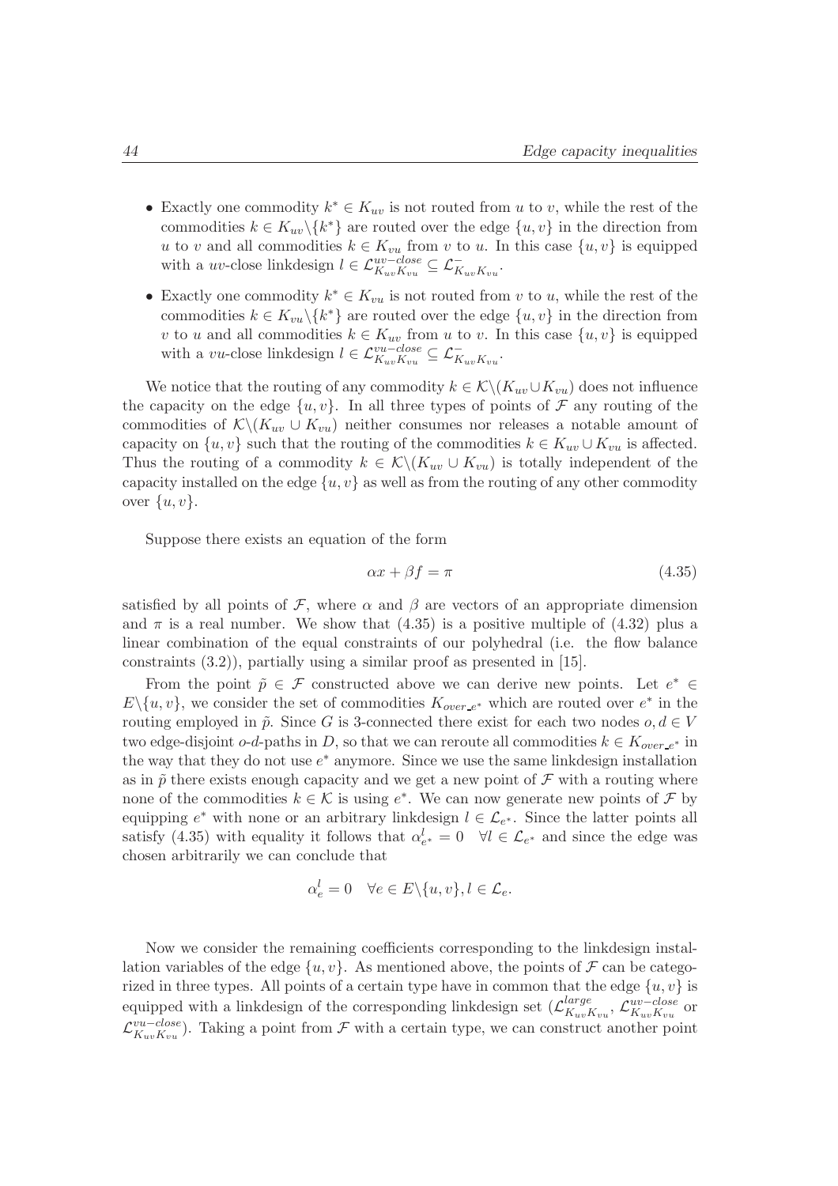- Exactly one commodity $k^* \in K_{uv}$ is not routed from $u$ to $v$, while the rest of the commodities $k \in K_{uv}\backslash\{k^*\}$ are routed over the edge $\{u, v\}$ in the direction from $u$ to $v$ and all commodities $k \in K_{vu}$ from $v$ to $u$. In this case $\{u, v\}$ is equipped with a $uv$-close linkdesign $l \in \mathcal{L}^{uv-close}_{K_{uv}K_{vu}} \subseteq \mathcal{L}^{-}_{K_{uv}K_{vu}}$.
- Exactly one commodity $k^* \in K_{vu}$ is not routed from $v$ to $u$, while the rest of the commodities $k \in K_{vu}\backslash\{k^*\}$ are routed over the edge $\{u, v\}$ in the direction from $v$ to $u$ and all commodities $k \in K_{uv}$ from $u$ to $v$. In this case $\{u, v\}$ is equipped with a $vu$-close linkdesign $l \in \mathcal{L}^{vu-close}_{K_{uv}K_{vu}} \subseteq \mathcal{L}^{-}_{K_{uv}K_{vu}}$.

We notice that the routing of any commodity $k \in \mathcal{K}\backslash(K_{uv} \cup K_{vu})$ does not influence the capacity on the edge $\{u, v\}$. In all three types of points of $\mathcal{F}$ any routing of the commodities of $\mathcal{K}\backslash(K_{uv} \cup K_{vu})$ neither consumes nor releases a notable amount of capacity on $\{u, v\}$ such that the routing of the commodities $k \in K_{uv} \cup K_{vu}$ is affected. Thus the routing of a commodity $k \in \mathcal{K}\backslash(K_{uv} \cup K_{vu})$ is totally independent of the capacity installed on the edge $\{u, v\}$ as well as from the routing of any other commodity over $\{u, v\}$.

Suppose there exists an equation of the form

$$\alpha x + \beta f = \pi \tag{4.35}$$

satisfied by all points of $\mathcal{F}$, where $\alpha$ and $\beta$ are vectors of an appropriate dimension and $\pi$ is a real number. We show that (4.35) is a positive multiple of (4.32) plus a linear combination of the equal constraints of our polyhedral (i.e. the flow balance constraints (3.2)), partially using a similar proof as presented in [15].

From the point $\tilde{p} \in \mathcal{F}$ constructed above we can derive new points. Let $e^* \in E\backslash\{u, v\}$, we consider the set of commodities $K_{over\_e^*}$ which are routed over $e^*$ in the routing employed in $\tilde{p}$. Since $G$ is 3-connected there exist for each two nodes $o, d \in V$ two edge-disjoint $o$-$d$-paths in $D$, so that we can reroute all commodities $k \in K_{over\_e^*}$ in the way that they do not use $e^*$ anymore. Since we use the same linkdesign installation as in $\tilde{p}$ there exists enough capacity and we get a new point of $\mathcal{F}$ with a routing where none of the commodities $k \in \mathcal{K}$ is using $e^*$. We can now generate new points of $\mathcal{F}$ by equipping $e^*$ with none or an arbitrary linkdesign $l \in \mathcal{L}_{e^*}$. Since the latter points all satisfy (4.35) with equality it follows that $\alpha^l_{e^*} = 0 \quad \forall l \in \mathcal{L}_{e^*}$ and since the edge was chosen arbitrarily we can conclude that

$$\alpha^l_e = 0 \quad \forall e \in E\backslash\{u, v\}, l \in \mathcal{L}_e.$$

Now we consider the remaining coefficients corresponding to the linkdesign installation variables of the edge $\{u, v\}$. As mentioned above, the points of $\mathcal{F}$ can be categorized in three types. All points of a certain type have in common that the edge $\{u, v\}$ is equipped with a linkdesign of the corresponding linkdesign set ($\mathcal{L}^{large}_{K_{uv}K_{vu}}$, $\mathcal{L}^{uv-close}_{K_{uv}K_{vu}}$ or $\mathcal{L}^{vu-close}_{K_{uv}K_{vu}}$). Taking a point from $\mathcal{F}$ with a certain type, we can construct another point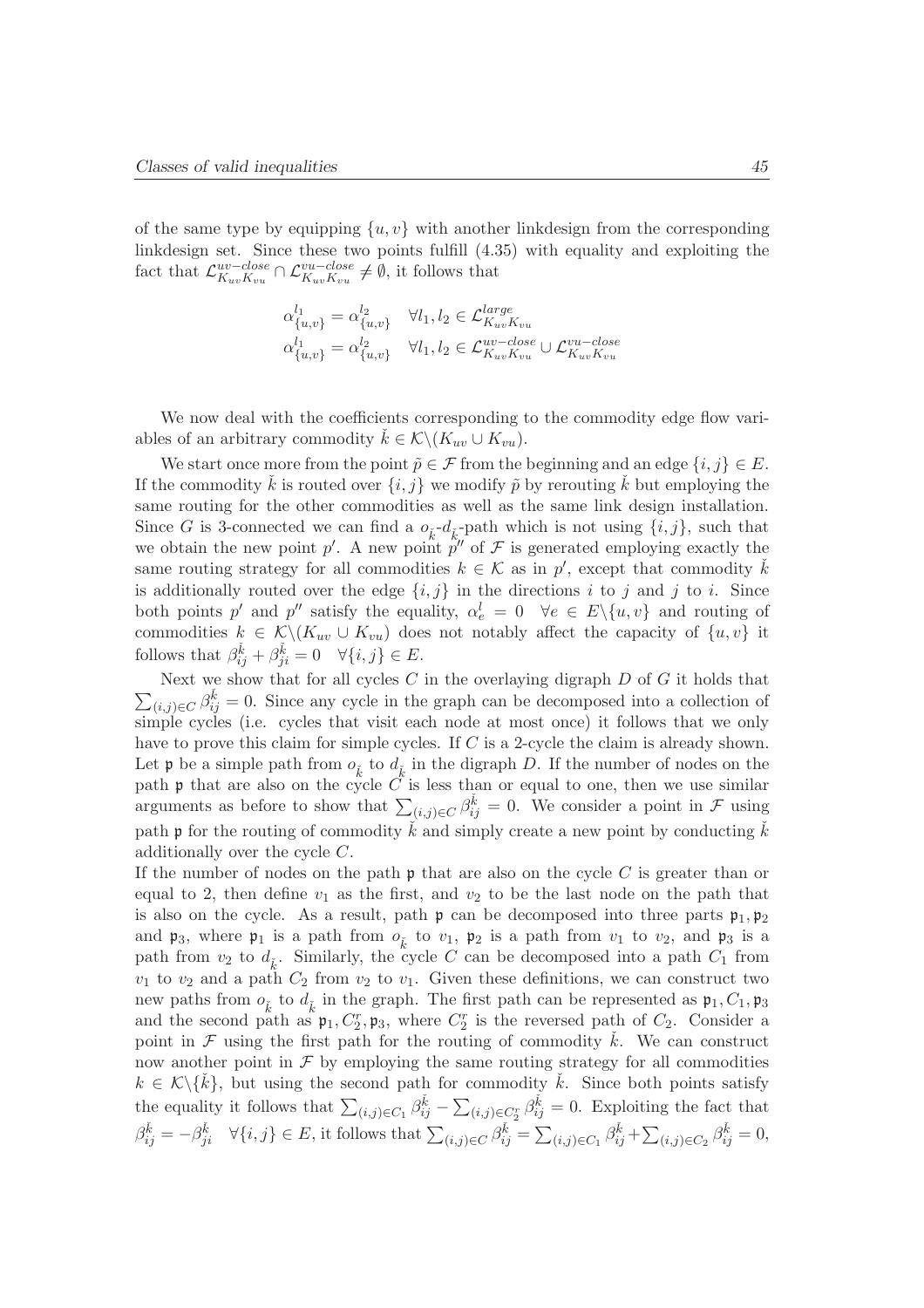of the same type by equipping $\{u, v\}$ with another linkdesign from the corresponding linkdesign set. Since these two points fulfill (4.35) with equality and exploiting the fact that $\mathcal{L}^{uv-close}_{K_{uv}K_{vu}} \cap \mathcal{L}^{vu-close}_{K_{uv}K_{vu}} \neq \emptyset$, it follows that

$$\alpha^{l_1}_{\{u,v\}} = \alpha^{l_2}_{\{u,v\}} \quad \forall l_1, l_2 \in \mathcal{L}^{large}_{K_{uv}K_{vu}}$$
$$\alpha^{l_1}_{\{u,v\}} = \alpha^{l_2}_{\{u,v\}} \quad \forall l_1, l_2 \in \mathcal{L}^{uv-close}_{K_{uv}K_{vu}} \cup \mathcal{L}^{vu-close}_{K_{uv}K_{vu}}$$

We now deal with the coefficients corresponding to the commodity edge flow variables of an arbitrary commodity $\check{k} \in \mathcal{K} \backslash (K_{uv} \cup K_{vu})$.

We start once more from the point $\tilde{p} \in \mathcal{F}$ from the beginning and an edge $\{i, j\} \in E$. If the commodity $\check{k}$ is routed over $\{i, j\}$ we modify $\tilde{p}$ by rerouting $\check{k}$ but employing the same routing for the other commodities as well as the same link design installation. Since $G$ is 3-connected we can find a $o_{\check{k}}$-$d_{\check{k}}$-path which is not using $\{i, j\}$, such that we obtain the new point $p'$. A new point $p''$ of $\mathcal{F}$ is generated employing exactly the same routing strategy for all commodities $k \in \mathcal{K}$ as in $p'$, except that commodity $\check{k}$ is additionally routed over the edge $\{i, j\}$ in the directions $i$ to $j$ and $j$ to $i$. Since both points $p'$ and $p''$ satisfy the equality, $\alpha^l_e = 0 \quad \forall e \in E \backslash \{u, v\}$ and routing of commodities $k \in \mathcal{K} \backslash (K_{uv} \cup K_{vu})$ does not notably affect the capacity of $\{u, v\}$ it follows that $\beta^{\check{k}}_{ij} + \beta^{\check{k}}_{ji} = 0 \quad \forall \{i, j\} \in E$.

Next we show that for all cycles $C$ in the overlaying digraph $D$ of $G$ it holds that $\sum_{(i,j) \in C} \beta^{\check{k}}_{ij} = 0$. Since any cycle in the graph can be decomposed into a collection of simple cycles (i.e. cycles that visit each node at most once) it follows that we only have to prove this claim for simple cycles. If $C$ is a 2-cycle the claim is already shown. Let $\mathfrak{p}$ be a simple path from $o_{\check{k}}$ to $d_{\check{k}}$ in the digraph $D$. If the number of nodes on the path $\mathfrak{p}$ that are also on the cycle $C$ is less than or equal to one, then we use similar arguments as before to show that $\sum_{(i,j) \in C} \beta^{\check{k}}_{ij} = 0$. We consider a point in $\mathcal{F}$ using path $\mathfrak{p}$ for the routing of commodity $\check{k}$ and simply create a new point by conducting $\check{k}$ additionally over the cycle $C$.

If the number of nodes on the path $\mathfrak{p}$ that are also on the cycle $C$ is greater than or equal to 2, then define $v_1$ as the first, and $v_2$ to be the last node on the path that is also on the cycle. As a result, path $\mathfrak{p}$ can be decomposed into three parts $\mathfrak{p}_1, \mathfrak{p}_2$ and $\mathfrak{p}_3$, where $\mathfrak{p}_1$ is a path from $o_{\check{k}}$ to $v_1$, $\mathfrak{p}_2$ is a path from $v_1$ to $v_2$, and $\mathfrak{p}_3$ is a path from $v_2$ to $d_{\check{k}}$. Similarly, the cycle $C$ can be decomposed into a path $C_1$ from $v_1$ to $v_2$ and a path $C_2$ from $v_2$ to $v_1$. Given these definitions, we can construct two new paths from $o_{\check{k}}$ to $d_{\check{k}}$ in the graph. The first path can be represented as $\mathfrak{p}_1, C_1, \mathfrak{p}_3$ and the second path as $\mathfrak{p}_1, C_2^r, \mathfrak{p}_3$, where $C_2^r$ is the reversed path of $C_2$. Consider a point in $\mathcal{F}$ using the first path for the routing of commodity $\check{k}$. We can construct now another point in $\mathcal{F}$ by employing the same routing strategy for all commodities $k \in \mathcal{K} \backslash \{\check{k}\}$, but using the second path for commodity $\check{k}$. Since both points satisfy the equality it follows that $\sum_{(i,j) \in C_1} \beta^{\check{k}}_{ij} - \sum_{(i,j) \in C_2^r} \beta^{\check{k}}_{ij} = 0$. Exploiting the fact that $\beta^{\check{k}}_{ij} = -\beta^{\check{k}}_{ji} \quad \forall \{i, j\} \in E$, it follows that $\sum_{(i,j) \in C} \beta^{\check{k}}_{ij} = \sum_{(i,j) \in C_1} \beta^{\check{k}}_{ij} + \sum_{(i,j) \in C_2} \beta^{\check{k}}_{ij} = 0$,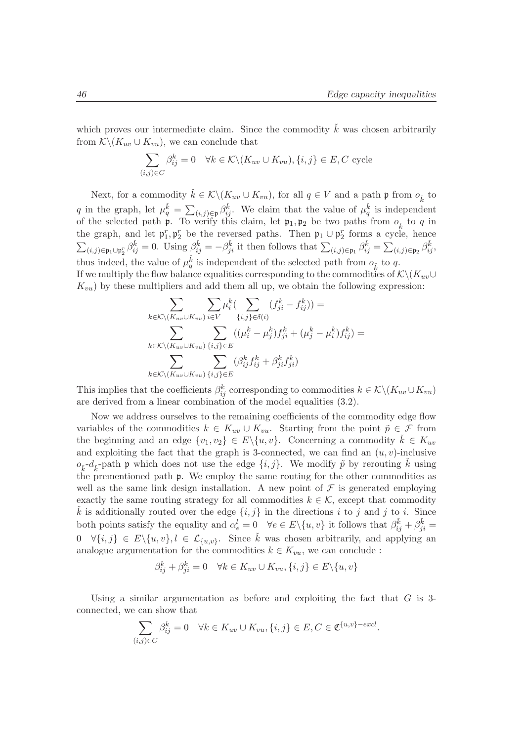which proves our intermediate claim. Since the commodity $\check{k}$ was chosen arbitrarily from $\mathcal{K}\backslash(K_{uv} \cup K_{vu})$, we can conclude that

$$\sum_{(i,j)\in C} \beta_{ij}^k = 0 \quad \forall k \in \mathcal{K}\backslash(K_{uv} \cup K_{vu}), \{i,j\} \in E, C \text{ cycle}$$

Next, for a commodity $\check{k} \in \mathcal{K}\backslash(K_{uv} \cup K_{vu})$, for all $q \in V$ and a path $\mathfrak{p}$ from $o_{\check{k}}$ to $q$ in the graph, let $\mu_q^{\check{k}} = \sum_{(i,j)\in\mathfrak{p}} \beta_{ij}^{\check{k}}$. We claim that the value of $\mu_q^{\check{k}}$ is independent of the selected path $\mathfrak{p}$. To verify this claim, let $\mathfrak{p}_1, \mathfrak{p}_2$ be two paths from $o_{\check{k}}$ to $q$ in the graph, and let $\mathfrak{p}_1^r, \mathfrak{p}_2^r$ be the reversed paths. Then $\mathfrak{p}_1 \cup \mathfrak{p}_2^r$ forms a cycle, hence $\sum_{(i,j)\in\mathfrak{p}_1\cup\mathfrak{p}_2^r} \beta_{ij}^{\check{k}} = 0$. Using $\beta_{ij}^{\check{k}} = -\beta_{ji}^{\check{k}}$ it then follows that $\sum_{(i,j)\in\mathfrak{p}_1} \beta_{ij}^{\check{k}} = \sum_{(i,j)\in\mathfrak{p}_2} \beta_{ij}^{\check{k}}$, thus indeed, the value of $\mu_q^{\check{k}}$ is independent of the selected path from $o_{\check{k}}$ to $q$.
If we multiply the flow balance equalities corresponding to the commodities of $\mathcal{K}\backslash(K_{uv} \cup K_{vu})$ by these multipliers and add them all up, we obtain the following expression:

$$\sum_{k\in\mathcal{K}\backslash(K_{uv}\cup K_{vu})} \sum_{i\in V} \mu_i^k \Big( \sum_{\{i,j\}\in\delta(i)} (f_{ji}^k - f_{ij}^k) \Big) =$$
$$\sum_{k\in\mathcal{K}\backslash(K_{uv}\cup K_{vu})} \sum_{\{i,j\}\in E} ((\mu_i^k - \mu_j^k) f_{ji}^k + (\mu_j^k - \mu_i^k) f_{ij}^k) =$$
$$\sum_{k\in\mathcal{K}\backslash(K_{uv}\cup K_{vu})} \sum_{\{i,j\}\in E} (\beta_{ij}^k f_{ij}^k + \beta_{ji}^k f_{ji}^k)$$

This implies that the coefficients $\beta_{ij}^k$ corresponding to commodities $k \in \mathcal{K}\backslash(K_{uv} \cup K_{vu})$ are derived from a linear combination of the model equalities (3.2).

Now we address ourselves to the remaining coefficients of the commodity edge flow variables of the commodities $k \in K_{uv} \cup K_{vu}$. Starting from the point $\tilde{p} \in \mathcal{F}$ from the beginning and an edge $\{v_1, v_2\} \in E\backslash\{u,v\}$. Concerning a commodity $\check{k} \in K_{uv}$ and exploiting the fact that the graph is 3-connected, we can find an $(u,v)$-inclusive $o_{\check{k}}$-$d_{\check{k}}$-path $\mathfrak{p}$ which does not use the edge $\{i,j\}$. We modify $\tilde{p}$ by rerouting $\check{k}$ using the prementioned path $\mathfrak{p}$. We employ the same routing for the other commodities as well as the same link design installation. A new point of $\mathcal{F}$ is generated employing exactly the same routing strategy for all commodities $k \in \mathcal{K}$, except that commodity $\check{k}$ is additionally routed over the edge $\{i,j\}$ in the directions $i$ to $j$ and $j$ to $i$. Since both points satisfy the equality and $\alpha_e^l = 0 \quad \forall e \in E\backslash\{u,v\}$ it follows that $\beta_{ij}^{\check{k}} + \beta_{ji}^{\check{k}} = 0 \quad \forall \{i,j\} \in E\backslash\{u,v\}, l \in \mathcal{L}_{\{u,v\}}$. Since $\check{k}$ was chosen arbitrarily, and applying an analogue argumentation for the commodities $k \in K_{vu}$, we can conclude :

$$\beta_{ij}^k + \beta_{ji}^k = 0 \quad \forall k \in K_{uv} \cup K_{vu}, \{i,j\} \in E\backslash\{u,v\}$$

Using a similar argumentation as before and exploiting the fact that $G$ is 3-connected, we can show that

$$\sum_{(i,j)\in C} \beta_{ij}^k = 0 \quad \forall k \in K_{uv} \cup K_{vu}, \{i,j\} \in E, C \in \mathfrak{C}^{\{u,v\}-excl}.$$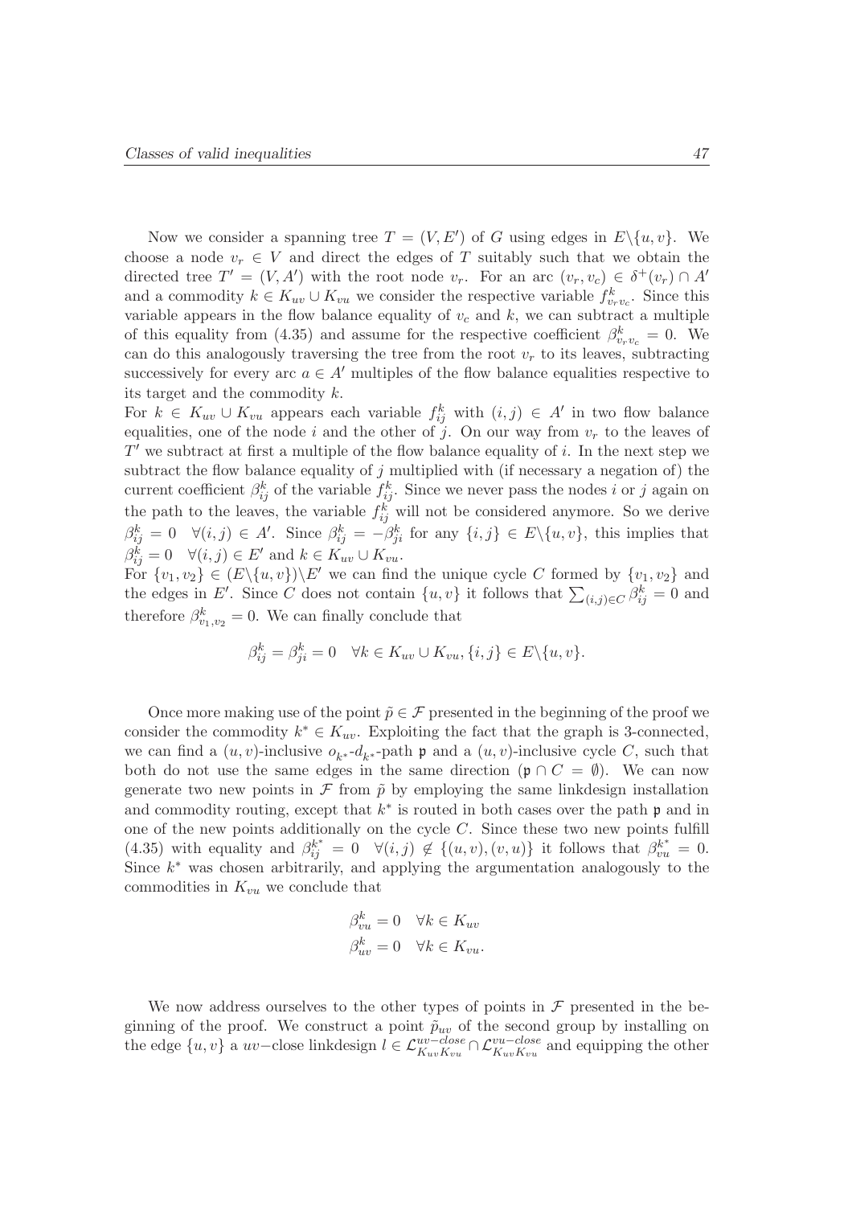Now we consider a spanning tree $T = (V, E')$ of $G$ using edges in $E \backslash \{u, v\}$. We choose a node $v_r \in V$ and direct the edges of $T$ suitably such that we obtain the directed tree $T' = (V, A')$ with the root node $v_r$. For an arc $(v_r, v_c) \in \delta^+(v_r) \cap A'$ and a commodity $k \in K_{uv} \cup K_{vu}$ we consider the respective variable $f^k_{v_r v_c}$. Since this variable appears in the flow balance equality of $v_c$ and $k$, we can subtract a multiple of this equality from (4.35) and assume for the respective coefficient $\beta^k_{v_r v_c} = 0$. We can do this analogously traversing the tree from the root $v_r$ to its leaves, subtracting successively for every arc $a \in A'$ multiples of the flow balance equalities respective to its target and the commodity $k$.

For $k \in K_{uv} \cup K_{vu}$ appears each variable $f^k_{ij}$ with $(i,j) \in A'$ in two flow balance equalities, one of the node $i$ and the other of $j$. On our way from $v_r$ to the leaves of $T'$ we subtract at first a multiple of the flow balance equality of $i$. In the next step we subtract the flow balance equality of $j$ multiplied with (if necessary a negation of) the current coefficient $\beta^k_{ij}$ of the variable $f^k_{ij}$. Since we never pass the nodes $i$ or $j$ again on the path to the leaves, the variable $f^k_{ij}$ will not be considered anymore. So we derive $\beta^k_{ij} = 0 \quad \forall (i,j) \in A'$. Since $\beta^k_{ij} = -\beta^k_{ji}$ for any $\{i,j\} \in E \backslash \{u,v\}$, this implies that $\beta^k_{ij} = 0 \quad \forall (i,j) \in E'$ and $k \in K_{uv} \cup K_{vu}$.

For $\{v_1, v_2\} \in (E \backslash \{u,v\}) \backslash E'$ we can find the unique cycle $C$ formed by $\{v_1, v_2\}$ and the edges in $E'$. Since $C$ does not contain $\{u,v\}$ it follows that $\sum_{(i,j) \in C} \beta^k_{ij} = 0$ and therefore $\beta^k_{v_1, v_2} = 0$. We can finally conclude that

$$\beta^k_{ij} = \beta^k_{ji} = 0 \quad \forall k \in K_{uv} \cup K_{vu}, \{i,j\} \in E \backslash \{u,v\}.$$

Once more making use of the point $\tilde{p} \in \mathcal{F}$ presented in the beginning of the proof we consider the commodity $k^* \in K_{uv}$. Exploiting the fact that the graph is 3-connected, we can find a $(u,v)$-inclusive $o_{k^*}$-$d_{k^*}$-path $\mathfrak{p}$ and a $(u,v)$-inclusive cycle $C$, such that both do not use the same edges in the same direction ($\mathfrak{p} \cap C = \emptyset$). We can now generate two new points in $\mathcal{F}$ from $\tilde{p}$ by employing the same linkdesign installation and commodity routing, except that $k^*$ is routed in both cases over the path $\mathfrak{p}$ and in one of the new points additionally on the cycle $C$. Since these two new points fulfill (4.35) with equality and $\beta^{k^*}_{ij} = 0 \quad \forall (i,j) \notin \{(u,v),(v,u)\}$ it follows that $\beta^{k^*}_{vu} = 0$. Since $k^*$ was chosen arbitrarily, and applying the argumentation analogously to the commodities in $K_{vu}$ we conclude that

$$\beta^k_{vu} = 0 \quad \forall k \in K_{uv}$$
$$\beta^k_{uv} = 0 \quad \forall k \in K_{vu}.$$

We now address ourselves to the other types of points in $\mathcal{F}$ presented in the beginning of the proof. We construct a point $\tilde{p}_{uv}$ of the second group by installing on the edge $\{u,v\}$ a $uv-$close linkdesign $l \in \mathcal{L}^{uv-close}_{K_{uv}K_{vu}} \cap \mathcal{L}^{vu-close}_{K_{uv}K_{vu}}$ and equipping the other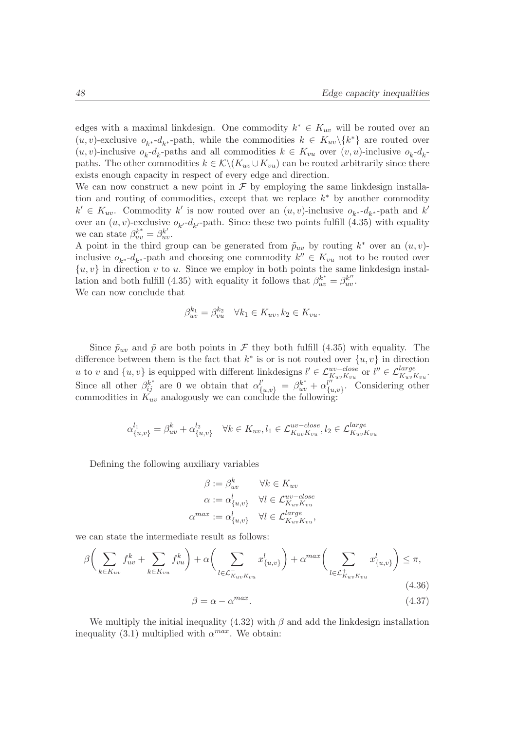edges with a maximal linkdesign. One commodity $k^* \in K_{uv}$ will be routed over an $(u,v)$-exclusive $o_{k^*}$-$d_{k^*}$-path, while the commodities $k \in K_{uv}\backslash\{k^*\}$ are routed over $(u,v)$-inclusive $o_k$-$d_k$-paths and all commodities $k \in K_{vu}$ over $(v,u)$-inclusive $o_k$-$d_k$-paths. The other commodities $k \in \mathcal{K}\backslash(K_{uv} \cup K_{vu})$ can be routed arbitrarily since there exists enough capacity in respect of every edge and direction.

We can now construct a new point in $\mathcal{F}$ by employing the same linkdesign installation and routing of commodities, except that we replace $k^*$ by another commodity $k' \in K_{uv}$. Commodity $k'$ is now routed over an $(u,v)$-inclusive $o_{k^*}$-$d_{k^*}$-path and $k'$ over an $(u,v)$-exclusive $o_{k'}$-$d_{k'}$-path. Since these two points fulfill (4.35) with equality we can state $\beta_{uv}^{k^*} = \beta_{uv}^{k'}$.

A point in the third group can be generated from $\tilde{p}_{uv}$ by routing $k^*$ over an $(u,v)$-inclusive $o_{k^*}$-$d_{k^*}$-path and choosing one commodity $k'' \in K_{vu}$ not to be routed over $\{u,v\}$ in direction $v$ to $u$. Since we employ in both points the same linkdesign installation and both fulfill (4.35) with equality it follows that $\beta_{uv}^{k^*} = \beta_{uv}^{k''}$.

We can now conclude that

$$\beta_{uv}^{k_1} = \beta_{vu}^{k_2} \quad \forall k_1 \in K_{uv}, k_2 \in K_{vu}.$$

Since $\tilde{p}_{uv}$ and $\tilde{p}$ are both points in $\mathcal{F}$ they both fulfill (4.35) with equality. The difference between them is the fact that $k^*$ is or is not routed over $\{u,v\}$ in direction $u$ to $v$ and $\{u,v\}$ is equipped with different linkdesigns $l' \in \mathcal{L}_{K_{uv}K_{vu}}^{uv-close}$ or $l'' \in \mathcal{L}_{K_{uv}K_{vu}}^{large}$. Since all other $\beta_{ij}^{k^*}$ are 0 we obtain that $\alpha_{\{u,v\}}^{l'} = \beta_{uv}^{k^*} + \alpha_{\{u,v\}}^{l''}$. Considering other commodities in $K_{uv}$ analogously we can conclude the following:

$$\alpha_{\{u,v\}}^{l_1} = \beta_{uv}^{k} + \alpha_{\{u,v\}}^{l_2} \quad \forall k \in K_{uv}, l_1 \in \mathcal{L}_{K_{uv}K_{vu}}^{uv-close}, l_2 \in \mathcal{L}_{K_{uv}K_{vu}}^{large}$$

Defining the following auxiliary variables

$$\begin{aligned} \beta &:= \beta_{uv}^{k} \quad && \forall k \in K_{uv} \\ \alpha &:= \alpha_{\{u,v\}}^{l} \quad && \forall l \in \mathcal{L}_{K_{uv}K_{vu}}^{uv-close} \\ \alpha^{max} &:= \alpha_{\{u,v\}}^{l} \quad && \forall l \in \mathcal{L}_{K_{uv}K_{vu}}^{large}, \end{aligned}$$

we can state the intermediate result as follows:

$$\beta\bigg(\sum_{k\in K_{uv}} f_{uv}^k + \sum_{k\in K_{vu}} f_{vu}^k\bigg) + \alpha\bigg(\sum_{l\in\mathcal{L}_{K_{uv}K_{vu}}^-} x_{\{u,v\}}^l\bigg) + \alpha^{max}\bigg(\sum_{l\in\mathcal{L}_{K_{uv}K_{vu}}^+} x_{\{u,v\}}^l\bigg) \le \pi, \tag{4.36}$$

$$\beta = \alpha - \alpha^{max}. \tag{4.37}$$

We multiply the initial inequality (4.32) with $\beta$ and add the linkdesign installation inequality (3.1) multiplied with $\alpha^{max}$. We obtain: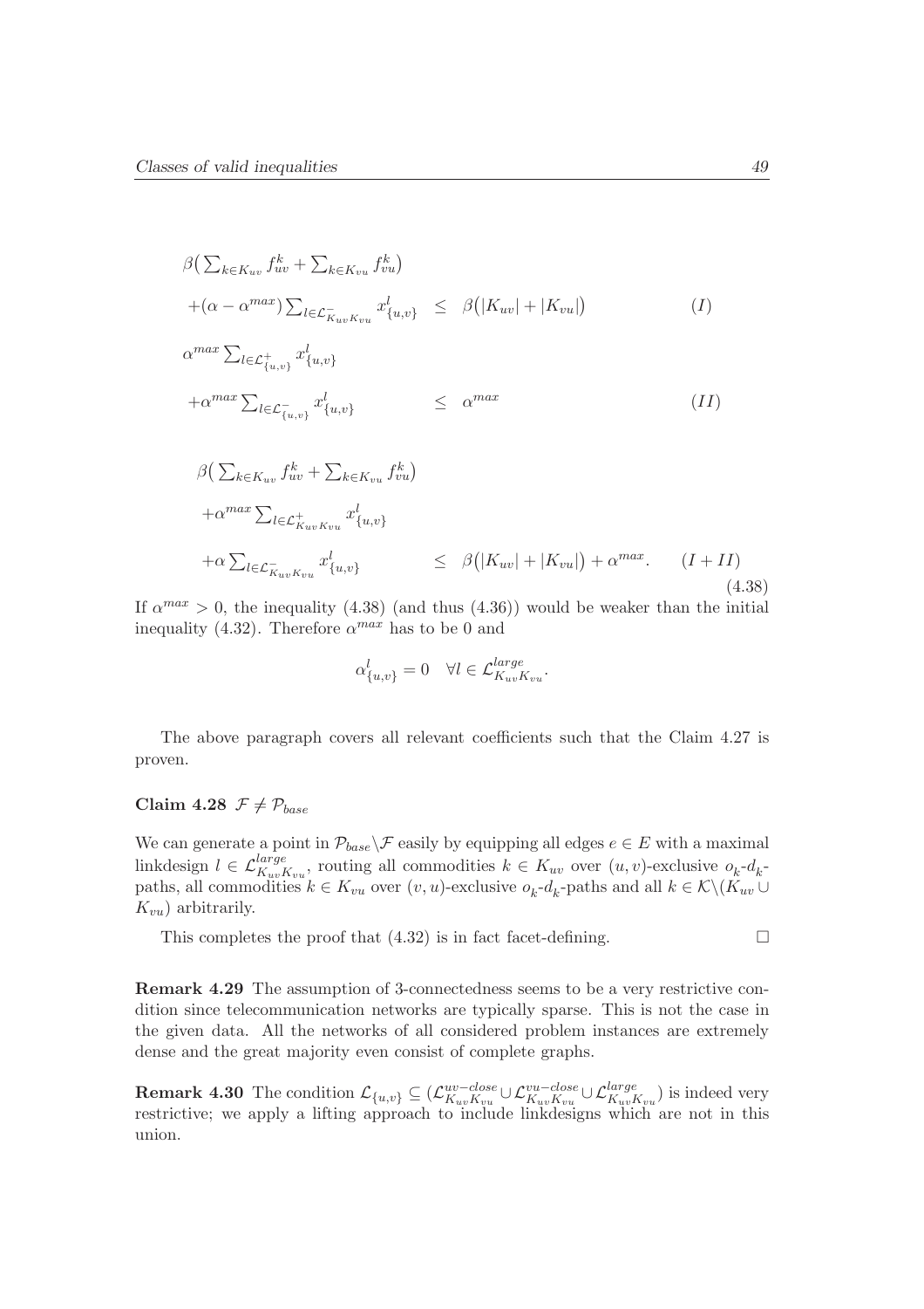$$
\begin{aligned}
&\beta\big(\textstyle\sum_{k\in K_{uv}} f^k_{uv} + \sum_{k\in K_{vu}} f^k_{vu}\big) && \\
&+(\alpha-\alpha^{max})\textstyle\sum_{l\in\mathcal{L}^-_{K_{uv}K_{vu}}} x^l_{\{u,v\}} \quad \leq \quad \beta\big(|K_{uv}|+|K_{vu}|\big) && (I)\\
&\alpha^{max}\textstyle\sum_{l\in\mathcal{L}^+_{\{u,v\}}} x^l_{\{u,v\}} && \\
&+\alpha^{max}\textstyle\sum_{l\in\mathcal{L}^-_{\{u,v\}}} x^l_{\{u,v\}} \quad \leq \quad \alpha^{max} && (II)
\end{aligned}
$$

$$
\begin{aligned}
&\beta\big(\textstyle\sum_{k\in K_{uv}} f^k_{uv} + \sum_{k\in K_{vu}} f^k_{vu}\big) && \\
&+\alpha^{max}\textstyle\sum_{l\in\mathcal{L}^+_{K_{uv}K_{vu}}} x^l_{\{u,v\}} && \\
&+\alpha\textstyle\sum_{l\in\mathcal{L}^-_{K_{uv}K_{vu}}} x^l_{\{u,v\}} \quad \leq \quad \beta\big(|K_{uv}|+|K_{vu}|\big)+\alpha^{max}. && (I+II)
\end{aligned}
\tag{4.38}
$$

If $\alpha^{max} > 0$, the inequality (4.38) (and thus (4.36)) would be weaker than the initial inequality (4.32). Therefore $\alpha^{max}$ has to be 0 and

$$
\alpha^l_{\{u,v\}} = 0 \quad \forall l \in \mathcal{L}^{large}_{K_{uv}K_{vu}}.
$$

The above paragraph covers all relevant coefficients such that the Claim 4.27 is proven.

**Claim 4.28** $\mathcal{F} \neq \mathcal{P}_{base}$

We can generate a point in $\mathcal{P}_{base}\backslash\mathcal{F}$ easily by equipping all edges $e \in E$ with a maximal linkdesign $l \in \mathcal{L}^{large}_{K_{uv}K_{vu}}$, routing all commodities $k \in K_{uv}$ over $(u,v)$-exclusive $o_k$-$d_k$-paths, all commodities $k \in K_{vu}$ over $(v,u)$-exclusive $o_k$-$d_k$-paths and all $k \in \mathcal{K}\backslash(K_{uv} \cup K_{vu})$ arbitrarily.

This completes the proof that (4.32) is in fact facet-defining. □

**Remark 4.29** The assumption of 3-connectedness seems to be a very restrictive condition since telecommunication networks are typically sparse. This is not the case in the given data. All the networks of all considered problem instances are extremely dense and the great majority even consist of complete graphs.

**Remark 4.30** The condition $\mathcal{L}_{\{u,v\}} \subseteq (\mathcal{L}^{uv-close}_{K_{uv}K_{vu}} \cup \mathcal{L}^{vu-close}_{K_{uv}K_{vu}} \cup \mathcal{L}^{large}_{K_{uv}K_{vu}})$ is indeed very restrictive; we apply a lifting approach to include linkdesigns which are not in this union.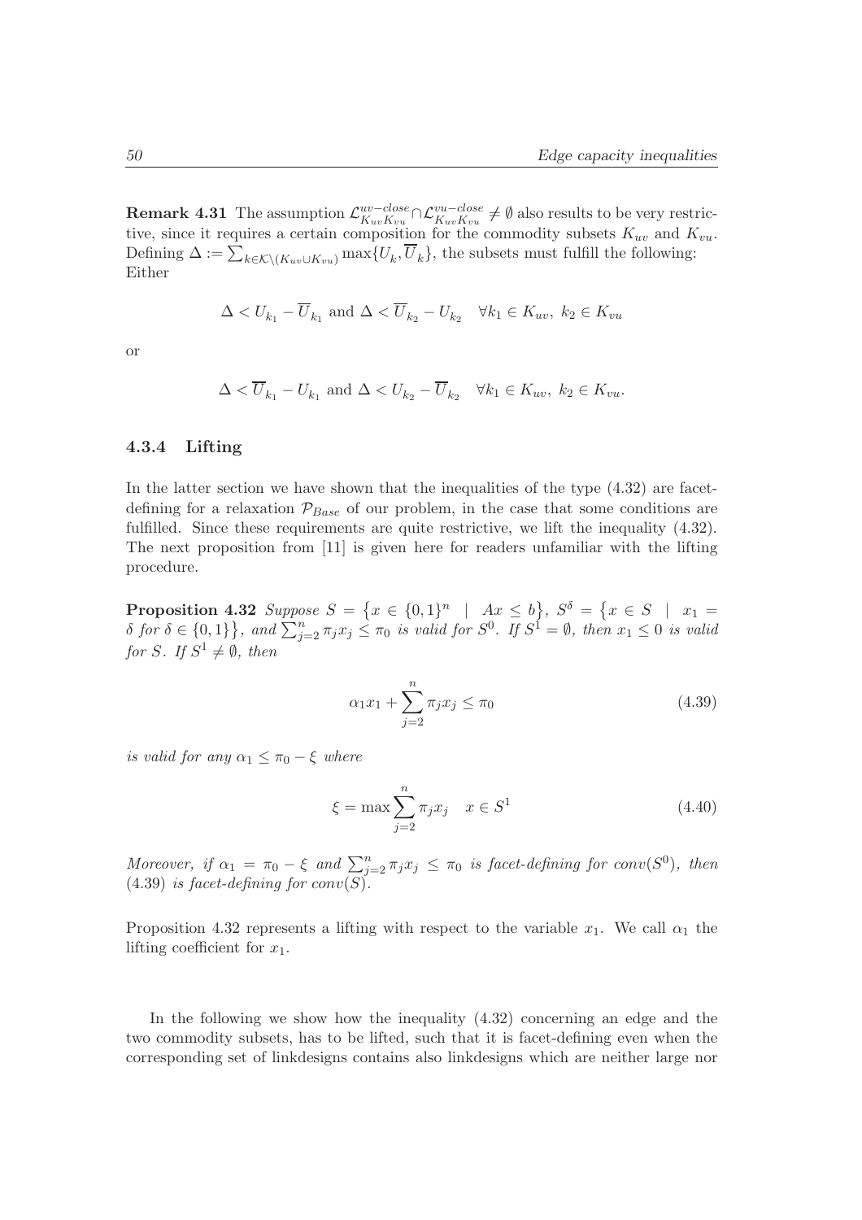**Remark 4.31** The assumption $\mathcal{L}^{uv-close}_{K_{uv}K_{vu}} \cap \mathcal{L}^{vu-close}_{K_{uv}K_{vu}} \neq \emptyset$ also results to be very restrictive, since it requires a certain composition for the commodity subsets $K_{uv}$ and $K_{vu}$. Defining $\Delta := \sum_{k \in \mathcal{K} \setminus (K_{uv} \cup K_{vu})} \max\{U_k, \overline{U}_k\}$, the subsets must fulfill the following: Either

$$\Delta < U_{k_1} - \overline{U}_{k_1} \text{ and } \Delta < \overline{U}_{k_2} - U_{k_2} \quad \forall k_1 \in K_{uv},\ k_2 \in K_{vu}$$

or

$$\Delta < \overline{U}_{k_1} - U_{k_1} \text{ and } \Delta < U_{k_2} - \overline{U}_{k_2} \quad \forall k_1 \in K_{uv},\ k_2 \in K_{vu}.$$

### 4.3.4 Lifting

In the latter section we have shown that the inequalities of the type (4.32) are facet-defining for a relaxation $\mathcal{P}_{Base}$ of our problem, in the case that some conditions are fulfilled. Since these requirements are quite restrictive, we lift the inequality (4.32). The next proposition from [11] is given here for readers unfamiliar with the lifting procedure.

**Proposition 4.32** *Suppose* $S = \{x \in \{0,1\}^n \mid Ax \leq b\}$, $S^\delta = \{x \in S \mid x_1 = \delta \text{ for } \delta \in \{0,1\}\}$, *and* $\sum_{j=2}^n \pi_j x_j \leq \pi_0$ *is valid for* $S^0$. *If* $S^1 = \emptyset$, *then* $x_1 \leq 0$ *is valid for* $S$. *If* $S^1 \neq \emptyset$, *then*

$$\alpha_1 x_1 + \sum_{j=2}^n \pi_j x_j \leq \pi_0 \tag{4.39}$$

*is valid for any* $\alpha_1 \leq \pi_0 - \xi$ *where*

$$\xi = \max \sum_{j=2}^n \pi_j x_j \quad x \in S^1 \tag{4.40}$$

*Moreover, if* $\alpha_1 = \pi_0 - \xi$ *and* $\sum_{j=2}^n \pi_j x_j \leq \pi_0$ *is facet-defining for* $conv(S^0)$, *then* (4.39) *is facet-defining for* $conv(S)$.

Proposition 4.32 represents a lifting with respect to the variable $x_1$. We call $\alpha_1$ the lifting coefficient for $x_1$.

In the following we show how the inequality (4.32) concerning an edge and the two commodity subsets, has to be lifted, such that it is facet-defining even when the corresponding set of linkdesigns contains also linkdesigns which are neither large nor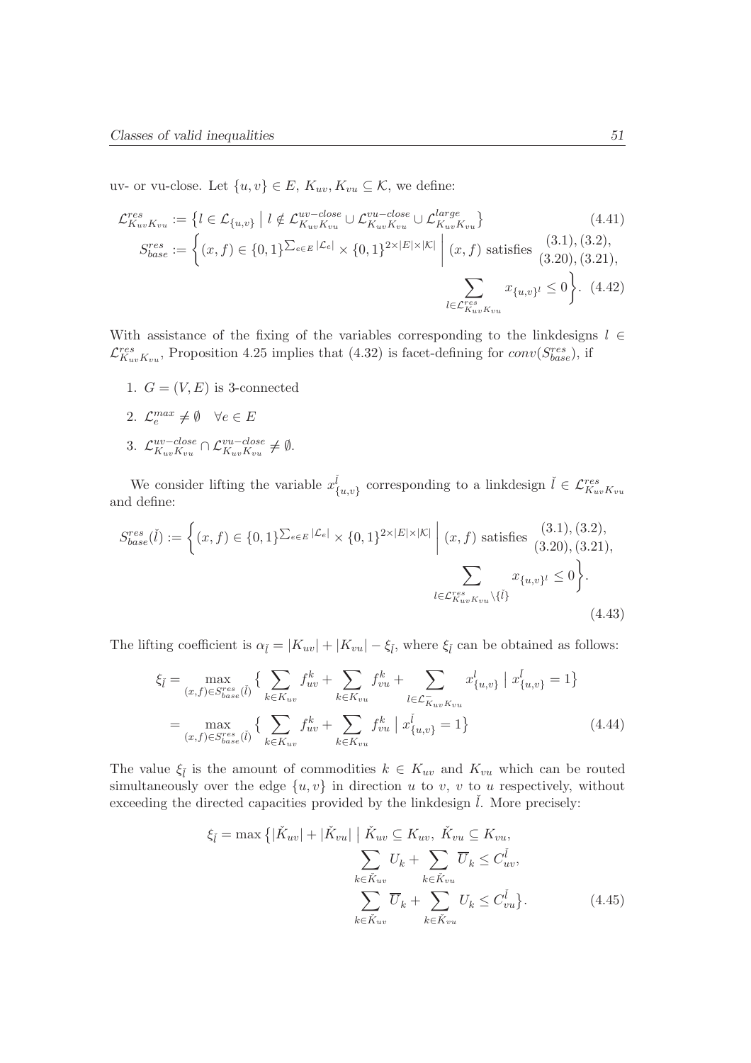uv- or vu-close. Let $\{u, v\} \in E$, $K_{uv}, K_{vu} \subseteq \mathcal{K}$, we define:

$$\mathcal{L}^{res}_{K_{uv}K_{vu}} := \left\{ l \in \mathcal{L}_{\{u,v\}} \;\middle|\; l \notin \mathcal{L}^{uv-close}_{K_{uv}K_{vu}} \cup \mathcal{L}^{vu-close}_{K_{uv}K_{vu}} \cup \mathcal{L}^{large}_{K_{uv}K_{vu}} \right\} \tag{4.41}$$

$$S^{res}_{base} := \left\{ (x, f) \in \{0,1\}^{\sum_{e \in E} |\mathcal{L}_e|} \times \{0,1\}^{2 \times |E| \times |\mathcal{K}|} \;\middle|\; (x, f) \text{ satisfies } \begin{array}{c} (3.1), (3.2), \\ (3.20), (3.21), \end{array} \sum_{l \in \mathcal{L}^{res}_{K_{uv}K_{vu}}} x_{\{u,v\}^l} \leq 0 \right\}. \tag{4.42}$$

With assistance of the fixing of the variables corresponding to the linkdesigns $l \in \mathcal{L}^{res}_{K_{uv}K_{vu}}$, Proposition 4.25 implies that (4.32) is facet-defining for $conv(S^{res}_{base})$, if

1. $G = (V, E)$ is 3-connected
2. $\mathcal{L}^{max}_e \neq \emptyset \quad \forall e \in E$
3. $\mathcal{L}^{uv-close}_{K_{uv}K_{vu}} \cap \mathcal{L}^{vu-close}_{K_{uv}K_{vu}} \neq \emptyset$.

We consider lifting the variable $x^{\check{l}}_{\{u,v\}}$ corresponding to a linkdesign $\check{l} \in \mathcal{L}^{res}_{K_{uv}K_{vu}}$ and define:

$$S^{res}_{base}(\check{l}) := \left\{ (x, f) \in \{0,1\}^{\sum_{e \in E} |\mathcal{L}_e|} \times \{0,1\}^{2 \times |E| \times |\mathcal{K}|} \;\middle|\; (x, f) \text{ satisfies } \begin{array}{c} (3.1), (3.2), \\ (3.20), (3.21), \end{array} \sum_{l \in \mathcal{L}^{res}_{K_{uv}K_{vu}} \setminus \{\check{l}\}} x_{\{u,v\}^l} \leq 0 \right\}. \tag{4.43}$$

The lifting coefficient is $\alpha_{\check{l}} = |K_{uv}| + |K_{vu}| - \xi_{\check{l}}$, where $\xi_{\check{l}}$ can be obtained as follows:

$$\begin{aligned} \xi_{\check{l}} &= \max_{(x,f) \in S^{res}_{base}(\check{l})} \Big\{ \sum_{k \in K_{uv}} f^k_{uv} + \sum_{k \in K_{vu}} f^k_{vu} + \sum_{l \in \mathcal{L}^{-}_{K_{uv}K_{vu}}} x^l_{\{u,v\}} \;\Big|\; x^{\check{l}}_{\{u,v\}} = 1 \Big\} \\ &= \max_{(x,f) \in S^{res}_{base}(\check{l})} \Big\{ \sum_{k \in K_{uv}} f^k_{uv} + \sum_{k \in K_{vu}} f^k_{vu} \;\Big|\; x^{\check{l}}_{\{u,v\}} = 1 \Big\} \end{aligned} \tag{4.44}$$

The value $\xi_{\check{l}}$ is the amount of commodities $k \in K_{uv}$ and $K_{vu}$ which can be routed simultaneously over the edge $\{u, v\}$ in direction $u$ to $v$, $v$ to $u$ respectively, without exceeding the directed capacities provided by the linkdesign $\check{l}$. More precisely:

$$\begin{aligned} \xi_{\check{l}} = \max \Big\{ |\check{K}_{uv}| + |\check{K}_{vu}| \;\Big|\; & \check{K}_{uv} \subseteq K_{uv},\ \check{K}_{vu} \subseteq K_{vu}, \\ & \sum_{k \in \check{K}_{uv}} U_k + \sum_{k \in \check{K}_{vu}} \overline{U}_k \leq C^{\check{l}}_{uv}, \\ & \sum_{k \in \check{K}_{uv}} \overline{U}_k + \sum_{k \in \check{K}_{vu}} U_k \leq C^{\check{l}}_{vu} \Big\}. \end{aligned} \tag{4.45}$$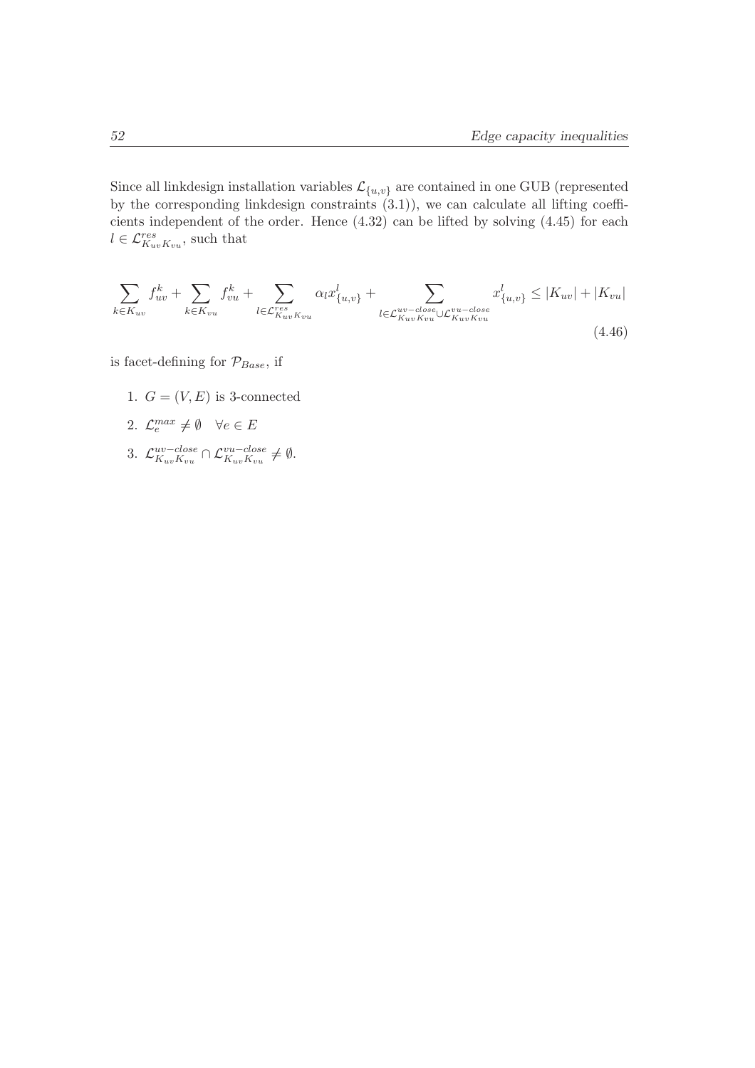Since all linkdesign installation variables $\mathcal{L}_{\{u,v\}}$ are contained in one GUB (represented by the corresponding linkdesign constraints (3.1)), we can calculate all lifting coefficients independent of the order. Hence (4.32) can be lifted by solving (4.45) for each $l \in \mathcal{L}^{res}_{K_{uv}K_{vu}}$, such that

$$\sum_{k \in K_{uv}} f^k_{uv} + \sum_{k \in K_{vu}} f^k_{vu} + \sum_{l \in \mathcal{L}^{res}_{K_{uv}K_{vu}}} \alpha_l x^l_{\{u,v\}} + \sum_{l \in \mathcal{L}^{uv-close}_{K_{uv}K_{vu}} \cup \mathcal{L}^{vu-close}_{K_{uv}K_{vu}}} x^l_{\{u,v\}} \leq |K_{uv}| + |K_{vu}| \tag{4.46}$$

is facet-defining for $\mathcal{P}_{Base}$, if

1. $G = (V, E)$ is 3-connected
2. $\mathcal{L}^{max}_e \neq \emptyset \quad \forall e \in E$
3. $\mathcal{L}^{uv-close}_{K_{uv}K_{vu}} \cap \mathcal{L}^{vu-close}_{K_{uv}K_{vu}} \neq \emptyset$.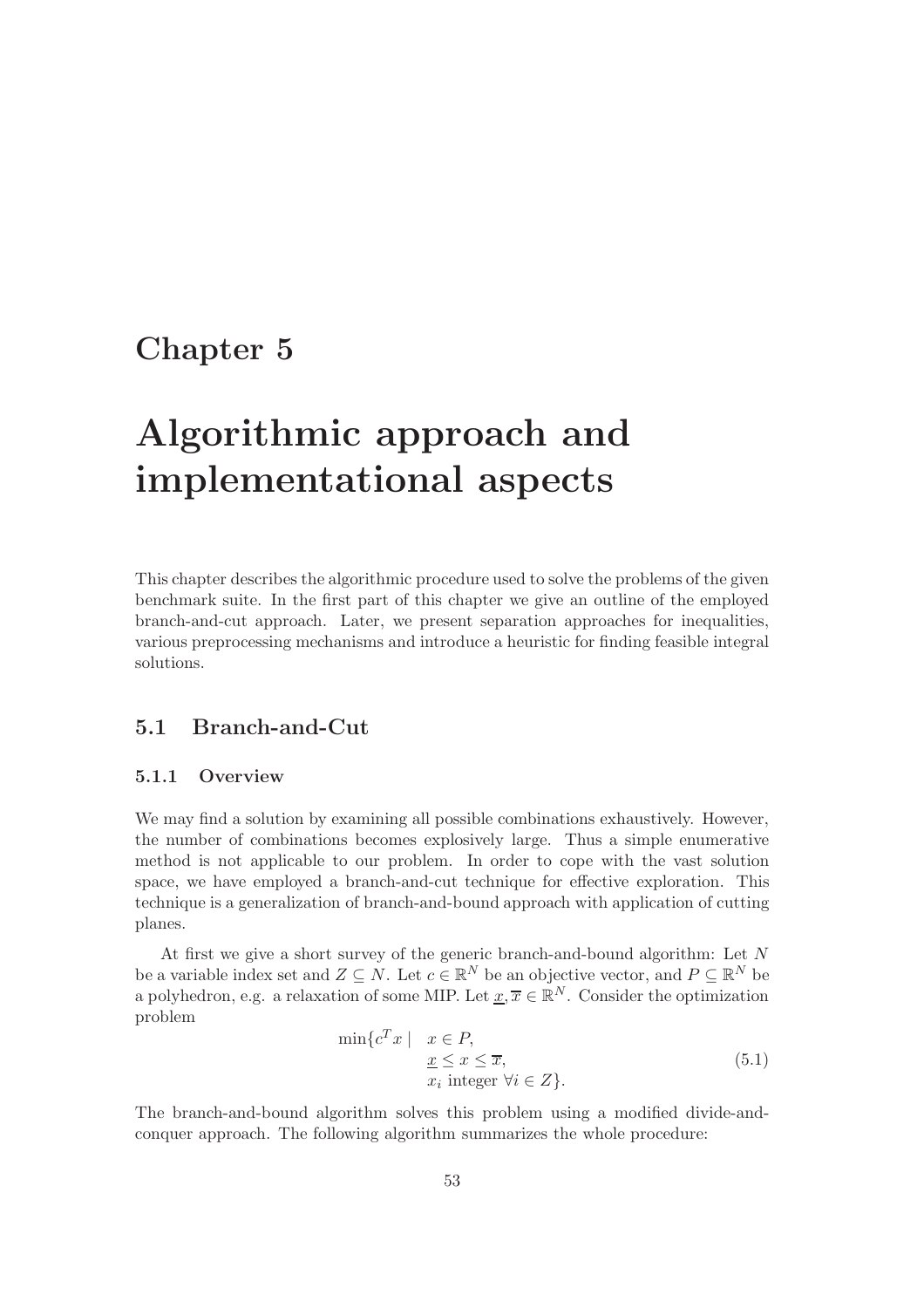# Chapter 5

# Algorithmic approach and implementational aspects

This chapter describes the algorithmic procedure used to solve the problems of the given benchmark suite. In the first part of this chapter we give an outline of the employed branch-and-cut approach. Later, we present separation approaches for inequalities, various preprocessing mechanisms and introduce a heuristic for finding feasible integral solutions.

## 5.1 Branch-and-Cut

### 5.1.1 Overview

We may find a solution by examining all possible combinations exhaustively. However, the number of combinations becomes explosively large. Thus a simple enumerative method is not applicable to our problem. In order to cope with the vast solution space, we have employed a branch-and-cut technique for effective exploration. This technique is a generalization of branch-and-bound approach with application of cutting planes.

At first we give a short survey of the generic branch-and-bound algorithm: Let $N$ be a variable index set and $Z \subseteq N$. Let $c \in \mathbb{R}^N$ be an objective vector, and $P \subseteq \mathbb{R}^N$ be a polyhedron, e.g. a relaxation of some MIP. Let $\underline{x}, \overline{x} \in \mathbb{R}^N$. Consider the optimization problem

$$
\begin{aligned}
\min\{c^T x \mid \quad & x \in P, \\
& \underline{x} \leq x \leq \overline{x}, \\
& x_i \text{ integer } \forall i \in Z\}.
\end{aligned}
\tag{5.1}
$$

The branch-and-bound algorithm solves this problem using a modified divide-and-conquer approach. The following algorithm summarizes the whole procedure: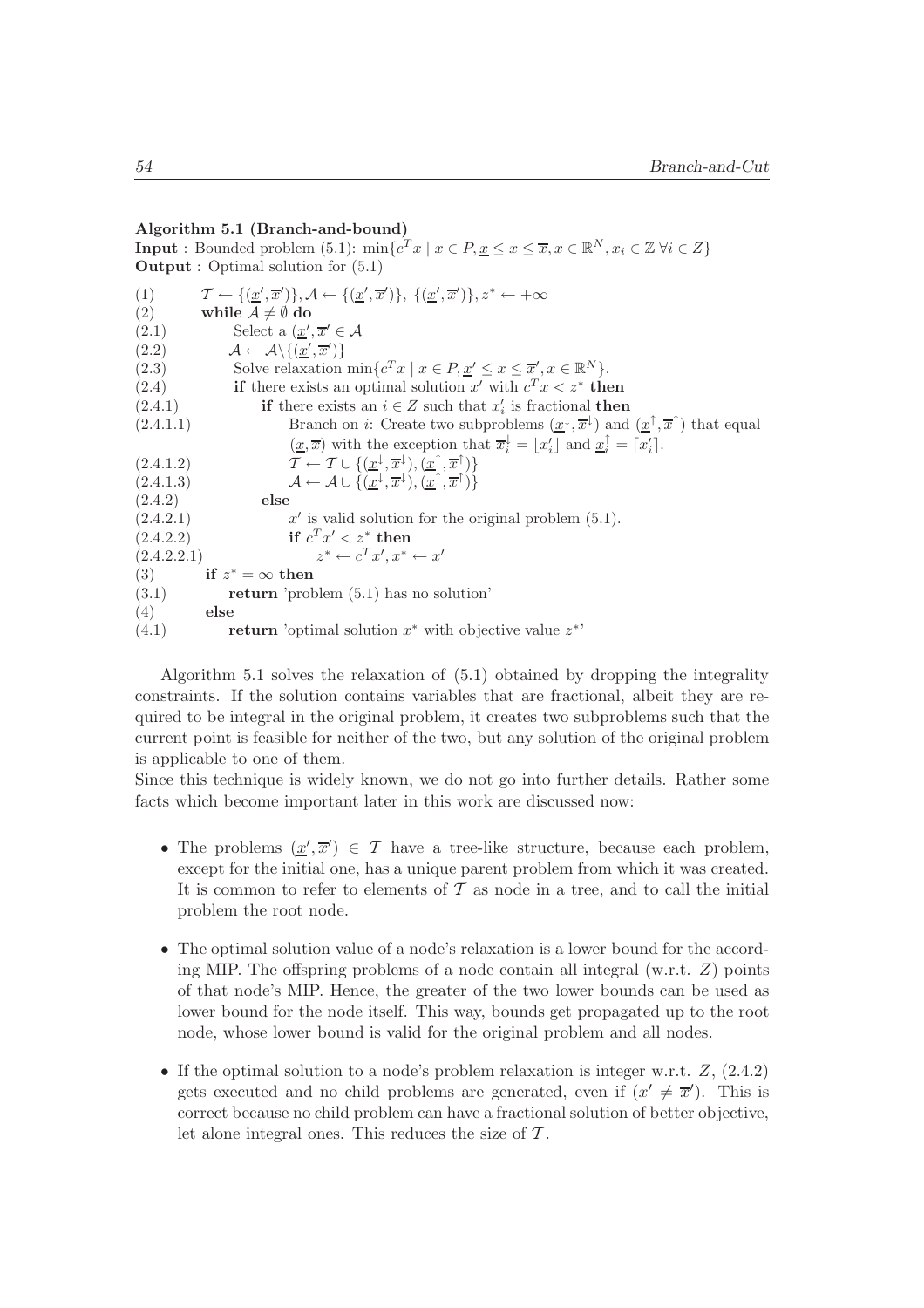**Algorithm 5.1 (Branch-and-bound)**

**Input** : Bounded problem (5.1): $\min\{c^T x \mid x \in P, \underline{x} \leq x \leq \overline{x}, x \in \mathbb{R}^N, x_i \in \mathbb{Z}\ \forall i \in Z\}$

**Output** : Optimal solution for (5.1)

(1) $\mathcal{T} \leftarrow \{(\underline{x}', \overline{x}')\}, \mathcal{A} \leftarrow \{(\underline{x}', \overline{x}')\},\ \{(\underline{x}', \overline{x}')\}, z^* \leftarrow +\infty$

(2) **while** $\mathcal{A} \neq \emptyset$ **do**

(2.1) Select a $(\underline{x}', \overline{x}' \in \mathcal{A}$

(2.2) $\mathcal{A} \leftarrow \mathcal{A} \backslash \{(\underline{x}', \overline{x}')\}$

(2.3) Solve relaxation $\min\{c^T x \mid x \in P, \underline{x}' \leq x \leq \overline{x}', x \in \mathbb{R}^N\}$.

(2.4) **if** there exists an optimal solution $x'$ with $c^T x' < z^*$ **then**

(2.4.1) **if** there exists an $i \in Z$ such that $x'_i$ is fractional **then**

(2.4.1.1) Branch on $i$: Create two subproblems $(\underline{x}^{\downarrow}, \overline{x}^{\downarrow})$ and $(\underline{x}^{\uparrow}, \overline{x}^{\uparrow})$ that equal $(\underline{x}, \overline{x})$ with the exception that $\overline{x}^{\downarrow}_i = \lfloor x'_i \rfloor$ and $\underline{x}^{\uparrow}_i = \lceil x'_i \rceil$.

(2.4.1.2) $\mathcal{T} \leftarrow \mathcal{T} \cup \{(\underline{x}^{\downarrow}, \overline{x}^{\downarrow}), (\underline{x}^{\uparrow}, \overline{x}^{\uparrow})\}$

(2.4.1.3) $\mathcal{A} \leftarrow \mathcal{A} \cup \{(\underline{x}^{\downarrow}, \overline{x}^{\downarrow}), (\underline{x}^{\uparrow}, \overline{x}^{\uparrow})\}$

(2.4.2) **else**

(2.4.2.1) $x'$ is valid solution for the original problem (5.1).

(2.4.2.2) **if** $c^T x' < z^*$ **then**

(2.4.2.2.1) $z^* \leftarrow c^T x', x^* \leftarrow x'$

(3) **if** $z^* = \infty$ **then**

(3.1) **return** 'problem (5.1) has no solution'

(4) **else**

(4.1) **return** 'optimal solution $x^*$ with objective value $z^*$'

Algorithm 5.1 solves the relaxation of (5.1) obtained by dropping the integrality constraints. If the solution contains variables that are fractional, albeit they are required to be integral in the original problem, it creates two subproblems such that the current point is feasible for neither of the two, but any solution of the original problem is applicable to one of them.

Since this technique is widely known, we do not go into further details. Rather some facts which become important later in this work are discussed now:

- The problems $(\underline{x}', \overline{x}') \in \mathcal{T}$ have a tree-like structure, because each problem, except for the initial one, has a unique parent problem from which it was created. It is common to refer to elements of $\mathcal{T}$ as node in a tree, and to call the initial problem the root node.

- The optimal solution value of a node's relaxation is a lower bound for the according MIP. The offspring problems of a node contain all integral (w.r.t. $Z$) points of that node's MIP. Hence, the greater of the two lower bounds can be used as lower bound for the node itself. This way, bounds get propagated up to the root node, whose lower bound is valid for the original problem and all nodes.

- If the optimal solution to a node's problem relaxation is integer w.r.t. $Z$, (2.4.2) gets executed and no child problems are generated, even if $(\underline{x}' \neq \overline{x}')$. This is correct because no child problem can have a fractional solution of better objective, let alone integral ones. This reduces the size of $\mathcal{T}$.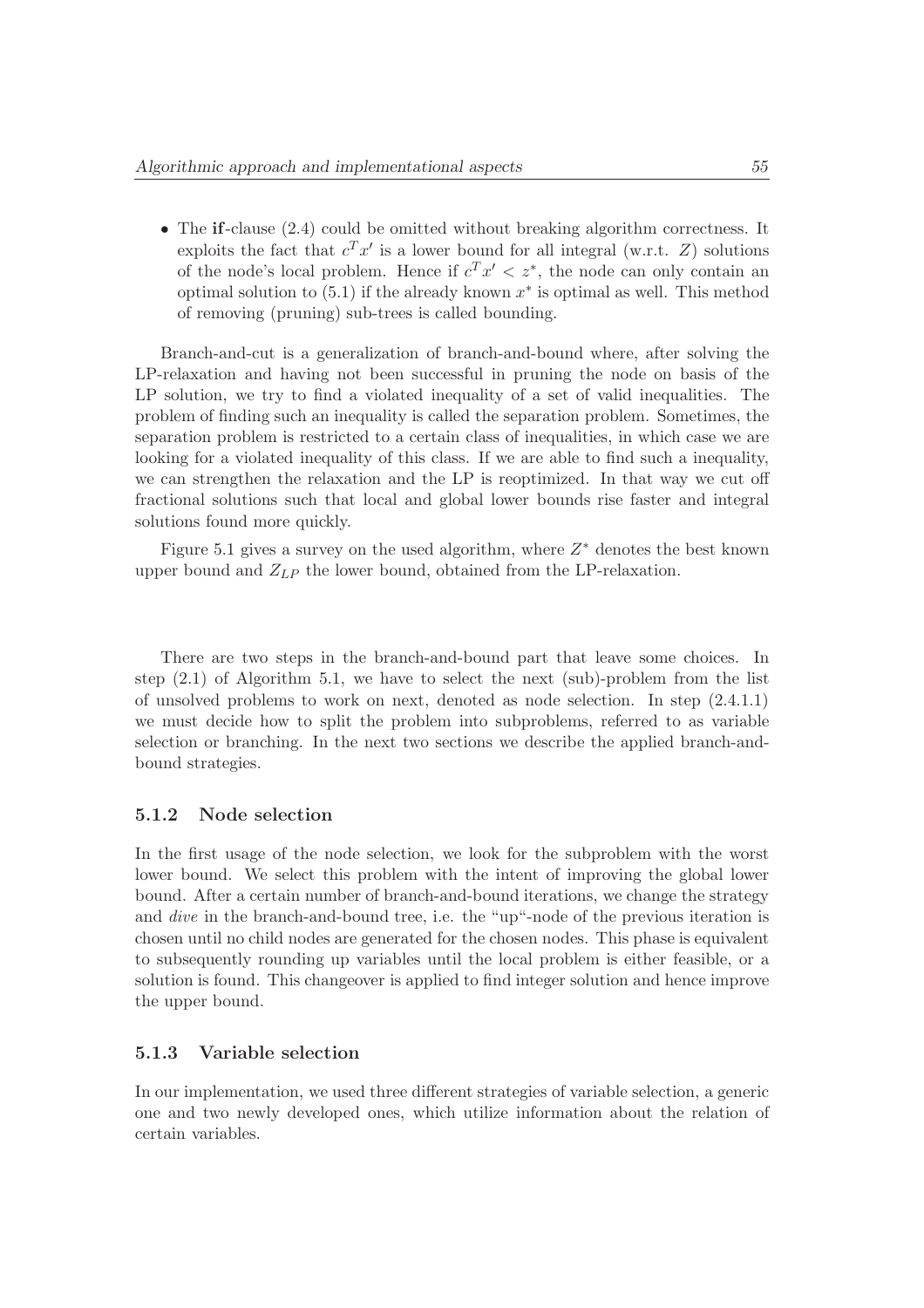- The **if**-clause (2.4) could be omitted without breaking algorithm correctness. It exploits the fact that $c^T x'$ is a lower bound for all integral (w.r.t. $Z$) solutions of the node's local problem. Hence if $c^T x' < z^*$, the node can only contain an optimal solution to (5.1) if the already known $x^*$ is optimal as well. This method of removing (pruning) sub-trees is called bounding.

Branch-and-cut is a generalization of branch-and-bound where, after solving the LP-relaxation and having not been successful in pruning the node on basis of the LP solution, we try to find a violated inequality of a set of valid inequalities. The problem of finding such an inequality is called the separation problem. Sometimes, the separation problem is restricted to a certain class of inequalities, in which case we are looking for a violated inequality of this class. If we are able to find such a inequality, we can strengthen the relaxation and the LP is reoptimized. In that way we cut off fractional solutions such that local and global lower bounds rise faster and integral solutions found more quickly.

Figure 5.1 gives a survey on the used algorithm, where $Z^*$ denotes the best known upper bound and $Z_{LP}$ the lower bound, obtained from the LP-relaxation.

There are two steps in the branch-and-bound part that leave some choices. In step (2.1) of Algorithm 5.1, we have to select the next (sub)-problem from the list of unsolved problems to work on next, denoted as node selection. In step (2.4.1.1) we must decide how to split the problem into subproblems, referred to as variable selection or branching. In the next two sections we describe the applied branch-and-bound strategies.

### 5.1.2 Node selection

In the first usage of the node selection, we look for the subproblem with the worst lower bound. We select this problem with the intent of improving the global lower bound. After a certain number of branch-and-bound iterations, we change the strategy and *dive* in the branch-and-bound tree, i.e. the "up"-node of the previous iteration is chosen until no child nodes are generated for the chosen nodes. This phase is equivalent to subsequently rounding up variables until the local problem is either feasible, or a solution is found. This changeover is applied to find integer solution and hence improve the upper bound.

### 5.1.3 Variable selection

In our implementation, we used three different strategies of variable selection, a generic one and two newly developed ones, which utilize information about the relation of certain variables.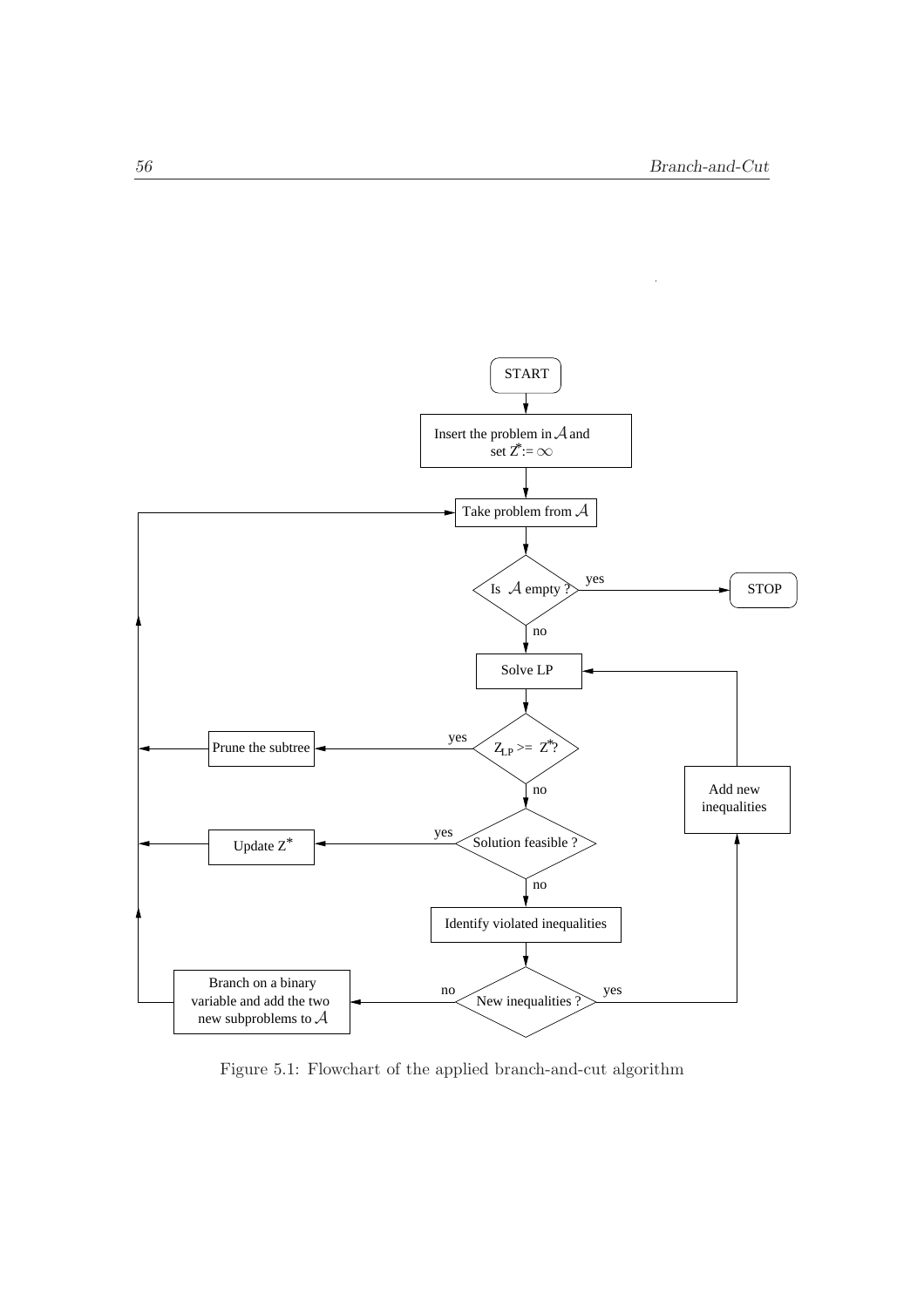Figure 5.1: Flowchart of the applied branch-and-cut algorithm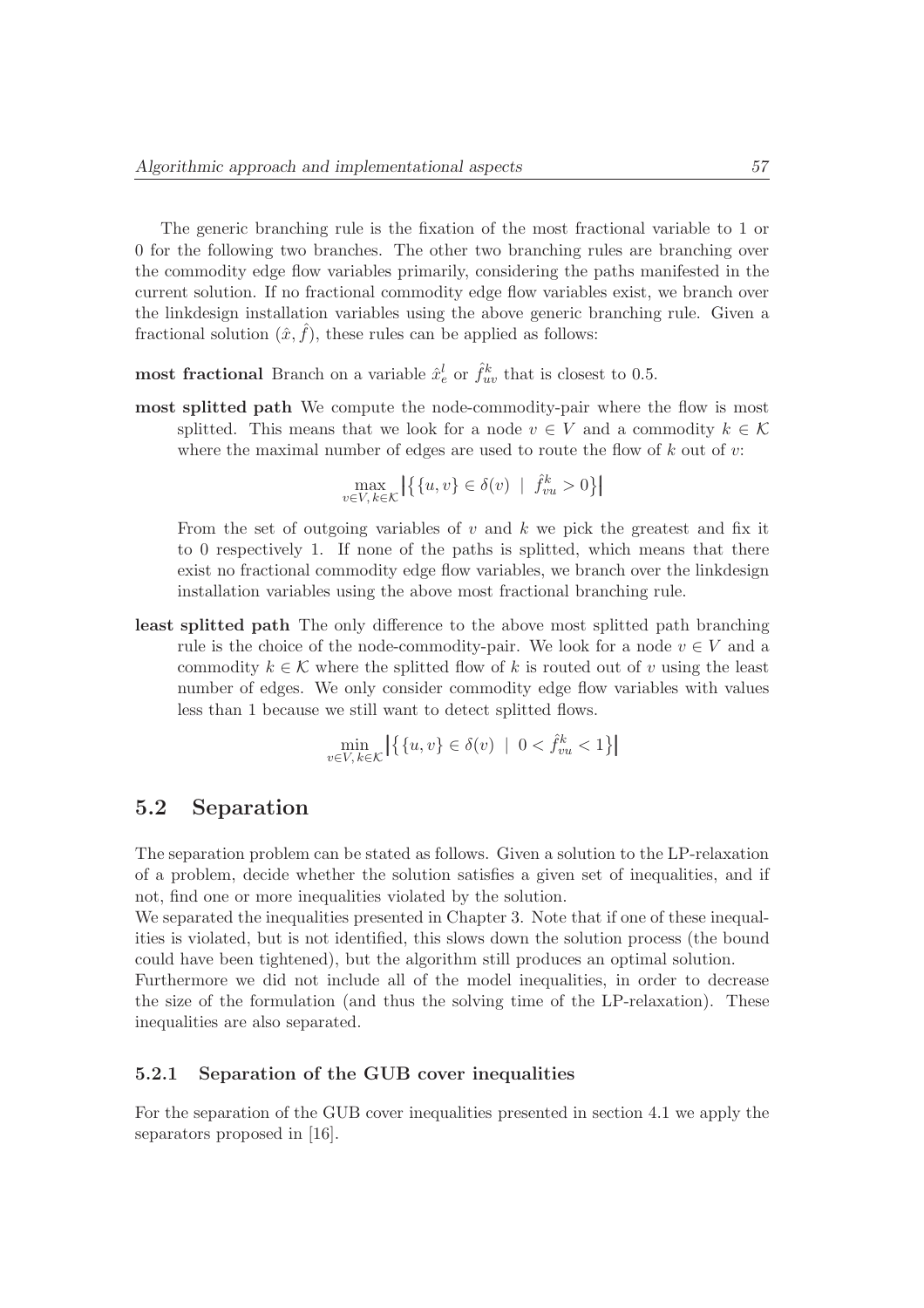The generic branching rule is the fixation of the most fractional variable to 1 or 0 for the following two branches. The other two branching rules are branching over the commodity edge flow variables primarily, considering the paths manifested in the current solution. If no fractional commodity edge flow variables exist, we branch over the linkdesign installation variables using the above generic branching rule. Given a fractional solution $(\hat{x}, \hat{f})$, these rules can be applied as follows:

**most fractional** Branch on a variable $\hat{x}_e^l$ or $\hat{f}_{uv}^k$ that is closest to 0.5.

**most splitted path** We compute the node-commodity-pair where the flow is most splitted. This means that we look for a node $v \in V$ and a commodity $k \in \mathcal{K}$ where the maximal number of edges are used to route the flow of $k$ out of $v$:

$$\max_{v \in V,\, k \in \mathcal{K}} \left| \left\{ \{u, v\} \in \delta(v) \;\mid\; \hat{f}_{vu}^k > 0 \right\} \right|$$

From the set of outgoing variables of $v$ and $k$ we pick the greatest and fix it to 0 respectively 1. If none of the paths is splitted, which means that there exist no fractional commodity edge flow variables, we branch over the linkdesign installation variables using the above most fractional branching rule.

**least splitted path** The only difference to the above most splitted path branching rule is the choice of the node-commodity-pair. We look for a node $v \in V$ and a commodity $k \in \mathcal{K}$ where the splitted flow of $k$ is routed out of $v$ using the least number of edges. We only consider commodity edge flow variables with values less than 1 because we still want to detect splitted flows.

$$\min_{v \in V,\, k \in \mathcal{K}} \left| \left\{ \{u, v\} \in \delta(v) \;\mid\; 0 < \hat{f}_{vu}^k < 1 \right\} \right|$$

## 5.2 Separation

The separation problem can be stated as follows. Given a solution to the LP-relaxation of a problem, decide whether the solution satisfies a given set of inequalities, and if not, find one or more inequalities violated by the solution.

We separated the inequalities presented in Chapter 3. Note that if one of these inequalities is violated, but is not identified, this slows down the solution process (the bound could have been tightened), but the algorithm still produces an optimal solution.

Furthermore we did not include all of the model inequalities, in order to decrease the size of the formulation (and thus the solving time of the LP-relaxation). These inequalities are also separated.

### 5.2.1 Separation of the GUB cover inequalities

For the separation of the GUB cover inequalities presented in section 4.1 we apply the separators proposed in [16].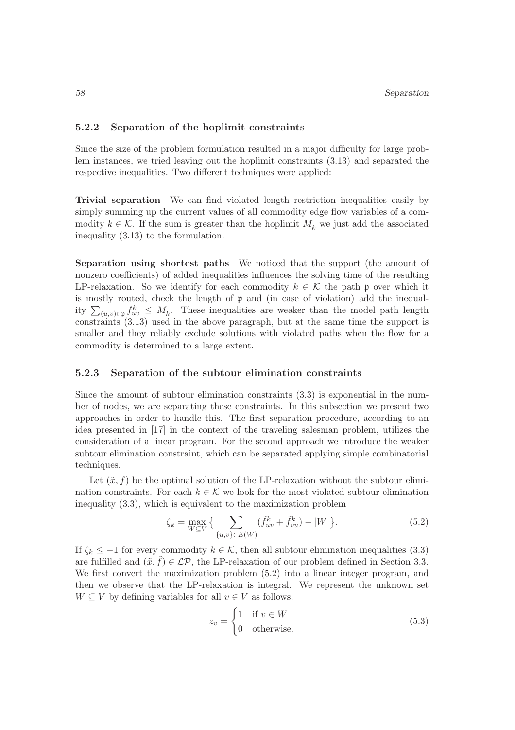### 5.2.2 Separation of the hoplimit constraints

Since the size of the problem formulation resulted in a major difficulty for large problem instances, we tried leaving out the hoplimit constraints (3.13) and separated the respective inequalities. Two different techniques were applied:

**Trivial separation** We can find violated length restriction inequalities easily by simply summing up the current values of all commodity edge flow variables of a commodity $k \in \mathcal{K}$. If the sum is greater than the hoplimit $M_k$ we just add the associated inequality (3.13) to the formulation.

**Separation using shortest paths** We noticed that the support (the amount of nonzero coefficients) of added inequalities influences the solving time of the resulting LP-relaxation. So we identify for each commodity $k \in \mathcal{K}$ the path $\mathfrak{p}$ over which it is mostly routed, check the length of $\mathfrak{p}$ and (in case of violation) add the inequality $\sum_{(u,v)\in\mathfrak{p}} f_{uv}^k \leq M_k$. These inequalities are weaker than the model path length constraints (3.13) used in the above paragraph, but at the same time the support is smaller and they reliably exclude solutions with violated paths when the flow for a commodity is determined to a large extent.

### 5.2.3 Separation of the subtour elimination constraints

Since the amount of subtour elimination constraints (3.3) is exponential in the number of nodes, we are separating these constraints. In this subsection we present two approaches in order to handle this. The first separation procedure, according to an idea presented in [17] in the context of the traveling salesman problem, utilizes the consideration of a linear program. For the second approach we introduce the weaker subtour elimination constraint, which can be separated applying simple combinatorial techniques.

Let $(\tilde{x}, \tilde{f})$ be the optimal solution of the LP-relaxation without the subtour elimination constraints. For each $k \in \mathcal{K}$ we look for the most violated subtour elimination inequality (3.3), which is equivalent to the maximization problem

$$\zeta_k = \max_{W \subseteq V} \Big\{ \sum_{\{u,v\} \in E(W)} (\tilde{f}_{uv}^k + \tilde{f}_{vu}^k) - |W| \Big\}. \tag{5.2}$$

If $\zeta_k \leq -1$ for every commodity $k \in \mathcal{K}$, then all subtour elimination inequalities (3.3) are fulfilled and $(\tilde{x}, \tilde{f}) \in \mathcal{LP}$, the LP-relaxation of our problem defined in Section 3.3. We first convert the maximization problem (5.2) into a linear integer program, and then we observe that the LP-relaxation is integral. We represent the unknown set $W \subseteq V$ by defining variables for all $v \in V$ as follows:

$$z_v = \begin{cases} 1 & \text{if } v \in W \\ 0 & \text{otherwise.} \end{cases} \tag{5.3}$$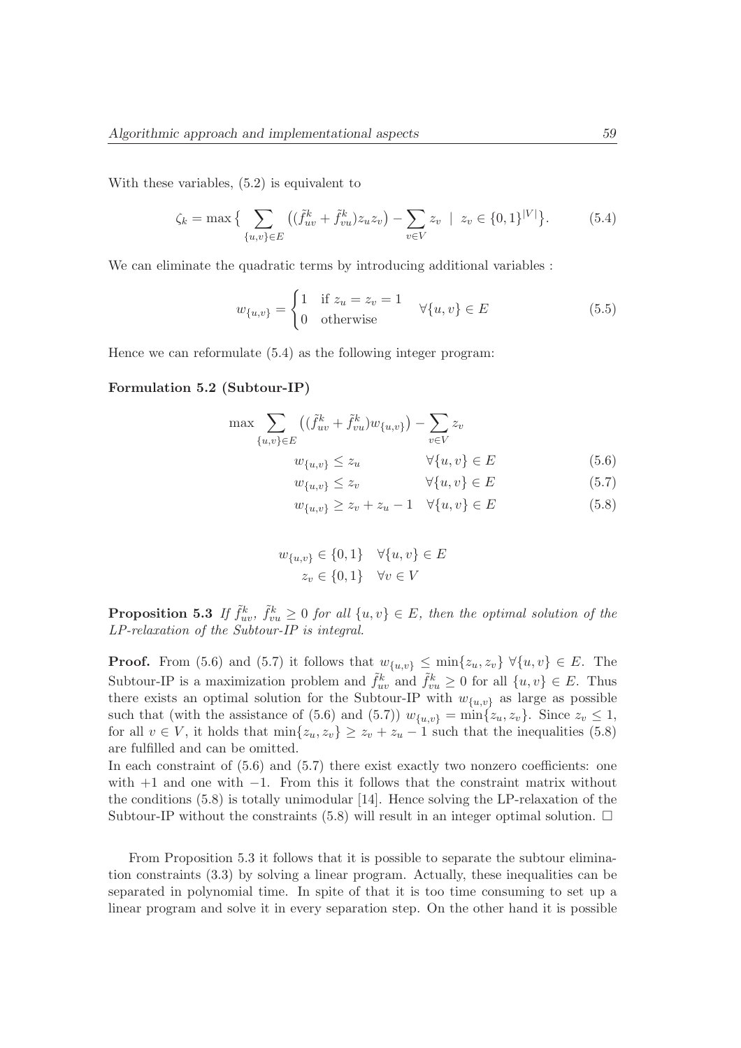With these variables, (5.2) is equivalent to

$$\zeta_k = \max \Big\{ \sum_{\{u,v\} \in E} \big( (\tilde{f}^k_{uv} + \tilde{f}^k_{vu}) z_u z_v \big) - \sum_{v \in V} z_v \ \mid \ z_v \in \{0,1\}^{|V|} \Big\}. \tag{5.4}$$

We can eliminate the quadratic terms by introducing additional variables :

$$w_{\{u,v\}} = \begin{cases} 1 & \text{if } z_u = z_v = 1 \\ 0 & \text{otherwise} \end{cases} \quad \forall \{u,v\} \in E \tag{5.5}$$

Hence we can reformulate (5.4) as the following integer program:

**Formulation 5.2 (Subtour-IP)**

$$\max \sum_{\{u,v\} \in E} \big( (\tilde{f}^k_{uv} + \tilde{f}^k_{vu}) w_{\{u,v\}} \big) - \sum_{v \in V} z_v$$

$$w_{\{u,v\}} \leq z_u \qquad \forall \{u,v\} \in E \tag{5.6}$$

$$w_{\{u,v\}} \leq z_v \qquad \forall \{u,v\} \in E \tag{5.7}$$

$$w_{\{u,v\}} \geq z_v + z_u - 1 \quad \forall \{u,v\} \in E \tag{5.8}$$

$$w_{\{u,v\}} \in \{0,1\} \quad \forall \{u,v\} \in E$$
$$z_v \in \{0,1\} \quad \forall v \in V$$

**Proposition 5.3** *If $\tilde{f}^k_{uv}$, $\tilde{f}^k_{vu} \geq 0$ for all $\{u,v\} \in E$, then the optimal solution of the LP-relaxation of the Subtour-IP is integral.*

**Proof.** From (5.6) and (5.7) it follows that $w_{\{u,v\}} \leq \min\{z_u, z_v\}$ $\forall \{u,v\} \in E$. The Subtour-IP is a maximization problem and $\tilde{f}^k_{uv}$ and $\tilde{f}^k_{vu} \geq 0$ for all $\{u,v\} \in E$. Thus there exists an optimal solution for the Subtour-IP with $w_{\{u,v\}}$ as large as possible such that (with the assistance of (5.6) and (5.7)) $w_{\{u,v\}} = \min\{z_u, z_v\}$. Since $z_v \leq 1$, for all $v \in V$, it holds that $\min\{z_u, z_v\} \geq z_v + z_u - 1$ such that the inequalities (5.8) are fulfilled and can be omitted.
In each constraint of (5.6) and (5.7) there exist exactly two nonzero coefficients: one with $+1$ and one with $-1$. From this it follows that the constraint matrix without the conditions (5.8) is totally unimodular [14]. Hence solving the LP-relaxation of the Subtour-IP without the constraints (5.8) will result in an integer optimal solution. $\Box$

From Proposition 5.3 it follows that it is possible to separate the subtour elimination constraints (3.3) by solving a linear program. Actually, these inequalities can be separated in polynomial time. In spite of that it is too time consuming to set up a linear program and solve it in every separation step. On the other hand it is possible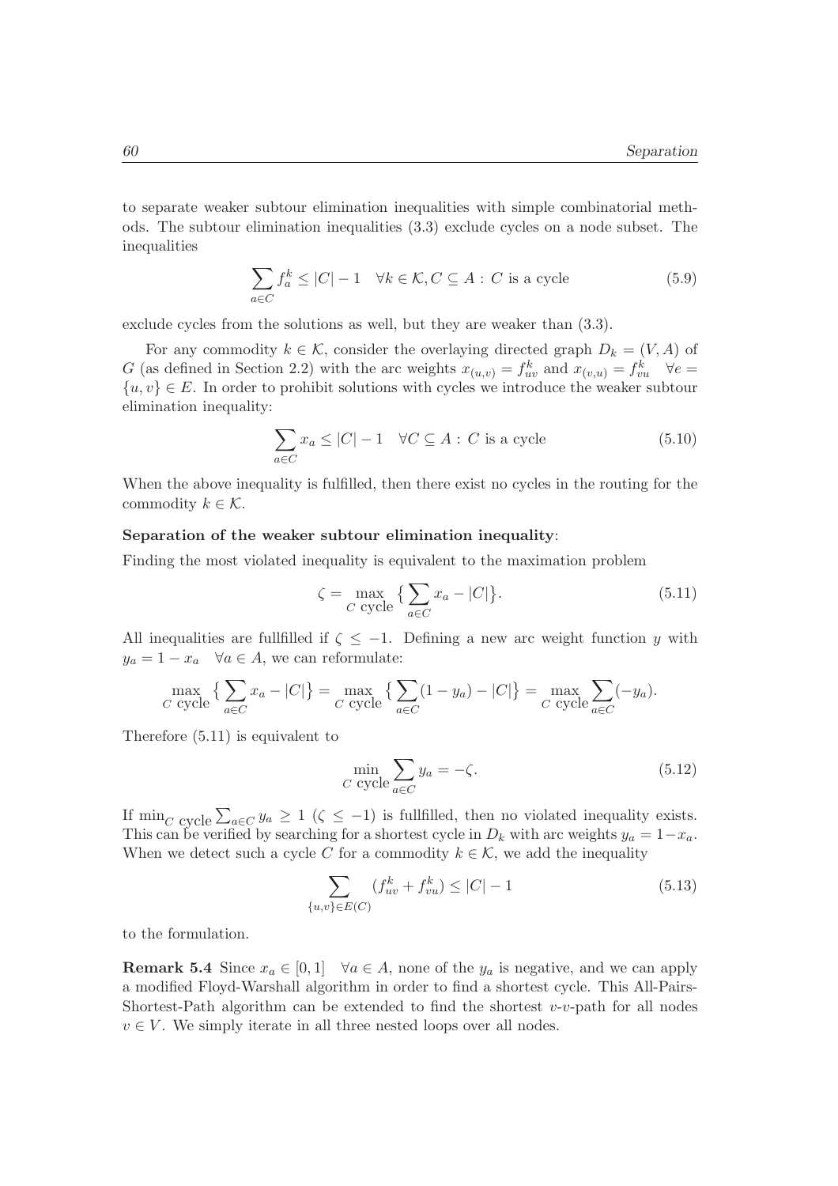to separate weaker subtour elimination inequalities with simple combinatorial methods. The subtour elimination inequalities (3.3) exclude cycles on a node subset. The inequalities

$$\sum_{a \in C} f_a^k \leq |C| - 1 \quad \forall k \in \mathcal{K}, C \subseteq A : C \text{ is a cycle} \tag{5.9}$$

exclude cycles from the solutions as well, but they are weaker than (3.3).

For any commodity $k \in \mathcal{K}$, consider the overlaying directed graph $D_k = (V, A)$ of $G$ (as defined in Section 2.2) with the arc weights $x_{(u,v)} = f_{uv}^k$ and $x_{(v,u)} = f_{vu}^k \quad \forall e = \{u, v\} \in E$. In order to prohibit solutions with cycles we introduce the weaker subtour elimination inequality:

$$\sum_{a \in C} x_a \leq |C| - 1 \quad \forall C \subseteq A : C \text{ is a cycle} \tag{5.10}$$

When the above inequality is fulfilled, then there exist no cycles in the routing for the commodity $k \in \mathcal{K}$.

**Separation of the weaker subtour elimination inequality**:

Finding the most violated inequality is equivalent to the maximation problem

$$\zeta = \max_{C \text{ cycle}} \big\{ \sum_{a \in C} x_a - |C| \big\}. \tag{5.11}$$

All inequalities are fullfilled if $\zeta \leq -1$. Defining a new arc weight function $y$ with $y_a = 1 - x_a \quad \forall a \in A$, we can reformulate:

$$\max_{C \text{ cycle}} \big\{ \sum_{a \in C} x_a - |C| \big\} = \max_{C \text{ cycle}} \big\{ \sum_{a \in C} (1 - y_a) - |C| \big\} = \max_{C \text{ cycle}} \sum_{a \in C} (-y_a).$$

Therefore (5.11) is equivalent to

$$\min_{C \text{ cycle}} \sum_{a \in C} y_a = -\zeta. \tag{5.12}$$

If $\min_{C \text{ cycle}} \sum_{a \in C} y_a \geq 1$ ($\zeta \leq -1$) is fullfilled, then no violated inequality exists. This can be verified by searching for a shortest cycle in $D_k$ with arc weights $y_a = 1 - x_a$. When we detect such a cycle $C$ for a commodity $k \in \mathcal{K}$, we add the inequality

$$\sum_{\{u,v\} \in E(C)} (f_{uv}^k + f_{vu}^k) \leq |C| - 1 \tag{5.13}$$

to the formulation.

**Remark 5.4** Since $x_a \in [0, 1] \quad \forall a \in A$, none of the $y_a$ is negative, and we can apply a modified Floyd-Warshall algorithm in order to find a shortest cycle. This All-Pairs-Shortest-Path algorithm can be extended to find the shortest $v$-$v$-path for all nodes $v \in V$. We simply iterate in all three nested loops over all nodes.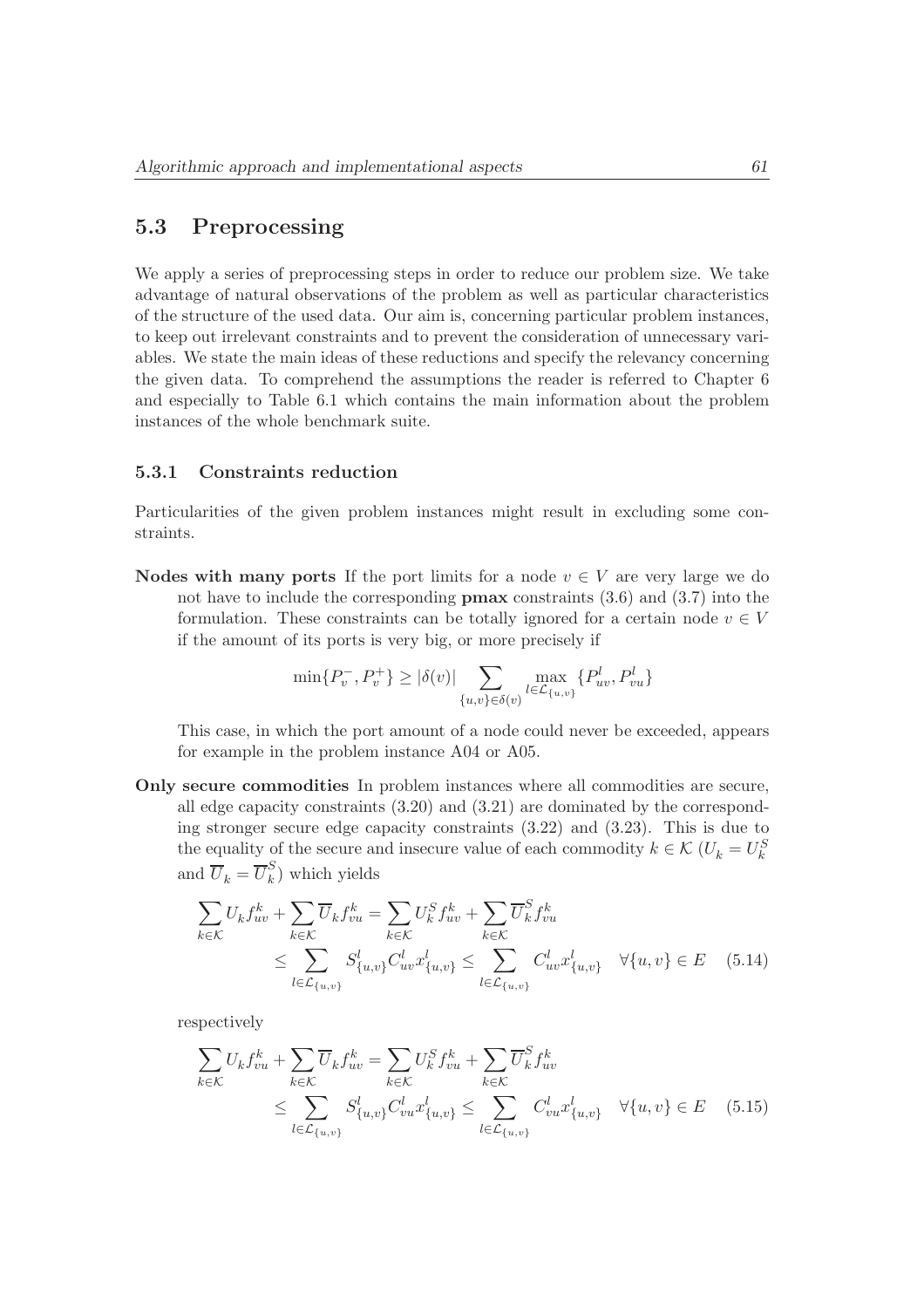## 5.3 Preprocessing

We apply a series of preprocessing steps in order to reduce our problem size. We take advantage of natural observations of the problem as well as particular characteristics of the structure of the used data. Our aim is, concerning particular problem instances, to keep out irrelevant constraints and to prevent the consideration of unnecessary variables. We state the main ideas of these reductions and specify the relevancy concerning the given data. To comprehend the assumptions the reader is referred to Chapter 6 and especially to Table 6.1 which contains the main information about the problem instances of the whole benchmark suite.

### 5.3.1 Constraints reduction

Particularities of the given problem instances might result in excluding some constraints.

**Nodes with many ports** If the port limits for a node $v \in V$ are very large we do not have to include the corresponding **pmax** constraints (3.6) and (3.7) into the formulation. These constraints can be totally ignored for a certain node $v \in V$ if the amount of its ports is very big, or more precisely if

$$\min\{P_v^-, P_v^+\} \geq |\delta(v)| \sum_{\{u,v\} \in \delta(v)} \max_{l \in \mathcal{L}_{\{u,v\}}} \{P_{uv}^l, P_{vu}^l\}$$

This case, in which the port amount of a node could never be exceeded, appears for example in the problem instance A04 or A05.

**Only secure commodities** In problem instances where all commodities are secure, all edge capacity constraints (3.20) and (3.21) are dominated by the corresponding stronger secure edge capacity constraints (3.22) and (3.23). This is due to the equality of the secure and insecure value of each commodity $k \in \mathcal{K}$ ($U_k = U_k^S$ and $\overline{U}_k = \overline{U}_k^S$) which yields

$$\begin{aligned} \sum_{k \in \mathcal{K}} U_k f_{uv}^k + \sum_{k \in \mathcal{K}} \overline{U}_k f_{vu}^k &= \sum_{k \in \mathcal{K}} U_k^S f_{uv}^k + \sum_{k \in \mathcal{K}} \overline{U}_k^S f_{vu}^k \\ &\leq \sum_{l \in \mathcal{L}_{\{u,v\}}} S_{\{u,v\}}^l C_{uv}^l x_{\{u,v\}}^l \leq \sum_{l \in \mathcal{L}_{\{u,v\}}} C_{uv}^l x_{\{u,v\}}^l \quad \forall \{u,v\} \in E \end{aligned} \quad (5.14)$$

respectively

$$\begin{aligned} \sum_{k \in \mathcal{K}} U_k f_{vu}^k + \sum_{k \in \mathcal{K}} \overline{U}_k f_{uv}^k &= \sum_{k \in \mathcal{K}} U_k^S f_{vu}^k + \sum_{k \in \mathcal{K}} \overline{U}_k^S f_{uv}^k \\ &\leq \sum_{l \in \mathcal{L}_{\{u,v\}}} S_{\{u,v\}}^l C_{vu}^l x_{\{u,v\}}^l \leq \sum_{l \in \mathcal{L}_{\{u,v\}}} C_{vu}^l x_{\{u,v\}}^l \quad \forall \{u,v\} \in E \end{aligned} \quad (5.15)$$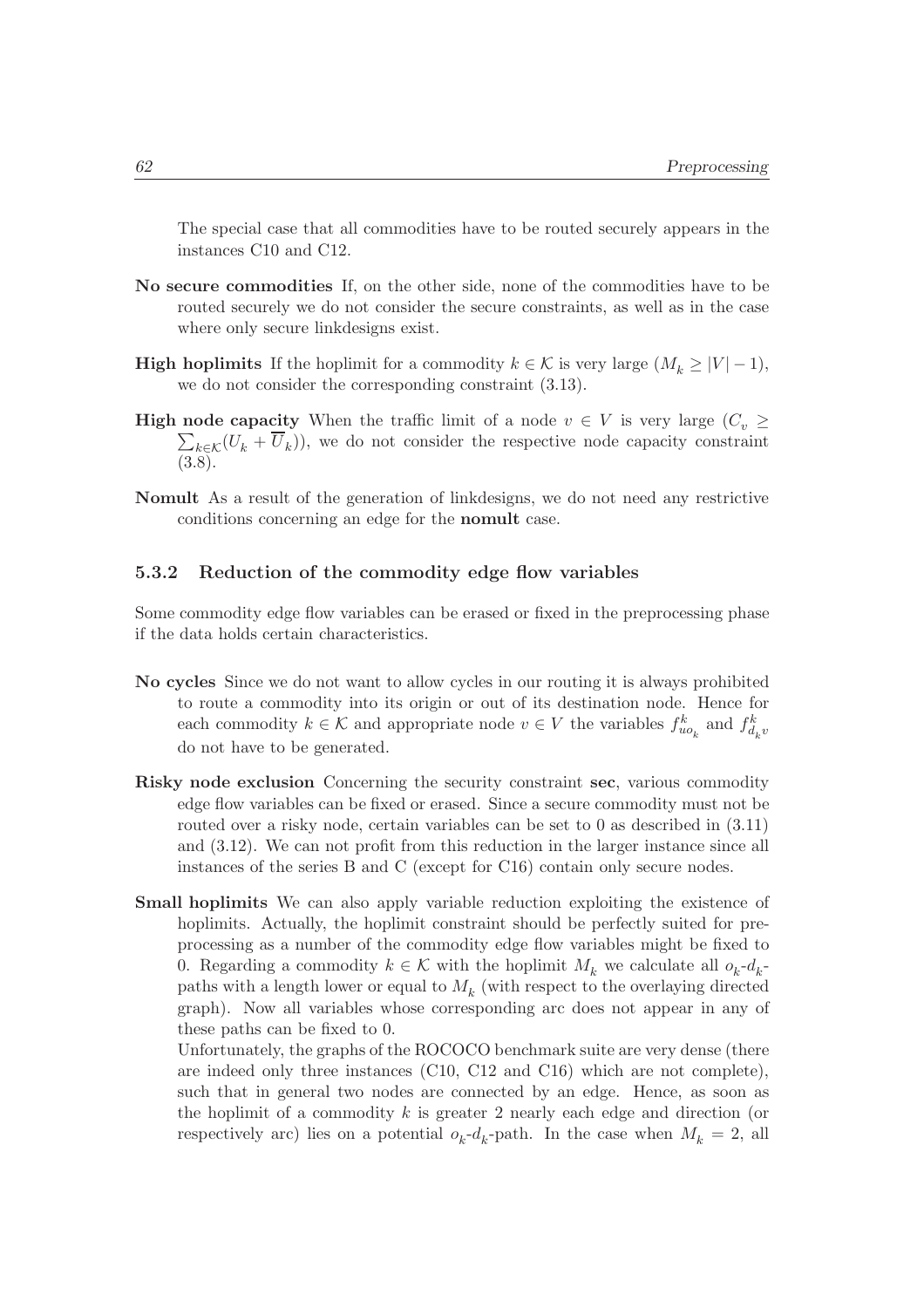The special case that all commodities have to be routed securely appears in the instances C10 and C12.

**No secure commodities** If, on the other side, none of the commodities have to be routed securely we do not consider the secure constraints, as well as in the case where only secure linkdesigns exist.

**High hoplimits** If the hoplimit for a commodity $k \in \mathcal{K}$ is very large ($M_k \geq |V| - 1$), we do not consider the corresponding constraint (3.13).

**High node capacity** When the traffic limit of a node $v \in V$ is very large ($C_v \geq \sum_{k \in \mathcal{K}}(U_k + \overline{U}_k)$), we do not consider the respective node capacity constraint (3.8).

**Nomult** As a result of the generation of linkdesigns, we do not need any restrictive conditions concerning an edge for the **nomult** case.

### 5.3.2 Reduction of the commodity edge flow variables

Some commodity edge flow variables can be erased or fixed in the preprocessing phase if the data holds certain characteristics.

**No cycles** Since we do not want to allow cycles in our routing it is always prohibited to route a commodity into its origin or out of its destination node. Hence for each commodity $k \in \mathcal{K}$ and appropriate node $v \in V$ the variables $f^k_{uo_k}$ and $f^k_{d_k v}$ do not have to be generated.

**Risky node exclusion** Concerning the security constraint **sec**, various commodity edge flow variables can be fixed or erased. Since a secure commodity must not be routed over a risky node, certain variables can be set to 0 as described in (3.11) and (3.12). We can not profit from this reduction in the larger instance since all instances of the series B and C (except for C16) contain only secure nodes.

**Small hoplimits** We can also apply variable reduction exploiting the existence of hoplimits. Actually, the hoplimit constraint should be perfectly suited for preprocessing as a number of the commodity edge flow variables might be fixed to 0. Regarding a commodity $k \in \mathcal{K}$ with the hoplimit $M_k$ we calculate all $o_k$-$d_k$-paths with a length lower or equal to $M_k$ (with respect to the overlaying directed graph). Now all variables whose corresponding arc does not appear in any of these paths can be fixed to 0.
Unfortunately, the graphs of the ROCOCO benchmark suite are very dense (there are indeed only three instances (C10, C12 and C16) which are not complete), such that in general two nodes are connected by an edge. Hence, as soon as the hoplimit of a commodity $k$ is greater 2 nearly each edge and direction (or respectively arc) lies on a potential $o_k$-$d_k$-path. In the case when $M_k = 2$, all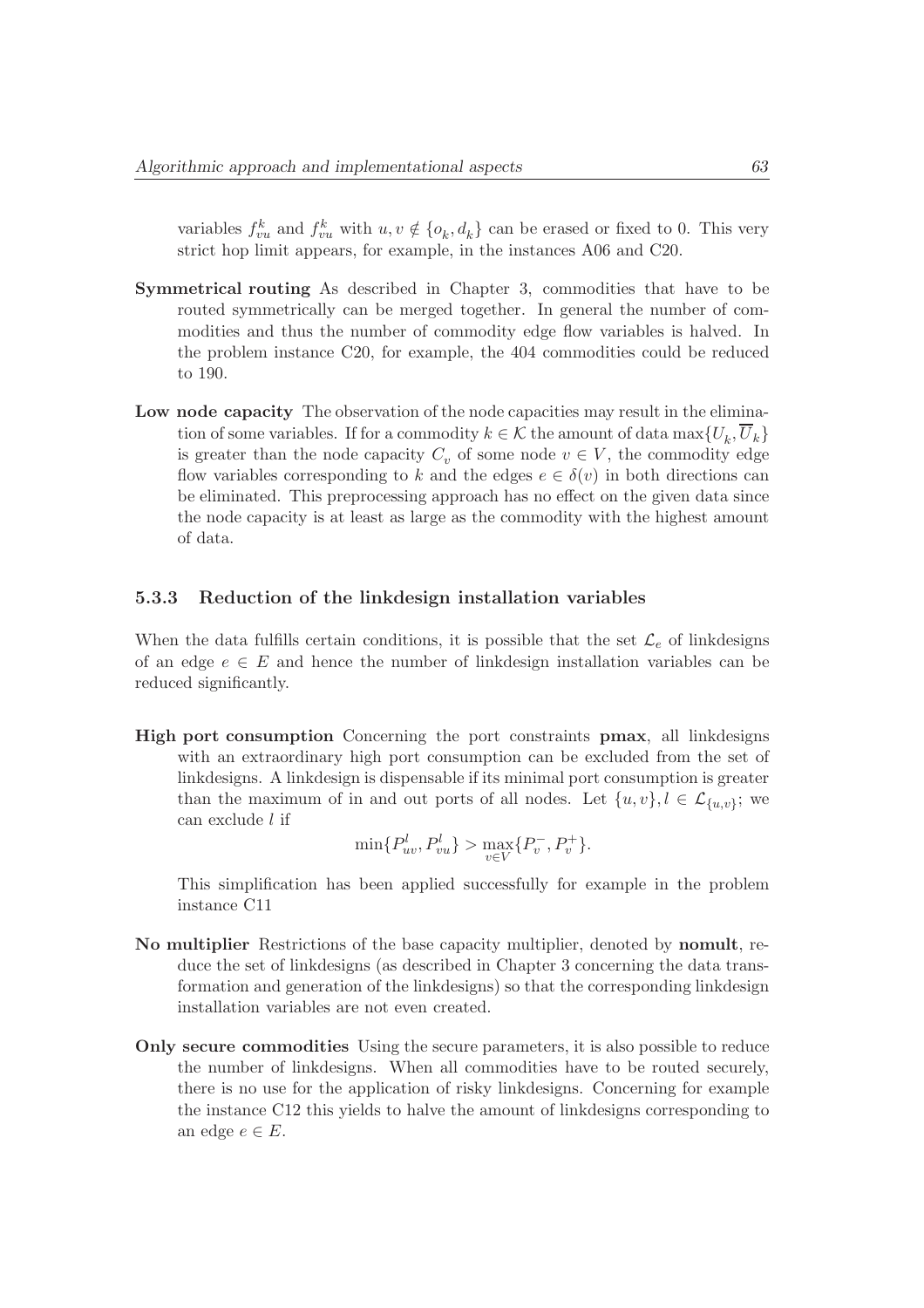variables $f^k_{vu}$ and $f^k_{vu}$ with $u, v \notin \{o_k, d_k\}$ can be erased or fixed to 0. This very strict hop limit appears, for example, in the instances A06 and C20.

**Symmetrical routing** As described in Chapter 3, commodities that have to be routed symmetrically can be merged together. In general the number of commodities and thus the number of commodity edge flow variables is halved. In the problem instance C20, for example, the 404 commodities could be reduced to 190.

**Low node capacity** The observation of the node capacities may result in the elimination of some variables. If for a commodity $k \in \mathcal{K}$ the amount of data $\max\{U_k, \overline{U}_k\}$ is greater than the node capacity $C_v$ of some node $v \in V$, the commodity edge flow variables corresponding to $k$ and the edges $e \in \delta(v)$ in both directions can be eliminated. This preprocessing approach has no effect on the given data since the node capacity is at least as large as the commodity with the highest amount of data.

### 5.3.3 Reduction of the linkdesign installation variables

When the data fulfills certain conditions, it is possible that the set $\mathcal{L}_e$ of linkdesigns of an edge $e \in E$ and hence the number of linkdesign installation variables can be reduced significantly.

**High port consumption** Concerning the port constraints **pmax**, all linkdesigns with an extraordinary high port consumption can be excluded from the set of linkdesigns. A linkdesign is dispensable if its minimal port consumption is greater than the maximum of in and out ports of all nodes. Let $\{u, v\}, l \in \mathcal{L}_{\{u,v\}}$; we can exclude $l$ if

$$\min\{P^l_{uv}, P^l_{vu}\} > \max_{v \in V}\{P^-_v, P^+_v\}.$$

This simplification has been applied successfully for example in the problem instance C11

**No multiplier** Restrictions of the base capacity multiplier, denoted by **nomult**, reduce the set of linkdesigns (as described in Chapter 3 concerning the data transformation and generation of the linkdesigns) so that the corresponding linkdesign installation variables are not even created.

**Only secure commodities** Using the secure parameters, it is also possible to reduce the number of linkdesigns. When all commodities have to be routed securely, there is no use for the application of risky linkdesigns. Concerning for example the instance C12 this yields to halve the amount of linkdesigns corresponding to an edge $e \in E$.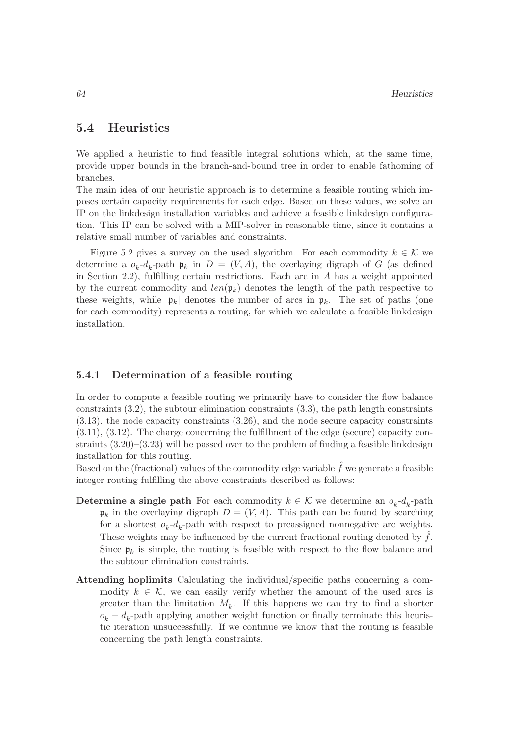## 5.4 Heuristics

We applied a heuristic to find feasible integral solutions which, at the same time, provide upper bounds in the branch-and-bound tree in order to enable fathoming of branches.

The main idea of our heuristic approach is to determine a feasible routing which imposes certain capacity requirements for each edge. Based on these values, we solve an IP on the linkdesign installation variables and achieve a feasible linkdesign configuration. This IP can be solved with a MIP-solver in reasonable time, since it contains a relative small number of variables and constraints.

Figure 5.2 gives a survey on the used algorithm. For each commodity $k \in \mathcal{K}$ we determine a $o_k$-$d_k$-path $\mathfrak{p}_k$ in $D = (V, A)$, the overlaying digraph of $G$ (as defined in Section 2.2), fulfilling certain restrictions. Each arc in $A$ has a weight appointed by the current commodity and $len(\mathfrak{p}_k)$ denotes the length of the path respective to these weights, while $|\mathfrak{p}_k|$ denotes the number of arcs in $\mathfrak{p}_k$. The set of paths (one for each commodity) represents a routing, for which we calculate a feasible linkdesign installation.

### 5.4.1 Determination of a feasible routing

In order to compute a feasible routing we primarily have to consider the flow balance constraints (3.2), the subtour elimination constraints (3.3), the path length constraints (3.13), the node capacity constraints (3.26), and the node secure capacity constraints (3.11), (3.12). The charge concerning the fulfillment of the edge (secure) capacity constraints (3.20)–(3.23) will be passed over to the problem of finding a feasible linkdesign installation for this routing.

Based on the (fractional) values of the commodity edge variable $\hat{f}$ we generate a feasible integer routing fulfilling the above constraints described as follows:

**Determine a single path** For each commodity $k \in \mathcal{K}$ we determine an $o_k$-$d_k$-path $\mathfrak{p}_k$ in the overlaying digraph $D = (V, A)$. This path can be found by searching for a shortest $o_k$-$d_k$-path with respect to preassigned nonnegative arc weights. These weights may be influenced by the current fractional routing denoted by $\hat{f}$. Since $\mathfrak{p}_k$ is simple, the routing is feasible with respect to the flow balance and the subtour elimination constraints.

**Attending hoplimits** Calculating the individual/specific paths concerning a commodity $k \in \mathcal{K}$, we can easily verify whether the amount of the used arcs is greater than the limitation $M_k$. If this happens we can try to find a shorter $o_k - d_k$-path applying another weight function or finally terminate this heuristic iteration unsuccessfully. If we continue we know that the routing is feasible concerning the path length constraints.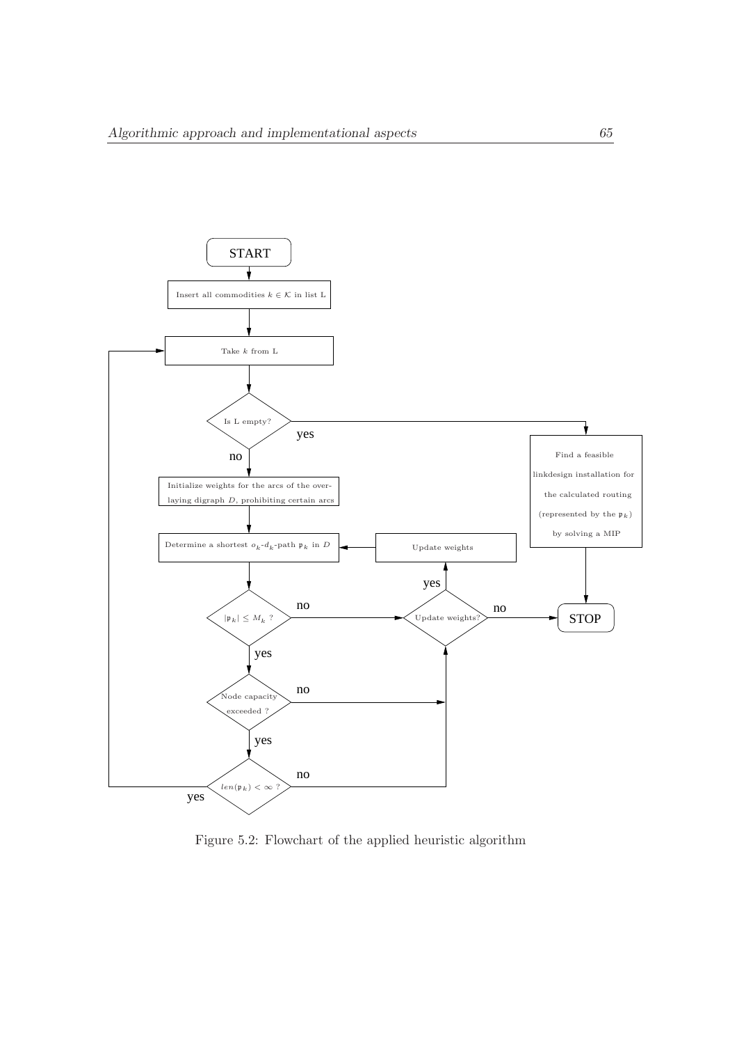Figure 5.2: Flowchart of the applied heuristic algorithm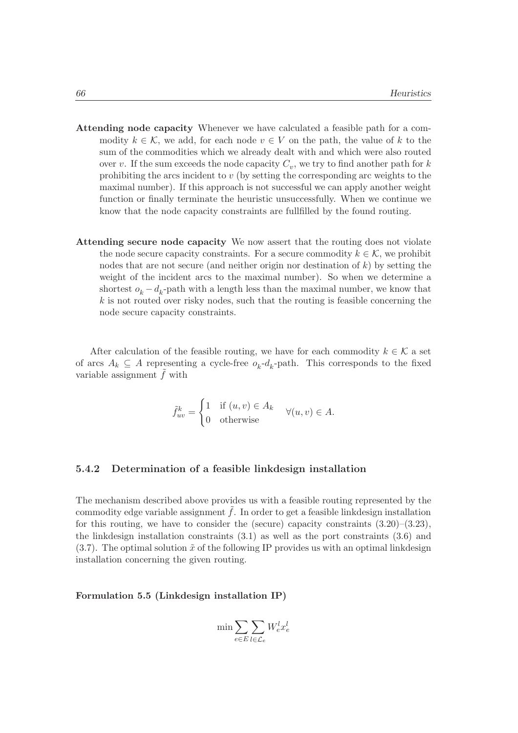**Attending node capacity** Whenever we have calculated a feasible path for a commodity $k \in \mathcal{K}$, we add, for each node $v \in V$ on the path, the value of $k$ to the sum of the commodities which we already dealt with and which were also routed over $v$. If the sum exceeds the node capacity $C_v$, we try to find another path for $k$ prohibiting the arcs incident to $v$ (by setting the corresponding arc weights to the maximal number). If this approach is not successful we can apply another weight function or finally terminate the heuristic unsuccessfully. When we continue we know that the node capacity constraints are fullfilled by the found routing.

**Attending secure node capacity** We now assert that the routing does not violate the node secure capacity constraints. For a secure commodity $k \in \mathcal{K}$, we prohibit nodes that are not secure (and neither origin nor destination of $k$) by setting the weight of the incident arcs to the maximal number). So when we determine a shortest $o_k - d_k$-path with a length less than the maximal number, we know that $k$ is not routed over risky nodes, such that the routing is feasible concerning the node secure capacity constraints.

After calculation of the feasible routing, we have for each commodity $k \in \mathcal{K}$ a set of arcs $A_k \subseteq A$ representing a cycle-free $o_k$-$d_k$-path. This corresponds to the fixed variable assignment $\tilde{f}$ with

$$\tilde{f}^k_{uv} = \begin{cases} 1 & \text{if } (u,v) \in A_k \\ 0 & \text{otherwise} \end{cases} \quad \forall (u,v) \in A.$$

### 5.4.2 Determination of a feasible linkdesign installation

The mechanism described above provides us with a feasible routing represented by the commodity edge variable assignment $\tilde{f}$. In order to get a feasible linkdesign installation for this routing, we have to consider the (secure) capacity constraints (3.20)–(3.23), the linkdesign installation constraints (3.1) as well as the port constraints (3.6) and (3.7). The optimal solution $\tilde{x}$ of the following IP provides us with an optimal linkdesign installation concerning the given routing.

**Formulation 5.5 (Linkdesign installation IP)**

$$\min \sum_{e \in E} \sum_{l \in \mathcal{L}_e} W^l_e x^l_e$$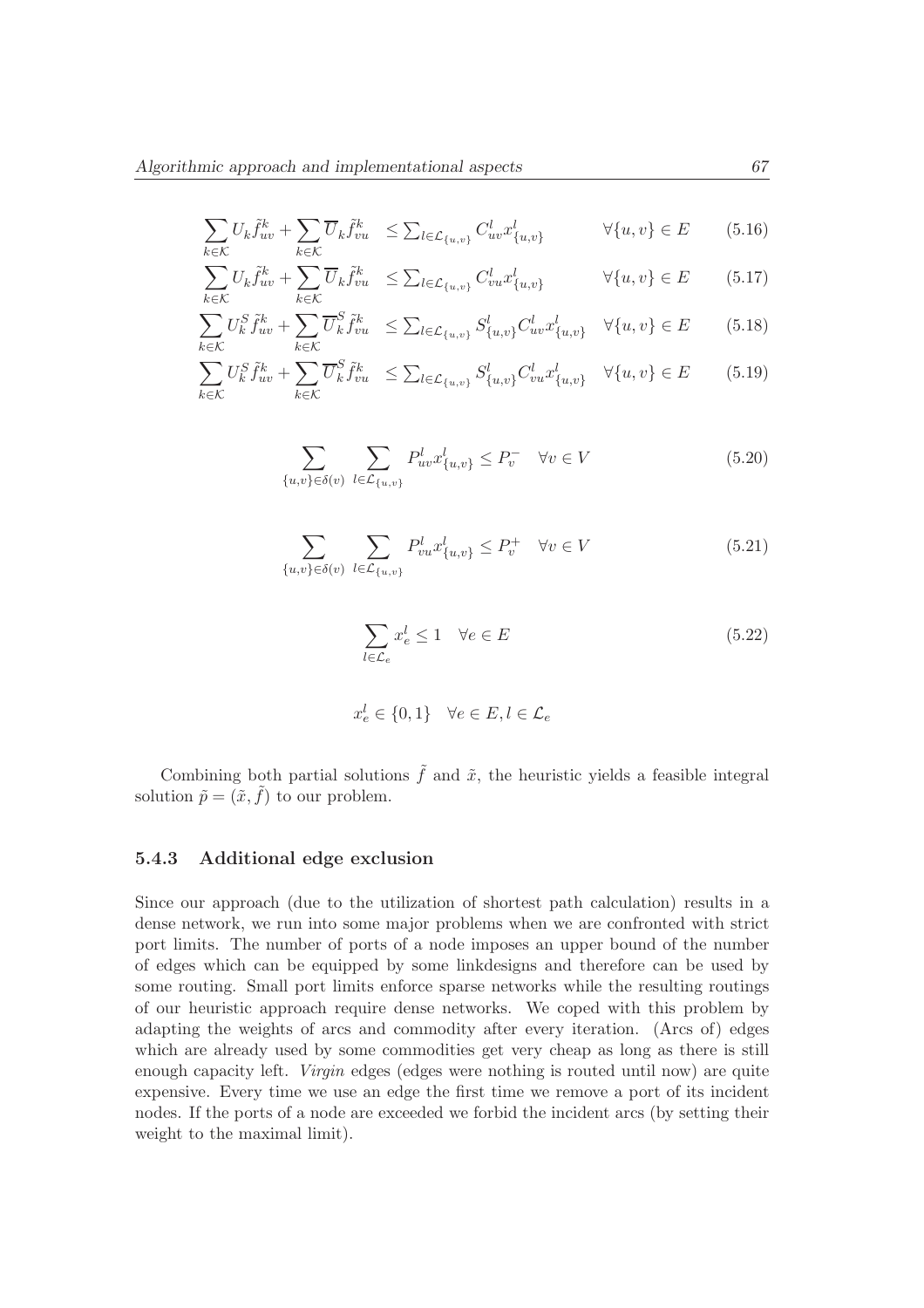$$\sum_{k\in\mathcal{K}} U_k \tilde{f}^k_{uv} + \sum_{k\in\mathcal{K}} \overline{U}_k \tilde{f}^k_{vu} \leq \sum_{l\in\mathcal{L}_{\{u,v\}}} C^l_{uv} x^l_{\{u,v\}} \quad \forall \{u,v\} \in E \tag{5.16}$$

$$\sum_{k\in\mathcal{K}} U_k \tilde{f}^k_{uv} + \sum_{k\in\mathcal{K}} \overline{U}_k \tilde{f}^k_{vu} \leq \sum_{l\in\mathcal{L}_{\{u,v\}}} C^l_{vu} x^l_{\{u,v\}} \quad \forall \{u,v\} \in E \tag{5.17}$$

$$\sum_{k\in\mathcal{K}} U^S_k \tilde{f}^k_{uv} + \sum_{k\in\mathcal{K}} \overline{U}^S_k \tilde{f}^k_{vu} \leq \sum_{l\in\mathcal{L}_{\{u,v\}}} S^l_{\{u,v\}} C^l_{uv} x^l_{\{u,v\}} \quad \forall \{u,v\} \in E \tag{5.18}$$

$$\sum_{k\in\mathcal{K}} U^S_k \tilde{f}^k_{uv} + \sum_{k\in\mathcal{K}} \overline{U}^S_k \tilde{f}^k_{vu} \leq \sum_{l\in\mathcal{L}_{\{u,v\}}} S^l_{\{u,v\}} C^l_{vu} x^l_{\{u,v\}} \quad \forall \{u,v\} \in E \tag{5.19}$$

$$\sum_{\{u,v\}\in\delta(v)} \sum_{l\in\mathcal{L}_{\{u,v\}}} P^l_{uv} x^l_{\{u,v\}} \leq P^-_v \quad \forall v \in V \tag{5.20}$$

$$\sum_{\{u,v\}\in\delta(v)} \sum_{l\in\mathcal{L}_{\{u,v\}}} P^l_{vu} x^l_{\{u,v\}} \leq P^+_v \quad \forall v \in V \tag{5.21}$$

$$\sum_{l\in\mathcal{L}_e} x^l_e \leq 1 \quad \forall e \in E \tag{5.22}$$

$$x^l_e \in \{0,1\} \quad \forall e \in E, l \in \mathcal{L}_e$$

Combining both partial solutions $\tilde{f}$ and $\tilde{x}$, the heuristic yields a feasible integral solution $\tilde{p} = (\tilde{x}, \tilde{f})$ to our problem.

### 5.4.3 Additional edge exclusion

Since our approach (due to the utilization of shortest path calculation) results in a dense network, we run into some major problems when we are confronted with strict port limits. The number of ports of a node imposes an upper bound of the number of edges which can be equipped by some linkdesigns and therefore can be used by some routing. Small port limits enforce sparse networks while the resulting routings of our heuristic approach require dense networks. We coped with this problem by adapting the weights of arcs and commodity after every iteration. (Arcs of) edges which are already used by some commodities get very cheap as long as there is still enough capacity left. *Virgin* edges (edges were nothing is routed until now) are quite expensive. Every time we use an edge the first time we remove a port of its incident nodes. If the ports of a node are exceeded we forbid the incident arcs (by setting their weight to the maximal limit).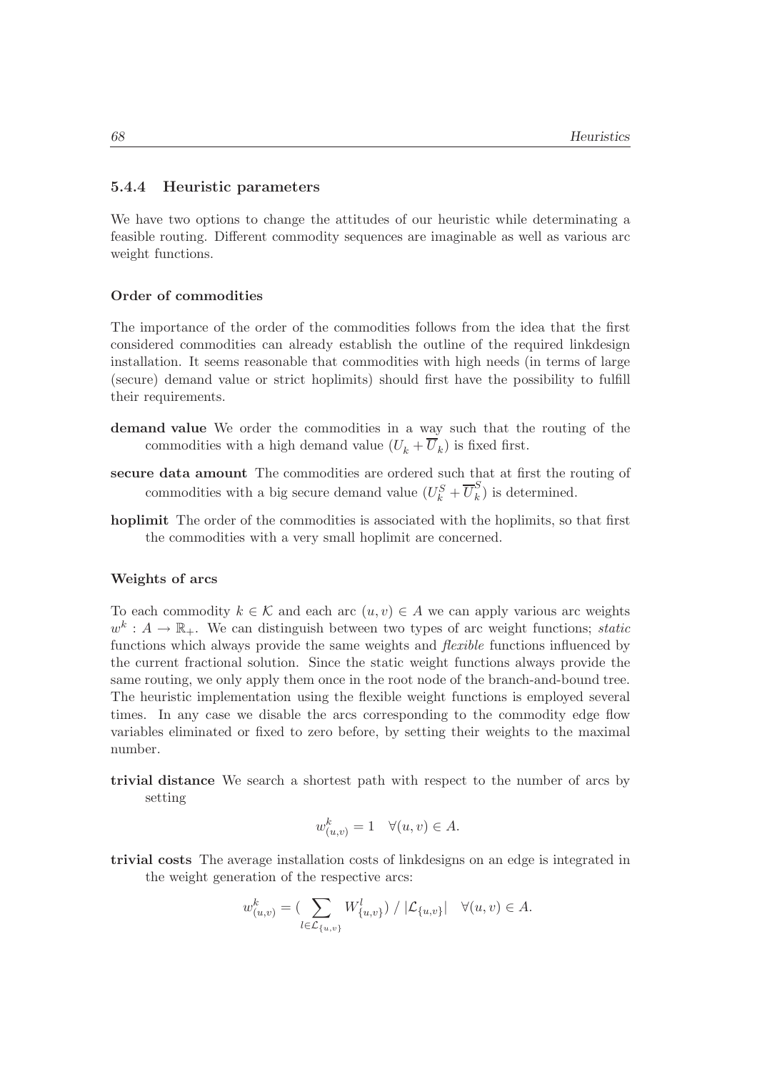### 5.4.4 Heuristic parameters

We have two options to change the attitudes of our heuristic while determinating a feasible routing. Different commodity sequences are imaginable as well as various arc weight functions.

#### Order of commodities

The importance of the order of the commodities follows from the idea that the first considered commodities can already establish the outline of the required linkdesign installation. It seems reasonable that commodities with high needs (in terms of large (secure) demand value or strict hoplimits) should first have the possibility to fulfill their requirements.

**demand value** We order the commodities in a way such that the routing of the commodities with a high demand value ($U_k + \overline{U}_k$) is fixed first.

**secure data amount** The commodities are ordered such that at first the routing of commodities with a big secure demand value ($U_k^S + \overline{U}_k^S$) is determined.

**hoplimit** The order of the commodities is associated with the hoplimits, so that first the commodities with a very small hoplimit are concerned.

#### Weights of arcs

To each commodity $k \in \mathcal{K}$ and each arc $(u,v) \in A$ we can apply various arc weights $w^k : A \to \mathbb{R}_+$. We can distinguish between two types of arc weight functions; *static* functions which always provide the same weights and *flexible* functions influenced by the current fractional solution. Since the static weight functions always provide the same routing, we only apply them once in the root node of the branch-and-bound tree. The heuristic implementation using the flexible weight functions is employed several times. In any case we disable the arcs corresponding to the commodity edge flow variables eliminated or fixed to zero before, by setting their weights to the maximal number.

**trivial distance** We search a shortest path with respect to the number of arcs by setting

$$w_{(u,v)}^k = 1 \quad \forall (u,v) \in A.$$

**trivial costs** The average installation costs of linkdesigns on an edge is integrated in the weight generation of the respective arcs:

$$w_{(u,v)}^k = \Big( \sum_{l \in \mathcal{L}_{\{u,v\}}} W_{\{u,v\}}^l \Big) \; / \; |\mathcal{L}_{\{u,v\}}| \quad \forall (u,v) \in A.$$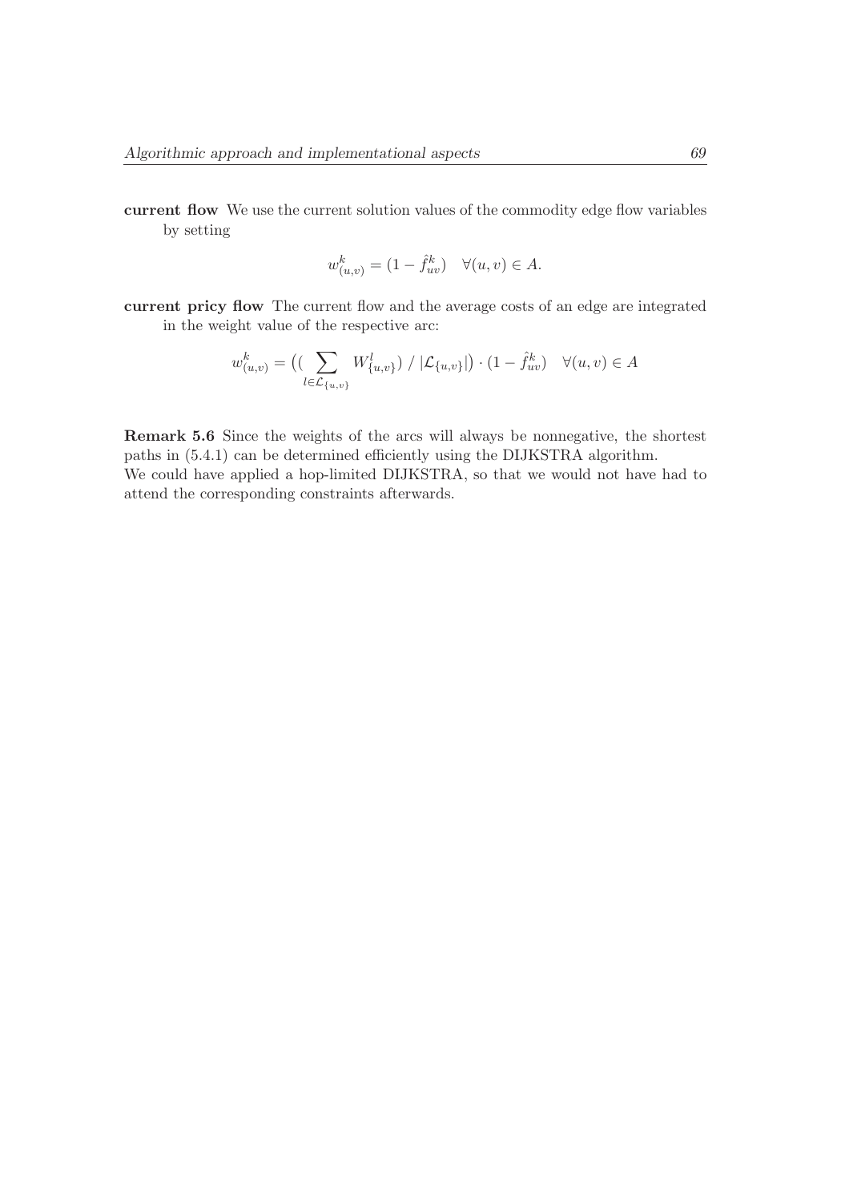**current flow** We use the current solution values of the commodity edge flow variables by setting

$$w^k_{(u,v)} = (1 - \hat{f}^k_{uv}) \quad \forall (u,v) \in A.$$

**current pricy flow** The current flow and the average costs of an edge are integrated in the weight value of the respective arc:

$$w^k_{(u,v)} = \big( ( \sum_{l \in \mathcal{L}_{\{u,v\}}} W^l_{\{u,v\}} ) \;/\; |\mathcal{L}_{\{u,v\}}| \big) \cdot (1 - \hat{f}^k_{uv}) \quad \forall (u,v) \in A$$

**Remark 5.6** Since the weights of the arcs will always be nonnegative, the shortest paths in (5.4.1) can be determined efficiently using the DIJKSTRA algorithm.
We could have applied a hop-limited DIJKSTRA, so that we would not have had to attend the corresponding constraints afterwards.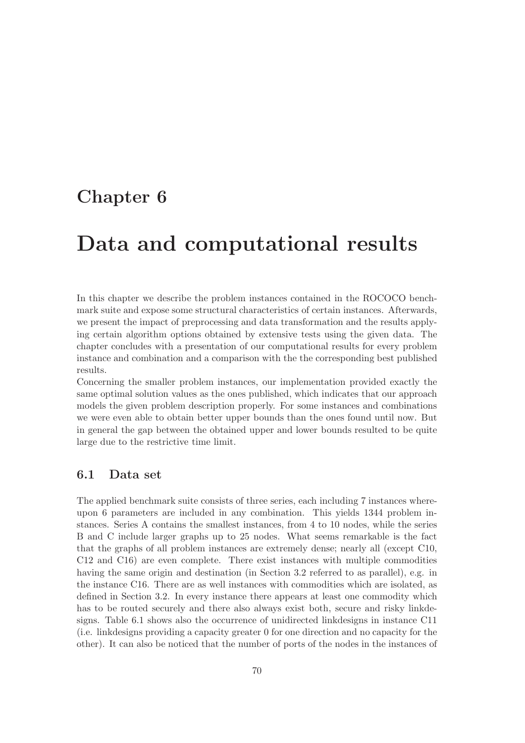# Chapter 6

# Data and computational results

In this chapter we describe the problem instances contained in the ROCOCO benchmark suite and expose some structural characteristics of certain instances. Afterwards, we present the impact of preprocessing and data transformation and the results applying certain algorithm options obtained by extensive tests using the given data. The chapter concludes with a presentation of our computational results for every problem instance and combination and a comparison with the the corresponding best published results.

Concerning the smaller problem instances, our implementation provided exactly the same optimal solution values as the ones published, which indicates that our approach models the given problem description properly. For some instances and combinations we were even able to obtain better upper bounds than the ones found until now. But in general the gap between the obtained upper and lower bounds resulted to be quite large due to the restrictive time limit.

## 6.1 Data set

The applied benchmark suite consists of three series, each including 7 instances whereupon 6 parameters are included in any combination. This yields 1344 problem instances. Series A contains the smallest instances, from 4 to 10 nodes, while the series B and C include larger graphs up to 25 nodes. What seems remarkable is the fact that the graphs of all problem instances are extremely dense; nearly all (except C10, C12 and C16) are even complete. There exist instances with multiple commodities having the same origin and destination (in Section 3.2 referred to as parallel), e.g. in the instance C16. There are as well instances with commodities which are isolated, as defined in Section 3.2. In every instance there appears at least one commodity which has to be routed securely and there also always exist both, secure and risky linkdesigns. Table 6.1 shows also the occurrence of unidirected linkdesigns in instance C11 (i.e. linkdesigns providing a capacity greater 0 for one direction and no capacity for the other). It can also be noticed that the number of ports of the nodes in the instances of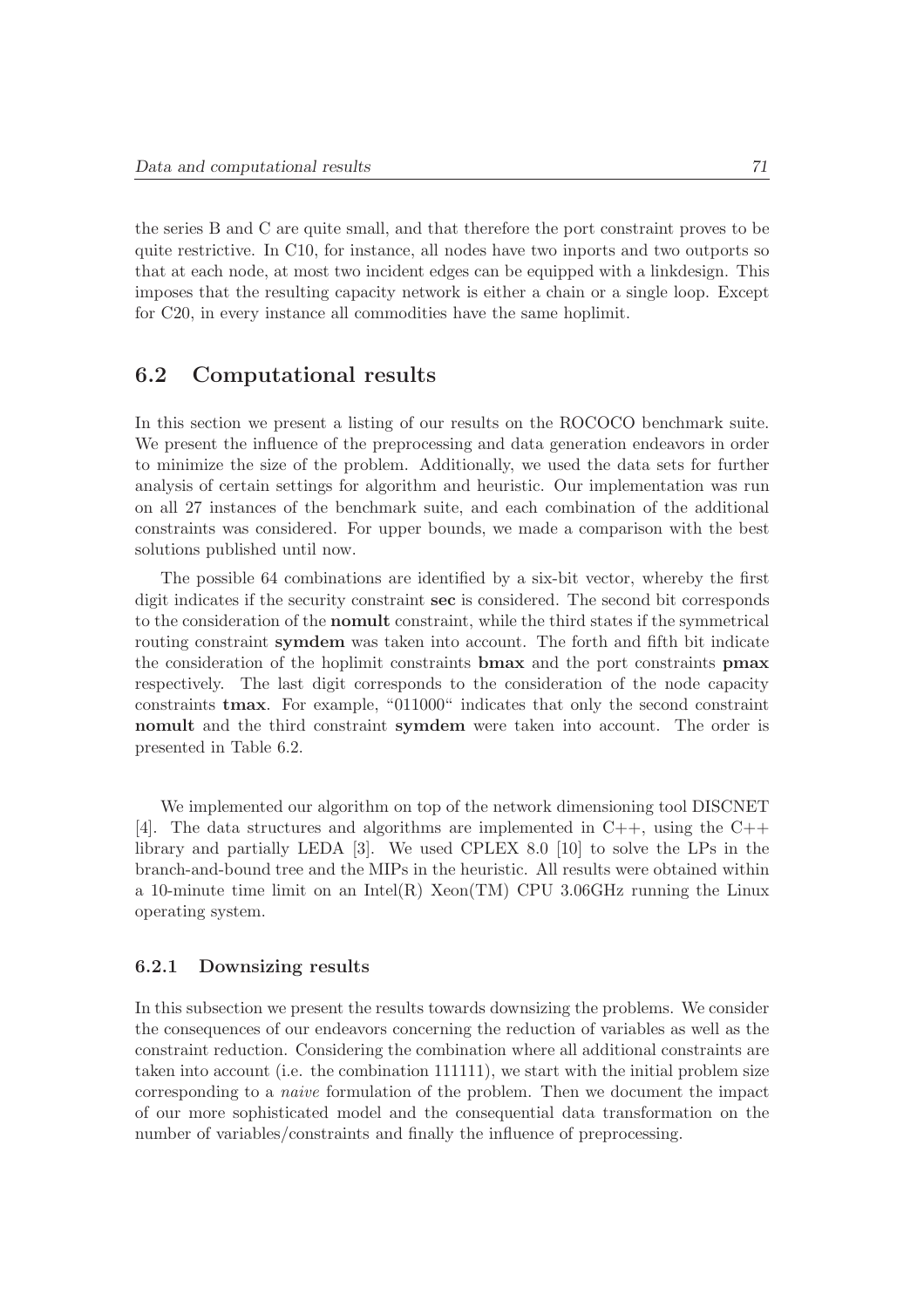the series B and C are quite small, and that therefore the port constraint proves to be quite restrictive. In C10, for instance, all nodes have two inports and two outports so that at each node, at most two incident edges can be equipped with a linkdesign. This imposes that the resulting capacity network is either a chain or a single loop. Except for C20, in every instance all commodities have the same hoplimit.

## 6.2 Computational results

In this section we present a listing of our results on the ROCOCO benchmark suite. We present the influence of the preprocessing and data generation endeavors in order to minimize the size of the problem. Additionally, we used the data sets for further analysis of certain settings for algorithm and heuristic. Our implementation was run on all 27 instances of the benchmark suite, and each combination of the additional constraints was considered. For upper bounds, we made a comparison with the best solutions published until now.

The possible 64 combinations are identified by a six-bit vector, whereby the first digit indicates if the security constraint **sec** is considered. The second bit corresponds to the consideration of the **nomult** constraint, while the third states if the symmetrical routing constraint **symdem** was taken into account. The forth and fifth bit indicate the consideration of the hoplimit constraints **bmax** and the port constraints **pmax** respectively. The last digit corresponds to the consideration of the node capacity constraints **tmax**. For example, "011000" indicates that only the second constraint **nomult** and the third constraint **symdem** were taken into account. The order is presented in Table 6.2.

We implemented our algorithm on top of the network dimensioning tool DISCNET [4]. The data structures and algorithms are implemented in C++, using the C++ library and partially LEDA [3]. We used CPLEX 8.0 [10] to solve the LPs in the branch-and-bound tree and the MIPs in the heuristic. All results were obtained within a 10-minute time limit on an Intel(R) Xeon(TM) CPU 3.06GHz running the Linux operating system.

### 6.2.1 Downsizing results

In this subsection we present the results towards downsizing the problems. We consider the consequences of our endeavors concerning the reduction of variables as well as the constraint reduction. Considering the combination where all additional constraints are taken into account (i.e. the combination 111111), we start with the initial problem size corresponding to a *naive* formulation of the problem. Then we document the impact of our more sophisticated model and the consequential data transformation on the number of variables/constraints and finally the influence of preprocessing.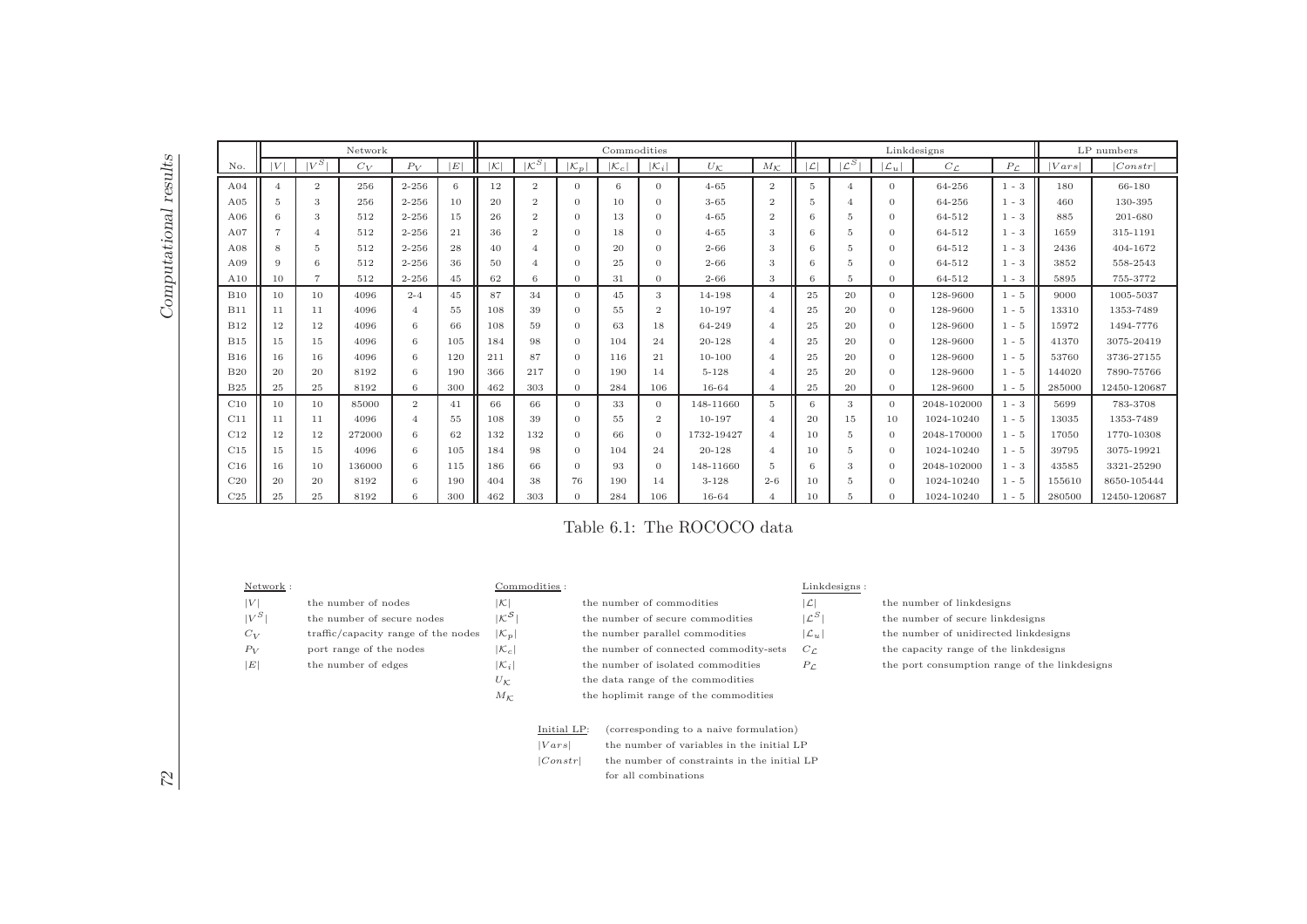| | Network | | | | | Commodities | | | | | | | Linkdesigns | | | | | LP numbers | |
|---|---|---|---|---|---|---|---|---|---|---|---|---|---|---|---|---|---|---|---|
| No. | $\|V\|$ | $\|V^S\|$ | $C_V$ | $P_V$ | $\|E\|$ | $\|\mathcal{K}\|$ | $\|\mathcal{K}^S\|$ | $\|\mathcal{K}_p\|$ | $\|\mathcal{K}_c\|$ | $\|\mathcal{K}_i\|$ | $U_{\mathcal{K}}$ | $M_{\mathcal{K}}$ | $\|\mathcal{L}\|$ | $\|\mathcal{L}^S\|$ | $\|\mathcal{L}_u\|$ | $C_{\mathcal{L}}$ | $P_{\mathcal{L}}$ | $\|Vars\|$ | $\|Constr\|$ |
| A04 | 4 | 2 | 256 | 2-256 | 6 | 12 | 2 | 0 | 6 | 0 | 4-65 | 2 | 5 | 4 | 0 | 64-256 | 1 - 3 | 180 | 66-180 |
| A05 | 5 | 3 | 256 | 2-256 | 10 | 20 | 2 | 0 | 10 | 0 | 3-65 | 2 | 5 | 4 | 0 | 64-256 | 1 - 3 | 460 | 130-395 |
| A06 | 6 | 3 | 512 | 2-256 | 15 | 26 | 2 | 0 | 13 | 0 | 4-65 | 2 | 6 | 5 | 0 | 64-512 | 1 - 3 | 885 | 201-680 |
| A07 | 7 | 4 | 512 | 2-256 | 21 | 36 | 2 | 0 | 18 | 0 | 4-65 | 3 | 6 | 5 | 0 | 64-512 | 1 - 3 | 1659 | 315-1191 |
| A08 | 8 | 5 | 512 | 2-256 | 28 | 40 | 4 | 0 | 20 | 0 | 2-66 | 3 | 6 | 5 | 0 | 64-512 | 1 - 3 | 2436 | 404-1672 |
| A09 | 9 | 6 | 512 | 2-256 | 36 | 50 | 4 | 0 | 25 | 0 | 2-66 | 3 | 6 | 5 | 0 | 64-512 | 1 - 3 | 3852 | 558-2543 |
| A10 | 10 | 7 | 512 | 2-256 | 45 | 62 | 6 | 0 | 31 | 0 | 2-66 | 3 | 6 | 5 | 0 | 64-512 | 1 - 3 | 5895 | 755-3772 |
| B10 | 10 | 10 | 4096 | 2-4 | 45 | 87 | 34 | 0 | 45 | 3 | 14-198 | 4 | 25 | 20 | 0 | 128-9600 | 1 - 5 | 9000 | 1005-5037 |
| B11 | 11 | 11 | 4096 | 4 | 55 | 108 | 39 | 0 | 55 | 2 | 10-197 | 4 | 25 | 20 | 0 | 128-9600 | 1 - 5 | 13310 | 1353-7489 |
| B12 | 12 | 12 | 4096 | 6 | 66 | 108 | 59 | 0 | 63 | 18 | 64-249 | 4 | 25 | 20 | 0 | 128-9600 | 1 - 5 | 15972 | 1494-7776 |
| B15 | 15 | 15 | 4096 | 6 | 105 | 184 | 98 | 0 | 104 | 24 | 20-128 | 4 | 25 | 20 | 0 | 128-9600 | 1 - 5 | 41370 | 3075-20419 |
| B16 | 16 | 16 | 4096 | 6 | 120 | 211 | 87 | 0 | 116 | 21 | 10-100 | 4 | 25 | 20 | 0 | 128-9600 | 1 - 5 | 53760 | 3736-27155 |
| B20 | 20 | 20 | 8192 | 6 | 190 | 366 | 217 | 0 | 190 | 14 | 5-128 | 4 | 25 | 20 | 0 | 128-9600 | 1 - 5 | 144020 | 7890-75766 |
| B25 | 25 | 25 | 8192 | 6 | 300 | 462 | 303 | 0 | 284 | 106 | 16-64 | 4 | 25 | 20 | 0 | 128-9600 | 1 - 5 | 285000 | 12450-120687 |
| C10 | 10 | 10 | 85000 | 2 | 41 | 66 | 66 | 0 | 33 | 0 | 148-11660 | 5 | 6 | 3 | 0 | 2048-102000 | 1 - 3 | 5699 | 783-3708 |
| C11 | 11 | 11 | 4096 | 4 | 55 | 108 | 39 | 0 | 55 | 2 | 10-197 | 4 | 20 | 15 | 10 | 1024-10240 | 1 - 5 | 13035 | 1353-7489 |
| C12 | 12 | 12 | 272000 | 6 | 62 | 132 | 132 | 0 | 66 | 0 | 1732-19427 | 4 | 10 | 5 | 0 | 2048-170000 | 1 - 5 | 17050 | 1770-10308 |
| C15 | 15 | 15 | 4096 | 6 | 105 | 184 | 98 | 0 | 104 | 24 | 20-128 | 4 | 10 | 5 | 0 | 1024-10240 | 1 - 5 | 39795 | 3075-19921 |
| C16 | 16 | 10 | 136000 | 6 | 115 | 186 | 66 | 0 | 93 | 0 | 148-11660 | 5 | 6 | 3 | 0 | 2048-102000 | 1 - 3 | 43585 | 3321-25290 |
| C20 | 20 | 20 | 8192 | 6 | 190 | 404 | 38 | 76 | 190 | 14 | 3-128 | 2-6 | 10 | 5 | 0 | 1024-10240 | 1 - 5 | 155610 | 8650-105444 |
| C25 | 25 | 25 | 8192 | 6 | 300 | 462 | 303 | 0 | 284 | 106 | 16-64 | 4 | 10 | 5 | 0 | 1024-10240 | 1 - 5 | 280500 | 12450-120687 |

Table 6.1: The ROCOCO data

Network :

- $|V|$ the number of nodes
- $|V^S|$ the number of secure nodes
- $C_V$ traffic/capacity range of the nodes
- $P_V$ port range of the nodes
- $|E|$ the number of edges

Commodities :

- $|\mathcal{K}|$ the number of commodities
- $|\mathcal{K}^S|$ the number of secure commodities
- $|\mathcal{K}_p|$ the number parallel commodities
- $|\mathcal{K}_c|$ the number of connected commodity-sets
- $|\mathcal{K}_i|$ the number of isolated commodities
- $U_{\mathcal{K}}$ the data range of the commodities
- $M_{\mathcal{K}}$ the hoplimit range of the commodities

Linkdesigns :

- $|\mathcal{L}|$ the number of linkdesigns
- $|\mathcal{L}^S|$ the number of secure linkdesigns
- $|\mathcal{L}_u|$ the number of unidirected linkdesigns
- $C_{\mathcal{L}}$ the capacity range of the linkdesigns
- $P_{\mathcal{L}}$ the port consumption range of the linkdesigns

Initial LP: (corresponding to a naive formulation)

- $|Vars|$ the number of variables in the initial LP
- $|Constr|$ the number of constraints in the initial LP for all combinations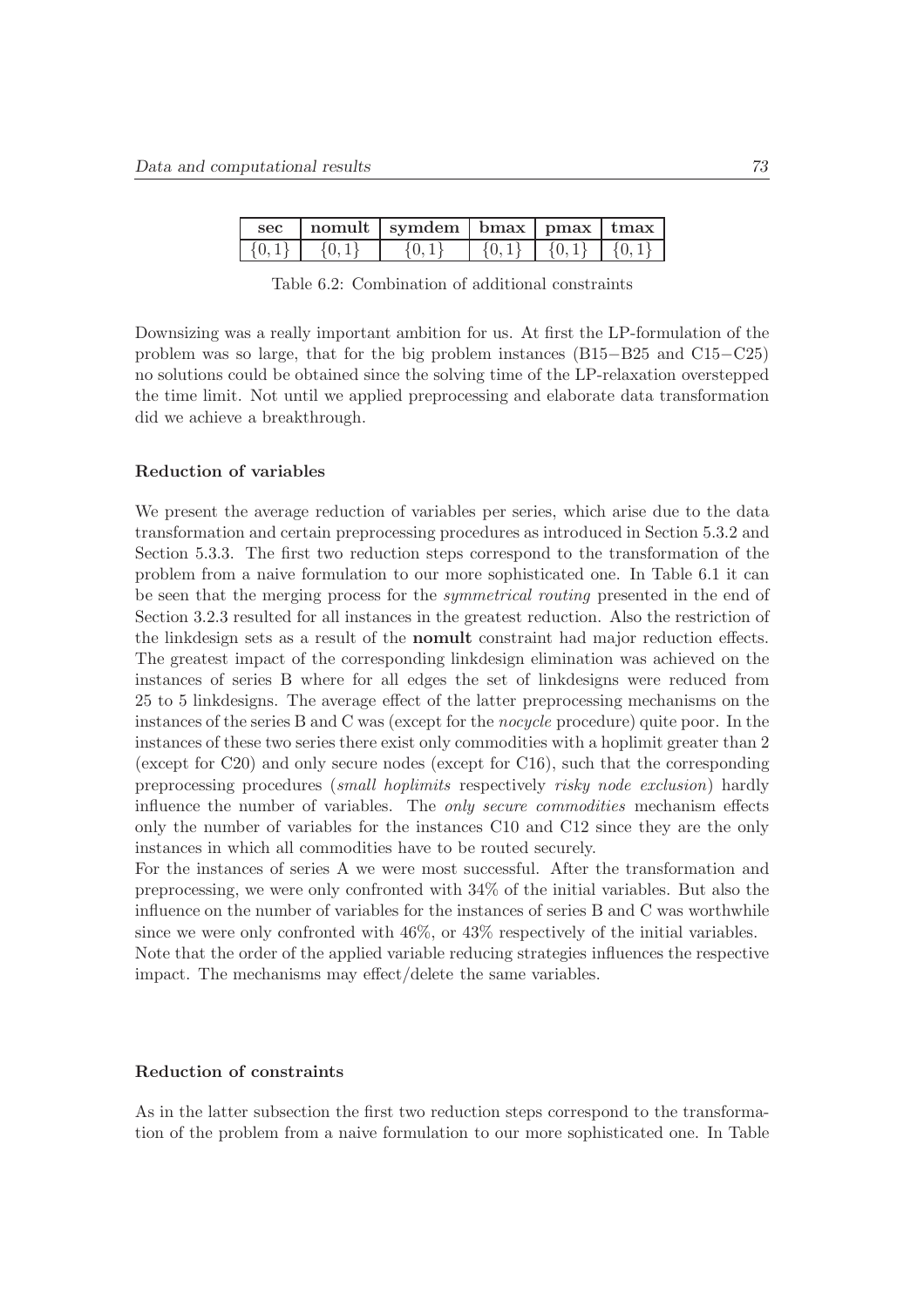| sec | nomult | symdem | bmax | pmax | tmax |
|---|---|---|---|---|---|
| $\{0,1\}$ | $\{0,1\}$ | $\{0,1\}$ | $\{0,1\}$ | $\{0,1\}$ | $\{0,1\}$ |

Table 6.2: Combination of additional constraints

Downsizing was a really important ambition for us. At first the LP-formulation of the problem was so large, that for the big problem instances (B15−B25 and C15−C25) no solutions could be obtained since the solving time of the LP-relaxation overstepped the time limit. Not until we applied preprocessing and elaborate data transformation did we achieve a breakthrough.

#### Reduction of variables

We present the average reduction of variables per series, which arise due to the data transformation and certain preprocessing procedures as introduced in Section 5.3.2 and Section 5.3.3. The first two reduction steps correspond to the transformation of the problem from a naive formulation to our more sophisticated one. In Table 6.1 it can be seen that the merging process for the *symmetrical routing* presented in the end of Section 3.2.3 resulted for all instances in the greatest reduction. Also the restriction of the linkdesign sets as a result of the **nomult** constraint had major reduction effects. The greatest impact of the corresponding linkdesign elimination was achieved on the instances of series B where for all edges the set of linkdesigns were reduced from 25 to 5 linkdesigns. The average effect of the latter preprocessing mechanisms on the instances of the series B and C was (except for the *nocycle* procedure) quite poor. In the instances of these two series there exist only commodities with a hoplimit greater than 2 (except for C20) and only secure nodes (except for C16), such that the corresponding preprocessing procedures (*small hoplimits* respectively *risky node exclusion*) hardly influence the number of variables. The *only secure commodities* mechanism effects only the number of variables for the instances C10 and C12 since they are the only instances in which all commodities have to be routed securely.

For the instances of series A we were most successful. After the transformation and preprocessing, we were only confronted with 34% of the initial variables. But also the influence on the number of variables for the instances of series B and C was worthwhile since we were only confronted with 46%, or 43% respectively of the initial variables.

Note that the order of the applied variable reducing strategies influences the respective impact. The mechanisms may effect/delete the same variables.

#### Reduction of constraints

As in the latter subsection the first two reduction steps correspond to the transformation of the problem from a naive formulation to our more sophisticated one. In Table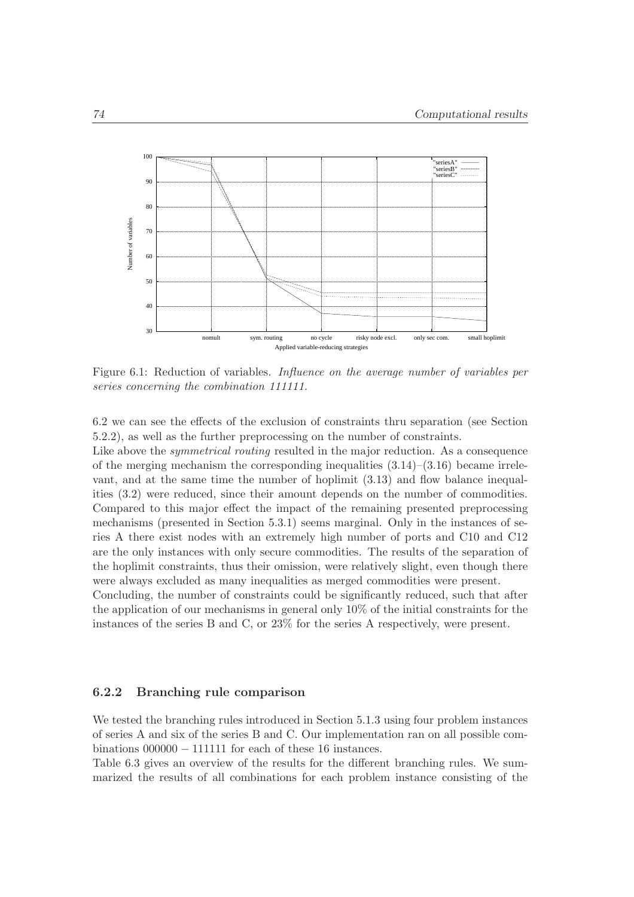Figure 6.1: Reduction of variables. *Influence on the average number of variables per series concerning the combination 111111.*

6.2 we can see the effects of the exclusion of constraints thru separation (see Section 5.2.2), as well as the further preprocessing on the number of constraints.

Like above the *symmetrical routing* resulted in the major reduction. As a consequence of the merging mechanism the corresponding inequalities (3.14)–(3.16) became irrelevant, and at the same time the number of hoplimit (3.13) and flow balance inequalities (3.2) were reduced, since their amount depends on the number of commodities. Compared to this major effect the impact of the remaining presented preprocessing mechanisms (presented in Section 5.3.1) seems marginal. Only in the instances of series A there exist nodes with an extremely high number of ports and C10 and C12 are the only instances with only secure commodities. The results of the separation of the hoplimit constraints, thus their omission, were relatively slight, even though there were always excluded as many inequalities as merged commodities were present.

Concluding, the number of constraints could be significantly reduced, such that after the application of our mechanisms in general only 10% of the initial constraints for the instances of the series B and C, or 23% for the series A respectively, were present.

### 6.2.2 Branching rule comparison

We tested the branching rules introduced in Section 5.1.3 using four problem instances of series A and six of the series B and C. Our implementation ran on all possible combinations $000000 - 111111$ for each of these 16 instances.

Table 6.3 gives an overview of the results for the different branching rules. We summarized the results of all combinations for each problem instance consisting of the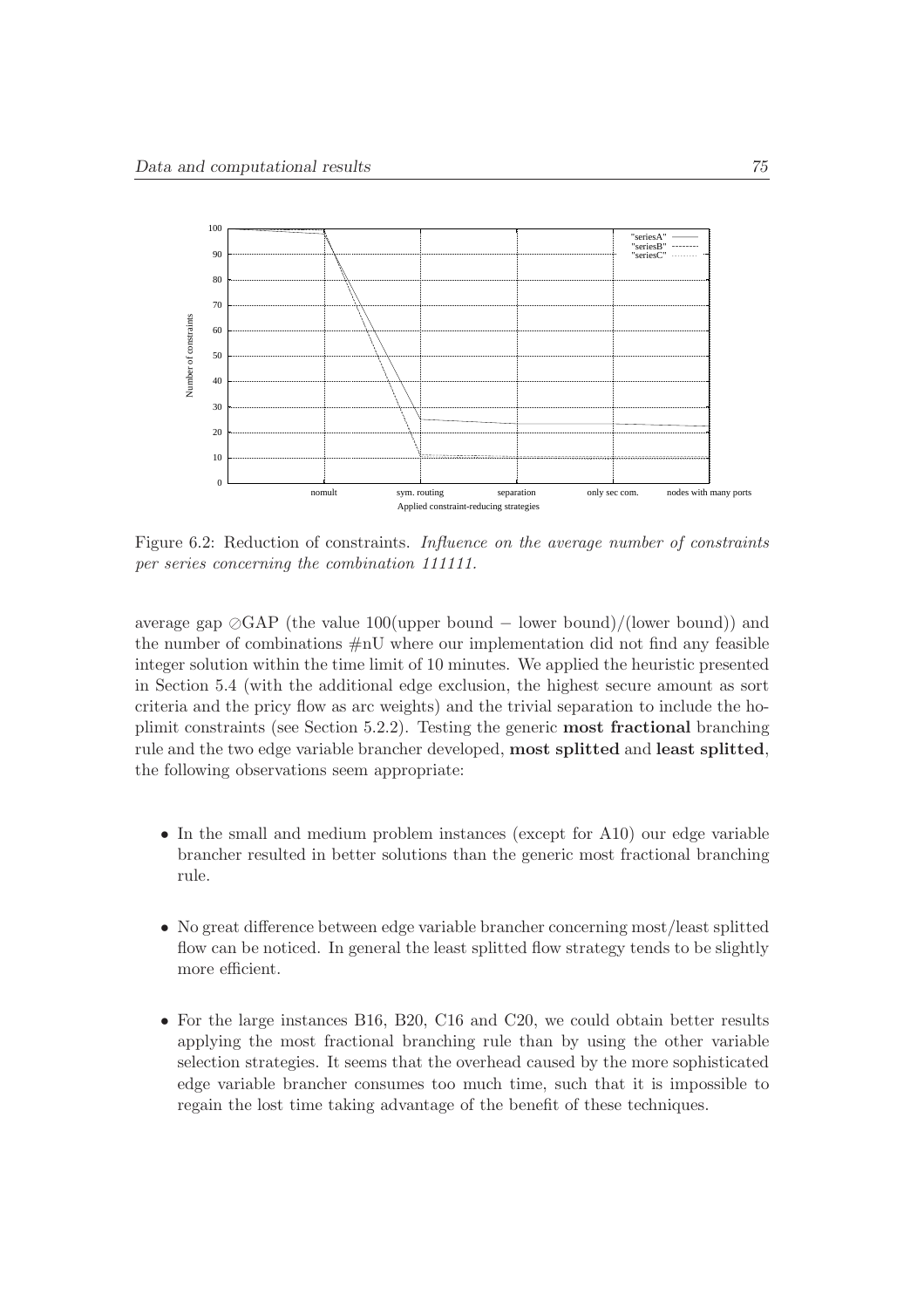Figure 6.2: Reduction of constraints. *Influence on the average number of constraints per series concerning the combination 111111.*

average gap ⊘GAP (the value 100(upper bound − lower bound)/(lower bound)) and the number of combinations #nU where our implementation did not find any feasible integer solution within the time limit of 10 minutes. We applied the heuristic presented in Section 5.4 (with the additional edge exclusion, the highest secure amount as sort criteria and the pricy flow as arc weights) and the trivial separation to include the hoplimit constraints (see Section 5.2.2). Testing the generic **most fractional** branching rule and the two edge variable brancher developed, **most splitted** and **least splitted**, the following observations seem appropriate:

- In the small and medium problem instances (except for A10) our edge variable brancher resulted in better solutions than the generic most fractional branching rule.
- No great difference between edge variable brancher concerning most/least splitted flow can be noticed. In general the least splitted flow strategy tends to be slightly more efficient.
- For the large instances B16, B20, C16 and C20, we could obtain better results applying the most fractional branching rule than by using the other variable selection strategies. It seems that the overhead caused by the more sophisticated edge variable brancher consumes too much time, such that it is impossible to regain the lost time taking advantage of the benefit of these techniques.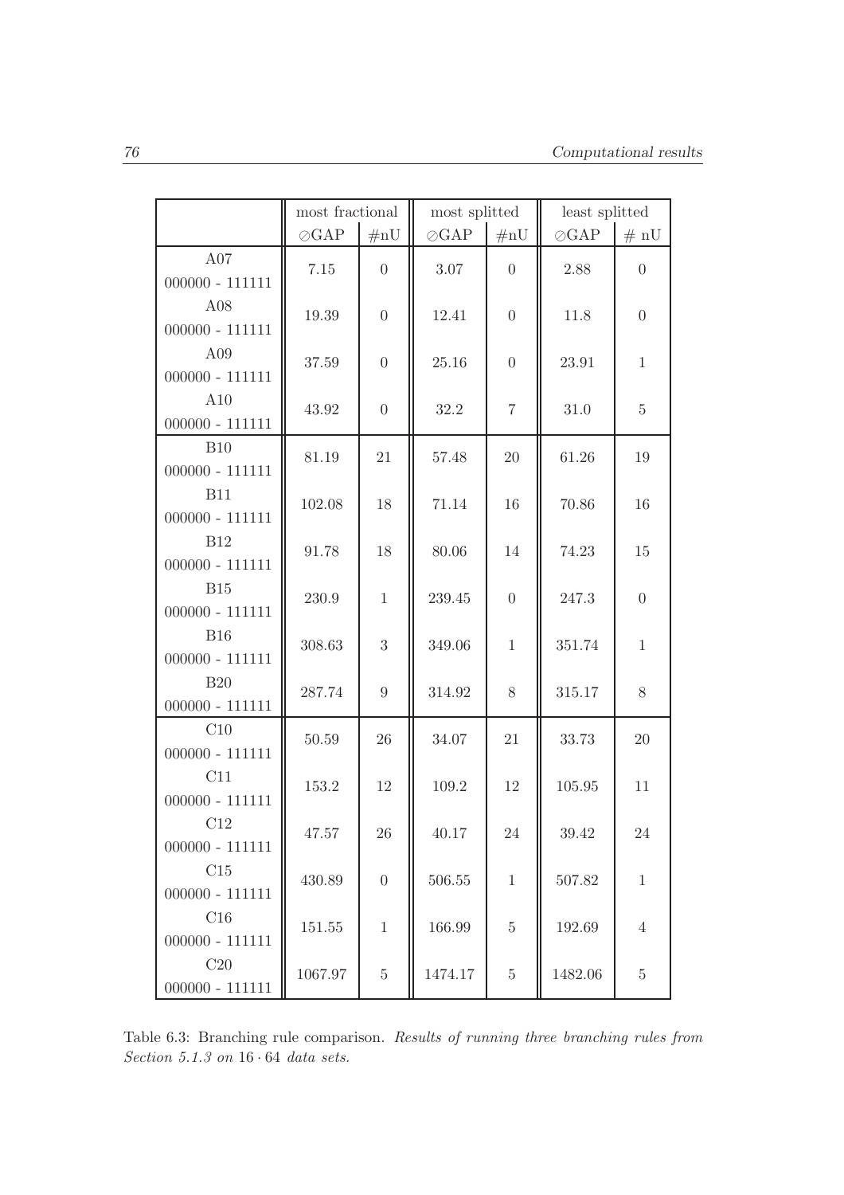| | most fractional | | most splitted | | least splitted | |
|---|---|---|---|---|---|---|
| | ⊘GAP | #nU | ⊘GAP | #nU | ⊘GAP | # nU |
| A07 000000 - 111111 | 7.15 | 0 | 3.07 | 0 | 2.88 | 0 |
| A08 000000 - 111111 | 19.39 | 0 | 12.41 | 0 | 11.8 | 0 |
| A09 000000 - 111111 | 37.59 | 0 | 25.16 | 0 | 23.91 | 1 |
| A10 000000 - 111111 | 43.92 | 0 | 32.2 | 7 | 31.0 | 5 |
| B10 000000 - 111111 | 81.19 | 21 | 57.48 | 20 | 61.26 | 19 |
| B11 000000 - 111111 | 102.08 | 18 | 71.14 | 16 | 70.86 | 16 |
| B12 000000 - 111111 | 91.78 | 18 | 80.06 | 14 | 74.23 | 15 |
| B15 000000 - 111111 | 230.9 | 1 | 239.45 | 0 | 247.3 | 0 |
| B16 000000 - 111111 | 308.63 | 3 | 349.06 | 1 | 351.74 | 1 |
| B20 000000 - 111111 | 287.74 | 9 | 314.92 | 8 | 315.17 | 8 |
| C10 000000 - 111111 | 50.59 | 26 | 34.07 | 21 | 33.73 | 20 |
| C11 000000 - 111111 | 153.2 | 12 | 109.2 | 12 | 105.95 | 11 |
| C12 000000 - 111111 | 47.57 | 26 | 40.17 | 24 | 39.42 | 24 |
| C15 000000 - 111111 | 430.89 | 0 | 506.55 | 1 | 507.82 | 1 |
| C16 000000 - 111111 | 151.55 | 1 | 166.99 | 5 | 192.69 | 4 |
| C20 000000 - 111111 | 1067.97 | 5 | 1474.17 | 5 | 1482.06 | 5 |

Table 6.3: Branching rule comparison. *Results of running three branching rules from Section 5.1.3 on* $16 \cdot 64$ *data sets.*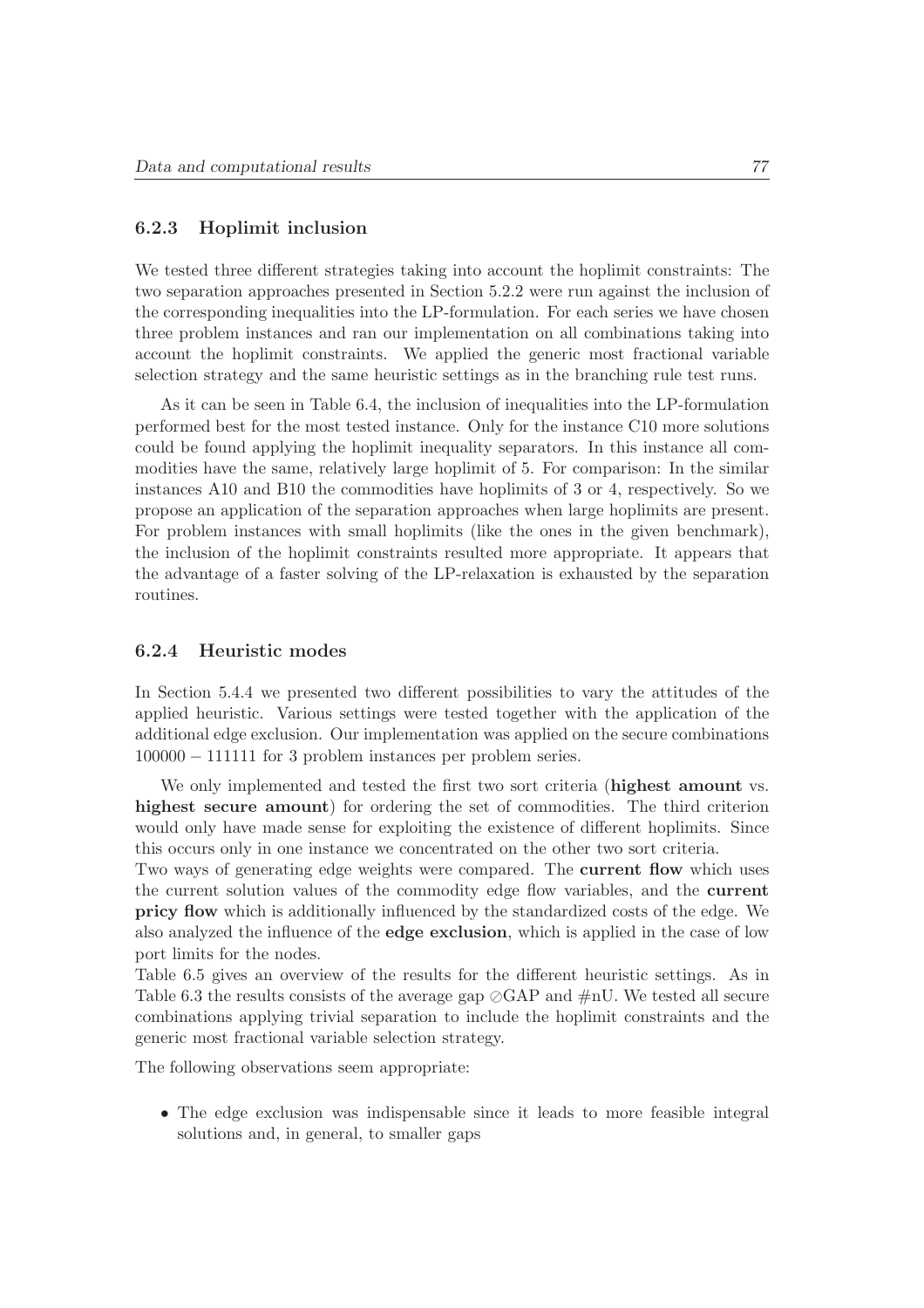### 6.2.3 Hoplimit inclusion

We tested three different strategies taking into account the hoplimit constraints: The two separation approaches presented in Section 5.2.2 were run against the inclusion of the corresponding inequalities into the LP-formulation. For each series we have chosen three problem instances and ran our implementation on all combinations taking into account the hoplimit constraints. We applied the generic most fractional variable selection strategy and the same heuristic settings as in the branching rule test runs.

As it can be seen in Table 6.4, the inclusion of inequalities into the LP-formulation performed best for the most tested instance. Only for the instance C10 more solutions could be found applying the hoplimit inequality separators. In this instance all commodities have the same, relatively large hoplimit of 5. For comparison: In the similar instances A10 and B10 the commodities have hoplimits of 3 or 4, respectively. So we propose an application of the separation approaches when large hoplimits are present. For problem instances with small hoplimits (like the ones in the given benchmark), the inclusion of the hoplimit constraints resulted more appropriate. It appears that the advantage of a faster solving of the LP-relaxation is exhausted by the separation routines.

### 6.2.4 Heuristic modes

In Section 5.4.4 we presented two different possibilities to vary the attitudes of the applied heuristic. Various settings were tested together with the application of the additional edge exclusion. Our implementation was applied on the secure combinations $100000 - 111111$ for 3 problem instances per problem series.

We only implemented and tested the first two sort criteria (**highest amount** vs. **highest secure amount**) for ordering the set of commodities. The third criterion would only have made sense for exploiting the existence of different hoplimits. Since this occurs only in one instance we concentrated on the other two sort criteria.
Two ways of generating edge weights were compared. The **current flow** which uses the current solution values of the commodity edge flow variables, and the **current pricy flow** which is additionally influenced by the standardized costs of the edge. We also analyzed the influence of the **edge exclusion**, which is applied in the case of low port limits for the nodes.
Table 6.5 gives an overview of the results for the different heuristic settings. As in Table 6.3 the results consists of the average gap $\oslash$GAP and #nU. We tested all secure combinations applying trivial separation to include the hoplimit constraints and the generic most fractional variable selection strategy.

The following observations seem appropriate:

- The edge exclusion was indispensable since it leads to more feasible integral solutions and, in general, to smaller gaps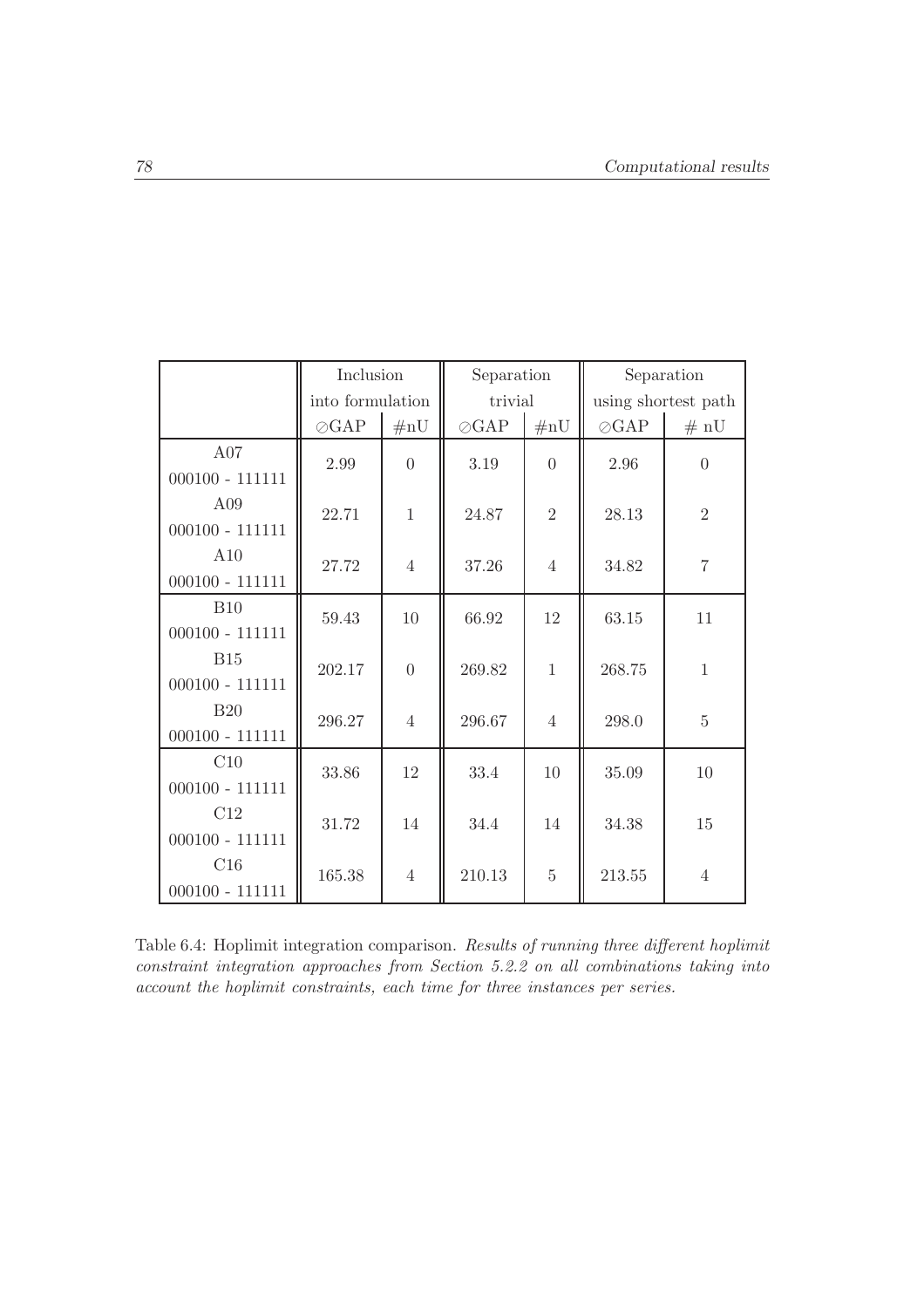| | Inclusion into formulation | | Separation trivial | | Separation using shortest path | |
|---|---|---|---|---|---|---|
| | ⊘GAP | #nU | ⊘GAP | #nU | ⊘GAP | # nU |
| A07 000100 - 111111 | 2.99 | 0 | 3.19 | 0 | 2.96 | 0 |
| A09 000100 - 111111 | 22.71 | 1 | 24.87 | 2 | 28.13 | 2 |
| A10 000100 - 111111 | 27.72 | 4 | 37.26 | 4 | 34.82 | 7 |
| B10 000100 - 111111 | 59.43 | 10 | 66.92 | 12 | 63.15 | 11 |
| B15 000100 - 111111 | 202.17 | 0 | 269.82 | 1 | 268.75 | 1 |
| B20 000100 - 111111 | 296.27 | 4 | 296.67 | 4 | 298.0 | 5 |
| C10 000100 - 111111 | 33.86 | 12 | 33.4 | 10 | 35.09 | 10 |
| C12 000100 - 111111 | 31.72 | 14 | 34.4 | 14 | 34.38 | 15 |
| C16 000100 - 111111 | 165.38 | 4 | 210.13 | 5 | 213.55 | 4 |

Table 6.4: Hoplimit integration comparison. *Results of running three different hoplimit constraint integration approaches from Section 5.2.2 on all combinations taking into account the hoplimit constraints, each time for three instances per series.*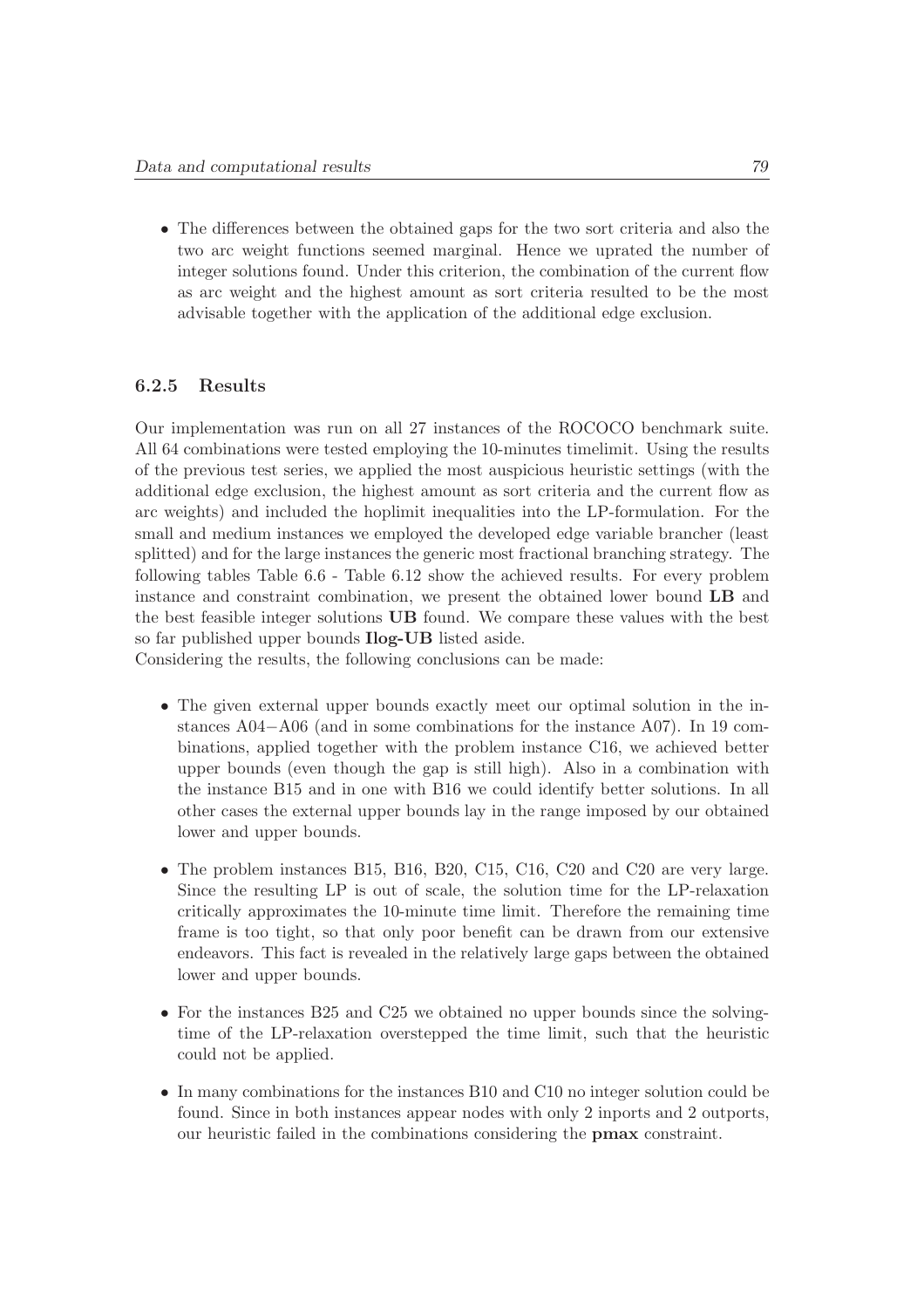- The differences between the obtained gaps for the two sort criteria and also the two arc weight functions seemed marginal. Hence we uprated the number of integer solutions found. Under this criterion, the combination of the current flow as arc weight and the highest amount as sort criteria resulted to be the most advisable together with the application of the additional edge exclusion.

### 6.2.5 Results

Our implementation was run on all 27 instances of the ROCOCO benchmark suite. All 64 combinations were tested employing the 10-minutes timelimit. Using the results of the previous test series, we applied the most auspicious heuristic settings (with the additional edge exclusion, the highest amount as sort criteria and the current flow as arc weights) and included the hoplimit inequalities into the LP-formulation. For the small and medium instances we employed the developed edge variable brancher (least splitted) and for the large instances the generic most fractional branching strategy. The following tables Table 6.6 - Table 6.12 show the achieved results. For every problem instance and constraint combination, we present the obtained lower bound **LB** and the best feasible integer solutions **UB** found. We compare these values with the best so far published upper bounds **Ilog-UB** listed aside.
Considering the results, the following conclusions can be made:

- The given external upper bounds exactly meet our optimal solution in the instances A04−A06 (and in some combinations for the instance A07). In 19 combinations, applied together with the problem instance C16, we achieved better upper bounds (even though the gap is still high). Also in a combination with the instance B15 and in one with B16 we could identify better solutions. In all other cases the external upper bounds lay in the range imposed by our obtained lower and upper bounds.
- The problem instances B15, B16, B20, C15, C16, C20 and C20 are very large. Since the resulting LP is out of scale, the solution time for the LP-relaxation critically approximates the 10-minute time limit. Therefore the remaining time frame is too tight, so that only poor benefit can be drawn from our extensive endeavors. This fact is revealed in the relatively large gaps between the obtained lower and upper bounds.
- For the instances B25 and C25 we obtained no upper bounds since the solving-time of the LP-relaxation overstepped the time limit, such that the heuristic could not be applied.
- In many combinations for the instances B10 and C10 no integer solution could be found. Since in both instances appear nodes with only 2 inports and 2 outports, our heuristic failed in the combinations considering the **pmax** constraint.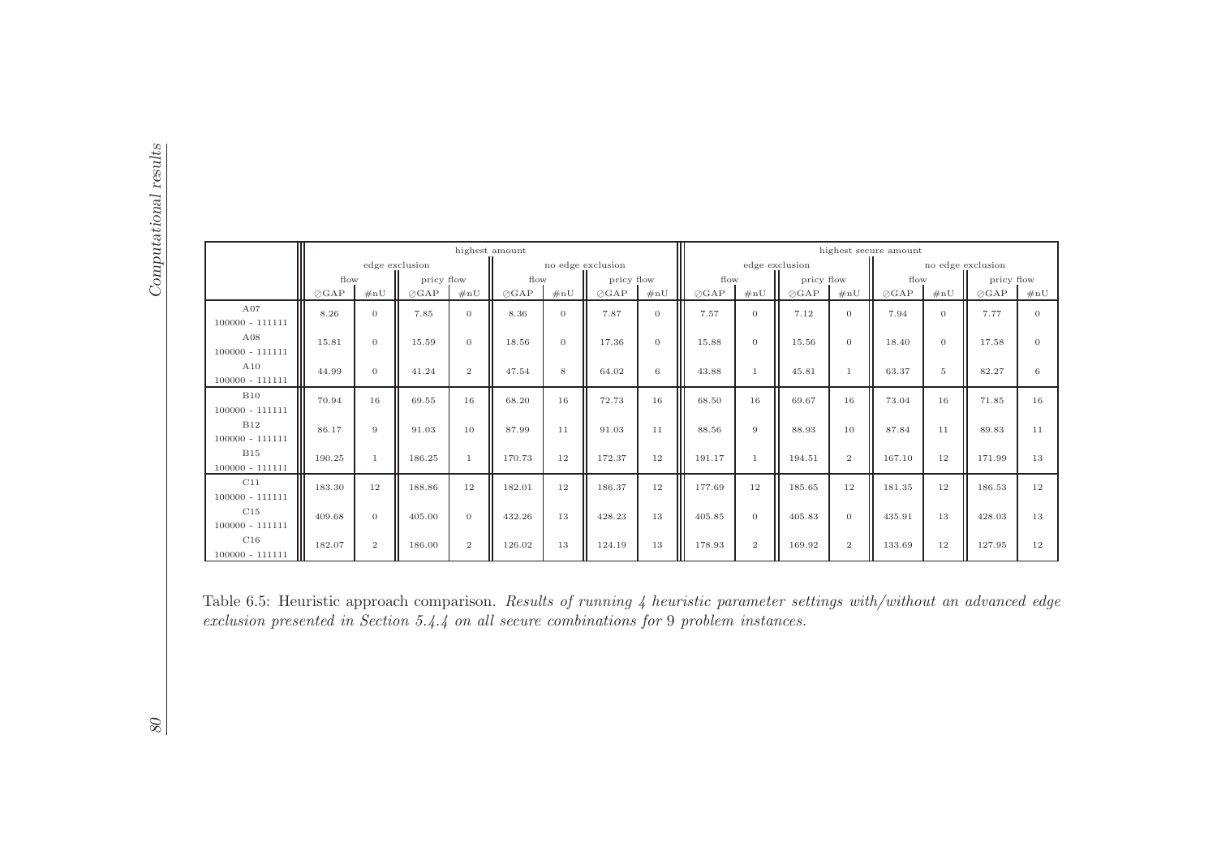| | highest amount | | | | | | | | highest secure amount | | | | | | | |
|---|---|---|---|---|---|---|---|---|---|---|---|---|---|---|---|---|
| | edge exclusion | | | | no edge exclusion | | | | edge exclusion | | | | no edge exclusion | | | |
| | flow | | pricy flow | | flow | | pricy flow | | flow | | pricy flow | | flow | | pricy flow | |
| | ⊘GAP | #nU | ⊘GAP | #nU | ⊘GAP | #nU | ⊘GAP | #nU | ⊘GAP | #nU | ⊘GAP | #nU | ⊘GAP | #nU | ⊘GAP | #nU |
| A07 100000 - 111111 | 8.26 | 0 | 7.85 | 0 | 8.36 | 0 | 7.87 | 0 | 7.57 | 0 | 7.12 | 0 | 7.94 | 0 | 7.77 | 0 |
| A08 100000 - 111111 | 15.81 | 0 | 15.59 | 0 | 18.56 | 0 | 17.36 | 0 | 15.88 | 0 | 15.56 | 0 | 18.40 | 0 | 17.58 | 0 |
| A10 100000 - 111111 | 44.99 | 0 | 41.24 | 2 | 47.54 | 8 | 64.02 | 6 | 43.88 | 1 | 45.81 | 1 | 63.37 | 5 | 82.27 | 6 |
| B10 100000 - 111111 | 70.94 | 16 | 69.55 | 16 | 68.20 | 16 | 72.73 | 16 | 68.50 | 16 | 69.67 | 16 | 73.04 | 16 | 71.85 | 16 |
| B12 100000 - 111111 | 86.17 | 9 | 91.03 | 10 | 87.99 | 11 | 91.03 | 11 | 88.56 | 9 | 88.93 | 10 | 87.84 | 11 | 89.83 | 11 |
| B15 100000 - 111111 | 190.25 | 1 | 186.25 | 1 | 170.73 | 12 | 172.37 | 12 | 191.17 | 1 | 194.51 | 2 | 167.10 | 12 | 171.99 | 13 |
| C11 100000 - 111111 | 183.30 | 12 | 188.86 | 12 | 182.01 | 12 | 186.37 | 12 | 177.69 | 12 | 185.65 | 12 | 181.35 | 12 | 186.53 | 12 |
| C15 100000 - 111111 | 409.68 | 0 | 405.00 | 0 | 432.26 | 13 | 428.23 | 13 | 405.85 | 0 | 405.83 | 0 | 435.91 | 13 | 428.03 | 13 |
| C16 100000 - 111111 | 182.07 | 2 | 186.00 | 2 | 126.02 | 13 | 124.19 | 13 | 178.93 | 2 | 169.92 | 2 | 133.69 | 12 | 127.95 | 12 |

Table 6.5: Heuristic approach comparison. *Results of running 4 heuristic parameter settings with/without an advanced edge exclusion presented in Section 5.4.4 on all secure combinations for* 9 *problem instances.*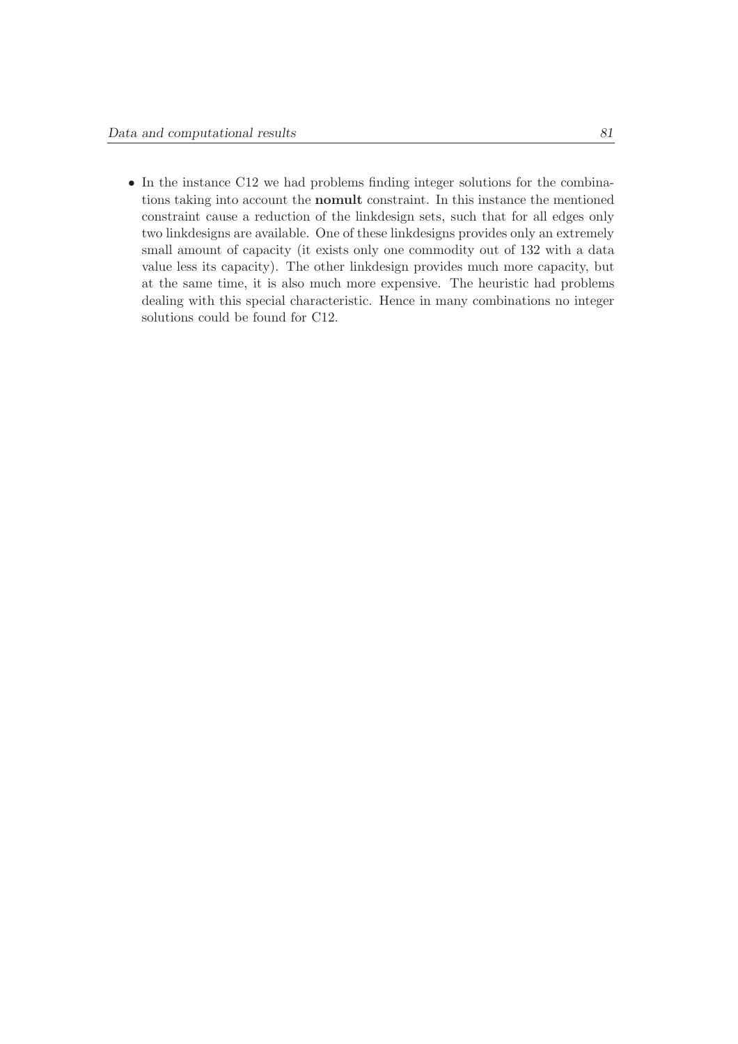- In the instance C12 we had problems finding integer solutions for the combinations taking into account the **nomult** constraint. In this instance the mentioned constraint cause a reduction of the linkdesign sets, such that for all edges only two linkdesigns are available. One of these linkdesigns provides only an extremely small amount of capacity (it exists only one commodity out of 132 with a data value less its capacity). The other linkdesign provides much more capacity, but at the same time, it is also much more expensive. The heuristic had problems dealing with this special characteristic. Hence in many combinations no integer solutions could be found for C12.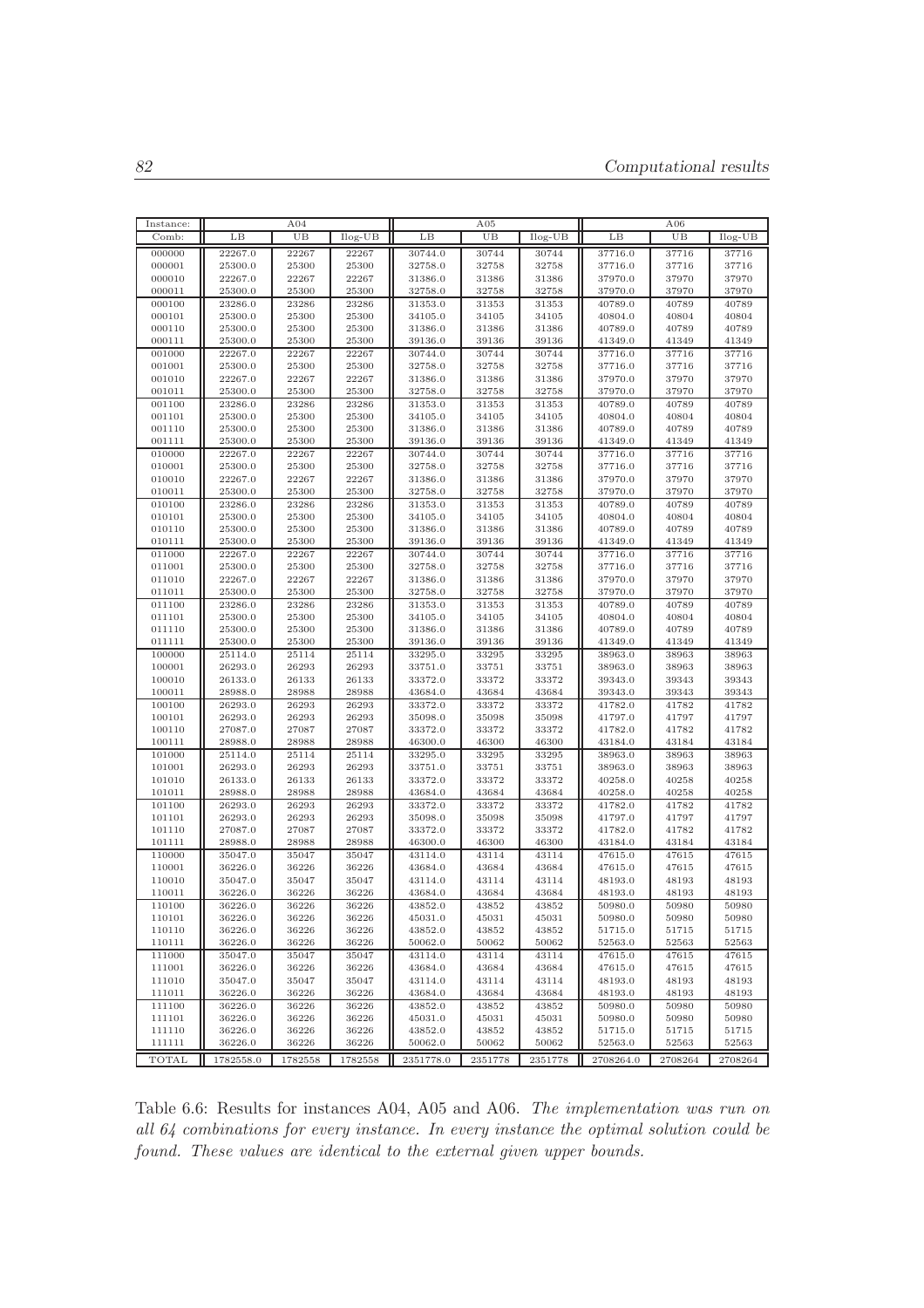| Instance: | A04 | | | A05 | | | A06 | | |
|---|---|---|---|---|---|---|---|---|---|
| Comb: | LB | UB | Ilog-UB | LB | UB | Ilog-UB | LB | UB | Ilog-UB |
| 000000 | 22267.0 | 22267 | 22267 | 30744.0 | 30744 | 30744 | 37716.0 | 37716 | 37716 |
| 000001 | 25300.0 | 25300 | 25300 | 32758.0 | 32758 | 32758 | 37716.0 | 37716 | 37716 |
| 000010 | 22267.0 | 22267 | 22267 | 31386.0 | 31386 | 31386 | 37970.0 | 37970 | 37970 |
| 000011 | 25300.0 | 25300 | 25300 | 32758.0 | 32758 | 32758 | 37970.0 | 37970 | 37970 |
| 000100 | 23286.0 | 23286 | 23286 | 31353.0 | 31353 | 31353 | 40789.0 | 40789 | 40789 |
| 000101 | 25300.0 | 25300 | 25300 | 34105.0 | 34105 | 34105 | 40804.0 | 40804 | 40804 |
| 000110 | 25300.0 | 25300 | 25300 | 31386.0 | 31386 | 31386 | 40789.0 | 40789 | 40789 |
| 000111 | 25300.0 | 25300 | 25300 | 39136.0 | 39136 | 39136 | 41349.0 | 41349 | 41349 |
| 001000 | 22267.0 | 22267 | 22267 | 30744.0 | 30744 | 30744 | 37716.0 | 37716 | 37716 |
| 001001 | 25300.0 | 25300 | 25300 | 32758.0 | 32758 | 32758 | 37716.0 | 37716 | 37716 |
| 001010 | 22267.0 | 22267 | 22267 | 31386.0 | 31386 | 31386 | 37970.0 | 37970 | 37970 |
| 001011 | 25300.0 | 25300 | 25300 | 32758.0 | 32758 | 32758 | 37970.0 | 37970 | 37970 |
| 001100 | 23286.0 | 23286 | 23286 | 31353.0 | 31353 | 31353 | 40789.0 | 40789 | 40789 |
| 001101 | 25300.0 | 25300 | 25300 | 34105.0 | 34105 | 34105 | 40804.0 | 40804 | 40804 |
| 001110 | 25300.0 | 25300 | 25300 | 31386.0 | 31386 | 31386 | 40789.0 | 40789 | 40789 |
| 001111 | 25300.0 | 25300 | 25300 | 39136.0 | 39136 | 39136 | 41349.0 | 41349 | 41349 |
| 010000 | 22267.0 | 22267 | 22267 | 30744.0 | 30744 | 30744 | 37716.0 | 37716 | 37716 |
| 010001 | 25300.0 | 25300 | 25300 | 32758.0 | 32758 | 32758 | 37716.0 | 37716 | 37716 |
| 010010 | 22267.0 | 22267 | 22267 | 31386.0 | 31386 | 31386 | 37970.0 | 37970 | 37970 |
| 010011 | 25300.0 | 25300 | 25300 | 32758.0 | 32758 | 32758 | 37970.0 | 37970 | 37970 |
| 010100 | 23286.0 | 23286 | 23286 | 31353.0 | 31353 | 31353 | 40789.0 | 40789 | 40789 |
| 010101 | 25300.0 | 25300 | 25300 | 34105.0 | 34105 | 34105 | 40804.0 | 40804 | 40804 |
| 010110 | 25300.0 | 25300 | 25300 | 31386.0 | 31386 | 31386 | 40789.0 | 40789 | 40789 |
| 010111 | 25300.0 | 25300 | 25300 | 39136.0 | 39136 | 39136 | 41349.0 | 41349 | 41349 |
| 011000 | 22267.0 | 22267 | 22267 | 30744.0 | 30744 | 30744 | 37716.0 | 37716 | 37716 |
| 011001 | 25300.0 | 25300 | 25300 | 32758.0 | 32758 | 32758 | 37716.0 | 37716 | 37716 |
| 011010 | 22267.0 | 22267 | 22267 | 31386.0 | 31386 | 31386 | 37970.0 | 37970 | 37970 |
| 011011 | 25300.0 | 25300 | 25300 | 32758.0 | 32758 | 32758 | 37970.0 | 37970 | 37970 |
| 011100 | 23286.0 | 23286 | 23286 | 31353.0 | 31353 | 31353 | 40789.0 | 40789 | 40789 |
| 011101 | 25300.0 | 25300 | 25300 | 34105.0 | 34105 | 34105 | 40804.0 | 40804 | 40804 |
| 011110 | 25300.0 | 25300 | 25300 | 31386.0 | 31386 | 31386 | 40789.0 | 40789 | 40789 |
| 011111 | 25300.0 | 25300 | 25300 | 39136.0 | 39136 | 39136 | 41349.0 | 41349 | 41349 |
| 100000 | 25114.0 | 25114 | 25114 | 33295.0 | 33295 | 33295 | 38963.0 | 38963 | 38963 |
| 100001 | 26293.0 | 26293 | 26293 | 33751.0 | 33751 | 33751 | 38963.0 | 38963 | 38963 |
| 100010 | 26133.0 | 26133 | 26133 | 33372.0 | 33372 | 33372 | 39343.0 | 39343 | 39343 |
| 100011 | 28988.0 | 28988 | 28988 | 43684.0 | 43684 | 43684 | 39343.0 | 39343 | 39343 |
| 100100 | 26293.0 | 26293 | 26293 | 33372.0 | 33372 | 33372 | 41782.0 | 41782 | 41782 |
| 100101 | 26293.0 | 26293 | 26293 | 35098.0 | 35098 | 35098 | 41797.0 | 41797 | 41797 |
| 100110 | 27087.0 | 27087 | 27087 | 33372.0 | 33372 | 33372 | 41782.0 | 41782 | 41782 |
| 100111 | 28988.0 | 28988 | 28988 | 46300.0 | 46300 | 46300 | 43184.0 | 43184 | 43184 |
| 101000 | 25114.0 | 25114 | 25114 | 33295.0 | 33295 | 33295 | 38963.0 | 38963 | 38963 |
| 101001 | 26293.0 | 26293 | 26293 | 33751.0 | 33751 | 33751 | 38963.0 | 38963 | 38963 |
| 101010 | 26133.0 | 26133 | 26133 | 33372.0 | 33372 | 33372 | 40258.0 | 40258 | 40258 |
| 101011 | 28988.0 | 28988 | 28988 | 43684.0 | 43684 | 43684 | 40258.0 | 40258 | 40258 |
| 101100 | 26293.0 | 26293 | 26293 | 33372.0 | 33372 | 33372 | 41782.0 | 41782 | 41782 |
| 101101 | 26293.0 | 26293 | 26293 | 35098.0 | 35098 | 35098 | 41797.0 | 41797 | 41797 |
| 101110 | 27087.0 | 27087 | 27087 | 33372.0 | 33372 | 33372 | 41782.0 | 41782 | 41782 |
| 101111 | 28988.0 | 28988 | 28988 | 46300.0 | 46300 | 46300 | 43184.0 | 43184 | 43184 |
| 110000 | 35047.0 | 35047 | 35047 | 43114.0 | 43114 | 43114 | 47615.0 | 47615 | 47615 |
| 110001 | 36226.0 | 36226 | 36226 | 43684.0 | 43684 | 43684 | 47615.0 | 47615 | 47615 |
| 110010 | 35047.0 | 35047 | 35047 | 43114.0 | 43114 | 43114 | 48193.0 | 48193 | 48193 |
| 110011 | 36226.0 | 36226 | 36226 | 43684.0 | 43684 | 43684 | 48193.0 | 48193 | 48193 |
| 110100 | 36226.0 | 36226 | 36226 | 43852.0 | 43852 | 43852 | 50980.0 | 50980 | 50980 |
| 110101 | 36226.0 | 36226 | 36226 | 45031.0 | 45031 | 45031 | 50980.0 | 50980 | 50980 |
| 110110 | 36226.0 | 36226 | 36226 | 43852.0 | 43852 | 43852 | 51715.0 | 51715 | 51715 |
| 110111 | 36226.0 | 36226 | 36226 | 50062.0 | 50062 | 50062 | 52563.0 | 52563 | 52563 |
| 111000 | 35047.0 | 35047 | 35047 | 43114.0 | 43114 | 43114 | 47615.0 | 47615 | 47615 |
| 111001 | 36226.0 | 36226 | 36226 | 43684.0 | 43684 | 43684 | 47615.0 | 47615 | 47615 |
| 111010 | 35047.0 | 35047 | 35047 | 43114.0 | 43114 | 43114 | 48193.0 | 48193 | 48193 |
| 111011 | 36226.0 | 36226 | 36226 | 43684.0 | 43684 | 43684 | 48193.0 | 48193 | 48193 |
| 111100 | 36226.0 | 36226 | 36226 | 43852.0 | 43852 | 43852 | 50980.0 | 50980 | 50980 |
| 111101 | 36226.0 | 36226 | 36226 | 45031.0 | 45031 | 45031 | 50980.0 | 50980 | 50980 |
| 111110 | 36226.0 | 36226 | 36226 | 43852.0 | 43852 | 43852 | 51715.0 | 51715 | 51715 |
| 111111 | 36226.0 | 36226 | 36226 | 50062.0 | 50062 | 50062 | 52563.0 | 52563 | 52563 |
| TOTAL | 1782558.0 | 1782558 | 1782558 | 2351778.0 | 2351778 | 2351778 | 2708264.0 | 2708264 | 2708264 |

Table 6.6: Results for instances A04, A05 and A06. *The implementation was run on all 64 combinations for every instance. In every instance the optimal solution could be found. These values are identical to the external given upper bounds.*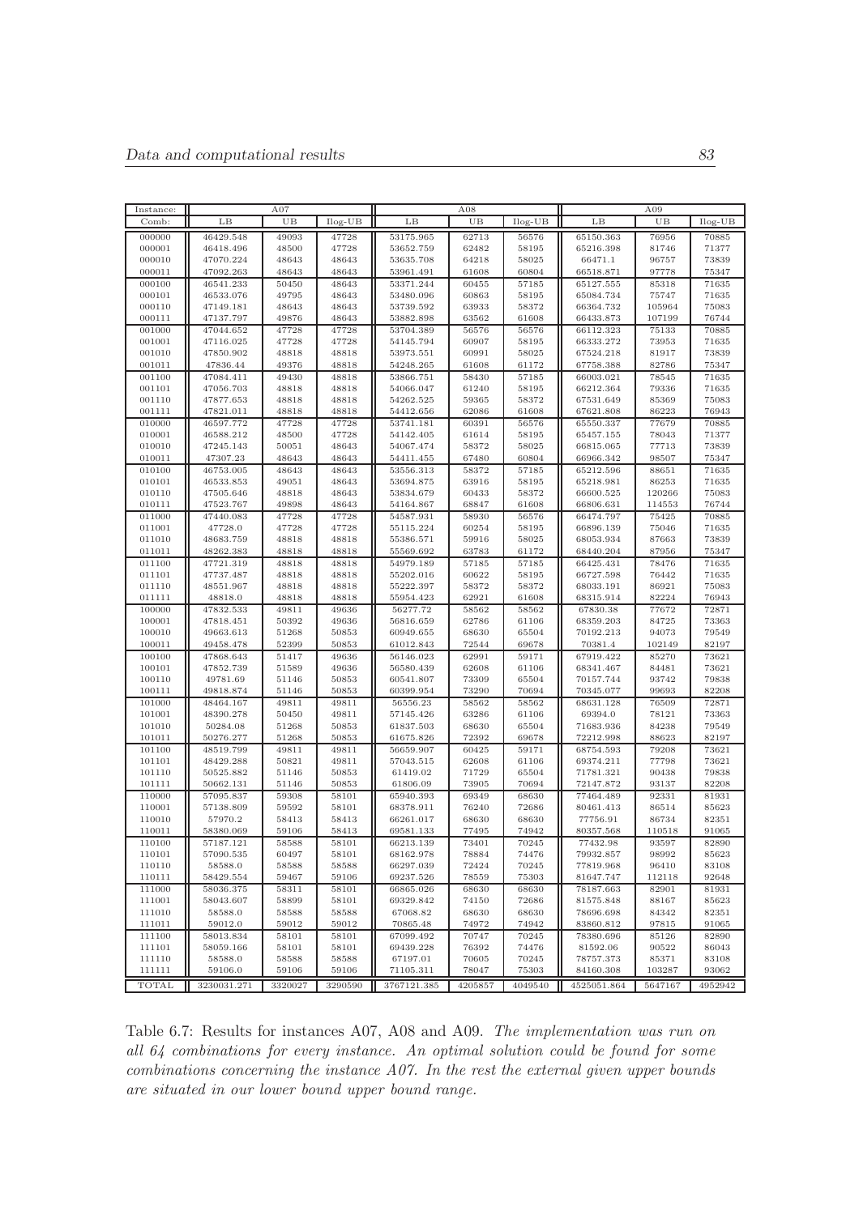| Instance: | A07 | | | A08 | | | A09 | | |
|---|---|---|---|---|---|---|---|---|---|
| Comb: | LB | UB | Ilog-UB | LB | UB | Ilog-UB | LB | UB | Ilog-UB |
| 000000 | 46429.548 | 49093 | 47728 | 53175.965 | 62713 | 56576 | 65150.363 | 76956 | 70885 |
| 000001 | 46418.496 | 48500 | 47728 | 53652.759 | 62482 | 58195 | 65216.398 | 81746 | 71377 |
| 000010 | 47070.224 | 48643 | 48643 | 53635.708 | 64218 | 58025 | 66471.1 | 96757 | 73839 |
| 000011 | 47092.263 | 48643 | 48643 | 53961.491 | 61608 | 60804 | 66518.871 | 97778 | 75347 |
| 000100 | 46541.233 | 50450 | 48643 | 53371.244 | 60455 | 57185 | 65127.555 | 85318 | 71635 |
| 000101 | 46533.076 | 49795 | 48643 | 53480.096 | 60863 | 58195 | 65084.734 | 75747 | 71635 |
| 000110 | 47149.181 | 48643 | 48643 | 53739.592 | 63933 | 58372 | 66364.732 | 105964 | 75083 |
| 000111 | 47137.797 | 49876 | 48643 | 53882.898 | 63562 | 61608 | 66433.873 | 107199 | 76744 |
| 001000 | 47044.652 | 47728 | 47728 | 53704.389 | 56576 | 56576 | 66112.323 | 75133 | 70885 |
| 001001 | 47116.025 | 47728 | 47728 | 54145.794 | 60907 | 58195 | 66333.272 | 73953 | 71635 |
| 001010 | 47850.902 | 48818 | 48818 | 53973.551 | 60991 | 58025 | 67524.218 | 81917 | 73839 |
| 001011 | 47836.44 | 49376 | 48818 | 54248.265 | 61608 | 61172 | 67758.388 | 82786 | 75347 |
| 001100 | 47084.411 | 49430 | 48818 | 53866.751 | 58430 | 57185 | 66003.021 | 78545 | 71635 |
| 001101 | 47056.703 | 48818 | 48818 | 54066.047 | 61240 | 58195 | 66212.364 | 79336 | 71635 |
| 001110 | 47877.653 | 48818 | 48818 | 54262.525 | 59365 | 58372 | 67531.649 | 85369 | 75083 |
| 001111 | 47821.011 | 48818 | 48818 | 54412.656 | 62086 | 61608 | 67621.808 | 86223 | 76943 |
| 010000 | 46597.772 | 47728 | 47728 | 53741.181 | 60391 | 56576 | 65550.337 | 77679 | 70885 |
| 010001 | 46588.212 | 48500 | 47728 | 54142.405 | 61614 | 58195 | 65457.155 | 78043 | 71377 |
| 010010 | 47245.143 | 50051 | 48643 | 54067.474 | 58372 | 58025 | 66815.065 | 77713 | 73839 |
| 010011 | 47307.23 | 48643 | 48643 | 54411.455 | 67480 | 60804 | 66966.342 | 98507 | 75347 |
| 010100 | 46753.005 | 48643 | 48643 | 53556.313 | 58372 | 57185 | 65212.596 | 88651 | 71635 |
| 010101 | 46533.853 | 49051 | 48643 | 53694.875 | 63916 | 58195 | 65218.981 | 86253 | 71635 |
| 010110 | 47505.646 | 48818 | 48643 | 53834.679 | 60433 | 58372 | 66600.525 | 120266 | 75083 |
| 010111 | 47523.767 | 49898 | 48643 | 54164.867 | 68847 | 61608 | 66806.631 | 114553 | 76744 |
| 011000 | 47440.083 | 47728 | 47728 | 54587.931 | 58930 | 56576 | 66474.797 | 75425 | 70885 |
| 011001 | 47728.0 | 47728 | 47728 | 55115.224 | 60254 | 58195 | 66896.139 | 75046 | 71635 |
| 011010 | 48683.759 | 48818 | 48818 | 55386.571 | 59916 | 58025 | 68053.934 | 87663 | 73839 |
| 011011 | 48262.383 | 48818 | 48818 | 55569.692 | 63783 | 61172 | 68440.204 | 87956 | 75347 |
| 011100 | 47721.319 | 48818 | 48818 | 54979.189 | 57185 | 57185 | 66425.431 | 78476 | 71635 |
| 011101 | 47737.487 | 48818 | 48818 | 55202.016 | 60622 | 58195 | 66727.598 | 76442 | 71635 |
| 011110 | 48551.967 | 48818 | 48818 | 55222.397 | 58372 | 58372 | 68033.191 | 86921 | 75083 |
| 011111 | 48818.0 | 48818 | 48818 | 55954.423 | 62921 | 61608 | 68315.914 | 82224 | 76943 |
| 100000 | 47832.533 | 49811 | 49636 | 56277.72 | 58562 | 58562 | 67830.38 | 77672 | 72871 |
| 100001 | 47818.451 | 50392 | 49636 | 56816.659 | 62786 | 61106 | 68359.203 | 84725 | 73363 |
| 100010 | 49663.613 | 51268 | 50853 | 60949.655 | 68630 | 65504 | 70192.213 | 94073 | 79549 |
| 100011 | 49458.478 | 52399 | 50853 | 61012.843 | 72544 | 69678 | 70381.4 | 102149 | 82197 |
| 100100 | 47868.643 | 51417 | 49636 | 56146.023 | 62991 | 59171 | 67919.422 | 85270 | 73621 |
| 100101 | 47852.739 | 51589 | 49636 | 56580.439 | 62608 | 61106 | 68341.467 | 84481 | 73621 |
| 100110 | 49781.69 | 51146 | 50853 | 60541.807 | 73309 | 65504 | 70157.744 | 93742 | 79838 |
| 100111 | 49818.874 | 51146 | 50853 | 60399.954 | 73290 | 70694 | 70345.077 | 99693 | 82208 |
| 101000 | 48464.167 | 49811 | 49811 | 56556.23 | 58562 | 58562 | 68631.128 | 76509 | 72871 |
| 101001 | 48390.278 | 50450 | 49811 | 57145.426 | 63286 | 61106 | 69394.0 | 78121 | 73363 |
| 101010 | 50284.08 | 51268 | 50853 | 61837.503 | 68630 | 65504 | 71683.936 | 84238 | 79549 |
| 101011 | 50276.277 | 51268 | 50853 | 61675.826 | 72392 | 69678 | 72212.998 | 88623 | 82197 |
| 101100 | 48519.799 | 49811 | 49811 | 56659.907 | 60425 | 59171 | 68754.593 | 79208 | 73621 |
| 101101 | 48429.288 | 50821 | 49811 | 57043.515 | 62608 | 61106 | 69374.211 | 77798 | 73621 |
| 101110 | 50525.882 | 51146 | 50853 | 61419.02 | 71729 | 65504 | 71781.321 | 90438 | 79838 |
| 101111 | 50662.131 | 51146 | 50853 | 61806.09 | 73905 | 70694 | 72147.872 | 93137 | 82208 |
| 110000 | 57095.837 | 59308 | 58101 | 65940.393 | 69349 | 68630 | 77464.489 | 92331 | 81931 |
| 110001 | 57138.809 | 59592 | 58101 | 68378.911 | 76240 | 72686 | 80461.413 | 86514 | 85623 |
| 110010 | 57970.2 | 58413 | 58413 | 66261.017 | 68630 | 68630 | 77756.91 | 86734 | 82351 |
| 110011 | 58380.069 | 59106 | 58413 | 69581.133 | 77495 | 74942 | 80357.568 | 110518 | 91065 |
| 110100 | 57187.121 | 58588 | 58101 | 66213.139 | 73401 | 70245 | 77432.98 | 93597 | 82890 |
| 110101 | 57090.535 | 60497 | 58101 | 68162.978 | 78884 | 74476 | 79932.857 | 98992 | 85623 |
| 110110 | 58588.0 | 58588 | 58588 | 66297.039 | 72424 | 70245 | 77819.968 | 96410 | 83108 |
| 110111 | 58429.554 | 59467 | 59106 | 69237.526 | 78559 | 75303 | 81647.747 | 112118 | 92648 |
| 111000 | 58036.375 | 58311 | 58101 | 66865.026 | 68630 | 68630 | 78187.663 | 82901 | 81931 |
| 111001 | 58043.607 | 58899 | 58101 | 69329.842 | 74150 | 72686 | 81575.848 | 88167 | 85623 |
| 111010 | 58588.0 | 58588 | 58588 | 67068.82 | 68630 | 68630 | 78696.698 | 84342 | 82351 |
| 111011 | 59012.0 | 59012 | 59012 | 70865.48 | 74972 | 74942 | 83860.812 | 97815 | 91065 |
| 111100 | 58013.834 | 58101 | 58101 | 67099.492 | 70747 | 70245 | 78380.696 | 85126 | 82890 |
| 111101 | 58059.166 | 58101 | 58101 | 69439.228 | 76392 | 74476 | 81592.06 | 90522 | 86043 |
| 111110 | 58588.0 | 58588 | 58588 | 67197.01 | 70605 | 70245 | 78757.373 | 85371 | 83108 |
| 111111 | 59106.0 | 59106 | 59106 | 71105.311 | 78047 | 75303 | 84160.308 | 103287 | 93062 |
| TOTAL | 3230031.271 | 3320027 | 3290590 | 3767121.385 | 4205857 | 4049540 | 4525051.864 | 5647167 | 4952942 |

Table 6.7: Results for instances A07, A08 and A09. *The implementation was run on all 64 combinations for every instance. An optimal solution could be found for some combinations concerning the instance A07. In the rest the external given upper bounds are situated in our lower bound upper bound range.*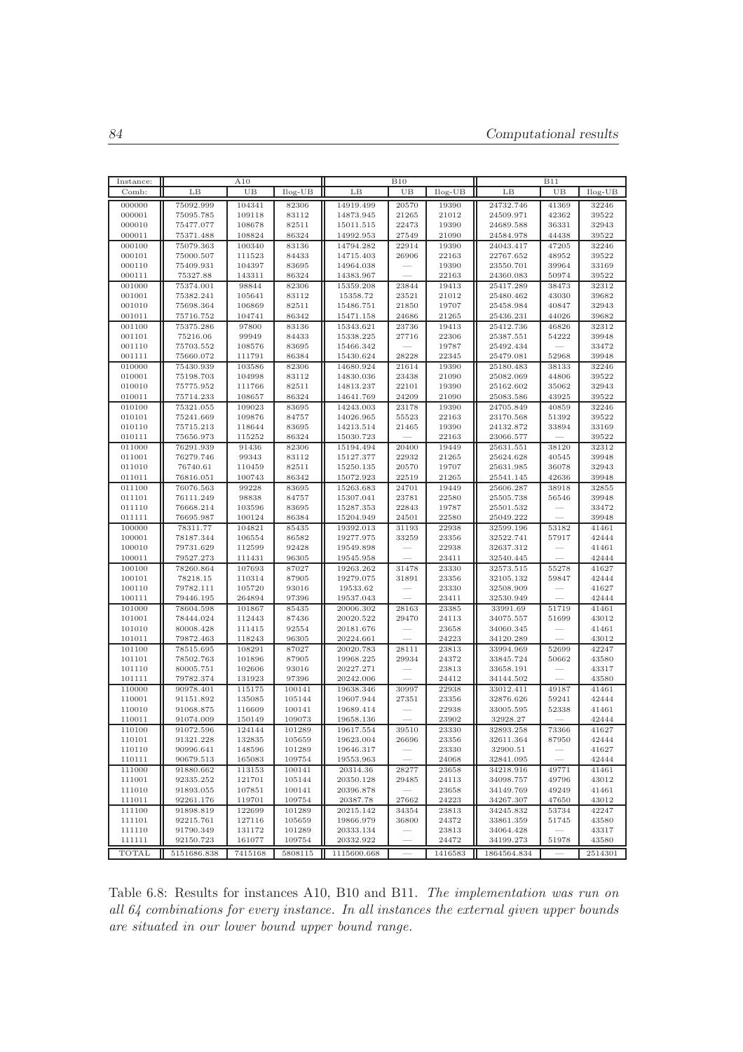| Instance: | A10 | | | B10 | | | B11 | | |
|---|---|---|---|---|---|---|---|---|---|
| Comb: | LB | UB | Ilog-UB | LB | UB | Ilog-UB | LB | UB | Ilog-UB |
| 000000 | 75092.999 | 104341 | 82306 | 14919.499 | 20570 | 19390 | 24732.746 | 41369 | 32246 |
| 000001 | 75095.785 | 109118 | 83112 | 14873.945 | 21265 | 21012 | 24509.971 | 42362 | 39522 |
| 000010 | 75477.077 | 108678 | 82511 | 15011.515 | 22473 | 19390 | 24689.588 | 36331 | 32943 |
| 000011 | 75371.488 | 108824 | 86324 | 14992.953 | 27549 | 21090 | 24584.978 | 44438 | 39522 |
| 000100 | 75079.363 | 100340 | 83136 | 14794.282 | 22914 | 19390 | 24043.417 | 47205 | 32246 |
| 000101 | 75000.507 | 111523 | 84433 | 14715.403 | 26906 | 22163 | 22767.652 | 48952 | 39522 |
| 000110 | 75409.931 | 104397 | 83695 | 14964.038 | — | 19390 | 23550.701 | 39964 | 33169 |
| 000111 | 75327.88 | 143311 | 86324 | 14383.967 | — | 22163 | 24360.083 | 50974 | 39522 |
| 001000 | 75374.001 | 98844 | 82306 | 15359.208 | 23844 | 19413 | 25417.289 | 38473 | 32312 |
| 001001 | 75382.241 | 105641 | 83112 | 15358.72 | 23521 | 21012 | 25480.462 | 43030 | 39682 |
| 001010 | 75698.364 | 106869 | 82511 | 15486.751 | 21850 | 19707 | 25458.984 | 40847 | 32943 |
| 001011 | 75716.752 | 104741 | 86342 | 15471.158 | 24686 | 21265 | 25436.231 | 44026 | 39682 |
| 001100 | 75375.286 | 97800 | 83136 | 15343.621 | 23736 | 19413 | 25412.736 | 46826 | 32312 |
| 001101 | 75216.06 | 99949 | 84433 | 15338.225 | 27716 | 22306 | 25387.551 | 54222 | 39948 |
| 001110 | 75703.552 | 108576 | 83695 | 15466.342 | — | 19787 | 25492.434 | — | 33472 |
| 001111 | 75660.072 | 111791 | 86384 | 15430.624 | 28228 | 22345 | 25479.081 | 52968 | 39948 |
| 010000 | 75430.939 | 103586 | 82306 | 14680.924 | 21614 | 19390 | 25180.483 | 38133 | 32246 |
| 010001 | 75198.703 | 104998 | 83112 | 14830.036 | 23438 | 21090 | 25082.069 | 44806 | 39522 |
| 010010 | 75775.952 | 111766 | 82511 | 14813.237 | 22101 | 19390 | 25162.602 | 35062 | 32943 |
| 010011 | 75714.233 | 108657 | 86324 | 14641.769 | 24209 | 21090 | 25083.586 | 43925 | 39522 |
| 010100 | 75321.055 | 109023 | 83695 | 14243.003 | 23178 | 19390 | 24705.849 | 40859 | 32246 |
| 010101 | 75241.669 | 109876 | 84757 | 14026.965 | 55523 | 22163 | 23170.568 | 51392 | 39522 |
| 010110 | 75715.213 | 118644 | 83695 | 14213.514 | 21465 | 19390 | 24132.872 | 33894 | 33169 |
| 010111 | 75656.973 | 115252 | 86324 | 15030.723 | — | 22163 | 23066.577 | — | 39522 |
| 011000 | 76291.939 | 91436 | 82306 | 15194.494 | 20400 | 19449 | 25631.551 | 38120 | 32312 |
| 011001 | 76279.746 | 99343 | 83112 | 15127.377 | 22932 | 21265 | 25624.628 | 40545 | 39948 |
| 011010 | 76740.61 | 110459 | 82511 | 15250.135 | 20570 | 19707 | 25631.985 | 36078 | 32943 |
| 011011 | 76816.051 | 100743 | 86342 | 15072.923 | 22519 | 21265 | 25541.145 | 42636 | 39948 |
| 011100 | 76076.563 | 99228 | 83695 | 15263.683 | 24701 | 19449 | 25606.287 | 38918 | 32855 |
| 011101 | 76111.249 | 98838 | 84757 | 15307.041 | 23781 | 22580 | 25505.738 | 56546 | 39948 |
| 011110 | 76668.214 | 103596 | 83695 | 15287.353 | 22843 | 19787 | 25501.532 | — | 33472 |
| 011111 | 76695.987 | 100124 | 86384 | 15204.949 | 24501 | 22580 | 25049.222 | — | 39948 |
| 100000 | 78311.77 | 104821 | 85435 | 19392.013 | 31193 | 22938 | 32599.196 | 53182 | 41461 |
| 100001 | 78187.344 | 106554 | 86582 | 19277.975 | 33259 | 23356 | 32522.741 | 57917 | 42444 |
| 100010 | 79731.629 | 112599 | 92428 | 19549.898 | — | 22938 | 32637.312 | — | 41461 |
| 100011 | 79527.273 | 111431 | 96305 | 19545.958 | — | 23411 | 32540.445 | — | 42444 |
| 100100 | 78260.864 | 107693 | 87027 | 19263.262 | 31478 | 23330 | 32573.515 | 55278 | 41627 |
| 100101 | 78218.15 | 110314 | 87905 | 19279.075 | 31891 | 23356 | 32105.132 | 59847 | 42444 |
| 100110 | 79782.111 | 105720 | 93016 | 19533.62 | — | 23330 | 32508.909 | — | 41627 |
| 100111 | 79446.195 | 264894 | 97396 | 19537.043 | — | 23411 | 32530.949 | — | 42444 |
| 101000 | 78604.598 | 101867 | 85435 | 20006.302 | 28163 | 23385 | 33991.69 | 51719 | 41461 |
| 101001 | 78444.024 | 112443 | 87436 | 20020.522 | 29470 | 24113 | 34075.557 | 51699 | 43012 |
| 101010 | 80008.428 | 111415 | 92554 | 20181.676 | — | 23658 | 34060.345 | — | 41461 |
| 101011 | 79872.463 | 118243 | 96305 | 20224.661 | — | 24223 | 34120.289 | — | 43012 |
| 101100 | 78515.695 | 108291 | 87027 | 20020.783 | 28111 | 23813 | 33994.969 | 52699 | 42247 |
| 101101 | 78502.763 | 101896 | 87905 | 19968.225 | 29934 | 24372 | 33845.724 | 50662 | 43580 |
| 101110 | 80005.751 | 102606 | 93016 | 20227.271 | — | 23813 | 33658.191 | — | 43317 |
| 101111 | 79782.374 | 131923 | 97396 | 20242.006 | — | 24412 | 34144.502 | — | 43580 |
| 110000 | 90978.401 | 115175 | 100141 | 19638.346 | 30997 | 22938 | 33012.411 | 49187 | 41461 |
| 110001 | 91151.892 | 135085 | 105144 | 19607.944 | 27351 | 23356 | 32876.626 | 59241 | 42444 |
| 110010 | 91068.875 | 116609 | 100141 | 19689.414 | — | 22938 | 33005.595 | 52338 | 41461 |
| 110011 | 91074.009 | 150149 | 109073 | 19658.136 | — | 23902 | 32928.27 | — | 42444 |
| 110100 | 91072.596 | 124144 | 101289 | 19617.554 | 39510 | 23330 | 32893.258 | 73366 | 41627 |
| 110101 | 91321.228 | 132835 | 105659 | 19623.004 | 26696 | 23356 | 32611.364 | 87950 | 42444 |
| 110110 | 90996.641 | 148596 | 101289 | 19646.317 | — | 23330 | 32900.51 | — | 41627 |
| 110111 | 90679.513 | 165083 | 109754 | 19553.963 | — | 24068 | 32841.095 | — | 42444 |
| 111000 | 91880.662 | 113153 | 100141 | 20314.36 | 28277 | 23658 | 34218.916 | 49771 | 41461 |
| 111001 | 92335.252 | 121701 | 105144 | 20350.128 | 29485 | 24113 | 34098.757 | 49796 | 43012 |
| 111010 | 91893.055 | 107851 | 100141 | 20396.878 | — | 23658 | 34149.769 | 49249 | 41461 |
| 111011 | 92261.176 | 119701 | 109754 | 20387.78 | 27662 | 24223 | 34267.307 | 47650 | 43012 |
| 111100 | 91898.819 | 122699 | 101289 | 20215.142 | 34354 | 23813 | 34245.832 | 53734 | 42247 |
| 111101 | 92215.761 | 127116 | 105659 | 19866.979 | 36800 | 24372 | 33861.359 | 51745 | 43580 |
| 111110 | 91790.349 | 131172 | 101289 | 20333.134 | — | 23813 | 34064.428 | — | 43317 |
| 111111 | 92150.723 | 161077 | 109754 | 20332.922 | — | 24472 | 34199.273 | 51978 | 43580 |
| TOTAL | 5151686.838 | 7415168 | 5808115 | 1115600.668 | — | 1416583 | 1864564.834 | — | 2514301 |

Table 6.8: Results for instances A10, B10 and B11. *The implementation was run on all 64 combinations for every instance. In all instances the external given upper bounds are situated in our lower bound upper bound range.*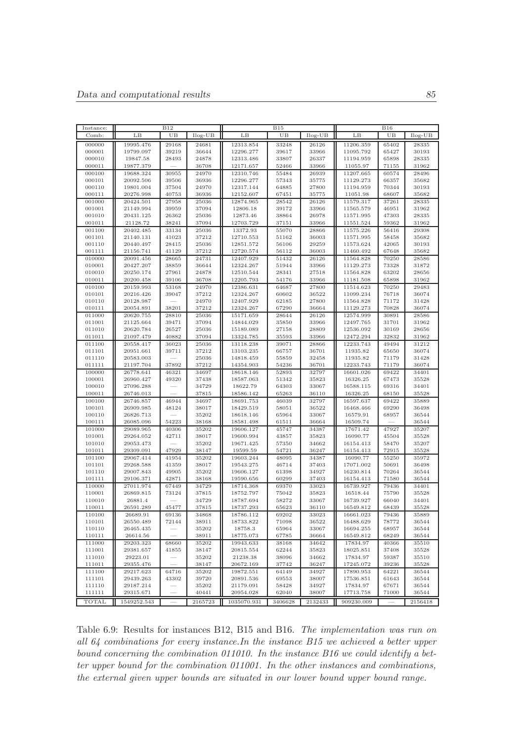| Instance: | B12 | | | B15 | | | B16 | | |
|---|---|---|---|---|---|---|---|---|---|
| Comb: | LB | UB | Ilog-UB | LB | UB | Ilog-UB | LB | UB | Ilog-UB |
| 000000 | 19995.476 | 29168 | 24681 | 12313.854 | 33248 | 26126 | 11206.359 | 65402 | 28335 |
| 000001 | 19799.097 | 39219 | 36644 | 12296.277 | 39617 | 33966 | 11095.792 | 65427 | 30193 |
| 000010 | 19847.58 | 28493 | 24878 | 12313.486 | 33807 | 26337 | 11194.959 | 65898 | 28335 |
| 000011 | 19877.379 | — | 36708 | 12171.657 | 52466 | 33966 | 11055.97 | 71155 | 31962 |
| 000100 | 19688.324 | 30955 | 24970 | 12310.746 | 55484 | 26939 | 11207.665 | 60574 | 28496 |
| 000101 | 20092.506 | 39506 | 36936 | 12296.277 | 57343 | 35775 | 11129.273 | 66357 | 35682 |
| 000110 | 19801.004 | 37504 | 24970 | 12317.144 | 64885 | 27800 | 11194.959 | 70344 | 30193 |
| 000111 | 20276.998 | 40753 | 36936 | 12152.607 | 67451 | 35775 | 11051.98 | 68607 | 35682 |
| 001000 | 20424.501 | 27958 | 25036 | 12874.965 | 28542 | 26126 | 11579.317 | 37261 | 28335 |
| 001001 | 21149.994 | 39959 | 37094 | 12806.18 | 39172 | 33966 | 11565.579 | 46951 | 31962 |
| 001010 | 20431.125 | 26362 | 25036 | 12873.46 | 38864 | 26978 | 11571.995 | 47303 | 28335 |
| 001011 | 21128.72 | 38241 | 37094 | 12703.729 | 37151 | 33966 | 11551.524 | 59362 | 31962 |
| 001100 | 20402.485 | 33134 | 25036 | 13372.93 | 55070 | 28866 | 11575.226 | 56416 | 29308 |
| 001101 | 21140.131 | 41023 | 37212 | 12710.553 | 51162 | 36003 | 11571.995 | 58458 | 35682 |
| 001110 | 20440.497 | 28415 | 25036 | 12851.572 | 56106 | 29259 | 11573.624 | 42065 | 30193 |
| 001111 | 21156.741 | 41129 | 37212 | 12720.574 | 56112 | 36003 | 11460.492 | 67648 | 35682 |
| 010000 | 20091.456 | 28665 | 24731 | 12407.929 | 51432 | 26126 | 11564.828 | 70250 | 28586 |
| 010001 | 20427.207 | 38859 | 36644 | 12324.267 | 51944 | 33966 | 11129.273 | 73328 | 31872 |
| 010010 | 20250.174 | 27961 | 24878 | 12510.544 | 28341 | 27518 | 11564.828 | 63202 | 28656 |
| 010011 | 20200.458 | 39106 | 36708 | 12205.793 | 54176 | 33966 | 11181.508 | 65898 | 31962 |
| 010100 | 20159.993 | 53168 | 24970 | 12386.631 | 64687 | 27800 | 11514.623 | 70250 | 29483 |
| 010101 | 20216.426 | 39047 | 37212 | 12324.267 | 60602 | 36522 | 11099.234 | 76718 | 36074 |
| 010110 | 20128.987 | — | 24970 | 12407.929 | 62185 | 27800 | 11564.828 | 71172 | 31428 |
| 010111 | 20054.891 | 38201 | 37212 | 12324.267 | 67290 | 36664 | 11129.273 | 70828 | 36074 |
| 011000 | 20620.755 | 28810 | 25036 | 15171.659 | 28644 | 26126 | 12574.999 | 30891 | 28586 |
| 011001 | 21125.664 | 39471 | 37094 | 14844.029 | 35850 | 33966 | 12497.765 | 31701 | 31962 |
| 011010 | 20620.784 | 26527 | 25036 | 15189.089 | 27158 | 28809 | 12536.092 | 30169 | 28656 |
| 011011 | 21097.479 | 40882 | 37094 | 13324.785 | 35593 | 33966 | 12472.294 | 32832 | 31962 |
| 011100 | 20558.417 | 36023 | 25036 | 13118.238 | 39071 | 28866 | 12233.743 | 49494 | 31212 |
| 011101 | 20951.661 | 39711 | 37212 | 13103.235 | 66757 | 36701 | 11935.82 | 65650 | 36074 |
| 011110 | 20583.003 | — | 25036 | 14818.459 | 55859 | 32458 | 11935.82 | 71179 | 31428 |
| 011111 | 21197.704 | 37892 | 37212 | 14354.903 | 54236 | 36701 | 12233.743 | 71179 | 36074 |
| 100000 | 26778.641 | 46321 | 34697 | 18618.146 | 52893 | 32797 | 16601.026 | 69422 | 34401 |
| 100001 | 26960.427 | 49320 | 37438 | 18587.063 | 51342 | 35823 | 16326.25 | 67473 | 35528 |
| 100010 | 27096.288 | — | 34729 | 18622.79 | 64303 | 33067 | 16588.115 | 69316 | 34401 |
| 100011 | 26746.013 | — | 37815 | 18586.142 | 65263 | 36110 | 16326.25 | 68150 | 35528 |
| 100100 | 26746.857 | 46944 | 34697 | 18691.753 | 46039 | 32797 | 16597.637 | 69422 | 35889 |
| 100101 | 26909.985 | 48124 | 38017 | 18429.519 | 58051 | 36522 | 16468.466 | 69290 | 36498 |
| 100110 | 26826.713 | — | 35202 | 18618.146 | 65964 | 33067 | 16579.91 | 68957 | 36544 |
| 100111 | 26085.096 | 54223 | 38168 | 18581.498 | 61511 | 36664 | 16509.74 | — | 36544 |
| 101000 | 29089.965 | 40306 | 35202 | 19606.127 | 45747 | 34387 | 17671.42 | 47927 | 35207 |
| 101001 | 29264.052 | 42711 | 38017 | 19600.994 | 43857 | 35823 | 16090.77 | 45504 | 35528 |
| 101010 | 29053.473 | — | 35202 | 19671.425 | 57350 | 34662 | 16154.413 | 58470 | 35207 |
| 101011 | 29309.091 | 47929 | 38147 | 19599.59 | 54721 | 36247 | 16154.413 | 72915 | 35528 |
| 101100 | 29067.414 | 41954 | 35202 | 19603.244 | 48095 | 34387 | 16090.77 | 55250 | 35972 |
| 101101 | 29268.588 | 41359 | 38017 | 19543.275 | 46714 | 37403 | 17071.002 | 50691 | 36498 |
| 101110 | 29007.843 | 49905 | 35202 | 19606.127 | 61398 | 34927 | 16230.814 | 70264 | 36544 |
| 101111 | 29106.371 | 42871 | 38168 | 19590.656 | 60299 | 37403 | 16154.413 | 71580 | 36544 |
| 110000 | 27011.974 | 67449 | 34729 | 18714.368 | 69370 | 33023 | 16739.927 | 79436 | 34401 |
| 110001 | 26869.815 | 73124 | 37815 | 18752.797 | 75042 | 35823 | 16518.44 | 75790 | 35528 |
| 110010 | 26881.4 | — | 34729 | 18787.694 | 58272 | 33067 | 16739.927 | 66040 | 34401 |
| 110011 | 26591.289 | 45477 | 37815 | 18737.293 | 65623 | 36110 | 16549.812 | 68439 | 35528 |
| 110100 | 26689.91 | 69136 | 34868 | 18786.112 | 69202 | 33023 | 16661.023 | 79436 | 35889 |
| 110101 | 26550.489 | 72144 | 38911 | 18733.822 | 71098 | 36522 | 16488.629 | 78772 | 36544 |
| 110110 | 26465.435 | — | 35202 | 18758.3 | 65964 | 33067 | 16694.255 | 68957 | 36544 |
| 110111 | 26614.56 | — | 38911 | 18775.073 | 67785 | 36664 | 16549.812 | 68249 | 36544 |
| 111000 | 29203.323 | 68660 | 35202 | 19943.633 | 38168 | 34642 | 17834.97 | 40366 | 35510 |
| 111001 | 29381.657 | 41855 | 38147 | 20815.554 | 62244 | 35823 | 18025.851 | 37408 | 35528 |
| 111010 | 29223.01 | — | 35202 | 21238.38 | 38096 | 34662 | 17834.97 | 59387 | 35510 |
| 111011 | 29355.476 | — | 38147 | 20672.169 | 37742 | 36247 | 17245.072 | 39236 | 35528 |
| 111100 | 29217.623 | 64716 | 35202 | 19872.551 | 64149 | 34927 | 17890.953 | 64221 | 36544 |
| 111101 | 29439.263 | 43302 | 39720 | 20891.536 | 69553 | 38007 | 17536.851 | 61643 | 36544 |
| 111110 | 29187.214 | — | 35202 | 21179.091 | 58428 | 34927 | 17834.97 | 67671 | 36544 |
| 111111 | 29315.671 | — | 40441 | 20954.028 | 62040 | 38007 | 17713.758 | 71000 | 36544 |
| TOTAL | 1549252.543 | — | 2165723 | 1035070.931 | 3406628 | 2132433 | 909230.009 | — | 2156418 |

Table 6.9: Results for instances B12, B15 and B16. *The implementation was run on all 64 combinations for every instance.In the instance B15 we achieved a better upper bound concerning the combination 011010. In the instance B16 we could identify a better upper bound for the combination 011001. In the other instances and combinations, the external given upper bounds are situated in our lower bound upper bound range.*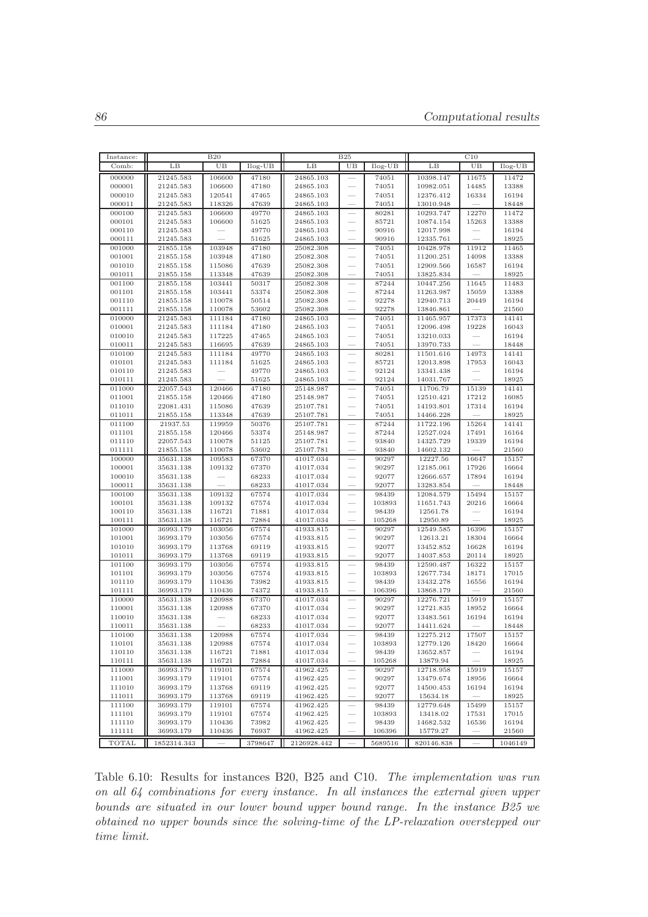| Instance: | B20 | | | B25 | | | C10 | | |
|---|---|---|---|---|---|---|---|---|---|
| Comb: | LB | UB | Ilog-UB | LB | UB | Ilog-UB | LB | UB | Ilog-UB |
| 000000 | 21245.583 | 106600 | 47180 | 24865.103 | — | 74051 | 10398.147 | 11675 | 11472 |
| 000001 | 21245.583 | 106600 | 47180 | 24865.103 | — | 74051 | 10982.051 | 14485 | 13388 |
| 000010 | 21245.583 | 120541 | 47465 | 24865.103 | — | 74051 | 12376.412 | 16334 | 16194 |
| 000011 | 21245.583 | 118326 | 47639 | 24865.103 | — | 74051 | 13010.948 | — | 18448 |
| 000100 | 21245.583 | 106600 | 49770 | 24865.103 | — | 80281 | 10293.747 | 12270 | 11472 |
| 000101 | 21245.583 | 106600 | 51625 | 24865.103 | — | 85721 | 10874.154 | 15263 | 13388 |
| 000110 | 21245.583 | — | 49770 | 24865.103 | — | 90916 | 12017.998 | — | 16194 |
| 000111 | 21245.583 | — | 51625 | 24865.103 | — | 90916 | 12335.761 | — | 18925 |
| 001000 | 21855.158 | 103948 | 47180 | 25082.308 | — | 74051 | 10428.978 | 11912 | 11465 |
| 001001 | 21855.158 | 103948 | 47180 | 25082.308 | — | 74051 | 11200.251 | 14098 | 13388 |
| 001010 | 21855.158 | 115086 | 47639 | 25082.308 | — | 74051 | 12909.566 | 16587 | 16194 |
| 001011 | 21855.158 | 113348 | 47639 | 25082.308 | — | 74051 | 13825.834 | — | 18925 |
| 001100 | 21855.158 | 103441 | 50317 | 25082.308 | — | 87244 | 10447.256 | 11645 | 11483 |
| 001101 | 21855.158 | 103441 | 53374 | 25082.308 | — | 87244 | 11263.987 | 15059 | 13388 |
| 001110 | 21855.158 | 110078 | 50514 | 25082.308 | — | 92278 | 12940.713 | 20449 | 16194 |
| 001111 | 21855.158 | 110078 | 53602 | 25082.308 | — | 92278 | 13846.861 | — | 21560 |
| 010000 | 21245.583 | 111184 | 47180 | 24865.103 | — | 74051 | 11465.957 | 17373 | 14141 |
| 010001 | 21245.583 | 111184 | 47180 | 24865.103 | — | 74051 | 12096.498 | 19228 | 16043 |
| 010010 | 21245.583 | 117225 | 47465 | 24865.103 | — | 74051 | 13210.033 | — | 16194 |
| 010011 | 21245.583 | 116695 | 47639 | 24865.103 | — | 74051 | 13970.733 | — | 18448 |
| 010100 | 21245.583 | 111184 | 49770 | 24865.103 | — | 80281 | 11501.616 | 14973 | 14141 |
| 010101 | 21245.583 | 111184 | 51625 | 24865.103 | — | 85721 | 12013.898 | 17953 | 16043 |
| 010110 | 21245.583 | — | 49770 | 24865.103 | — | 92124 | 13341.438 | — | 16194 |
| 010111 | 21245.583 | — | 51625 | 24865.103 | — | 92124 | 14031.767 | — | 18925 |
| 011000 | 22057.543 | 120466 | 47180 | 25148.987 | — | 74051 | 11706.79 | 15139 | 14141 |
| 011001 | 21855.158 | 120466 | 47180 | 25148.987 | — | 74051 | 12510.421 | 17212 | 16085 |
| 011010 | 22081.431 | 115086 | 47639 | 25107.781 | — | 74051 | 14193.801 | 17314 | 16194 |
| 011011 | 21855.158 | 113348 | 47639 | 25107.781 | — | 74051 | 14466.228 | — | 18925 |
| 011100 | 21937.53 | 119959 | 50376 | 25107.781 | — | 87244 | 11722.196 | 15264 | 14141 |
| 011101 | 21855.158 | 120466 | 53374 | 25148.987 | — | 87244 | 12527.024 | 17491 | 16164 |
| 011110 | 22057.543 | 110078 | 51125 | 25107.781 | — | 93840 | 14325.729 | 19339 | 16194 |
| 011111 | 21855.158 | 110078 | 53602 | 25107.781 | — | 93840 | 14602.132 | — | 21560 |
| 100000 | 35631.138 | 109583 | 67370 | 41017.034 | — | 90297 | 12227.56 | 16647 | 15157 |
| 100001 | 35631.138 | 109132 | 67370 | 41017.034 | — | 90297 | 12185.061 | 17926 | 16664 |
| 100010 | 35631.138 | — | 68233 | 41017.034 | — | 92077 | 12666.657 | 17894 | 16194 |
| 100011 | 35631.138 | — | 68233 | 41017.034 | — | 92077 | 13283.854 | — | 18448 |
| 100100 | 35631.138 | 109132 | 67574 | 41017.034 | — | 98439 | 12084.579 | 15494 | 15157 |
| 100101 | 35631.138 | 109132 | 67574 | 41017.034 | — | 103893 | 11651.743 | 20216 | 16664 |
| 100110 | 35631.138 | 116721 | 71881 | 41017.034 | — | 98439 | 12561.78 | — | 16194 |
| 100111 | 35631.138 | 116721 | 72884 | 41017.034 | — | 105268 | 12950.89 | — | 18925 |
| 101000 | 36993.179 | 103056 | 67574 | 41933.815 | — | 90297 | 12549.585 | 16396 | 15157 |
| 101001 | 36993.179 | 103056 | 67574 | 41933.815 | — | 90297 | 12613.21 | 18304 | 16664 |
| 101010 | 36993.179 | 113768 | 69119 | 41933.815 | — | 92077 | 13452.852 | 16628 | 16194 |
| 101011 | 36993.179 | 113768 | 69119 | 41933.815 | — | 92077 | 14037.853 | 20114 | 18925 |
| 101100 | 36993.179 | 103056 | 67574 | 41933.815 | — | 98439 | 12590.487 | 16322 | 15157 |
| 101101 | 36993.179 | 103056 | 67574 | 41933.815 | — | 103893 | 12677.734 | 18171 | 17015 |
| 101110 | 36993.179 | 110436 | 73982 | 41933.815 | — | 98439 | 13432.278 | 16556 | 16194 |
| 101111 | 36993.179 | 110436 | 74372 | 41933.815 | — | 106396 | 13868.179 | — | 21560 |
| 110000 | 35631.138 | 120988 | 67370 | 41017.034 | — | 90297 | 12276.721 | 15919 | 15157 |
| 110001 | 35631.138 | 120988 | 67370 | 41017.034 | — | 90297 | 12721.835 | 18952 | 16664 |
| 110010 | 35631.138 | — | 68233 | 41017.034 | — | 92077 | 13483.561 | 16194 | 16194 |
| 110011 | 35631.138 | — | 68233 | 41017.034 | — | 92077 | 14411.624 | — | 18448 |
| 110100 | 35631.138 | 120988 | 67574 | 41017.034 | — | 98439 | 12275.212 | 17507 | 15157 |
| 110101 | 35631.138 | 120988 | 67574 | 41017.034 | — | 103893 | 12779.126 | 18420 | 16664 |
| 110110 | 35631.138 | 116721 | 71881 | 41017.034 | — | 98439 | 13652.857 | — | 16194 |
| 110111 | 35631.138 | 116721 | 72884 | 41017.034 | — | 105268 | 13879.94 | — | 18925 |
| 111000 | 36993.179 | 119101 | 67574 | 41962.425 | — | 90297 | 12718.958 | 15919 | 15157 |
| 111001 | 36993.179 | 119101 | 67574 | 41962.425 | — | 90297 | 13479.674 | 18956 | 16664 |
| 111010 | 36993.179 | 113768 | 69119 | 41962.425 | — | 92077 | 14500.453 | 16194 | 16194 |
| 111011 | 36993.179 | 113768 | 69119 | 41962.425 | — | 92077 | 15634.18 | — | 18925 |
| 111100 | 36993.179 | 119101 | 67574 | 41962.425 | — | 98439 | 12779.648 | 15499 | 15157 |
| 111101 | 36993.179 | 119101 | 67574 | 41962.425 | — | 103893 | 13418.02 | 17531 | 17015 |
| 111110 | 36993.179 | 110436 | 73982 | 41962.425 | — | 98439 | 14682.532 | 16536 | 16194 |
| 111111 | 36993.179 | 110436 | 76937 | 41962.425 | — | 106396 | 15779.27 | — | 21560 |
| TOTAL | 1852314.343 | — | 3798647 | 2126928.442 | — | 5689516 | 820146.838 | — | 1046149 |

Table 6.10: Results for instances B20, B25 and C10. *The implementation was run on all 64 combinations for every instance. In all instances the external given upper bounds are situated in our lower bound upper bound range. In the instance B25 we obtained no upper bounds since the solving-time of the LP-relaxation overstepped our time limit.*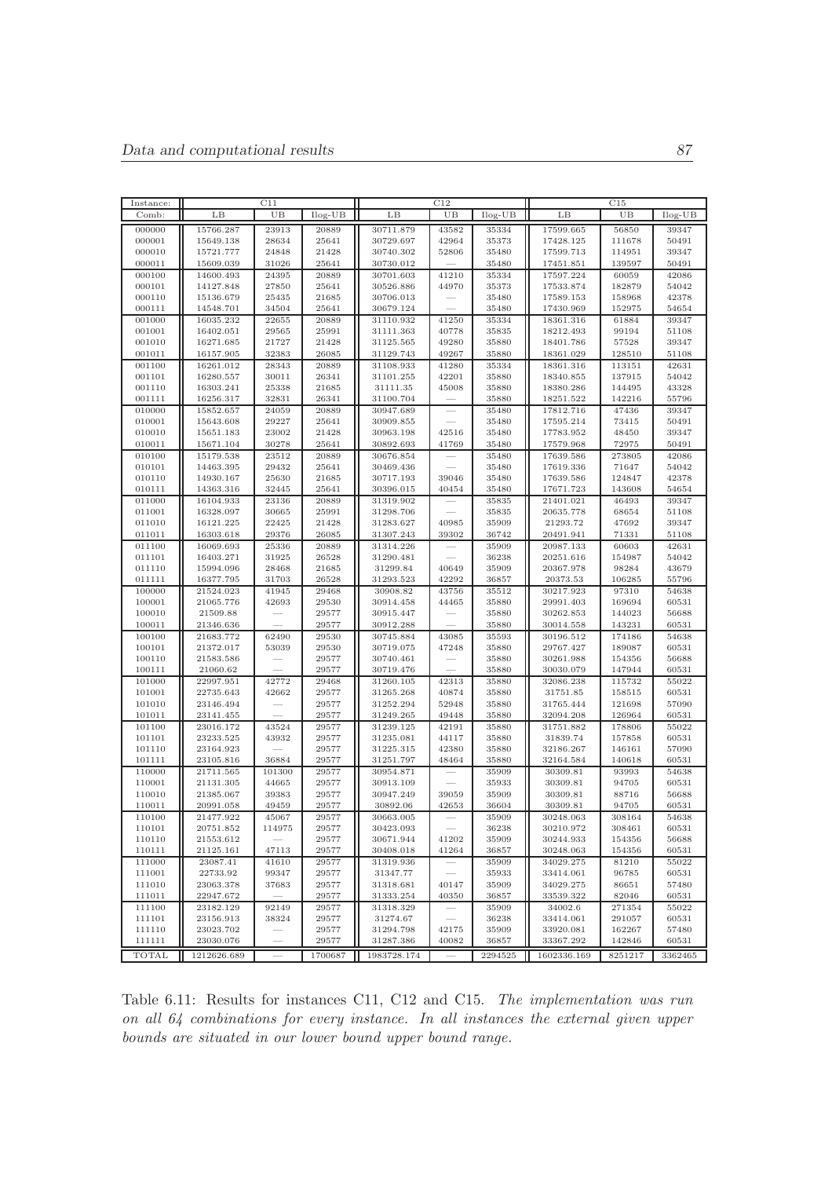| Instance: | C11 | | | C12 | | | C15 | | |
|---|---|---|---|---|---|---|---|---|---|
| Comb: | LB | UB | Ilog-UB | LB | UB | Ilog-UB | LB | UB | Ilog-UB |
| 000000 | 15766.287 | 23913 | 20889 | 30711.879 | 43582 | 35334 | 17599.665 | 56850 | 39347 |
| 000001 | 15649.138 | 28634 | 25641 | 30729.697 | 42964 | 35373 | 17428.125 | 111678 | 50491 |
| 000010 | 15721.777 | 24848 | 21428 | 30740.302 | 52806 | 35480 | 17599.713 | 114951 | 39347 |
| 000011 | 15609.039 | 31026 | 25641 | 30730.012 | — | 35480 | 17451.851 | 139597 | 50491 |
| 000100 | 14600.493 | 24395 | 20889 | 30701.603 | 41210 | 35334 | 17597.224 | 60059 | 42086 |
| 000101 | 14127.848 | 27850 | 25641 | 30526.886 | 44970 | 35373 | 17533.874 | 182879 | 54042 |
| 000110 | 15136.679 | 25435 | 21685 | 30706.013 | — | 35480 | 17589.153 | 158968 | 42378 |
| 000111 | 14548.701 | 34504 | 25641 | 30679.124 | — | 35480 | 17430.969 | 152975 | 54654 |
| 001000 | 16035.232 | 22655 | 20889 | 31110.932 | 41250 | 35334 | 18361.316 | 61884 | 39347 |
| 001001 | 16402.051 | 29565 | 25991 | 31111.363 | 40778 | 35835 | 18212.493 | 99194 | 51108 |
| 001010 | 16271.685 | 21727 | 21428 | 31125.565 | 49280 | 35880 | 18401.786 | 57528 | 39347 |
| 001011 | 16157.905 | 32383 | 26085 | 31129.743 | 49267 | 35880 | 18361.029 | 128510 | 51108 |
| 001100 | 16261.012 | 28343 | 20889 | 31108.933 | 41280 | 35334 | 18361.316 | 113151 | 42631 |
| 001101 | 16280.557 | 30011 | 26341 | 31101.255 | 42201 | 35880 | 18340.855 | 137915 | 54042 |
| 001110 | 16303.241 | 25338 | 21685 | 31111.35 | 45008 | 35880 | 18380.286 | 144495 | 43328 |
| 001111 | 16256.317 | 32831 | 26341 | 31100.704 | — | 35880 | 18251.522 | 142216 | 55796 |
| 010000 | 15852.657 | 24059 | 20889 | 30947.689 | — | 35480 | 17812.716 | 47436 | 39347 |
| 010001 | 15643.608 | 29227 | 25641 | 30909.855 | — | 35480 | 17595.214 | 73415 | 50491 |
| 010010 | 15651.183 | 23002 | 21428 | 30963.198 | 42516 | 35480 | 17783.952 | 48450 | 39347 |
| 010011 | 15671.104 | 30278 | 25641 | 30892.693 | 41769 | 35480 | 17579.968 | 72975 | 50491 |
| 010100 | 15179.538 | 23512 | 20889 | 30676.854 | — | 35480 | 17639.586 | 273805 | 42086 |
| 010101 | 14463.395 | 29432 | 25641 | 30469.436 | — | 35480 | 17619.336 | 71647 | 54042 |
| 010110 | 14930.167 | 25630 | 21685 | 30717.193 | 39046 | 35480 | 17639.586 | 124847 | 42378 |
| 010111 | 14363.316 | 32445 | 25641 | 30396.015 | 40454 | 35480 | 17671.723 | 143608 | 54654 |
| 011000 | 16104.933 | 23136 | 20889 | 31319.902 | — | 35835 | 21401.021 | 46493 | 39347 |
| 011001 | 16328.097 | 30665 | 25991 | 31298.706 | — | 35835 | 20635.778 | 68654 | 51108 |
| 011010 | 16121.225 | 22425 | 21428 | 31283.627 | 40985 | 35909 | 21293.72 | 47692 | 39347 |
| 011011 | 16303.618 | 29376 | 26085 | 31307.243 | 39302 | 36742 | 20491.941 | 71331 | 51108 |
| 011100 | 16069.693 | 25336 | 20889 | 31314.226 | — | 35909 | 20987.133 | 60603 | 42631 |
| 011101 | 16403.271 | 31925 | 26528 | 31290.481 | — | 36238 | 20251.616 | 154987 | 54042 |
| 011110 | 15994.096 | 28468 | 21685 | 31299.84 | 40649 | 35909 | 20367.978 | 98284 | 43679 |
| 011111 | 16377.795 | 31703 | 26528 | 31293.523 | 42292 | 36857 | 20373.53 | 106285 | 55796 |
| 100000 | 21524.023 | 41945 | 29468 | 30908.82 | 43756 | 35512 | 30217.923 | 97310 | 54638 |
| 100001 | 21065.776 | 42693 | 29530 | 30914.458 | 44465 | 35880 | 29991.403 | 169694 | 60531 |
| 100010 | 21509.88 | — | 29577 | 30915.447 | — | 35880 | 30262.853 | 144023 | 56688 |
| 100011 | 21346.636 | — | 29577 | 30912.288 | — | 35880 | 30014.558 | 143231 | 60531 |
| 100100 | 21683.772 | 62490 | 29530 | 30745.884 | 43085 | 35593 | 30196.512 | 174186 | 54638 |
| 100101 | 21372.017 | 53039 | 29530 | 30719.075 | 47248 | 35880 | 29767.427 | 189087 | 60531 |
| 100110 | 21583.586 | — | 29577 | 30740.461 | — | 35880 | 30261.988 | 154356 | 56688 |
| 100111 | 21060.62 | — | 29577 | 30719.476 | — | 35880 | 30030.079 | 147944 | 60531 |
| 101000 | 22997.951 | 42772 | 29468 | 31260.105 | 42313 | 35880 | 32086.238 | 115732 | 55022 |
| 101001 | 22735.643 | 42662 | 29577 | 31265.268 | 40874 | 35880 | 31751.85 | 158515 | 60531 |
| 101010 | 23146.494 | — | 29577 | 31252.294 | 52948 | 35880 | 31765.444 | 121698 | 57090 |
| 101011 | 23141.455 | — | 29577 | 31249.265 | 49448 | 35880 | 32094.208 | 126964 | 60531 |
| 101100 | 23016.172 | 43524 | 29577 | 31239.125 | 42191 | 35880 | 31751.882 | 178806 | 55022 |
| 101101 | 23233.525 | 43932 | 29577 | 31235.081 | 44117 | 35880 | 31839.74 | 157858 | 60531 |
| 101110 | 23164.923 | — | 29577 | 31225.315 | 42380 | 35880 | 32186.267 | 146161 | 57090 |
| 101111 | 23105.816 | 36884 | 29577 | 31251.797 | 48464 | 35880 | 32164.584 | 140618 | 60531 |
| 110000 | 21711.565 | 101300 | 29577 | 30954.871 | — | 35909 | 30309.81 | 93993 | 54638 |
| 110001 | 21131.305 | 44665 | 29577 | 30913.109 | — | 35933 | 30309.81 | 94705 | 60531 |
| 110010 | 21385.067 | 39383 | 29577 | 30947.249 | 39059 | 35909 | 30309.81 | 88716 | 56688 |
| 110011 | 20991.058 | 49459 | 29577 | 30892.06 | 42653 | 36604 | 30309.81 | 94705 | 60531 |
| 110100 | 21477.922 | 45067 | 29577 | 30663.005 | — | 35909 | 30248.063 | 308164 | 54638 |
| 110101 | 20751.852 | 114975 | 29577 | 30423.093 | — | 36238 | 30210.972 | 308461 | 60531 |
| 110110 | 21553.612 | — | 29577 | 30671.944 | 41202 | 35909 | 30244.933 | 154356 | 56688 |
| 110111 | 21125.161 | 47113 | 29577 | 30408.018 | 41264 | 36857 | 30248.063 | 154356 | 60531 |
| 111000 | 23087.41 | 41610 | 29577 | 31319.936 | — | 35909 | 34029.275 | 81210 | 55022 |
| 111001 | 22733.92 | 99347 | 29577 | 31347.77 | — | 35933 | 33414.061 | 96785 | 60531 |
| 111010 | 23063.378 | 37683 | 29577 | 31318.681 | 40147 | 35909 | 34029.275 | 86651 | 57480 |
| 111011 | 22947.672 | — | 29577 | 31333.254 | 40350 | 36857 | 33539.322 | 82046 | 60531 |
| 111100 | 23182.129 | 92149 | 29577 | 31318.329 | — | 35909 | 34002.6 | 271354 | 55022 |
| 111101 | 23156.913 | 38324 | 29577 | 31274.67 | — | 36238 | 33414.061 | 291057 | 60531 |
| 111110 | 23023.702 | — | 29577 | 31294.798 | 42175 | 35909 | 33920.081 | 162267 | 57480 |
| 111111 | 23030.076 | — | 29577 | 31287.386 | 40082 | 36857 | 33367.292 | 142846 | 60531 |
| TOTAL | 1212626.689 | — | 1700687 | 1983728.174 | — | 2294525 | 1602336.169 | 8251217 | 3362465 |

Table 6.11: Results for instances C11, C12 and C15. *The implementation was run on all 64 combinations for every instance. In all instances the external given upper bounds are situated in our lower bound upper bound range.*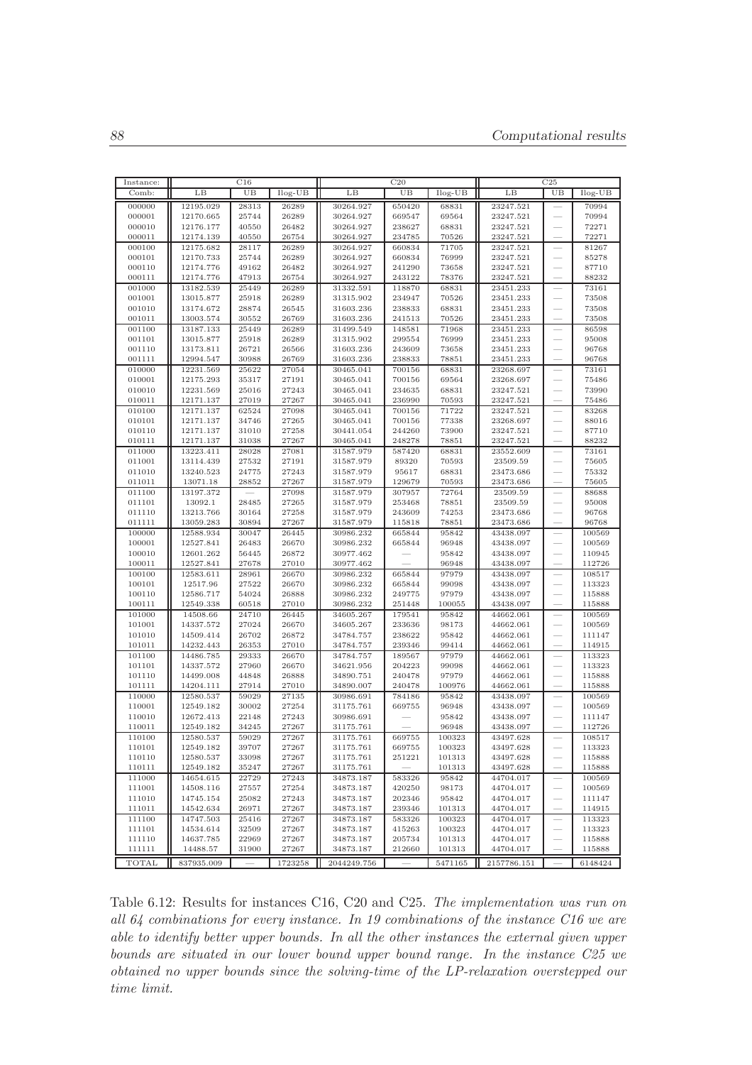| Instance: | C16 | | | C20 | | | C25 | | |
|---|---|---|---|---|---|---|---|---|---|
| Comb: | LB | UB | Ilog-UB | LB | UB | Ilog-UB | LB | UB | Ilog-UB |
| 000000 | 12195.029 | 28313 | 26289 | 30264.927 | 650420 | 68831 | 23247.521 | — | 70994 |
| 000001 | 12170.665 | 25744 | 26289 | 30264.927 | 669547 | 69564 | 23247.521 | — | 70994 |
| 000010 | 12176.177 | 40550 | 26482 | 30264.927 | 238627 | 68831 | 23247.521 | — | 72271 |
| 000011 | 12174.139 | 40550 | 26754 | 30264.927 | 234785 | 70526 | 23247.521 | — | 72271 |
| 000100 | 12175.682 | 28117 | 26289 | 30264.927 | 660834 | 71705 | 23247.521 | — | 81267 |
| 000101 | 12170.733 | 25744 | 26289 | 30264.927 | 660834 | 76999 | 23247.521 | — | 85278 |
| 000110 | 12174.776 | 49162 | 26482 | 30264.927 | 241290 | 73658 | 23247.521 | — | 87710 |
| 000111 | 12174.776 | 47913 | 26754 | 30264.927 | 243122 | 78376 | 23247.521 | — | 88232 |
| 001000 | 13182.539 | 25449 | 26289 | 31332.591 | 118870 | 68831 | 23451.233 | — | 73161 |
| 001001 | 13015.877 | 25918 | 26289 | 31315.902 | 234947 | 70526 | 23451.233 | — | 73508 |
| 001010 | 13174.672 | 28874 | 26545 | 31603.236 | 238833 | 68831 | 23451.233 | — | 73508 |
| 001011 | 13003.574 | 30552 | 26769 | 31603.236 | 241513 | 70526 | 23451.233 | — | 73508 |
| 001100 | 13187.133 | 25449 | 26289 | 31499.549 | 148581 | 71968 | 23451.233 | — | 86598 |
| 001101 | 13015.877 | 25918 | 26289 | 31315.902 | 299554 | 76999 | 23451.233 | — | 95008 |
| 001110 | 13173.811 | 26721 | 26566 | 31603.236 | 243609 | 73658 | 23451.233 | — | 96768 |
| 001111 | 12994.547 | 30988 | 26769 | 31603.236 | 238833 | 78851 | 23451.233 | — | 96768 |
| 010000 | 12231.569 | 25622 | 27054 | 30465.041 | 700156 | 68831 | 23268.697 | — | 73161 |
| 010001 | 12175.293 | 35317 | 27191 | 30465.041 | 700156 | 69564 | 23268.697 | — | 75486 |
| 010010 | 12231.569 | 25016 | 27243 | 30465.041 | 234635 | 68831 | 23247.521 | — | 73990 |
| 010011 | 12171.137 | 27019 | 27267 | 30465.041 | 236990 | 70593 | 23247.521 | — | 75486 |
| 010100 | 12171.137 | 62524 | 27098 | 30465.041 | 700156 | 71722 | 23247.521 | — | 83268 |
| 010101 | 12171.137 | 34746 | 27265 | 30465.041 | 700156 | 77338 | 23268.697 | — | 88016 |
| 010110 | 12171.137 | 31010 | 27258 | 30441.054 | 244260 | 73900 | 23247.521 | — | 87710 |
| 010111 | 12171.137 | 31038 | 27267 | 30465.041 | 248278 | 78851 | 23247.521 | — | 88232 |
| 011000 | 13223.411 | 28028 | 27081 | 31587.979 | 587420 | 68831 | 23552.609 | — | 73161 |
| 011001 | 13114.439 | 27532 | 27191 | 31587.979 | 89320 | 70593 | 23509.59 | — | 75605 |
| 011010 | 13240.523 | 24775 | 27243 | 31587.979 | 95617 | 68831 | 23473.686 | — | 75332 |
| 011011 | 13071.18 | 28852 | 27267 | 31587.979 | 129679 | 70593 | 23473.686 | — | 75605 |
| 011100 | 13197.372 | — | 27098 | 31587.979 | 307957 | 72764 | 23509.59 | — | 88688 |
| 011101 | 13092.1 | 28485 | 27265 | 31587.979 | 253468 | 78851 | 23509.59 | — | 95008 |
| 011110 | 13213.766 | 30164 | 27258 | 31587.979 | 243609 | 74253 | 23473.686 | — | 96768 |
| 011111 | 13059.283 | 30894 | 27267 | 31587.979 | 115818 | 78851 | 23473.686 | — | 96768 |
| 100000 | 12588.934 | 30047 | 26445 | 30986.232 | 665844 | 95842 | 43438.097 | — | 100569 |
| 100001 | 12527.841 | 26483 | 26670 | 30986.232 | 665844 | 96948 | 43438.097 | — | 100569 |
| 100010 | 12601.262 | 56445 | 26872 | 30977.462 | — | 95842 | 43438.097 | — | 110945 |
| 100011 | 12527.841 | 27678 | 27010 | 30977.462 | — | 96948 | 43438.097 | — | 112726 |
| 100100 | 12583.611 | 28961 | 26670 | 30986.232 | 665844 | 97979 | 43438.097 | — | 108517 |
| 100101 | 12517.96 | 27522 | 26670 | 30986.232 | 665844 | 99098 | 43438.097 | — | 113323 |
| 100110 | 12586.717 | 54024 | 26888 | 30986.232 | 249775 | 97979 | 43438.097 | — | 115888 |
| 100111 | 12549.338 | 60518 | 27010 | 30986.232 | 251448 | 100055 | 43438.097 | — | 115888 |
| 101000 | 14508.66 | 24710 | 26445 | 34605.267 | 179541 | 95842 | 44662.061 | — | 100569 |
| 101001 | 14337.572 | 27024 | 26670 | 34605.267 | 233636 | 98173 | 44662.061 | — | 100569 |
| 101010 | 14509.414 | 26702 | 26872 | 34784.757 | 238622 | 95842 | 44662.061 | — | 111147 |
| 101011 | 14232.443 | 26353 | 27010 | 34784.757 | 239346 | 99414 | 44662.061 | — | 114915 |
| 101100 | 14486.785 | 29333 | 26670 | 34784.757 | 189567 | 97979 | 44662.061 | — | 113323 |
| 101101 | 14337.572 | 27960 | 26670 | 34621.956 | 204223 | 99098 | 44662.061 | — | 113323 |
| 101110 | 14499.008 | 44848 | 26888 | 34890.751 | 240478 | 97979 | 44662.061 | — | 115888 |
| 101111 | 14204.111 | 27914 | 27010 | 34890.007 | 240478 | 100976 | 44662.061 | — | 115888 |
| 110000 | 12580.537 | 59029 | 27135 | 30986.691 | 784186 | 95842 | 43438.097 | — | 100569 |
| 110001 | 12549.182 | 30002 | 27254 | 31175.761 | 669755 | 96948 | 43438.097 | — | 100569 |
| 110010 | 12672.413 | 22148 | 27243 | 30986.691 | — | 95842 | 43438.097 | — | 111147 |
| 110011 | 12549.182 | 34245 | 27267 | 31175.761 | — | 96948 | 43438.097 | — | 112726 |
| 110100 | 12580.537 | 59029 | 27267 | 31175.761 | 669755 | 100323 | 43497.628 | — | 108517 |
| 110101 | 12549.182 | 39707 | 27267 | 31175.761 | 669755 | 100323 | 43497.628 | — | 113323 |
| 110110 | 12580.537 | 33098 | 27267 | 31175.761 | 251221 | 101313 | 43497.628 | — | 115888 |
| 110111 | 12549.182 | 35247 | 27267 | 31175.761 | — | 101313 | 43497.628 | — | 115888 |
| 111000 | 14654.615 | 22729 | 27243 | 34873.187 | 583326 | 95842 | 44704.017 | — | 100569 |
| 111001 | 14508.116 | 27557 | 27254 | 34873.187 | 420250 | 98173 | 44704.017 | — | 100569 |
| 111010 | 14745.154 | 25082 | 27243 | 34873.187 | 202346 | 95842 | 44704.017 | — | 111147 |
| 111011 | 14542.634 | 26971 | 27267 | 34873.187 | 239346 | 101313 | 44704.017 | — | 114915 |
| 111100 | 14747.503 | 25416 | 27267 | 34873.187 | 583326 | 100323 | 44704.017 | — | 113323 |
| 111101 | 14534.614 | 32509 | 27267 | 34873.187 | 415263 | 100323 | 44704.017 | — | 113323 |
| 111110 | 14637.785 | 22969 | 27267 | 34873.187 | 205734 | 101313 | 44704.017 | — | 115888 |
| 111111 | 14488.57 | 31900 | 27267 | 34873.187 | 212660 | 101313 | 44704.017 | — | 115888 |
| TOTAL | 837935.009 | — | 1723258 | 2044249.756 | — | 5471165 | 2157786.151 | — | 6148424 |

Table 6.12: Results for instances C16, C20 and C25. *The implementation was run on all 64 combinations for every instance. In 19 combinations of the instance C16 we are able to identify better upper bounds. In all the other instances the external given upper bounds are situated in our lower bound upper bound range. In the instance C25 we obtained no upper bounds since the solving-time of the LP-relaxation overstepped our time limit.*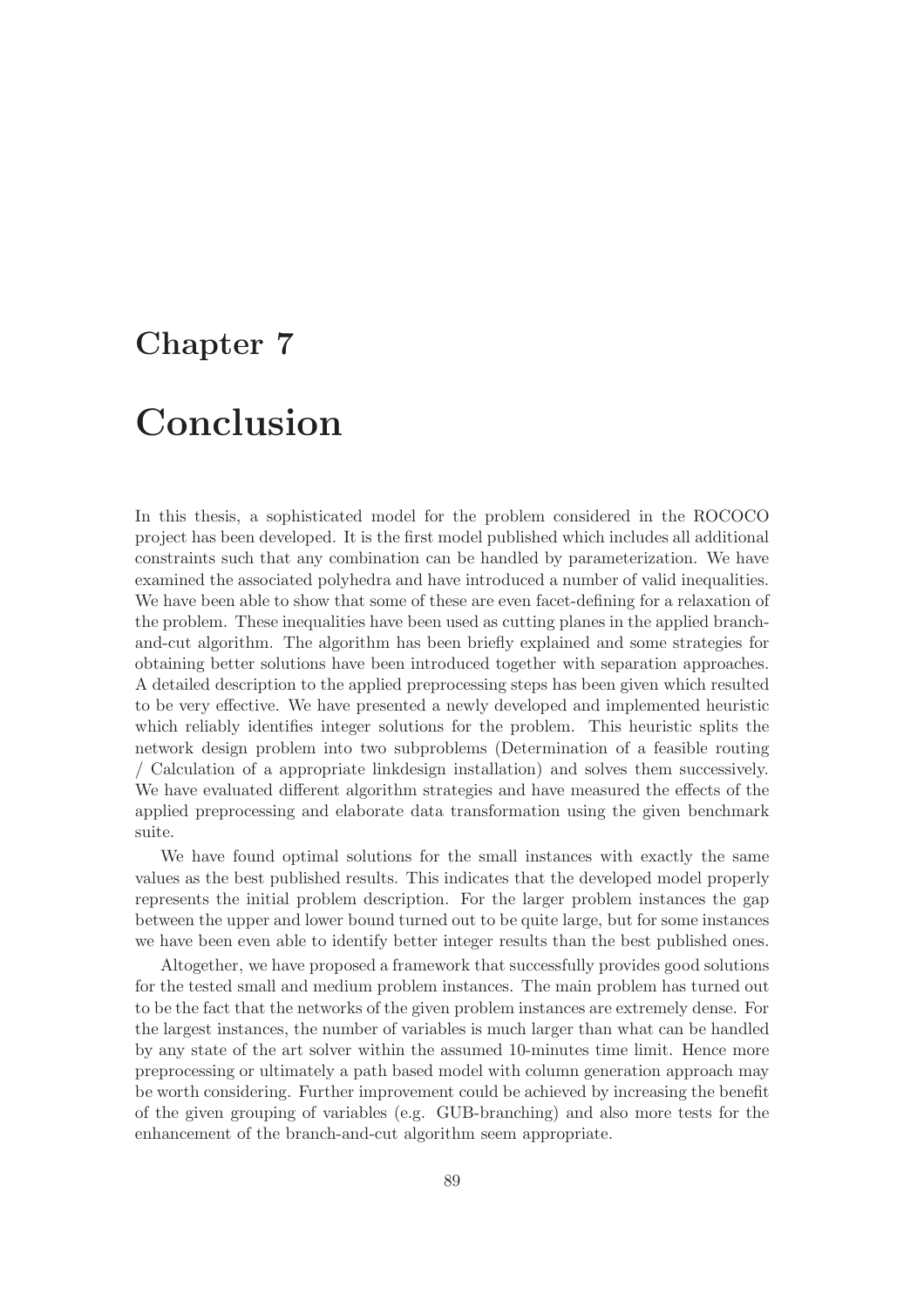# Chapter 7

# Conclusion

In this thesis, a sophisticated model for the problem considered in the ROCOCO project has been developed. It is the first model published which includes all additional constraints such that any combination can be handled by parameterization. We have examined the associated polyhedra and have introduced a number of valid inequalities. We have been able to show that some of these are even facet-defining for a relaxation of the problem. These inequalities have been used as cutting planes in the applied branch-and-cut algorithm. The algorithm has been briefly explained and some strategies for obtaining better solutions have been introduced together with separation approaches. A detailed description to the applied preprocessing steps has been given which resulted to be very effective. We have presented a newly developed and implemented heuristic which reliably identifies integer solutions for the problem. This heuristic splits the network design problem into two subproblems (Determination of a feasible routing / Calculation of a appropriate linkdesign installation) and solves them successively. We have evaluated different algorithm strategies and have measured the effects of the applied preprocessing and elaborate data transformation using the given benchmark suite.

We have found optimal solutions for the small instances with exactly the same values as the best published results. This indicates that the developed model properly represents the initial problem description. For the larger problem instances the gap between the upper and lower bound turned out to be quite large, but for some instances we have been even able to identify better integer results than the best published ones.

Altogether, we have proposed a framework that successfully provides good solutions for the tested small and medium problem instances. The main problem has turned out to be the fact that the networks of the given problem instances are extremely dense. For the largest instances, the number of variables is much larger than what can be handled by any state of the art solver within the assumed 10-minutes time limit. Hence more preprocessing or ultimately a path based model with column generation approach may be worth considering. Further improvement could be achieved by increasing the benefit of the given grouping of variables (e.g. GUB-branching) and also more tests for the enhancement of the branch-and-cut algorithm seem appropriate.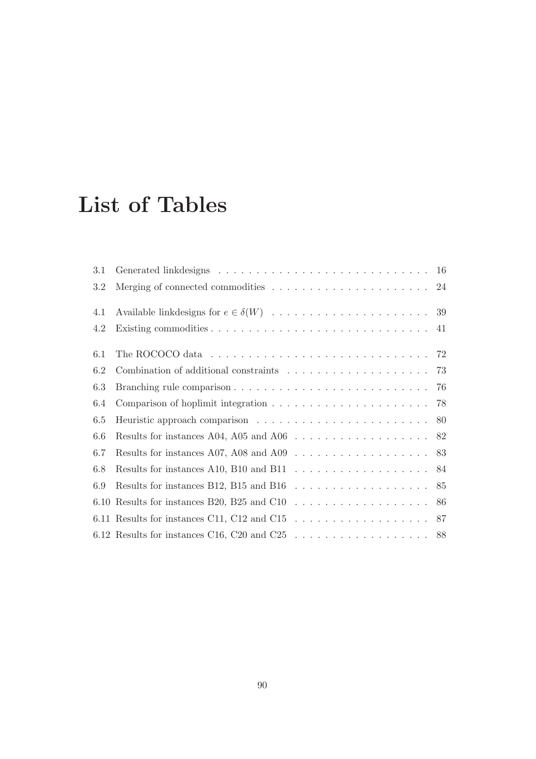# List of Tables

3.1 Generated linkdesigns . . . . . . . . . . . . . . . . . . . . . . . . . . . . 16
3.2 Merging of connected commodities . . . . . . . . . . . . . . . . . . . . . 24

4.1 Available linkdesigns for $e \in \delta(W)$ . . . . . . . . . . . . . . . . . . . . . 39
4.2 Existing commodities . . . . . . . . . . . . . . . . . . . . . . . . . . . . 41

6.1 The ROCOCO data . . . . . . . . . . . . . . . . . . . . . . . . . . . . . 72
6.2 Combination of additional constraints . . . . . . . . . . . . . . . . . . . 73
6.3 Branching rule comparison . . . . . . . . . . . . . . . . . . . . . . . . . . 76
6.4 Comparison of hoplimit integration . . . . . . . . . . . . . . . . . . . . . 78
6.5 Heuristic approach comparison . . . . . . . . . . . . . . . . . . . . . . . 80
6.6 Results for instances A04, A05 and A06 . . . . . . . . . . . . . . . . . . 82
6.7 Results for instances A07, A08 and A09 . . . . . . . . . . . . . . . . . . 83
6.8 Results for instances A10, B10 and B11 . . . . . . . . . . . . . . . . . . 84
6.9 Results for instances B12, B15 and B16 . . . . . . . . . . . . . . . . . . 85
6.10 Results for instances B20, B25 and C10 . . . . . . . . . . . . . . . . . . 86
6.11 Results for instances C11, C12 and C15 . . . . . . . . . . . . . . . . . . 87
6.12 Results for instances C16, C20 and C25 . . . . . . . . . . . . . . . . . . 88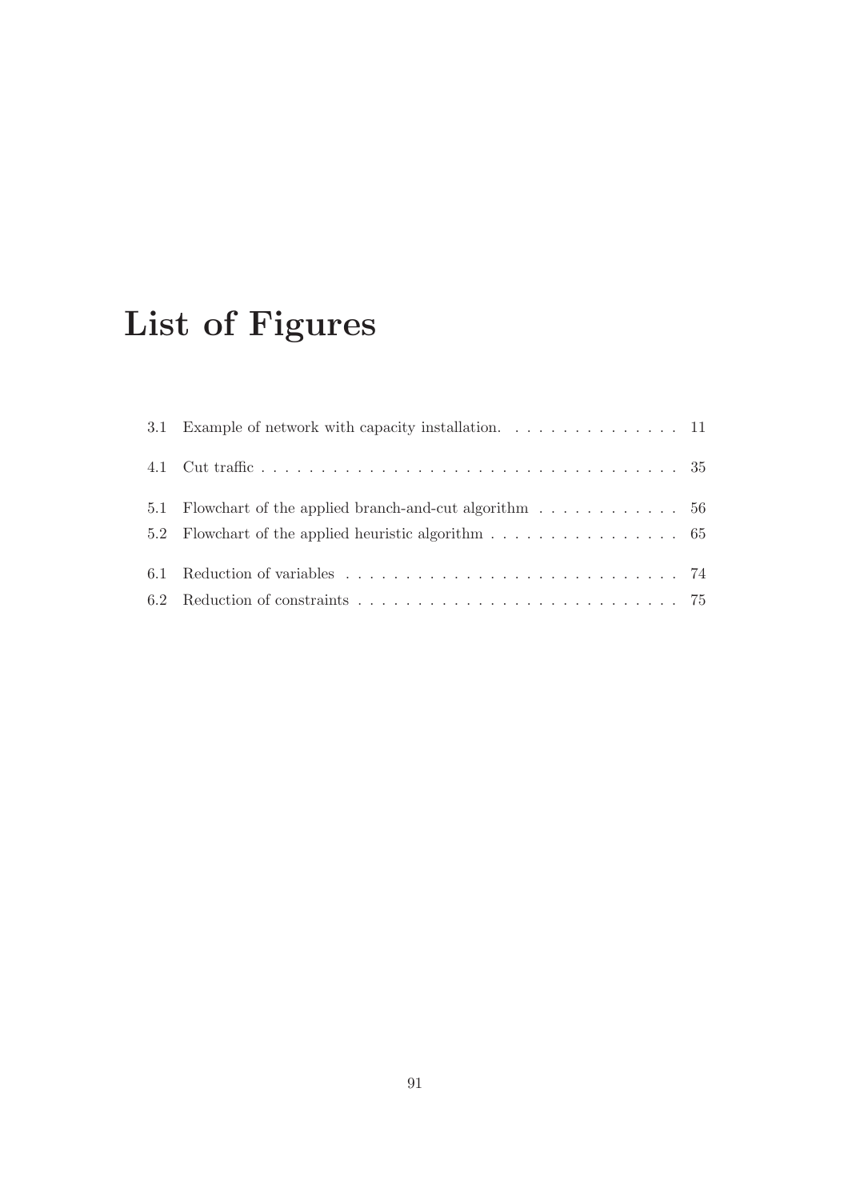# List of Figures

3.1 Example of network with capacity installation. . . . . . . . . . . . . . . 11

4.1 Cut traffic . . . . . . . . . . . . . . . . . . . . . . . . . . . . . . . . . . . 35

5.1 Flowchart of the applied branch-and-cut algorithm . . . . . . . . . . . . 56

5.2 Flowchart of the applied heuristic algorithm . . . . . . . . . . . . . . . . 65

6.1 Reduction of variables . . . . . . . . . . . . . . . . . . . . . . . . . . . . 74

6.2 Reduction of constraints . . . . . . . . . . . . . . . . . . . . . . . . . . . 75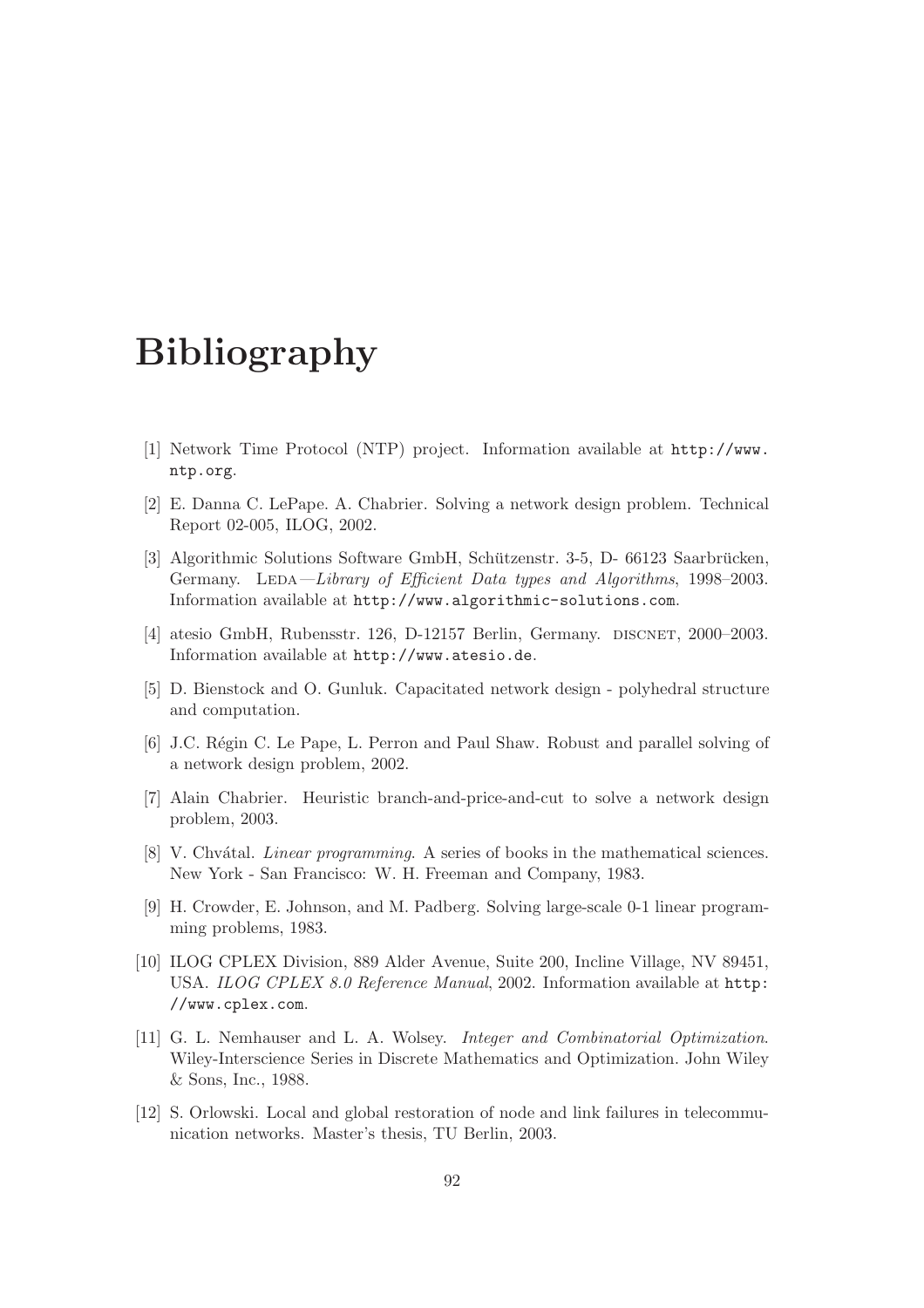# Bibliography

[1] Network Time Protocol (NTP) project. Information available at http://www.ntp.org.

[2] E. Danna C. LePape. A. Chabrier. Solving a network design problem. Technical Report 02-005, ILOG, 2002.

[3] Algorithmic Solutions Software GmbH, Schützenstr. 3-5, D- 66123 Saarbrücken, Germany. LEDA—*Library of Efficient Data types and Algorithms*, 1998–2003. Information available at http://www.algorithmic-solutions.com.

[4] atesio GmbH, Rubensstr. 126, D-12157 Berlin, Germany. DISCNET, 2000–2003. Information available at http://www.atesio.de.

[5] D. Bienstock and O. Gunluk. Capacitated network design - polyhedral structure and computation.

[6] J.C. Régin C. Le Pape, L. Perron and Paul Shaw. Robust and parallel solving of a network design problem, 2002.

[7] Alain Chabrier. Heuristic branch-and-price-and-cut to solve a network design problem, 2003.

[8] V. Chvátal. *Linear programming*. A series of books in the mathematical sciences. New York - San Francisco: W. H. Freeman and Company, 1983.

[9] H. Crowder, E. Johnson, and M. Padberg. Solving large-scale 0-1 linear programming problems, 1983.

[10] ILOG CPLEX Division, 889 Alder Avenue, Suite 200, Incline Village, NV 89451, USA. *ILOG CPLEX 8.0 Reference Manual*, 2002. Information available at http://www.cplex.com.

[11] G. L. Nemhauser and L. A. Wolsey. *Integer and Combinatorial Optimization*. Wiley-Interscience Series in Discrete Mathematics and Optimization. John Wiley & Sons, Inc., 1988.

[12] S. Orlowski. Local and global restoration of node and link failures in telecommunication networks. Master's thesis, TU Berlin, 2003.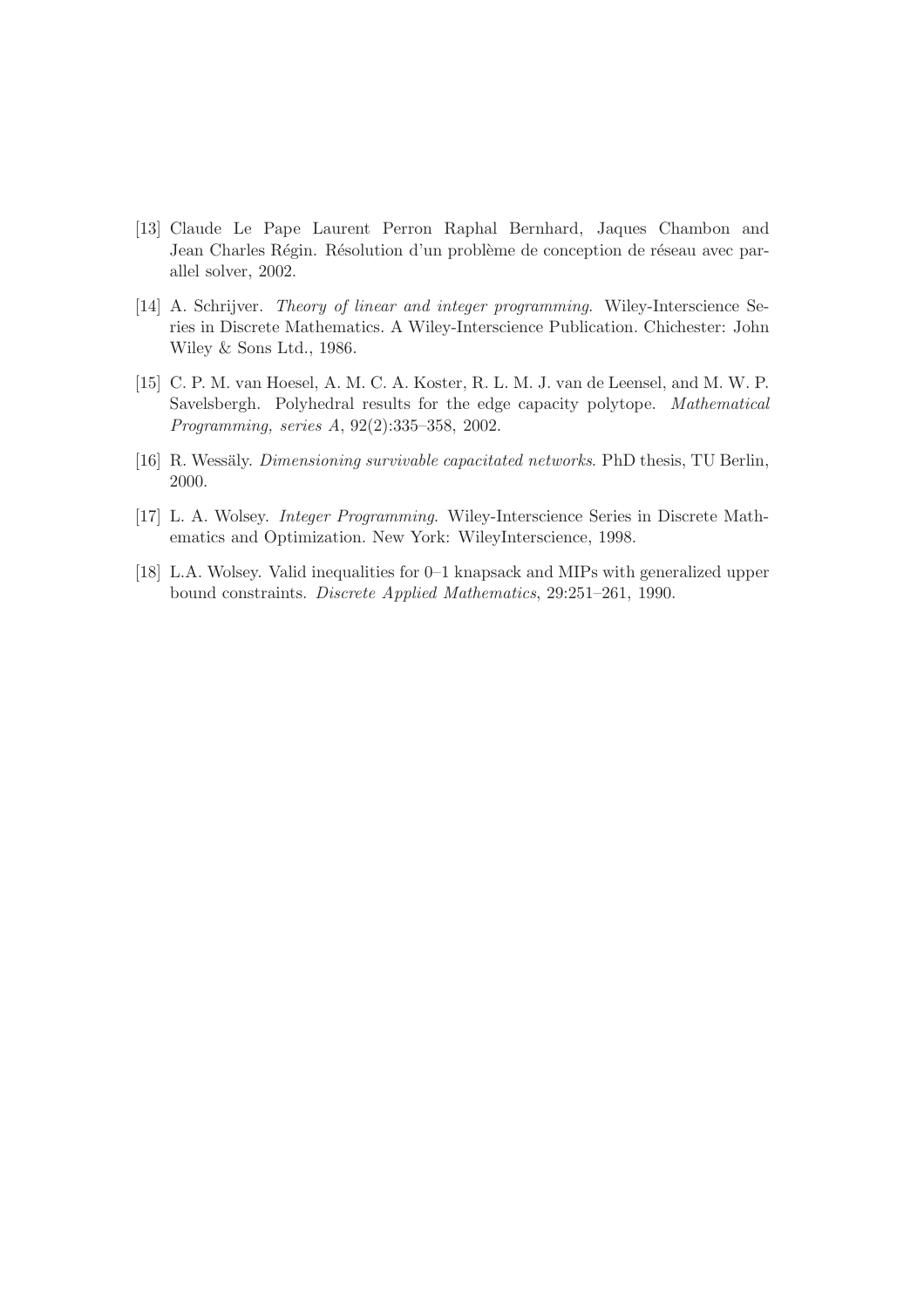[13] Claude Le Pape Laurent Perron Raphal Bernhard, Jaques Chambon and Jean Charles Régin. Résolution d'un problème de conception de réseau avec parallel solver, 2002.

[14] A. Schrijver. *Theory of linear and integer programming*. Wiley-Interscience Series in Discrete Mathematics. A Wiley-Interscience Publication. Chichester: John Wiley & Sons Ltd., 1986.

[15] C. P. M. van Hoesel, A. M. C. A. Koster, R. L. M. J. van de Leensel, and M. W. P. Savelsbergh. Polyhedral results for the edge capacity polytope. *Mathematical Programming, series A*, 92(2):335–358, 2002.

[16] R. Wessäly. *Dimensioning survivable capacitated networks*. PhD thesis, TU Berlin, 2000.

[17] L. A. Wolsey. *Integer Programming*. Wiley-Interscience Series in Discrete Mathematics and Optimization. New York: WileyInterscience, 1998.

[18] L.A. Wolsey. Valid inequalities for 0–1 knapsack and MIPs with generalized upper bound constraints. *Discrete Applied Mathematics*, 29:251–261, 1990.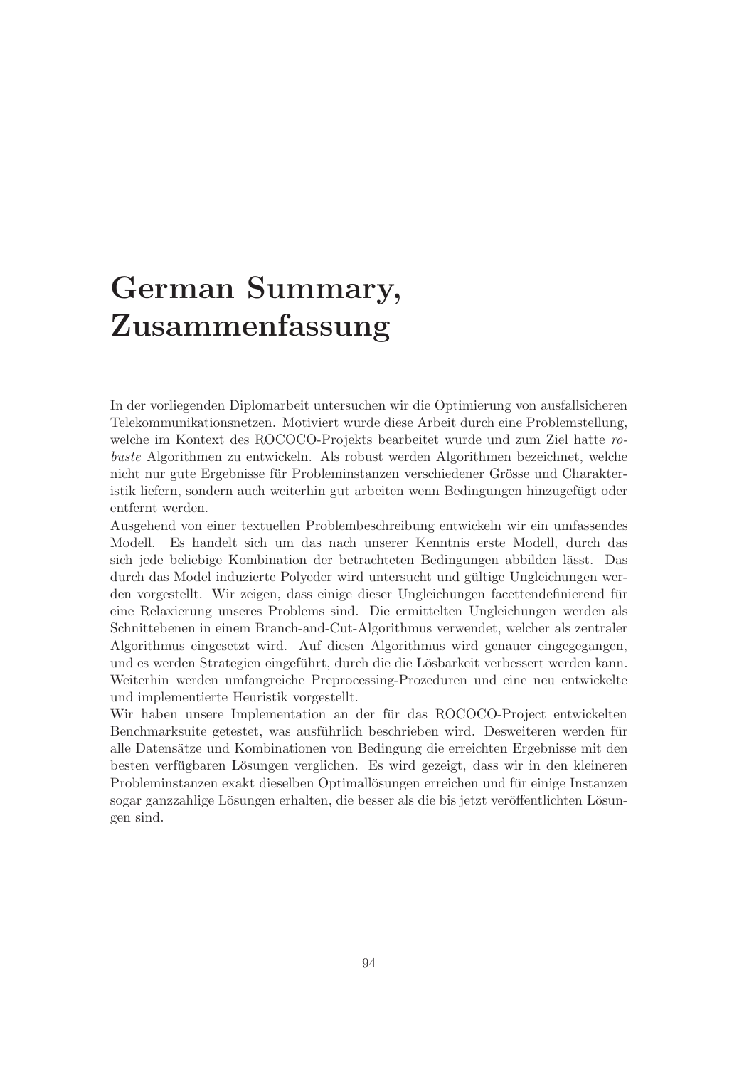# German Summary, Zusammenfassung

In der vorliegenden Diplomarbeit untersuchen wir die Optimierung von ausfallsicheren Telekommunikationsnetzen. Motiviert wurde diese Arbeit durch eine Problemstellung, welche im Kontext des ROCOCO-Projekts bearbeitet wurde und zum Ziel hatte *robuste* Algorithmen zu entwickeln. Als robust werden Algorithmen bezeichnet, welche nicht nur gute Ergebnisse für Probleminstanzen verschiedener Grösse und Charakteristik liefern, sondern auch weiterhin gut arbeiten wenn Bedingungen hinzugefügt oder entfernt werden.

Ausgehend von einer textuellen Problembeschreibung entwickeln wir ein umfassendes Modell. Es handelt sich um das nach unserer Kenntnis erste Modell, durch das sich jede beliebige Kombination der betrachteten Bedingungen abbilden lässt. Das durch das Model induzierte Polyeder wird untersucht und gültige Ungleichungen werden vorgestellt. Wir zeigen, dass einige dieser Ungleichungen facettendefinierend für eine Relaxierung unseres Problems sind. Die ermittelten Ungleichungen werden als Schnittebenen in einem Branch-and-Cut-Algorithmus verwendet, welcher als zentraler Algorithmus eingesetzt wird. Auf diesen Algorithmus wird genauer eingegegangen, und es werden Strategien eingeführt, durch die die Lösbarkeit verbessert werden kann. Weiterhin werden umfangreiche Preprocessing-Prozeduren und eine neu entwickelte und implementierte Heuristik vorgestellt.

Wir haben unsere Implementation an der für das ROCOCO-Project entwickelten Benchmarksuite getestet, was ausführlich beschrieben wird. Desweiteren werden für alle Datensätze und Kombinationen von Bedingung die erreichten Ergebnisse mit den besten verfügbaren Lösungen verglichen. Es wird gezeigt, dass wir in den kleineren Probleminstanzen exakt dieselben Optimallösungen erreichen und für einige Instanzen sogar ganzzahlige Lösungen erhalten, die besser als die bis jetzt veröffentlichten Lösungen sind.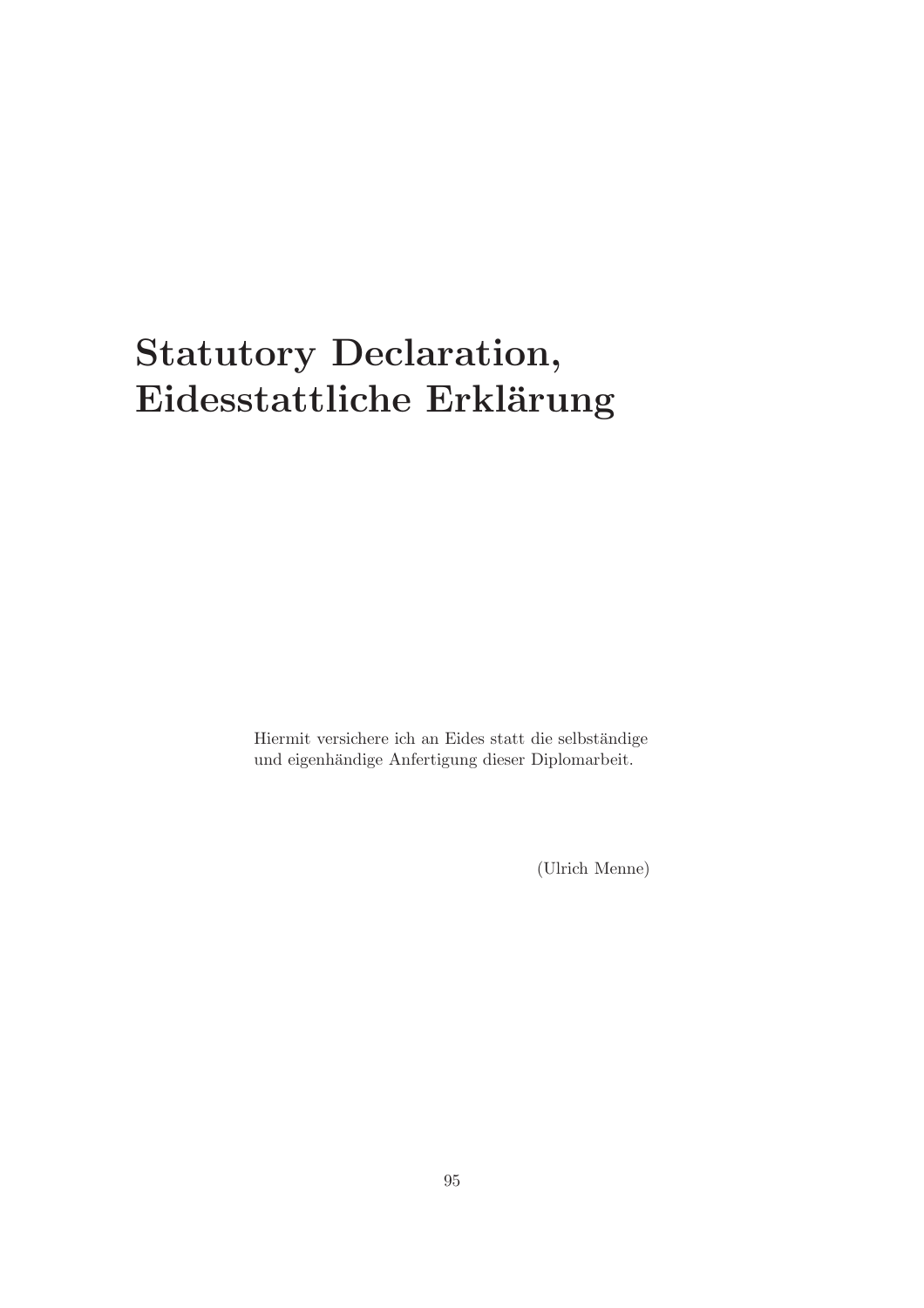# Statutory Declaration, Eidesstattliche Erklärung

Hiermit versichere ich an Eides statt die selbständige und eigenhändige Anfertigung dieser Diplomarbeit.

(Ulrich Menne)